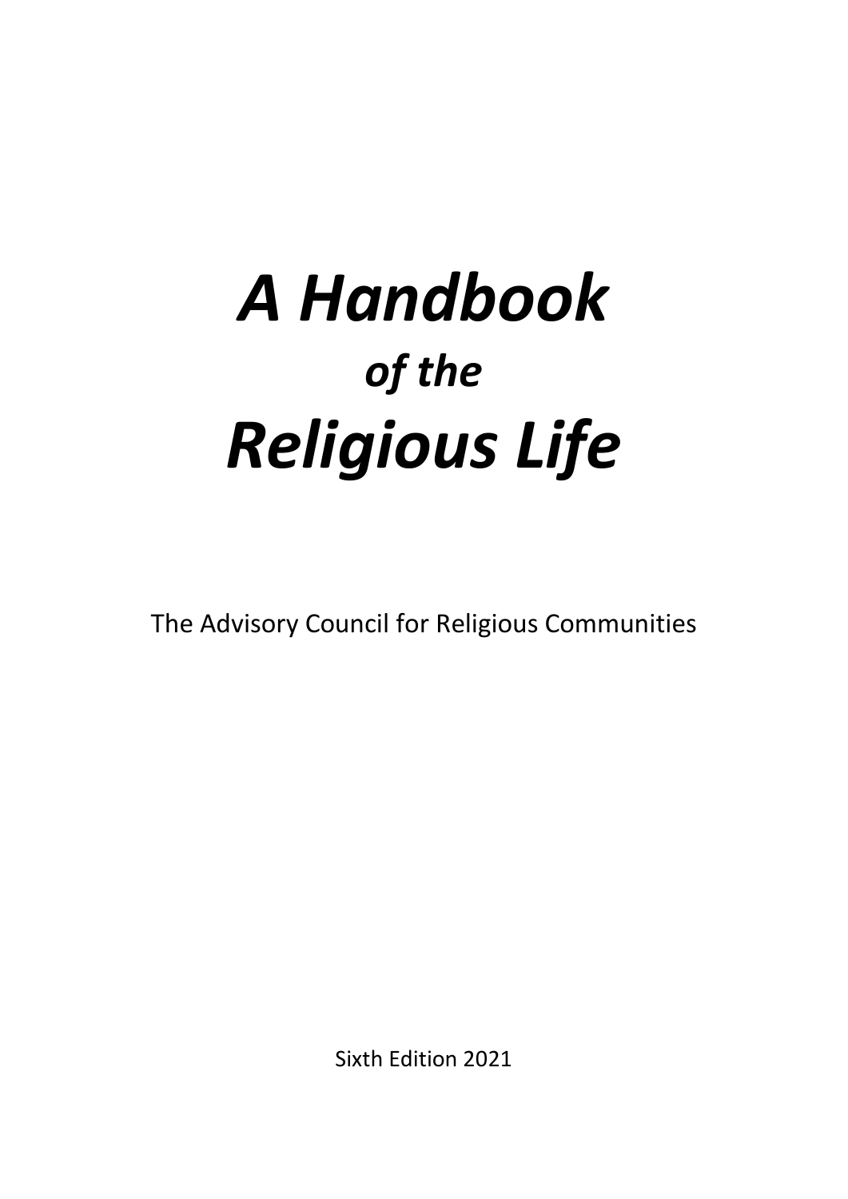# *A Handbook*
## *of the*
# *Religious Life*

The Advisory Council for Religious Communities

Sixth Edition 2021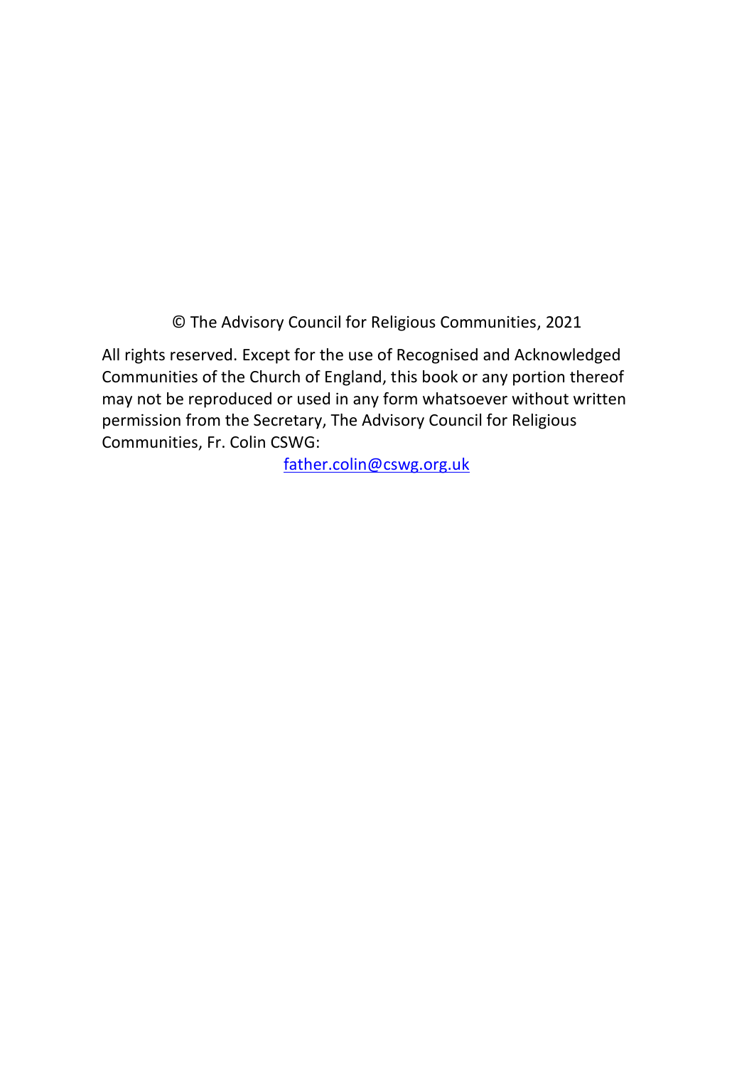© The Advisory Council for Religious Communities, 2021

All rights reserved. Except for the use of Recognised and Acknowledged Communities of the Church of England, this book or any portion thereof may not be reproduced or used in any form whatsoever without written permission from the Secretary, The Advisory Council for Religious Communities, Fr. Colin CSWG:

father.colin@cswg.org.uk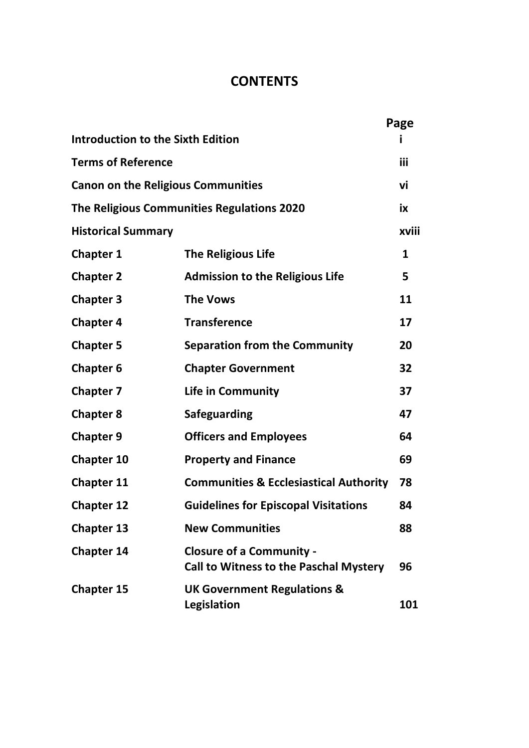# CONTENTS

| | | Page |
|---|---|---|
| **Introduction to the Sixth Edition** | | **i** |
| **Terms of Reference** | | **iii** |
| **Canon on the Religious Communities** | | **vi** |
| **The Religious Communities Regulations 2020** | | **ix** |
| **Historical Summary** | | **xviii** |
| **Chapter 1** | **The Religious Life** | **1** |
| **Chapter 2** | **Admission to the Religious Life** | **5** |
| **Chapter 3** | **The Vows** | **11** |
| **Chapter 4** | **Transference** | **17** |
| **Chapter 5** | **Separation from the Community** | **20** |
| **Chapter 6** | **Chapter Government** | **32** |
| **Chapter 7** | **Life in Community** | **37** |
| **Chapter 8** | **Safeguarding** | **47** |
| **Chapter 9** | **Officers and Employees** | **64** |
| **Chapter 10** | **Property and Finance** | **69** |
| **Chapter 11** | **Communities & Ecclesiastical Authority** | **78** |
| **Chapter 12** | **Guidelines for Episcopal Visitations** | **84** |
| **Chapter 13** | **New Communities** | **88** |
| **Chapter 14** | **Closure of a Community - Call to Witness to the Paschal Mystery** | **96** |
| **Chapter 15** | **UK Government Regulations & Legislation** | **101** |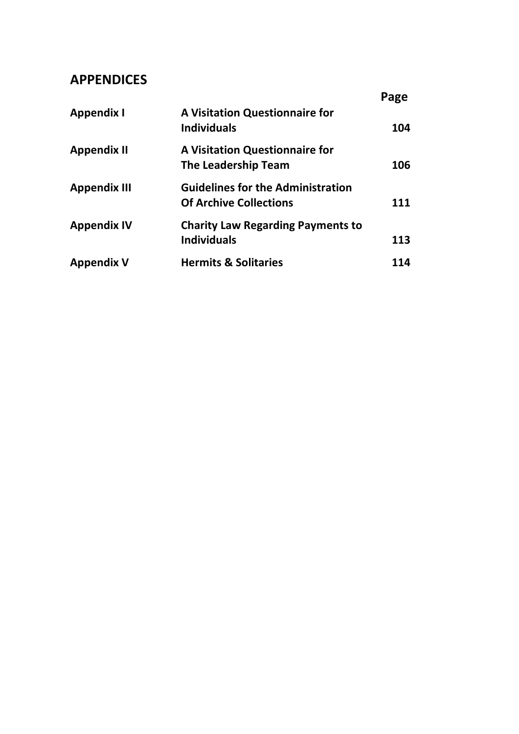## APPENDICES

| | | Page |
|---|---|---|
| **Appendix I** | **A Visitation Questionnaire for Individuals** | **104** |
| **Appendix II** | **A Visitation Questionnaire for The Leadership Team** | **106** |
| **Appendix III** | **Guidelines for the Administration Of Archive Collections** | **111** |
| **Appendix IV** | **Charity Law Regarding Payments to Individuals** | **113** |
| **Appendix V** | **Hermits & Solitaries** | **114** |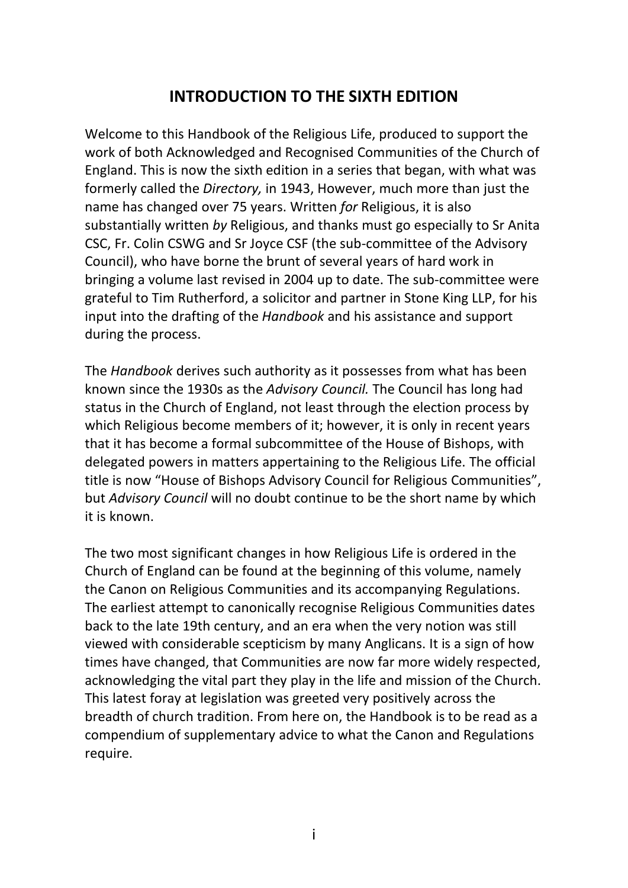# INTRODUCTION TO THE SIXTH EDITION

Welcome to this Handbook of the Religious Life, produced to support the work of both Acknowledged and Recognised Communities of the Church of England. This is now the sixth edition in a series that began, with what was formerly called the *Directory,* in 1943, However, much more than just the name has changed over 75 years. Written *for* Religious, it is also substantially written *by* Religious, and thanks must go especially to Sr Anita CSC, Fr. Colin CSWG and Sr Joyce CSF (the sub-committee of the Advisory Council), who have borne the brunt of several years of hard work in bringing a volume last revised in 2004 up to date. The sub-committee were grateful to Tim Rutherford, a solicitor and partner in Stone King LLP, for his input into the drafting of the *Handbook* and his assistance and support during the process.

The *Handbook* derives such authority as it possesses from what has been known since the 1930s as the *Advisory Council.* The Council has long had status in the Church of England, not least through the election process by which Religious become members of it; however, it is only in recent years that it has become a formal subcommittee of the House of Bishops, with delegated powers in matters appertaining to the Religious Life. The official title is now "House of Bishops Advisory Council for Religious Communities", but *Advisory Council* will no doubt continue to be the short name by which it is known.

The two most significant changes in how Religious Life is ordered in the Church of England can be found at the beginning of this volume, namely the Canon on Religious Communities and its accompanying Regulations. The earliest attempt to canonically recognise Religious Communities dates back to the late 19th century, and an era when the very notion was still viewed with considerable scepticism by many Anglicans. It is a sign of how times have changed, that Communities are now far more widely respected, acknowledging the vital part they play in the life and mission of the Church. This latest foray at legislation was greeted very positively across the breadth of church tradition. From here on, the Handbook is to be read as a compendium of supplementary advice to what the Canon and Regulations require.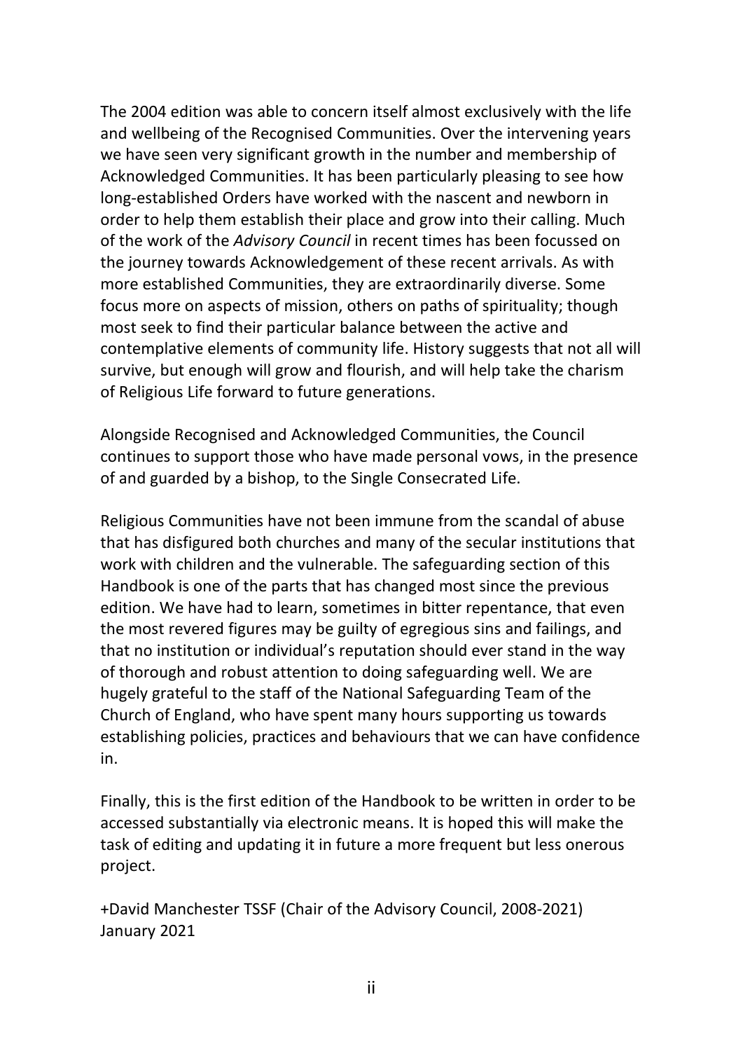The 2004 edition was able to concern itself almost exclusively with the life and wellbeing of the Recognised Communities. Over the intervening years we have seen very significant growth in the number and membership of Acknowledged Communities. It has been particularly pleasing to see how long-established Orders have worked with the nascent and newborn in order to help them establish their place and grow into their calling. Much of the work of the *Advisory Council* in recent times has been focussed on the journey towards Acknowledgement of these recent arrivals. As with more established Communities, they are extraordinarily diverse. Some focus more on aspects of mission, others on paths of spirituality; though most seek to find their particular balance between the active and contemplative elements of community life. History suggests that not all will survive, but enough will grow and flourish, and will help take the charism of Religious Life forward to future generations.

Alongside Recognised and Acknowledged Communities, the Council continues to support those who have made personal vows, in the presence of and guarded by a bishop, to the Single Consecrated Life.

Religious Communities have not been immune from the scandal of abuse that has disfigured both churches and many of the secular institutions that work with children and the vulnerable. The safeguarding section of this Handbook is one of the parts that has changed most since the previous edition. We have had to learn, sometimes in bitter repentance, that even the most revered figures may be guilty of egregious sins and failings, and that no institution or individual's reputation should ever stand in the way of thorough and robust attention to doing safeguarding well. We are hugely grateful to the staff of the National Safeguarding Team of the Church of England, who have spent many hours supporting us towards establishing policies, practices and behaviours that we can have confidence in.

Finally, this is the first edition of the Handbook to be written in order to be accessed substantially via electronic means. It is hoped this will make the task of editing and updating it in future a more frequent but less onerous project.

+David Manchester TSSF (Chair of the Advisory Council, 2008-2021)
January 2021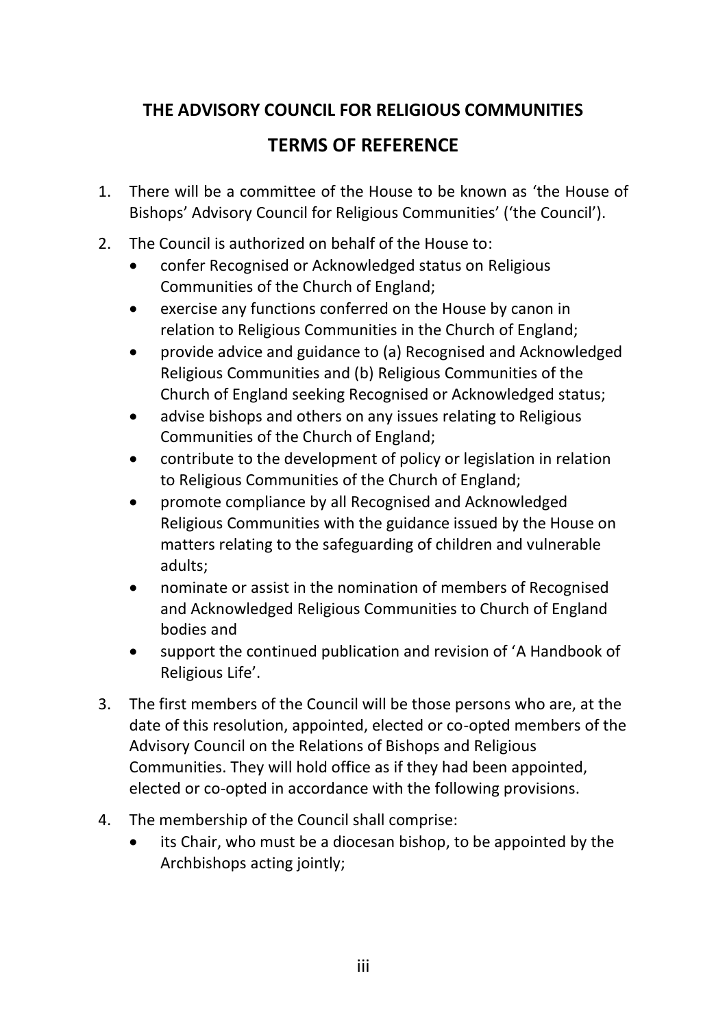## THE ADVISORY COUNCIL FOR RELIGIOUS COMMUNITIES

## TERMS OF REFERENCE

1. There will be a committee of the House to be known as 'the House of Bishops' Advisory Council for Religious Communities' ('the Council').

2. The Council is authorized on behalf of the House to:
   - confer Recognised or Acknowledged status on Religious Communities of the Church of England;
   - exercise any functions conferred on the House by canon in relation to Religious Communities in the Church of England;
   - provide advice and guidance to (a) Recognised and Acknowledged Religious Communities and (b) Religious Communities of the Church of England seeking Recognised or Acknowledged status;
   - advise bishops and others on any issues relating to Religious Communities of the Church of England;
   - contribute to the development of policy or legislation in relation to Religious Communities of the Church of England;
   - promote compliance by all Recognised and Acknowledged Religious Communities with the guidance issued by the House on matters relating to the safeguarding of children and vulnerable adults;
   - nominate or assist in the nomination of members of Recognised and Acknowledged Religious Communities to Church of England bodies and
   - support the continued publication and revision of 'A Handbook of Religious Life'.

3. The first members of the Council will be those persons who are, at the date of this resolution, appointed, elected or co-opted members of the Advisory Council on the Relations of Bishops and Religious Communities. They will hold office as if they had been appointed, elected or co-opted in accordance with the following provisions.

4. The membership of the Council shall comprise:
   - its Chair, who must be a diocesan bishop, to be appointed by the Archbishops acting jointly;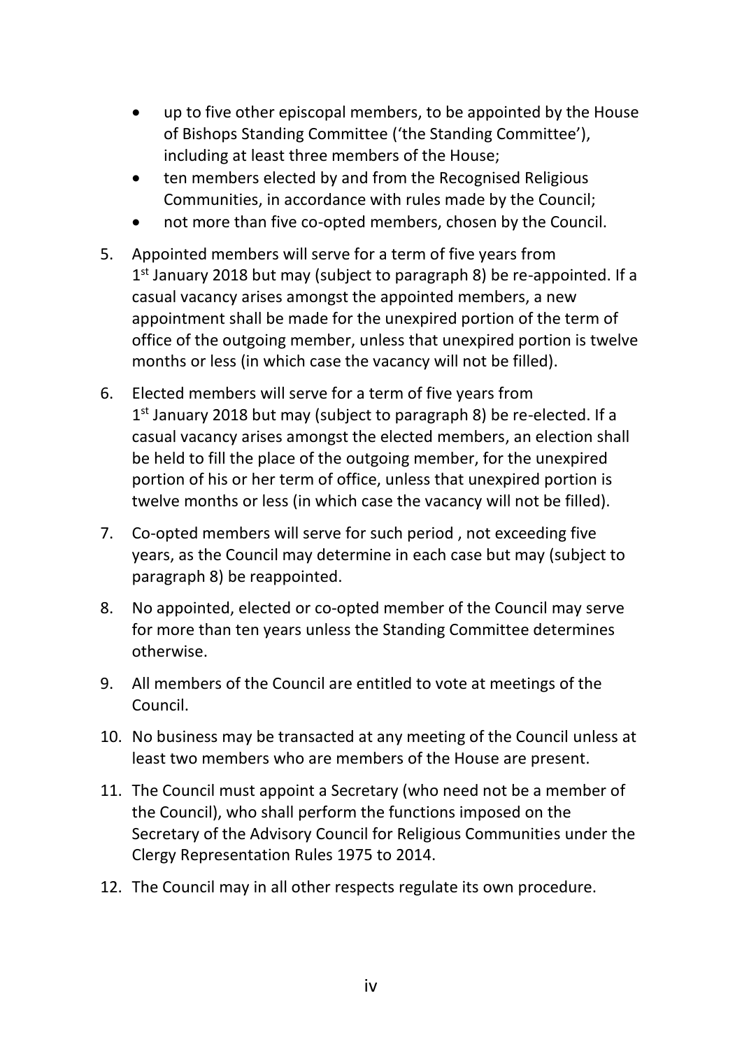- up to five other episcopal members, to be appointed by the House of Bishops Standing Committee ('the Standing Committee'), including at least three members of the House;
- ten members elected by and from the Recognised Religious Communities, in accordance with rules made by the Council;
- not more than five co-opted members, chosen by the Council.

5. Appointed members will serve for a term of five years from 1st January 2018 but may (subject to paragraph 8) be re-appointed. If a casual vacancy arises amongst the appointed members, a new appointment shall be made for the unexpired portion of the term of office of the outgoing member, unless that unexpired portion is twelve months or less (in which case the vacancy will not be filled).

6. Elected members will serve for a term of five years from 1st January 2018 but may (subject to paragraph 8) be re-elected. If a casual vacancy arises amongst the elected members, an election shall be held to fill the place of the outgoing member, for the unexpired portion of his or her term of office, unless that unexpired portion is twelve months or less (in which case the vacancy will not be filled).

7. Co-opted members will serve for such period , not exceeding five years, as the Council may determine in each case but may (subject to paragraph 8) be reappointed.

8. No appointed, elected or co-opted member of the Council may serve for more than ten years unless the Standing Committee determines otherwise.

9. All members of the Council are entitled to vote at meetings of the Council.

10. No business may be transacted at any meeting of the Council unless at least two members who are members of the House are present.

11. The Council must appoint a Secretary (who need not be a member of the Council), who shall perform the functions imposed on the Secretary of the Advisory Council for Religious Communities under the Clergy Representation Rules 1975 to 2014.

12. The Council may in all other respects regulate its own procedure.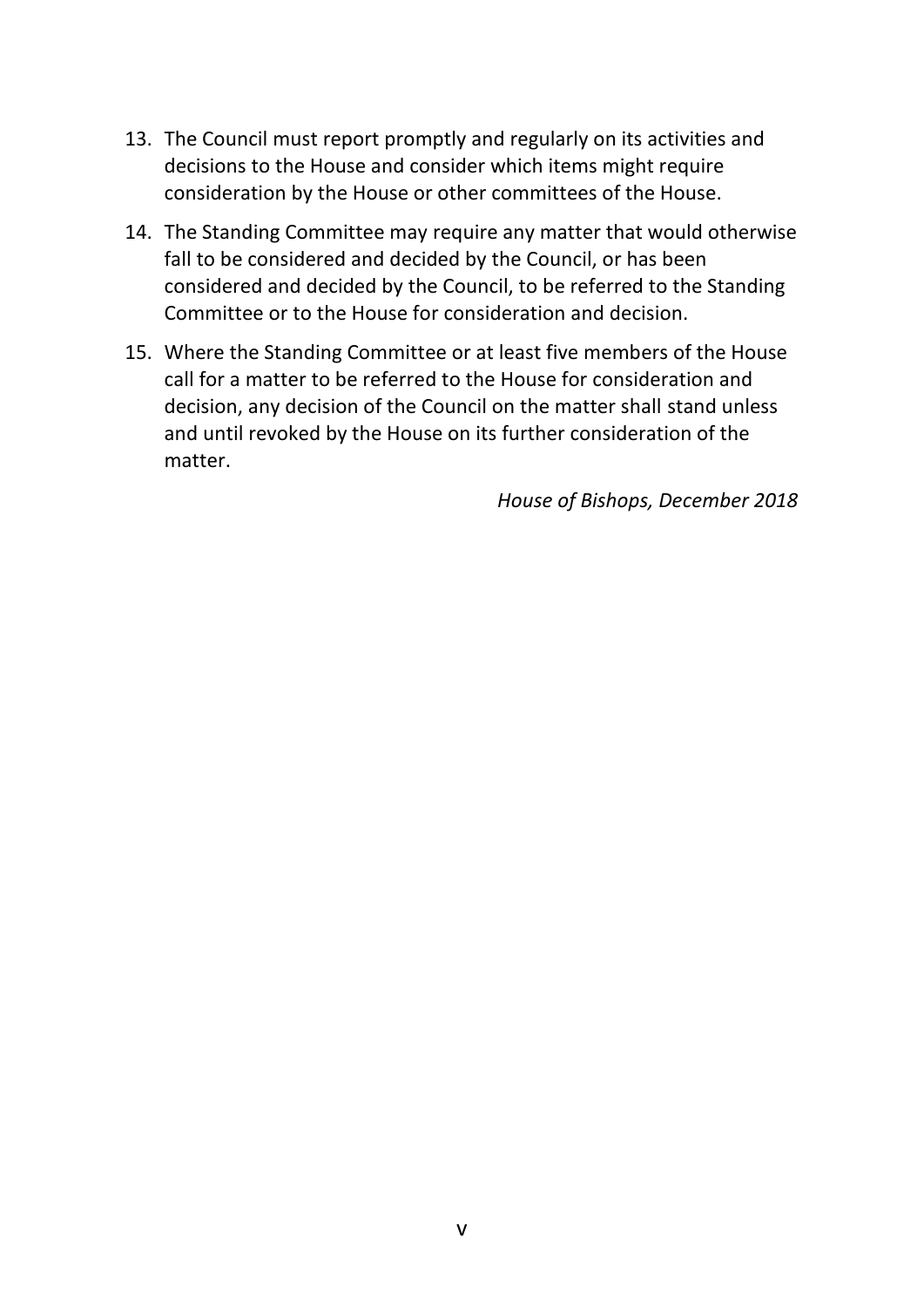13. The Council must report promptly and regularly on its activities and decisions to the House and consider which items might require consideration by the House or other committees of the House.

14. The Standing Committee may require any matter that would otherwise fall to be considered and decided by the Council, or has been considered and decided by the Council, to be referred to the Standing Committee or to the House for consideration and decision.

15. Where the Standing Committee or at least five members of the House call for a matter to be referred to the House for consideration and decision, any decision of the Council on the matter shall stand unless and until revoked by the House on its further consideration of the matter.

*House of Bishops, December 2018*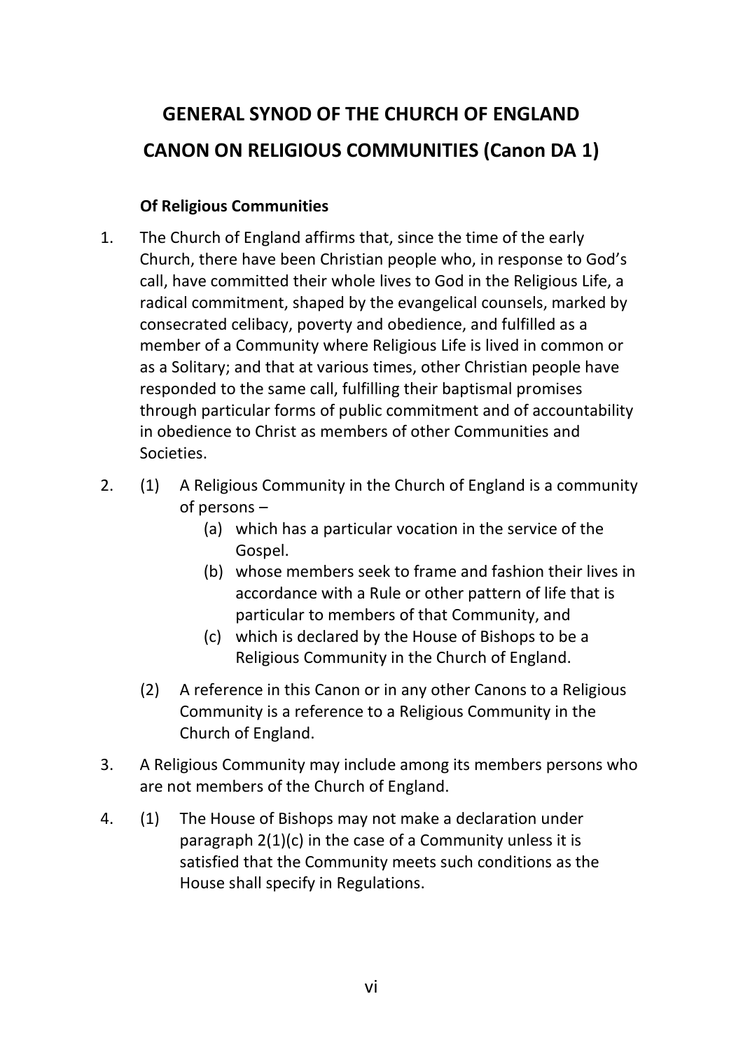# GENERAL SYNOD OF THE CHURCH OF ENGLAND

# CANON ON RELIGIOUS COMMUNITIES (Canon DA 1)

### Of Religious Communities

1. The Church of England affirms that, since the time of the early Church, there have been Christian people who, in response to God's call, have committed their whole lives to God in the Religious Life, a radical commitment, shaped by the evangelical counsels, marked by consecrated celibacy, poverty and obedience, and fulfilled as a member of a Community where Religious Life is lived in common or as a Solitary; and that at various times, other Christian people have responded to the same call, fulfilling their baptismal promises through particular forms of public commitment and of accountability in obedience to Christ as members of other Communities and Societies.

2. (1) A Religious Community in the Church of England is a community of persons –

   (a) which has a particular vocation in the service of the Gospel.

   (b) whose members seek to frame and fashion their lives in accordance with a Rule or other pattern of life that is particular to members of that Community, and

   (c) which is declared by the House of Bishops to be a Religious Community in the Church of England.

   (2) A reference in this Canon or in any other Canons to a Religious Community is a reference to a Religious Community in the Church of England.

3. A Religious Community may include among its members persons who are not members of the Church of England.

4. (1) The House of Bishops may not make a declaration under paragraph 2(1)(c) in the case of a Community unless it is satisfied that the Community meets such conditions as the House shall specify in Regulations.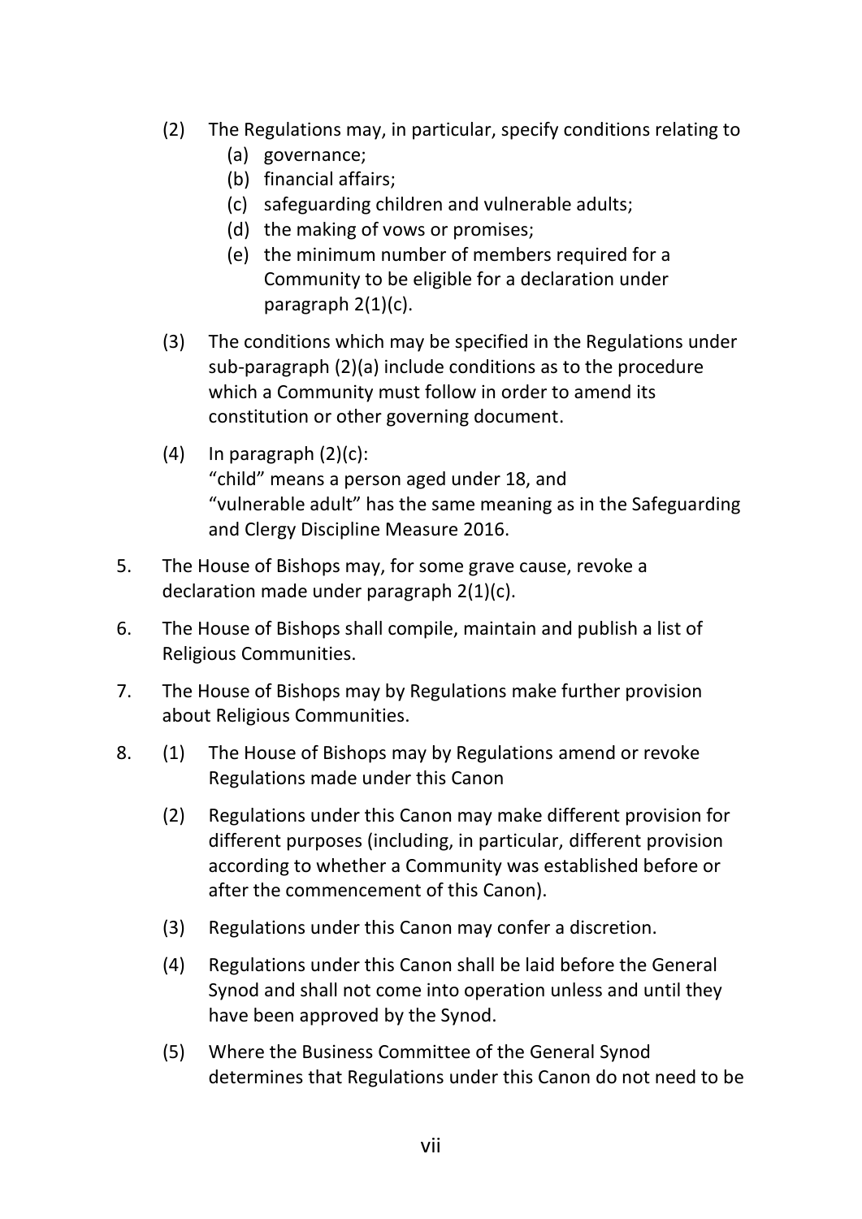(2) The Regulations may, in particular, specify conditions relating to
   (a) governance;
   (b) financial affairs;
   (c) safeguarding children and vulnerable adults;
   (d) the making of vows or promises;
   (e) the minimum number of members required for a Community to be eligible for a declaration under paragraph 2(1)(c).

(3) The conditions which may be specified in the Regulations under sub-paragraph (2)(a) include conditions as to the procedure which a Community must follow in order to amend its constitution or other governing document.

(4) In paragraph (2)(c):
"child" means a person aged under 18, and
"vulnerable adult" has the same meaning as in the Safeguarding and Clergy Discipline Measure 2016.

5. The House of Bishops may, for some grave cause, revoke a declaration made under paragraph 2(1)(c).

6. The House of Bishops shall compile, maintain and publish a list of Religious Communities.

7. The House of Bishops may by Regulations make further provision about Religious Communities.

8. (1) The House of Bishops may by Regulations amend or revoke Regulations made under this Canon

   (2) Regulations under this Canon may make different provision for different purposes (including, in particular, different provision according to whether a Community was established before or after the commencement of this Canon).

   (3) Regulations under this Canon may confer a discretion.

   (4) Regulations under this Canon shall be laid before the General Synod and shall not come into operation unless and until they have been approved by the Synod.

   (5) Where the Business Committee of the General Synod determines that Regulations under this Canon do not need to be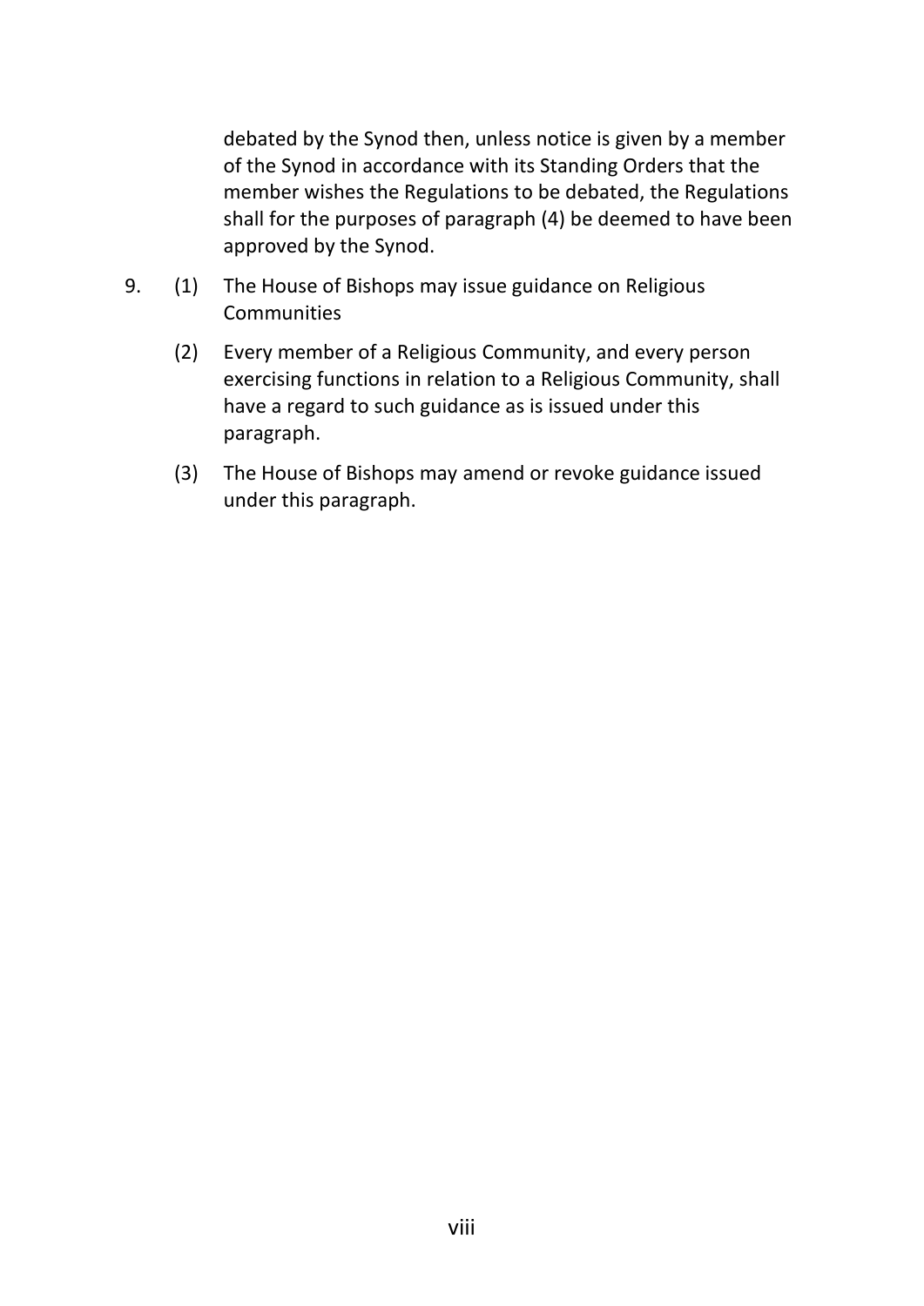debated by the Synod then, unless notice is given by a member of the Synod in accordance with its Standing Orders that the member wishes the Regulations to be debated, the Regulations shall for the purposes of paragraph (4) be deemed to have been approved by the Synod.

9. (1) The House of Bishops may issue guidance on Religious Communities

   (2) Every member of a Religious Community, and every person exercising functions in relation to a Religious Community, shall have a regard to such guidance as is issued under this paragraph.

   (3) The House of Bishops may amend or revoke guidance issued under this paragraph.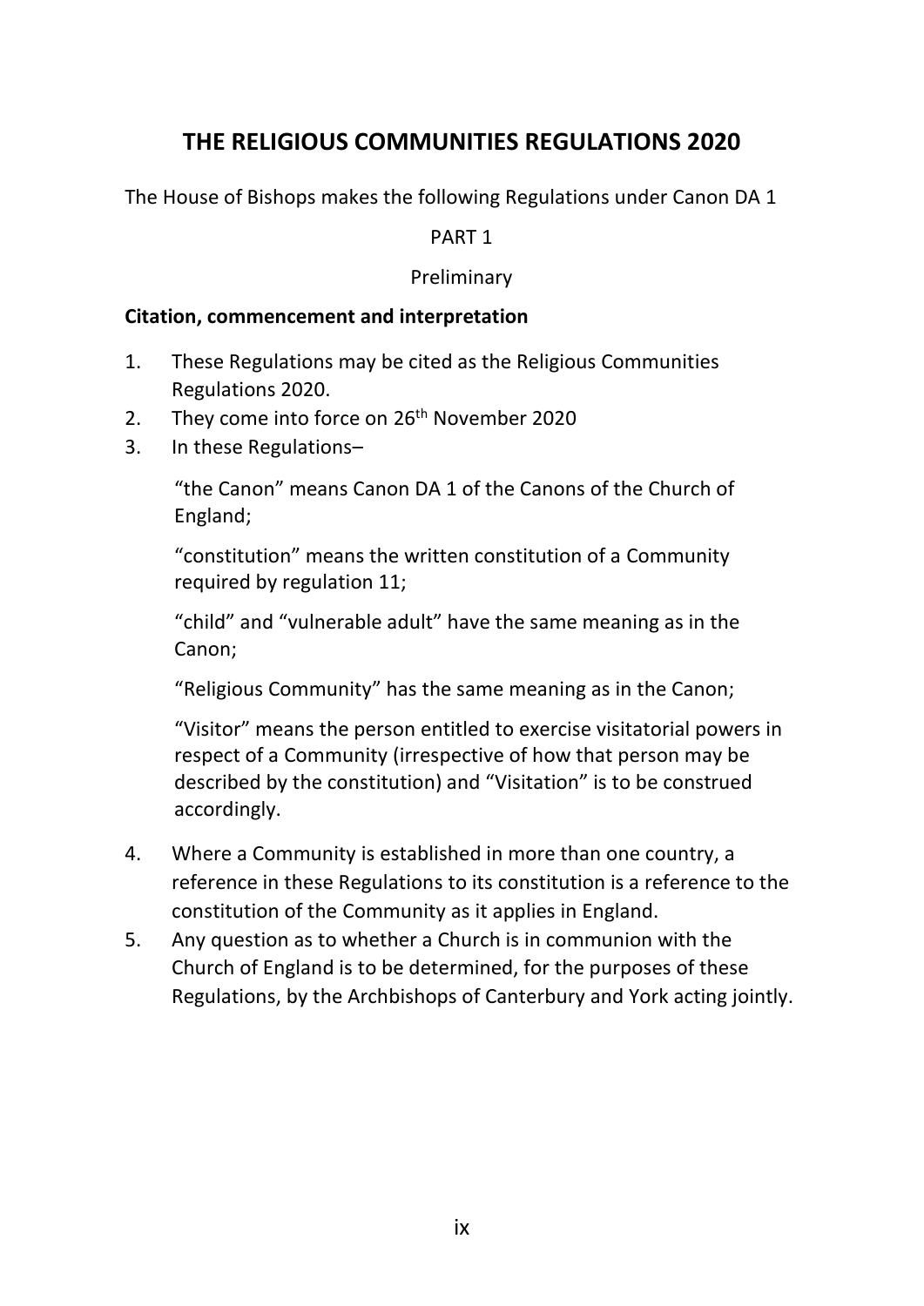# THE RELIGIOUS COMMUNITIES REGULATIONS 2020

The House of Bishops makes the following Regulations under Canon DA 1

PART 1

Preliminary

**Citation, commencement and interpretation**

1. These Regulations may be cited as the Religious Communities Regulations 2020.
2. They come into force on 26th November 2020
3. In these Regulations–

   "the Canon" means Canon DA 1 of the Canons of the Church of England;

   "constitution" means the written constitution of a Community required by regulation 11;

   "child" and "vulnerable adult" have the same meaning as in the Canon;

   "Religious Community" has the same meaning as in the Canon;

   "Visitor" means the person entitled to exercise visitatorial powers in respect of a Community (irrespective of how that person may be described by the constitution) and "Visitation" is to be construed accordingly.

4. Where a Community is established in more than one country, a reference in these Regulations to its constitution is a reference to the constitution of the Community as it applies in England.
5. Any question as to whether a Church is in communion with the Church of England is to be determined, for the purposes of these Regulations, by the Archbishops of Canterbury and York acting jointly.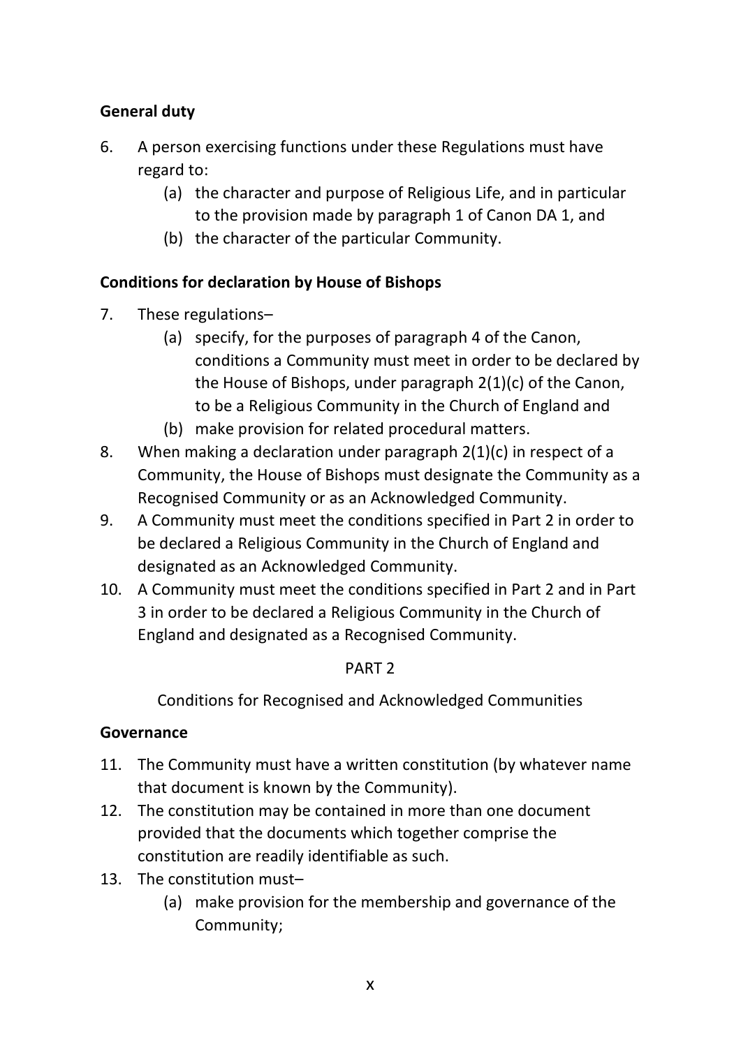**General duty**

6. A person exercising functions under these Regulations must have regard to:
   (a) the character and purpose of Religious Life, and in particular to the provision made by paragraph 1 of Canon DA 1, and
   (b) the character of the particular Community.

**Conditions for declaration by House of Bishops**

7. These regulations–
   (a) specify, for the purposes of paragraph 4 of the Canon, conditions a Community must meet in order to be declared by the House of Bishops, under paragraph 2(1)(c) of the Canon, to be a Religious Community in the Church of England and
   (b) make provision for related procedural matters.
8. When making a declaration under paragraph 2(1)(c) in respect of a Community, the House of Bishops must designate the Community as a Recognised Community or as an Acknowledged Community.
9. A Community must meet the conditions specified in Part 2 in order to be declared a Religious Community in the Church of England and designated as an Acknowledged Community.
10. A Community must meet the conditions specified in Part 2 and in Part 3 in order to be declared a Religious Community in the Church of England and designated as a Recognised Community.

PART 2

Conditions for Recognised and Acknowledged Communities

**Governance**

11. The Community must have a written constitution (by whatever name that document is known by the Community).
12. The constitution may be contained in more than one document provided that the documents which together comprise the constitution are readily identifiable as such.
13. The constitution must–
   (a) make provision for the membership and governance of the Community;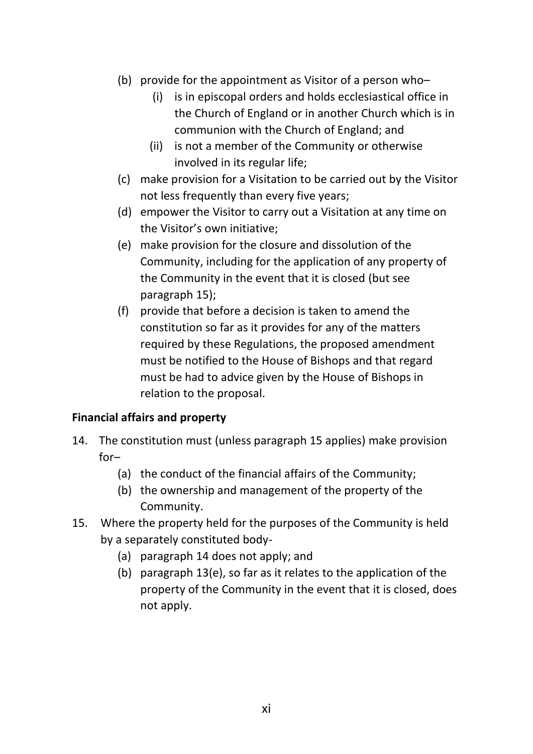(b) provide for the appointment as Visitor of a person who–
   (i) is in episcopal orders and holds ecclesiastical office in the Church of England or in another Church which is in communion with the Church of England; and
   (ii) is not a member of the Community or otherwise involved in its regular life;

(c) make provision for a Visitation to be carried out by the Visitor not less frequently than every five years;

(d) empower the Visitor to carry out a Visitation at any time on the Visitor's own initiative;

(e) make provision for the closure and dissolution of the Community, including for the application of any property of the Community in the event that it is closed (but see paragraph 15);

(f) provide that before a decision is taken to amend the constitution so far as it provides for any of the matters required by these Regulations, the proposed amendment must be notified to the House of Bishops and that regard must be had to advice given by the House of Bishops in relation to the proposal.

**Financial affairs and property**

14. The constitution must (unless paragraph 15 applies) make provision for–
   (a) the conduct of the financial affairs of the Community;
   (b) the ownership and management of the property of the Community.

15. Where the property held for the purposes of the Community is held by a separately constituted body-
   (a) paragraph 14 does not apply; and
   (b) paragraph 13(e), so far as it relates to the application of the property of the Community in the event that it is closed, does not apply.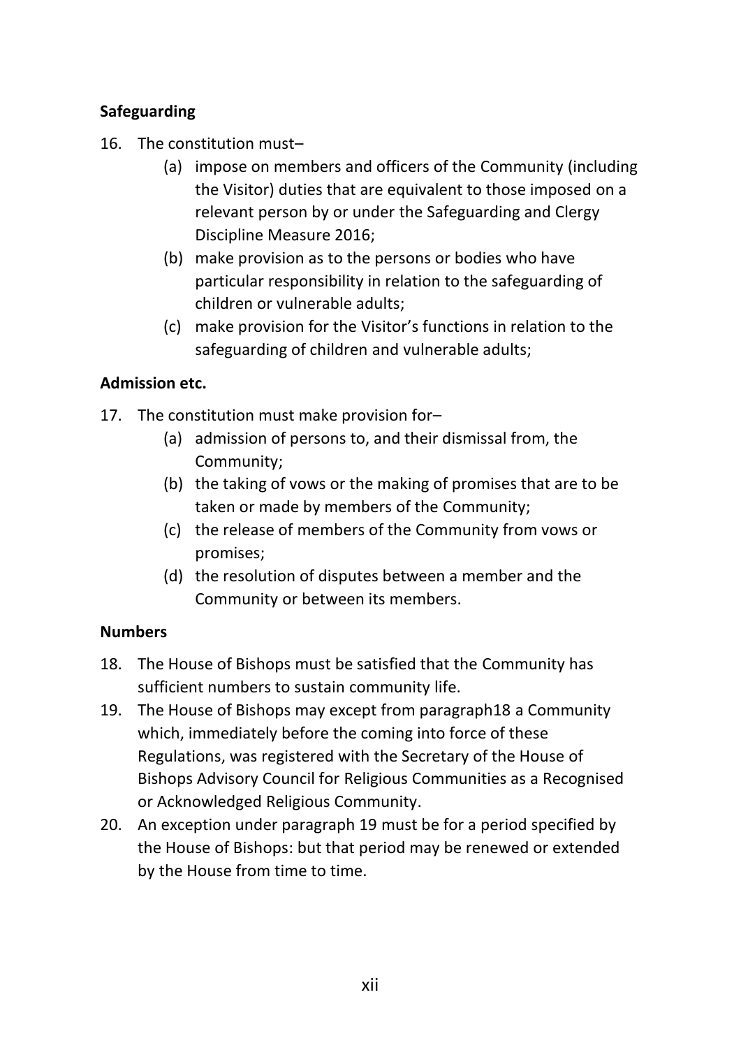**Safeguarding**

16. The constitution must–
    (a) impose on members and officers of the Community (including the Visitor) duties that are equivalent to those imposed on a relevant person by or under the Safeguarding and Clergy Discipline Measure 2016;
    (b) make provision as to the persons or bodies who have particular responsibility in relation to the safeguarding of children or vulnerable adults;
    (c) make provision for the Visitor's functions in relation to the safeguarding of children and vulnerable adults;

**Admission etc.**

17. The constitution must make provision for–
    (a) admission of persons to, and their dismissal from, the Community;
    (b) the taking of vows or the making of promises that are to be taken or made by members of the Community;
    (c) the release of members of the Community from vows or promises;
    (d) the resolution of disputes between a member and the Community or between its members.

**Numbers**

18. The House of Bishops must be satisfied that the Community has sufficient numbers to sustain community life.
19. The House of Bishops may except from paragraph18 a Community which, immediately before the coming into force of these Regulations, was registered with the Secretary of the House of Bishops Advisory Council for Religious Communities as a Recognised or Acknowledged Religious Community.
20. An exception under paragraph 19 must be for a period specified by the House of Bishops: but that period may be renewed or extended by the House from time to time.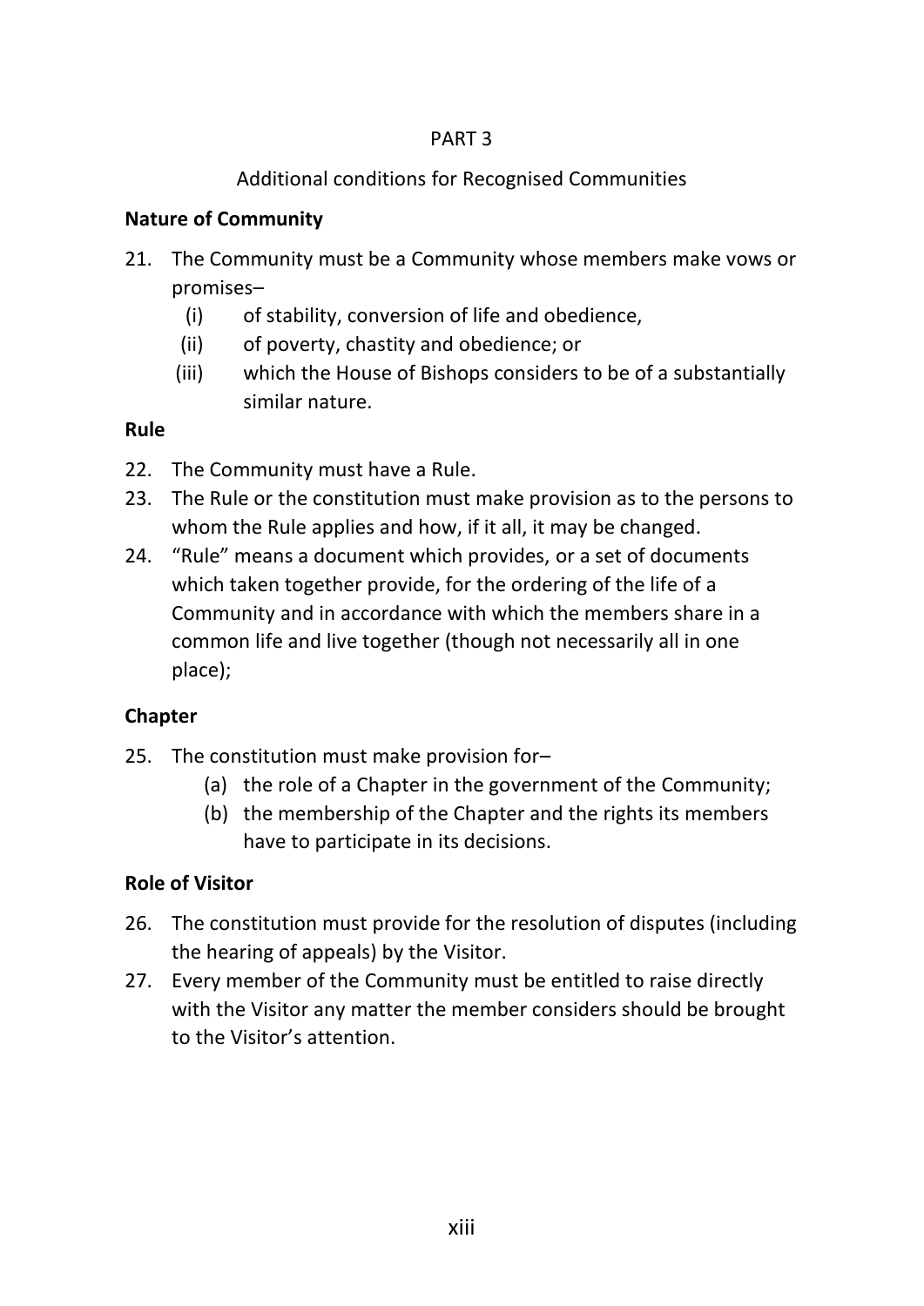PART 3

Additional conditions for Recognised Communities

**Nature of Community**

21. The Community must be a Community whose members make vows or promises–
    (i) of stability, conversion of life and obedience,
    (ii) of poverty, chastity and obedience; or
    (iii) which the House of Bishops considers to be of a substantially similar nature.

**Rule**

22. The Community must have a Rule.
23. The Rule or the constitution must make provision as to the persons to whom the Rule applies and how, if it all, it may be changed.
24. "Rule" means a document which provides, or a set of documents which taken together provide, for the ordering of the life of a Community and in accordance with which the members share in a common life and live together (though not necessarily all in one place);

**Chapter**

25. The constitution must make provision for–
    (a) the role of a Chapter in the government of the Community;
    (b) the membership of the Chapter and the rights its members have to participate in its decisions.

**Role of Visitor**

26. The constitution must provide for the resolution of disputes (including the hearing of appeals) by the Visitor.
27. Every member of the Community must be entitled to raise directly with the Visitor any matter the member considers should be brought to the Visitor's attention.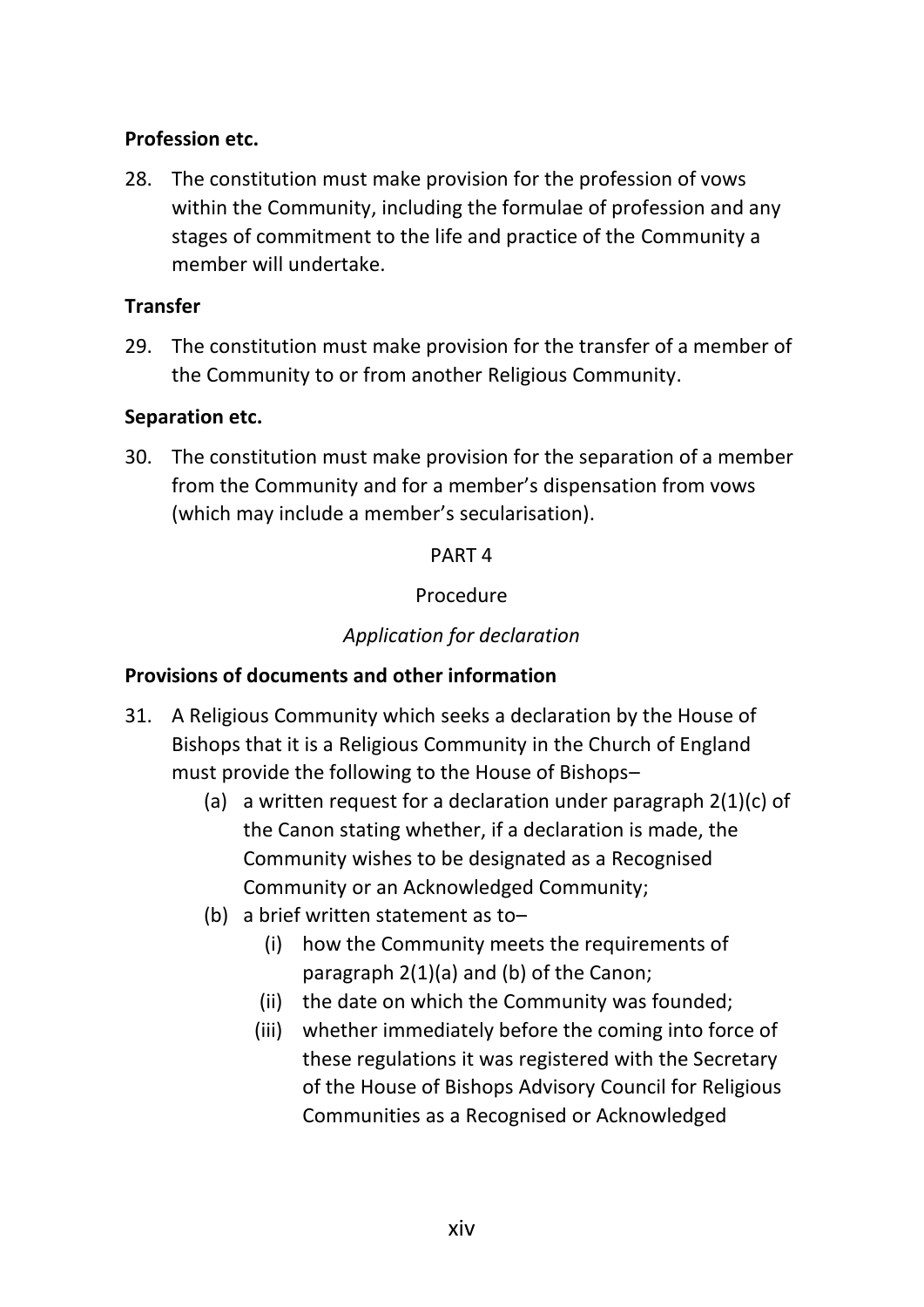**Profession etc.**

28. The constitution must make provision for the profession of vows within the Community, including the formulae of profession and any stages of commitment to the life and practice of the Community a member will undertake.

**Transfer**

29. The constitution must make provision for the transfer of a member of the Community to or from another Religious Community.

**Separation etc.**

30. The constitution must make provision for the separation of a member from the Community and for a member's dispensation from vows (which may include a member's secularisation).

PART 4

Procedure

*Application for declaration*

**Provisions of documents and other information**

31. A Religious Community which seeks a declaration by the House of Bishops that it is a Religious Community in the Church of England must provide the following to the House of Bishops–
    (a) a written request for a declaration under paragraph 2(1)(c) of the Canon stating whether, if a declaration is made, the Community wishes to be designated as a Recognised Community or an Acknowledged Community;
    (b) a brief written statement as to–
        (i) how the Community meets the requirements of paragraph 2(1)(a) and (b) of the Canon;
        (ii) the date on which the Community was founded;
        (iii) whether immediately before the coming into force of these regulations it was registered with the Secretary of the House of Bishops Advisory Council for Religious Communities as a Recognised or Acknowledged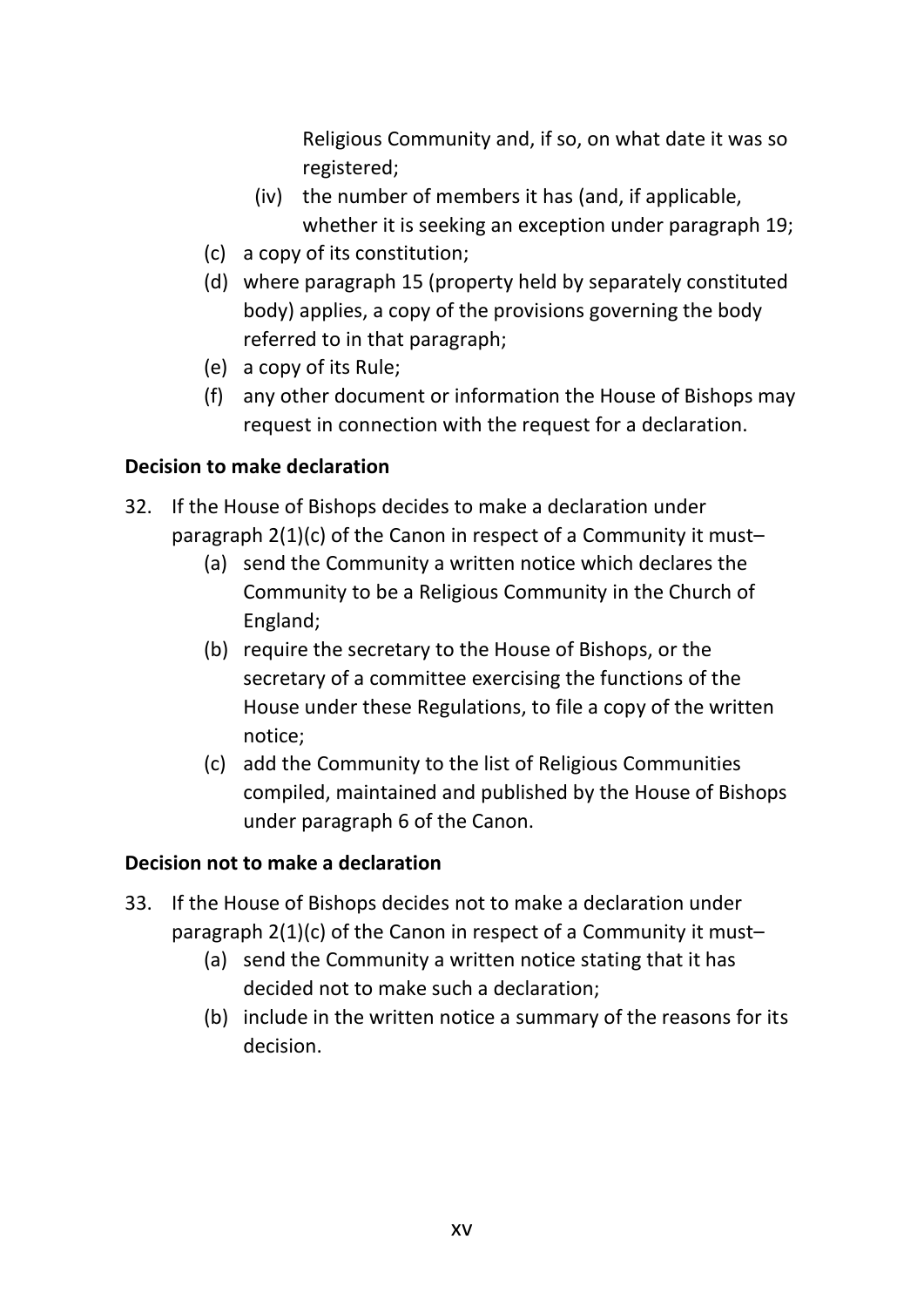Religious Community and, if so, on what date it was so registered;

(iv) the number of members it has (and, if applicable, whether it is seeking an exception under paragraph 19;

(c) a copy of its constitution;

(d) where paragraph 15 (property held by separately constituted body) applies, a copy of the provisions governing the body referred to in that paragraph;

(e) a copy of its Rule;

(f) any other document or information the House of Bishops may request in connection with the request for a declaration.

**Decision to make declaration**

32. If the House of Bishops decides to make a declaration under paragraph 2(1)(c) of the Canon in respect of a Community it must–

   (a) send the Community a written notice which declares the Community to be a Religious Community in the Church of England;

   (b) require the secretary to the House of Bishops, or the secretary of a committee exercising the functions of the House under these Regulations, to file a copy of the written notice;

   (c) add the Community to the list of Religious Communities compiled, maintained and published by the House of Bishops under paragraph 6 of the Canon.

**Decision not to make a declaration**

33. If the House of Bishops decides not to make a declaration under paragraph 2(1)(c) of the Canon in respect of a Community it must–

   (a) send the Community a written notice stating that it has decided not to make such a declaration;

   (b) include in the written notice a summary of the reasons for its decision.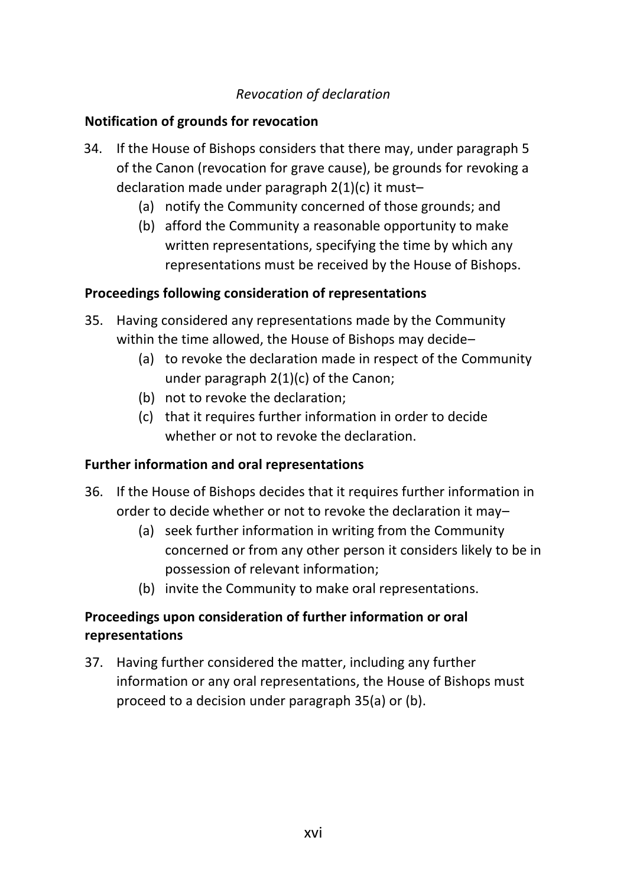*Revocation of declaration*

**Notification of grounds for revocation**

34. If the House of Bishops considers that there may, under paragraph 5 of the Canon (revocation for grave cause), be grounds for revoking a declaration made under paragraph 2(1)(c) it must–
    (a) notify the Community concerned of those grounds; and
    (b) afford the Community a reasonable opportunity to make written representations, specifying the time by which any representations must be received by the House of Bishops.

**Proceedings following consideration of representations**

35. Having considered any representations made by the Community within the time allowed, the House of Bishops may decide–
    (a) to revoke the declaration made in respect of the Community under paragraph 2(1)(c) of the Canon;
    (b) not to revoke the declaration;
    (c) that it requires further information in order to decide whether or not to revoke the declaration.

**Further information and oral representations**

36. If the House of Bishops decides that it requires further information in order to decide whether or not to revoke the declaration it may–
    (a) seek further information in writing from the Community concerned or from any other person it considers likely to be in possession of relevant information;
    (b) invite the Community to make oral representations.

**Proceedings upon consideration of further information or oral representations**

37. Having further considered the matter, including any further information or any oral representations, the House of Bishops must proceed to a decision under paragraph 35(a) or (b).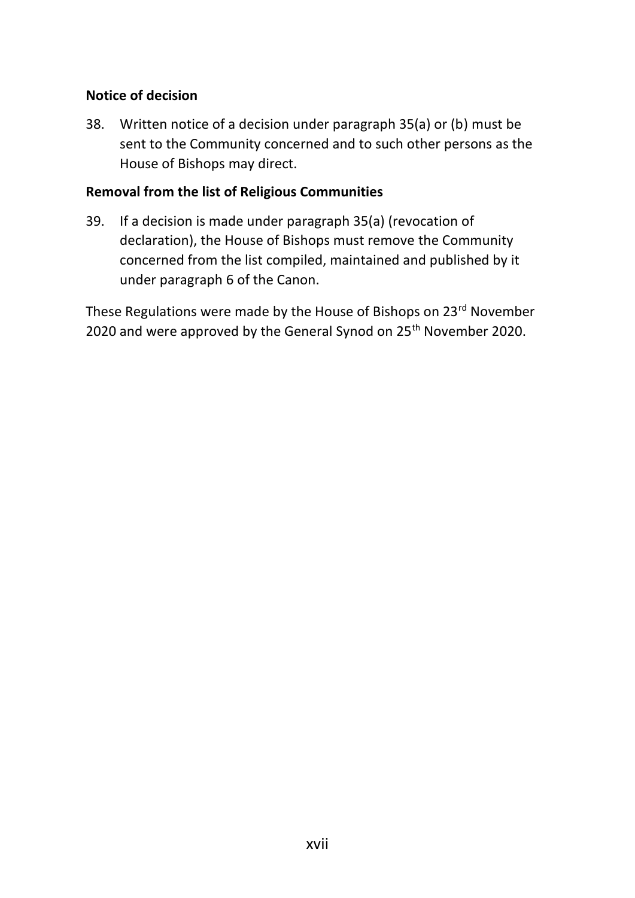**Notice of decision**

38. Written notice of a decision under paragraph 35(a) or (b) must be sent to the Community concerned and to such other persons as the House of Bishops may direct.

**Removal from the list of Religious Communities**

39. If a decision is made under paragraph 35(a) (revocation of declaration), the House of Bishops must remove the Community concerned from the list compiled, maintained and published by it under paragraph 6 of the Canon.

These Regulations were made by the House of Bishops on 23rd November 2020 and were approved by the General Synod on 25th November 2020.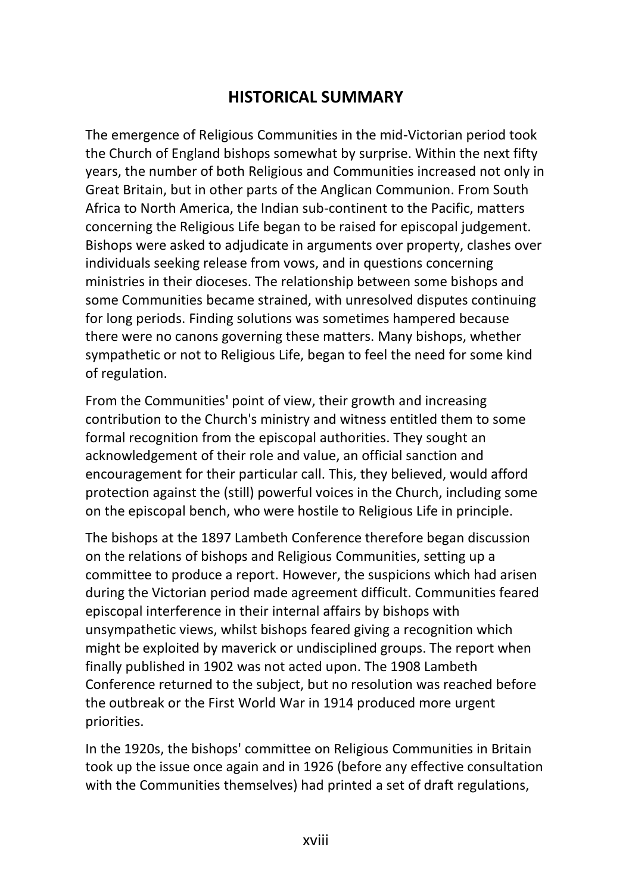## HISTORICAL SUMMARY

The emergence of Religious Communities in the mid-Victorian period took the Church of England bishops somewhat by surprise. Within the next fifty years, the number of both Religious and Communities increased not only in Great Britain, but in other parts of the Anglican Communion. From South Africa to North America, the Indian sub-continent to the Pacific, matters concerning the Religious Life began to be raised for episcopal judgement. Bishops were asked to adjudicate in arguments over property, clashes over individuals seeking release from vows, and in questions concerning ministries in their dioceses. The relationship between some bishops and some Communities became strained, with unresolved disputes continuing for long periods. Finding solutions was sometimes hampered because there were no canons governing these matters. Many bishops, whether sympathetic or not to Religious Life, began to feel the need for some kind of regulation.

From the Communities' point of view, their growth and increasing contribution to the Church's ministry and witness entitled them to some formal recognition from the episcopal authorities. They sought an acknowledgement of their role and value, an official sanction and encouragement for their particular call. This, they believed, would afford protection against the (still) powerful voices in the Church, including some on the episcopal bench, who were hostile to Religious Life in principle.

The bishops at the 1897 Lambeth Conference therefore began discussion on the relations of bishops and Religious Communities, setting up a committee to produce a report. However, the suspicions which had arisen during the Victorian period made agreement difficult. Communities feared episcopal interference in their internal affairs by bishops with unsympathetic views, whilst bishops feared giving a recognition which might be exploited by maverick or undisciplined groups. The report when finally published in 1902 was not acted upon. The 1908 Lambeth Conference returned to the subject, but no resolution was reached before the outbreak or the First World War in 1914 produced more urgent priorities.

In the 1920s, the bishops' committee on Religious Communities in Britain took up the issue once again and in 1926 (before any effective consultation with the Communities themselves) had printed a set of draft regulations,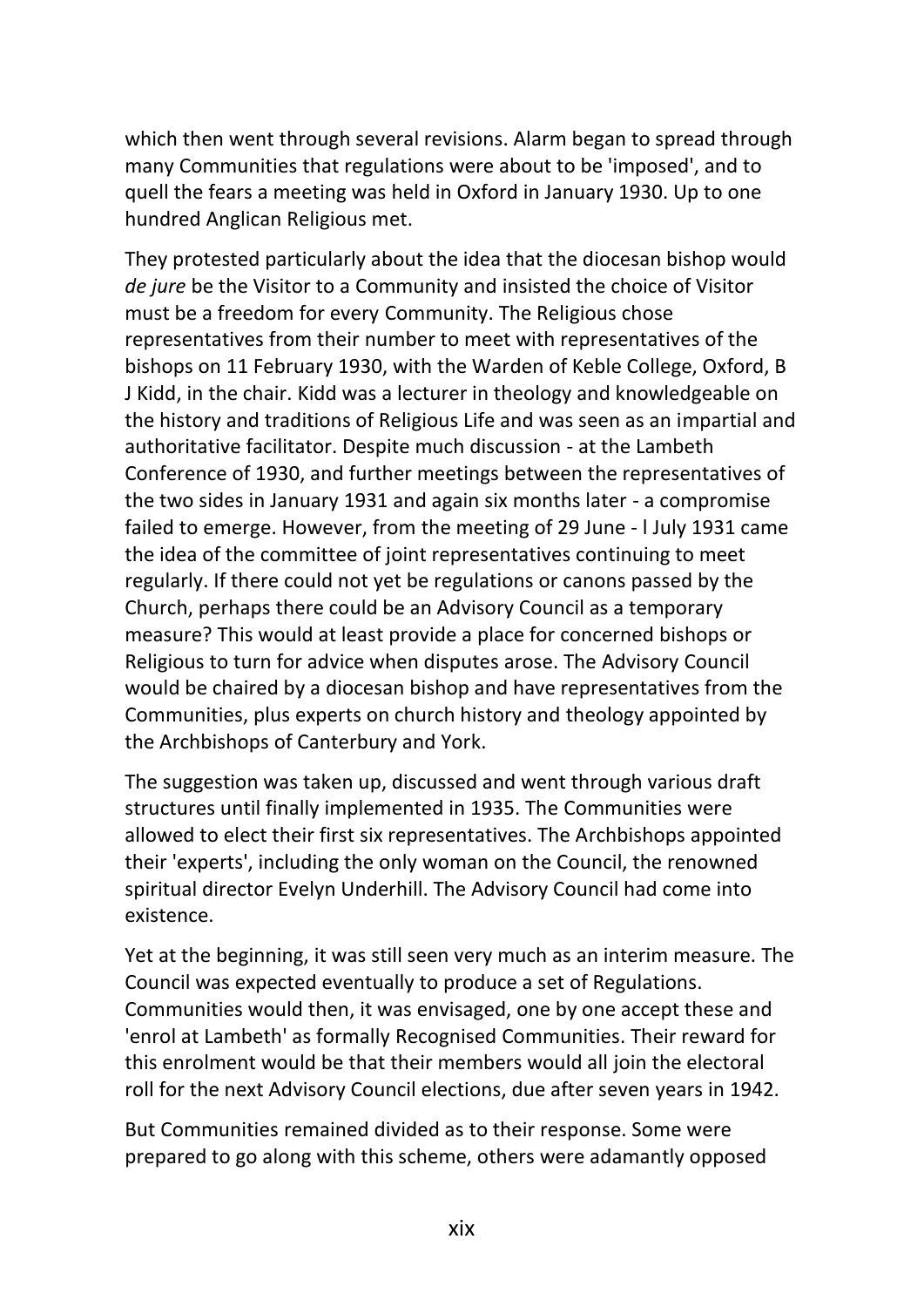which then went through several revisions. Alarm began to spread through many Communities that regulations were about to be 'imposed', and to quell the fears a meeting was held in Oxford in January 1930. Up to one hundred Anglican Religious met.

They protested particularly about the idea that the diocesan bishop would *de jure* be the Visitor to a Community and insisted the choice of Visitor must be a freedom for every Community. The Religious chose representatives from their number to meet with representatives of the bishops on 11 February 1930, with the Warden of Keble College, Oxford, B J Kidd, in the chair. Kidd was a lecturer in theology and knowledgeable on the history and traditions of Religious Life and was seen as an impartial and authoritative facilitator. Despite much discussion - at the Lambeth Conference of 1930, and further meetings between the representatives of the two sides in January 1931 and again six months later - a compromise failed to emerge. However, from the meeting of 29 June - l July 1931 came the idea of the committee of joint representatives continuing to meet regularly. If there could not yet be regulations or canons passed by the Church, perhaps there could be an Advisory Council as a temporary measure? This would at least provide a place for concerned bishops or Religious to turn for advice when disputes arose. The Advisory Council would be chaired by a diocesan bishop and have representatives from the Communities, plus experts on church history and theology appointed by the Archbishops of Canterbury and York.

The suggestion was taken up, discussed and went through various draft structures until finally implemented in 1935. The Communities were allowed to elect their first six representatives. The Archbishops appointed their 'experts', including the only woman on the Council, the renowned spiritual director Evelyn Underhill. The Advisory Council had come into existence.

Yet at the beginning, it was still seen very much as an interim measure. The Council was expected eventually to produce a set of Regulations. Communities would then, it was envisaged, one by one accept these and 'enrol at Lambeth' as formally Recognised Communities. Their reward for this enrolment would be that their members would all join the electoral roll for the next Advisory Council elections, due after seven years in 1942.

But Communities remained divided as to their response. Some were prepared to go along with this scheme, others were adamantly opposed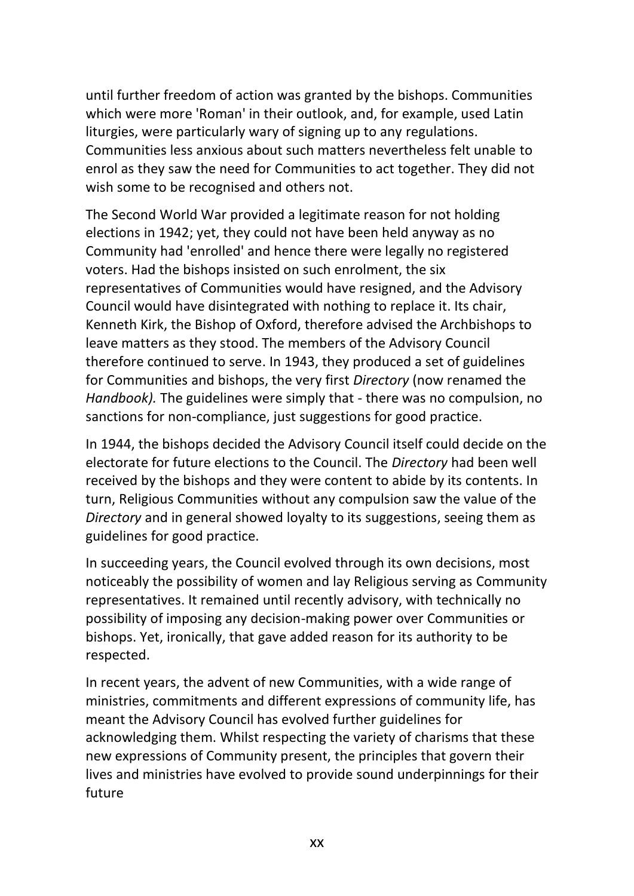until further freedom of action was granted by the bishops. Communities which were more 'Roman' in their outlook, and, for example, used Latin liturgies, were particularly wary of signing up to any regulations. Communities less anxious about such matters nevertheless felt unable to enrol as they saw the need for Communities to act together. They did not wish some to be recognised and others not.

The Second World War provided a legitimate reason for not holding elections in 1942; yet, they could not have been held anyway as no Community had 'enrolled' and hence there were legally no registered voters. Had the bishops insisted on such enrolment, the six representatives of Communities would have resigned, and the Advisory Council would have disintegrated with nothing to replace it. Its chair, Kenneth Kirk, the Bishop of Oxford, therefore advised the Archbishops to leave matters as they stood. The members of the Advisory Council therefore continued to serve. In 1943, they produced a set of guidelines for Communities and bishops, the very first *Directory* (now renamed the *Handbook).* The guidelines were simply that - there was no compulsion, no sanctions for non-compliance, just suggestions for good practice.

In 1944, the bishops decided the Advisory Council itself could decide on the electorate for future elections to the Council. The *Directory* had been well received by the bishops and they were content to abide by its contents. In turn, Religious Communities without any compulsion saw the value of the *Directory* and in general showed loyalty to its suggestions, seeing them as guidelines for good practice.

In succeeding years, the Council evolved through its own decisions, most noticeably the possibility of women and lay Religious serving as Community representatives. It remained until recently advisory, with technically no possibility of imposing any decision-making power over Communities or bishops. Yet, ironically, that gave added reason for its authority to be respected.

In recent years, the advent of new Communities, with a wide range of ministries, commitments and different expressions of community life, has meant the Advisory Council has evolved further guidelines for acknowledging them. Whilst respecting the variety of charisms that these new expressions of Community present, the principles that govern their lives and ministries have evolved to provide sound underpinnings for their future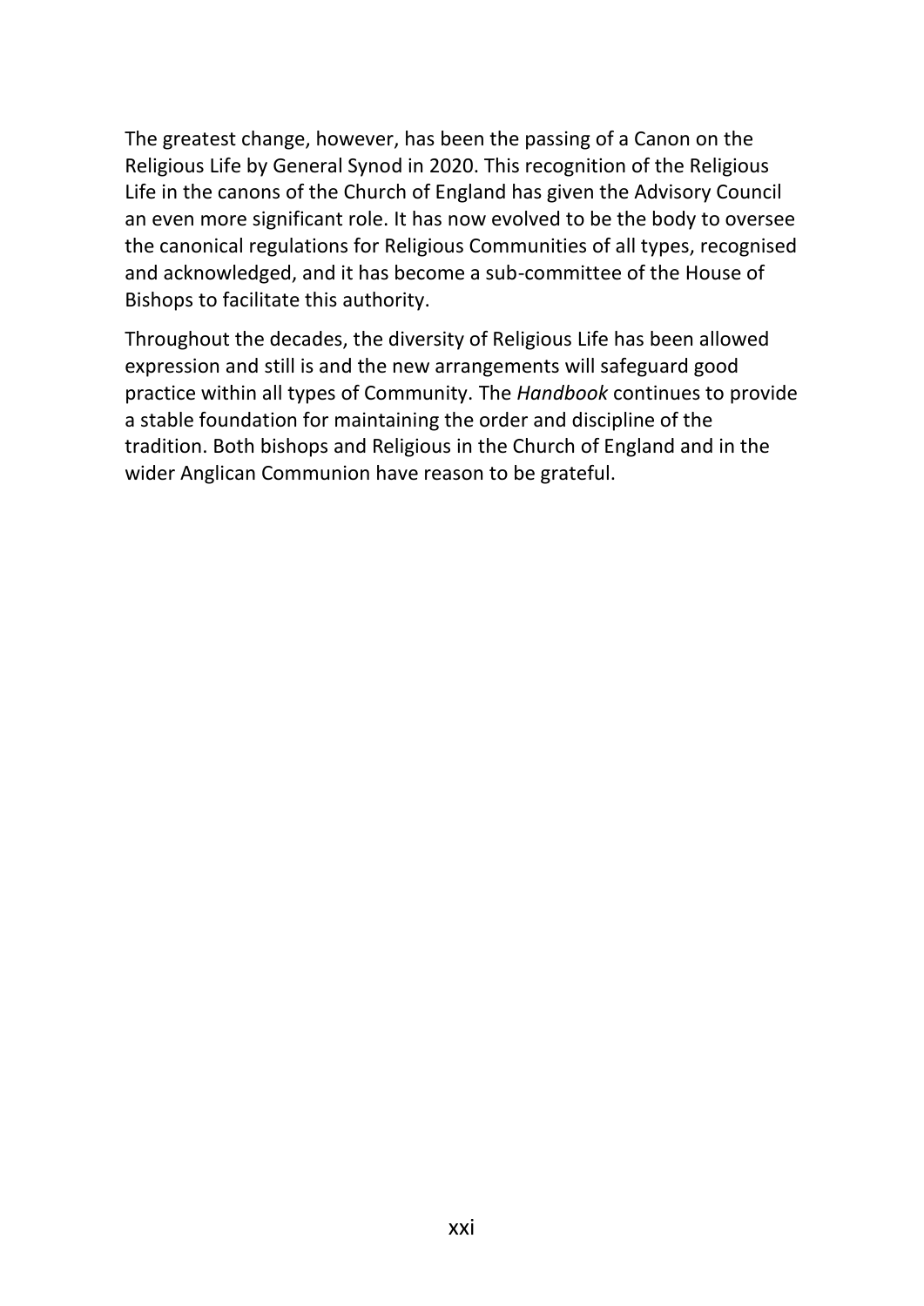The greatest change, however, has been the passing of a Canon on the Religious Life by General Synod in 2020. This recognition of the Religious Life in the canons of the Church of England has given the Advisory Council an even more significant role. It has now evolved to be the body to oversee the canonical regulations for Religious Communities of all types, recognised and acknowledged, and it has become a sub-committee of the House of Bishops to facilitate this authority.

Throughout the decades, the diversity of Religious Life has been allowed expression and still is and the new arrangements will safeguard good practice within all types of Community. The *Handbook* continues to provide a stable foundation for maintaining the order and discipline of the tradition. Both bishops and Religious in the Church of England and in the wider Anglican Communion have reason to be grateful.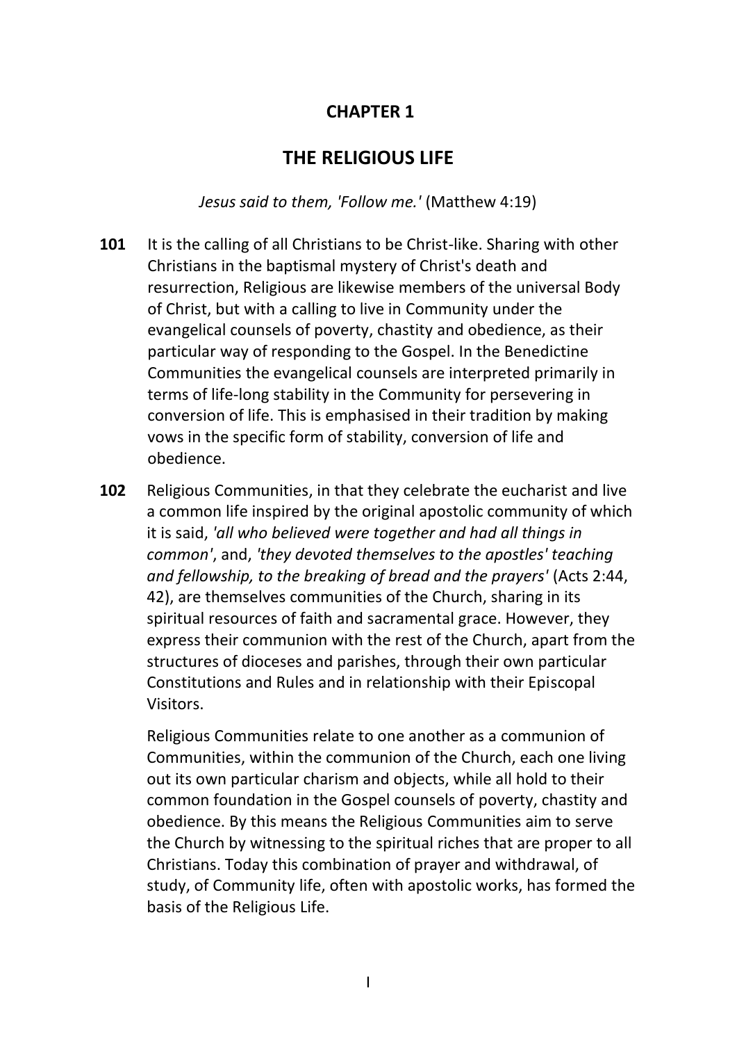# CHAPTER 1

## THE RELIGIOUS LIFE

*Jesus said to them, 'Follow me.'* (Matthew 4:19)

**101** It is the calling of all Christians to be Christ-like. Sharing with other Christians in the baptismal mystery of Christ's death and resurrection, Religious are likewise members of the universal Body of Christ, but with a calling to live in Community under the evangelical counsels of poverty, chastity and obedience, as their particular way of responding to the Gospel. In the Benedictine Communities the evangelical counsels are interpreted primarily in terms of life-long stability in the Community for persevering in conversion of life. This is emphasised in their tradition by making vows in the specific form of stability, conversion of life and obedience.

**102** Religious Communities, in that they celebrate the eucharist and live a common life inspired by the original apostolic community of which it is said, *'all who believed were together and had all things in common'*, and, *'they devoted themselves to the apostles' teaching and fellowship, to the breaking of bread and the prayers'* (Acts 2:44, 42), are themselves communities of the Church, sharing in its spiritual resources of faith and sacramental grace. However, they express their communion with the rest of the Church, apart from the structures of dioceses and parishes, through their own particular Constitutions and Rules and in relationship with their Episcopal Visitors.

Religious Communities relate to one another as a communion of Communities, within the communion of the Church, each one living out its own particular charism and objects, while all hold to their common foundation in the Gospel counsels of poverty, chastity and obedience. By this means the Religious Communities aim to serve the Church by witnessing to the spiritual riches that are proper to all Christians. Today this combination of prayer and withdrawal, of study, of Community life, often with apostolic works, has formed the basis of the Religious Life.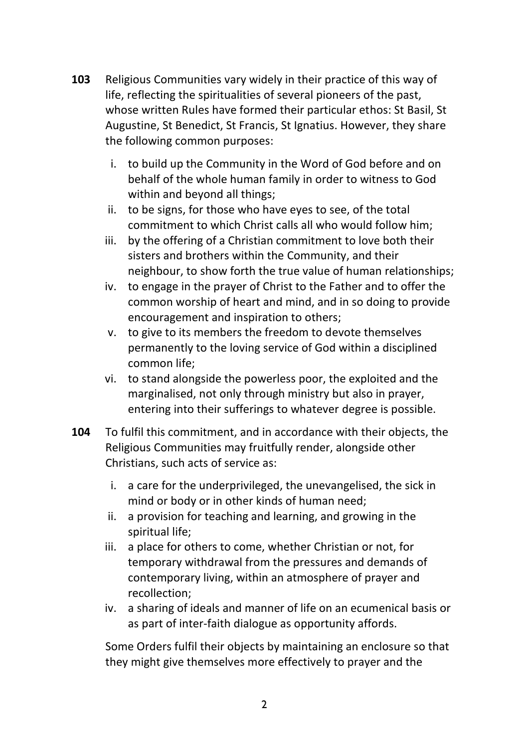**103** Religious Communities vary widely in their practice of this way of life, reflecting the spiritualities of several pioneers of the past, whose written Rules have formed their particular ethos: St Basil, St Augustine, St Benedict, St Francis, St Ignatius. However, they share the following common purposes:

i. to build up the Community in the Word of God before and on behalf of the whole human family in order to witness to God within and beyond all things;
ii. to be signs, for those who have eyes to see, of the total commitment to which Christ calls all who would follow him;
iii. by the offering of a Christian commitment to love both their sisters and brothers within the Community, and their neighbour, to show forth the true value of human relationships;
iv. to engage in the prayer of Christ to the Father and to offer the common worship of heart and mind, and in so doing to provide encouragement and inspiration to others;
v. to give to its members the freedom to devote themselves permanently to the loving service of God within a disciplined common life;
vi. to stand alongside the powerless poor, the exploited and the marginalised, not only through ministry but also in prayer, entering into their sufferings to whatever degree is possible.

**104** To fulfil this commitment, and in accordance with their objects, the Religious Communities may fruitfully render, alongside other Christians, such acts of service as:

i. a care for the underprivileged, the unevangelised, the sick in mind or body or in other kinds of human need;
ii. a provision for teaching and learning, and growing in the spiritual life;
iii. a place for others to come, whether Christian or not, for temporary withdrawal from the pressures and demands of contemporary living, within an atmosphere of prayer and recollection;
iv. a sharing of ideals and manner of life on an ecumenical basis or as part of inter-faith dialogue as opportunity affords.

Some Orders fulfil their objects by maintaining an enclosure so that they might give themselves more effectively to prayer and the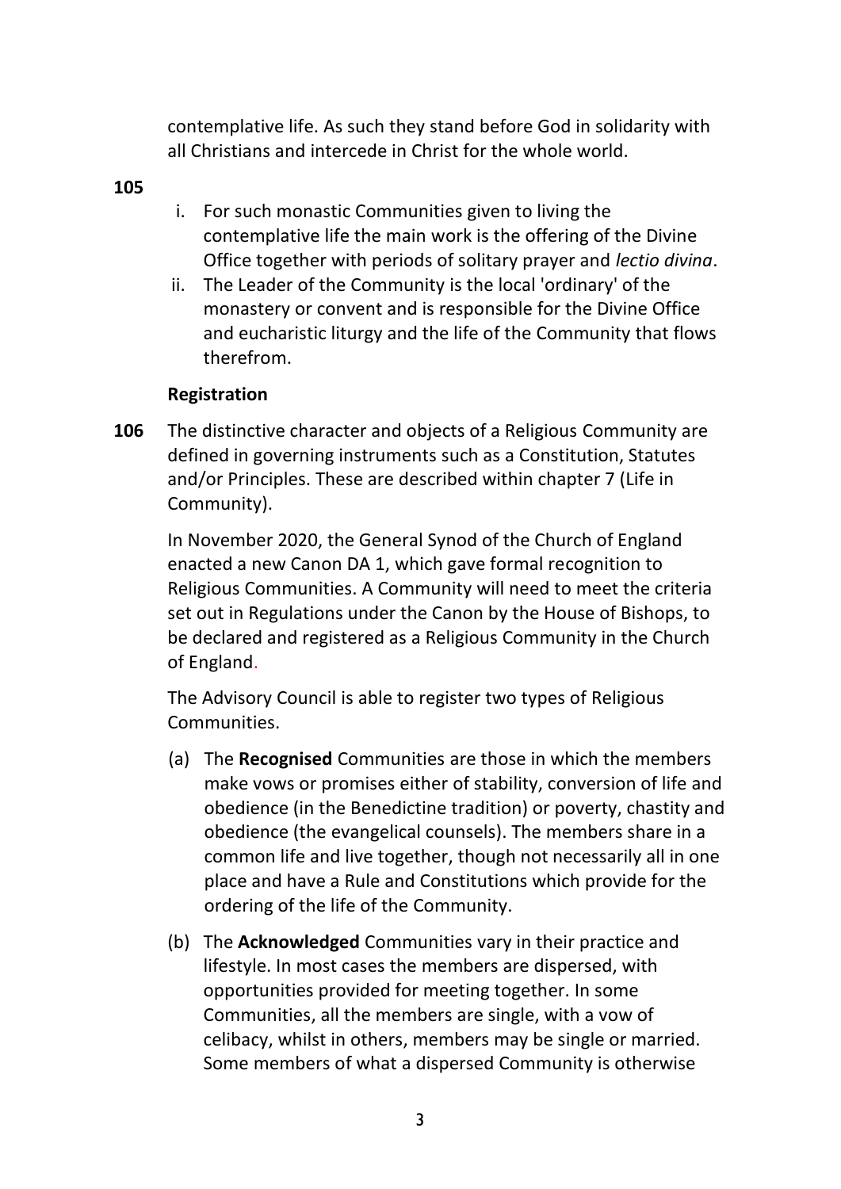contemplative life. As such they stand before God in solidarity with all Christians and intercede in Christ for the whole world.

**105**

i. For such monastic Communities given to living the contemplative life the main work is the offering of the Divine Office together with periods of solitary prayer and *lectio divina*.
ii. The Leader of the Community is the local 'ordinary' of the monastery or convent and is responsible for the Divine Office and eucharistic liturgy and the life of the Community that flows therefrom.

### Registration

**106** The distinctive character and objects of a Religious Community are defined in governing instruments such as a Constitution, Statutes and/or Principles. These are described within chapter 7 (Life in Community).

In November 2020, the General Synod of the Church of England enacted a new Canon DA 1, which gave formal recognition to Religious Communities. A Community will need to meet the criteria set out in Regulations under the Canon by the House of Bishops, to be declared and registered as a Religious Community in the Church of England.

The Advisory Council is able to register two types of Religious Communities.

(a) The **Recognised** Communities are those in which the members make vows or promises either of stability, conversion of life and obedience (in the Benedictine tradition) or poverty, chastity and obedience (the evangelical counsels). The members share in a common life and live together, though not necessarily all in one place and have a Rule and Constitutions which provide for the ordering of the life of the Community.

(b) The **Acknowledged** Communities vary in their practice and lifestyle. In most cases the members are dispersed, with opportunities provided for meeting together. In some Communities, all the members are single, with a vow of celibacy, whilst in others, members may be single or married. Some members of what a dispersed Community is otherwise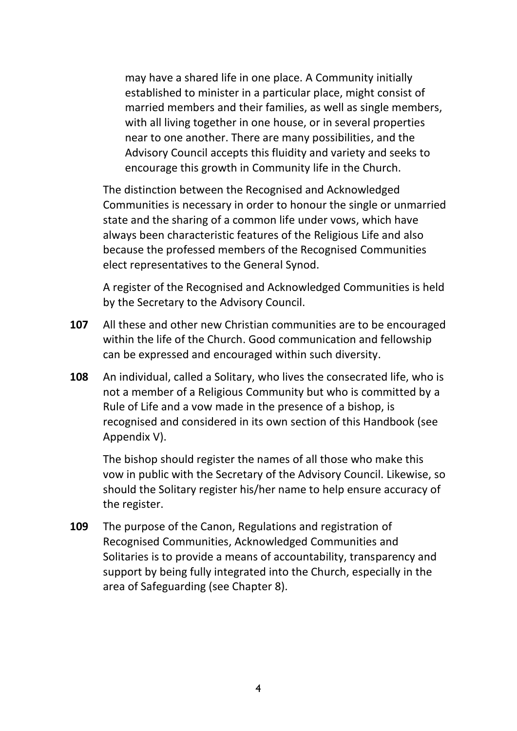may have a shared life in one place. A Community initially established to minister in a particular place, might consist of married members and their families, as well as single members, with all living together in one house, or in several properties near to one another. There are many possibilities, and the Advisory Council accepts this fluidity and variety and seeks to encourage this growth in Community life in the Church.

The distinction between the Recognised and Acknowledged Communities is necessary in order to honour the single or unmarried state and the sharing of a common life under vows, which have always been characteristic features of the Religious Life and also because the professed members of the Recognised Communities elect representatives to the General Synod.

A register of the Recognised and Acknowledged Communities is held by the Secretary to the Advisory Council.

**107** All these and other new Christian communities are to be encouraged within the life of the Church. Good communication and fellowship can be expressed and encouraged within such diversity.

**108** An individual, called a Solitary, who lives the consecrated life, who is not a member of a Religious Community but who is committed by a Rule of Life and a vow made in the presence of a bishop, is recognised and considered in its own section of this Handbook (see Appendix V).

The bishop should register the names of all those who make this vow in public with the Secretary of the Advisory Council. Likewise, so should the Solitary register his/her name to help ensure accuracy of the register.

**109** The purpose of the Canon, Regulations and registration of Recognised Communities, Acknowledged Communities and Solitaries is to provide a means of accountability, transparency and support by being fully integrated into the Church, especially in the area of Safeguarding (see Chapter 8).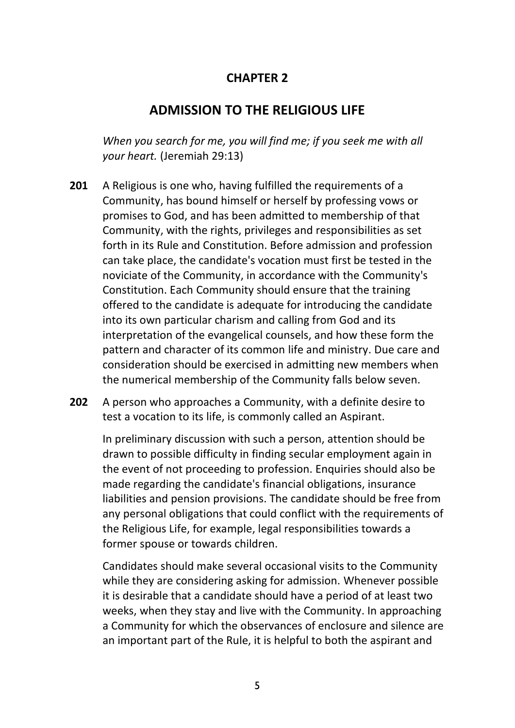# CHAPTER 2

## ADMISSION TO THE RELIGIOUS LIFE

*When you search for me, you will find me; if you seek me with all your heart.* (Jeremiah 29:13)

**201** A Religious is one who, having fulfilled the requirements of a Community, has bound himself or herself by professing vows or promises to God, and has been admitted to membership of that Community, with the rights, privileges and responsibilities as set forth in its Rule and Constitution. Before admission and profession can take place, the candidate's vocation must first be tested in the noviciate of the Community, in accordance with the Community's Constitution. Each Community should ensure that the training offered to the candidate is adequate for introducing the candidate into its own particular charism and calling from God and its interpretation of the evangelical counsels, and how these form the pattern and character of its common life and ministry. Due care and consideration should be exercised in admitting new members when the numerical membership of the Community falls below seven.

**202** A person who approaches a Community, with a definite desire to test a vocation to its life, is commonly called an Aspirant.

In preliminary discussion with such a person, attention should be drawn to possible difficulty in finding secular employment again in the event of not proceeding to profession. Enquiries should also be made regarding the candidate's financial obligations, insurance liabilities and pension provisions. The candidate should be free from any personal obligations that could conflict with the requirements of the Religious Life, for example, legal responsibilities towards a former spouse or towards children.

Candidates should make several occasional visits to the Community while they are considering asking for admission. Whenever possible it is desirable that a candidate should have a period of at least two weeks, when they stay and live with the Community. In approaching a Community for which the observances of enclosure and silence are an important part of the Rule, it is helpful to both the aspirant and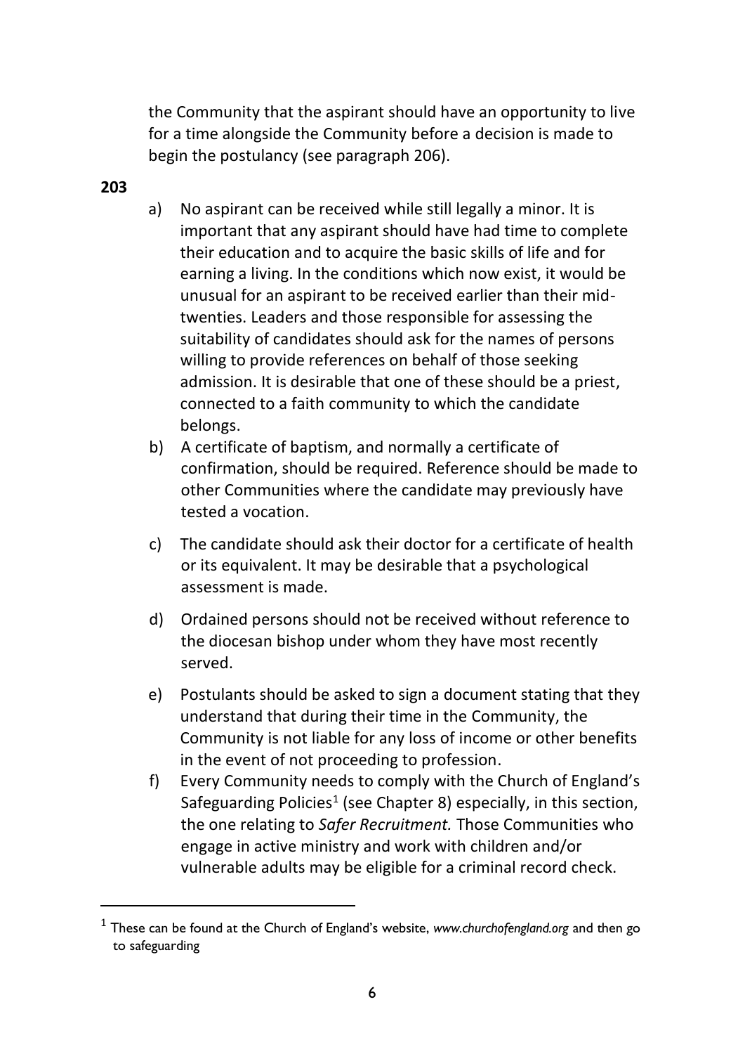the Community that the aspirant should have an opportunity to live for a time alongside the Community before a decision is made to begin the postulancy (see paragraph 206).

**203**

a) No aspirant can be received while still legally a minor. It is important that any aspirant should have had time to complete their education and to acquire the basic skills of life and for earning a living. In the conditions which now exist, it would be unusual for an aspirant to be received earlier than their mid-twenties. Leaders and those responsible for assessing the suitability of candidates should ask for the names of persons willing to provide references on behalf of those seeking admission. It is desirable that one of these should be a priest, connected to a faith community to which the candidate belongs.

b) A certificate of baptism, and normally a certificate of confirmation, should be required. Reference should be made to other Communities where the candidate may previously have tested a vocation.

c) The candidate should ask their doctor for a certificate of health or its equivalent. It may be desirable that a psychological assessment is made.

d) Ordained persons should not be received without reference to the diocesan bishop under whom they have most recently served.

e) Postulants should be asked to sign a document stating that they understand that during their time in the Community, the Community is not liable for any loss of income or other benefits in the event of not proceeding to profession.

f) Every Community needs to comply with the Church of England's Safeguarding Policies[1] (see Chapter 8) especially, in this section, the one relating to *Safer Recruitment.* Those Communities who engage in active ministry and work with children and/or vulnerable adults may be eligible for a criminal record check.

---

[1] These can be found at the Church of England's website, *www.churchofengland.org* and then go to safeguarding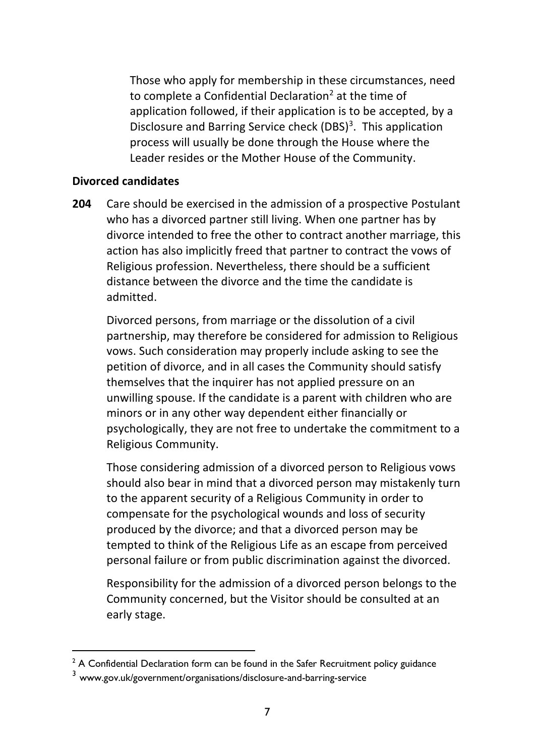Those who apply for membership in these circumstances, need to complete a Confidential Declaration[2] at the time of application followed, if their application is to be accepted, by a Disclosure and Barring Service check (DBS)[3]. This application process will usually be done through the House where the Leader resides or the Mother House of the Community.

### Divorced candidates

**204** Care should be exercised in the admission of a prospective Postulant who has a divorced partner still living. When one partner has by divorce intended to free the other to contract another marriage, this action has also implicitly freed that partner to contract the vows of Religious profession. Nevertheless, there should be a sufficient distance between the divorce and the time the candidate is admitted.

Divorced persons, from marriage or the dissolution of a civil partnership, may therefore be considered for admission to Religious vows. Such consideration may properly include asking to see the petition of divorce, and in all cases the Community should satisfy themselves that the inquirer has not applied pressure on an unwilling spouse. If the candidate is a parent with children who are minors or in any other way dependent either financially or psychologically, they are not free to undertake the commitment to a Religious Community.

Those considering admission of a divorced person to Religious vows should also bear in mind that a divorced person may mistakenly turn to the apparent security of a Religious Community in order to compensate for the psychological wounds and loss of security produced by the divorce; and that a divorced person may be tempted to think of the Religious Life as an escape from perceived personal failure or from public discrimination against the divorced.

Responsibility for the admission of a divorced person belongs to the Community concerned, but the Visitor should be consulted at an early stage.

---

[2] A Confidential Declaration form can be found in the Safer Recruitment policy guidance

[3] www.gov.uk/government/organisations/disclosure-and-barring-service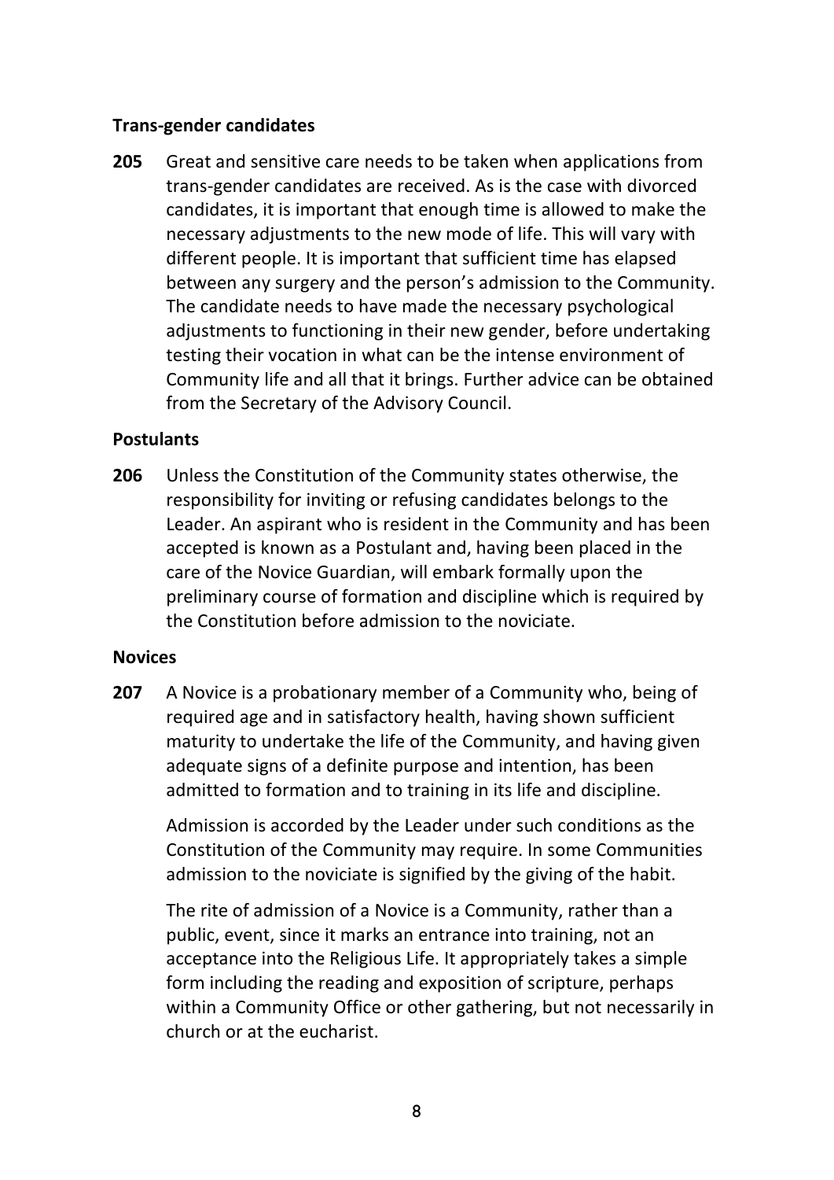### Trans-gender candidates

**205** Great and sensitive care needs to be taken when applications from trans-gender candidates are received. As is the case with divorced candidates, it is important that enough time is allowed to make the necessary adjustments to the new mode of life. This will vary with different people. It is important that sufficient time has elapsed between any surgery and the person's admission to the Community. The candidate needs to have made the necessary psychological adjustments to functioning in their new gender, before undertaking testing their vocation in what can be the intense environment of Community life and all that it brings. Further advice can be obtained from the Secretary of the Advisory Council.

### Postulants

**206** Unless the Constitution of the Community states otherwise, the responsibility for inviting or refusing candidates belongs to the Leader. An aspirant who is resident in the Community and has been accepted is known as a Postulant and, having been placed in the care of the Novice Guardian, will embark formally upon the preliminary course of formation and discipline which is required by the Constitution before admission to the noviciate.

### Novices

**207** A Novice is a probationary member of a Community who, being of required age and in satisfactory health, having shown sufficient maturity to undertake the life of the Community, and having given adequate signs of a definite purpose and intention, has been admitted to formation and to training in its life and discipline.

Admission is accorded by the Leader under such conditions as the Constitution of the Community may require. In some Communities admission to the noviciate is signified by the giving of the habit.

The rite of admission of a Novice is a Community, rather than a public, event, since it marks an entrance into training, not an acceptance into the Religious Life. It appropriately takes a simple form including the reading and exposition of scripture, perhaps within a Community Office or other gathering, but not necessarily in church or at the eucharist.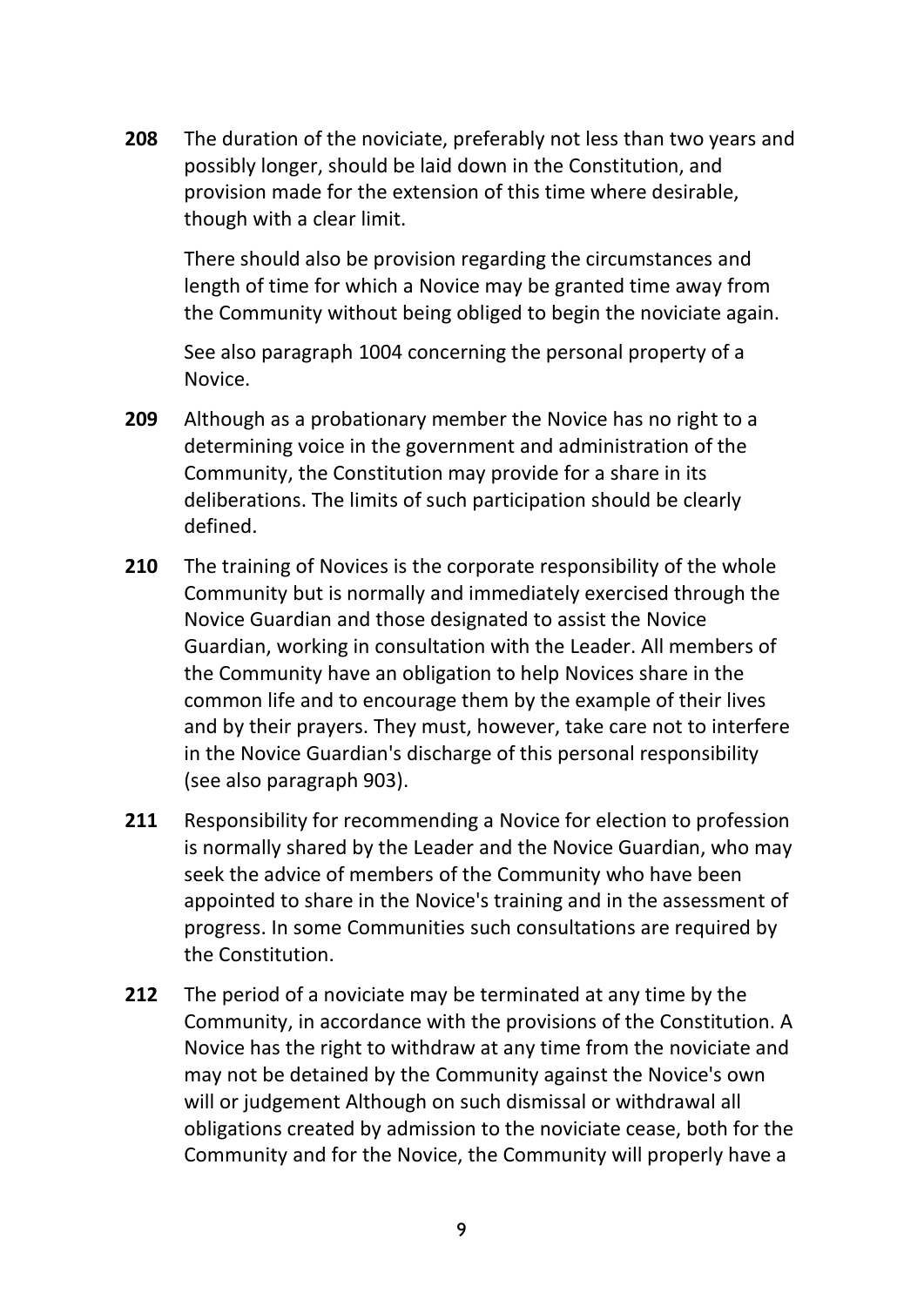**208** The duration of the noviciate, preferably not less than two years and possibly longer, should be laid down in the Constitution, and provision made for the extension of this time where desirable, though with a clear limit.

There should also be provision regarding the circumstances and length of time for which a Novice may be granted time away from the Community without being obliged to begin the noviciate again.

See also paragraph 1004 concerning the personal property of a Novice.

**209** Although as a probationary member the Novice has no right to a determining voice in the government and administration of the Community, the Constitution may provide for a share in its deliberations. The limits of such participation should be clearly defined.

**210** The training of Novices is the corporate responsibility of the whole Community but is normally and immediately exercised through the Novice Guardian and those designated to assist the Novice Guardian, working in consultation with the Leader. All members of the Community have an obligation to help Novices share in the common life and to encourage them by the example of their lives and by their prayers. They must, however, take care not to interfere in the Novice Guardian's discharge of this personal responsibility (see also paragraph 903).

**211** Responsibility for recommending a Novice for election to profession is normally shared by the Leader and the Novice Guardian, who may seek the advice of members of the Community who have been appointed to share in the Novice's training and in the assessment of progress. In some Communities such consultations are required by the Constitution.

**212** The period of a noviciate may be terminated at any time by the Community, in accordance with the provisions of the Constitution. A Novice has the right to withdraw at any time from the noviciate and may not be detained by the Community against the Novice's own will or judgement Although on such dismissal or withdrawal all obligations created by admission to the noviciate cease, both for the Community and for the Novice, the Community will properly have a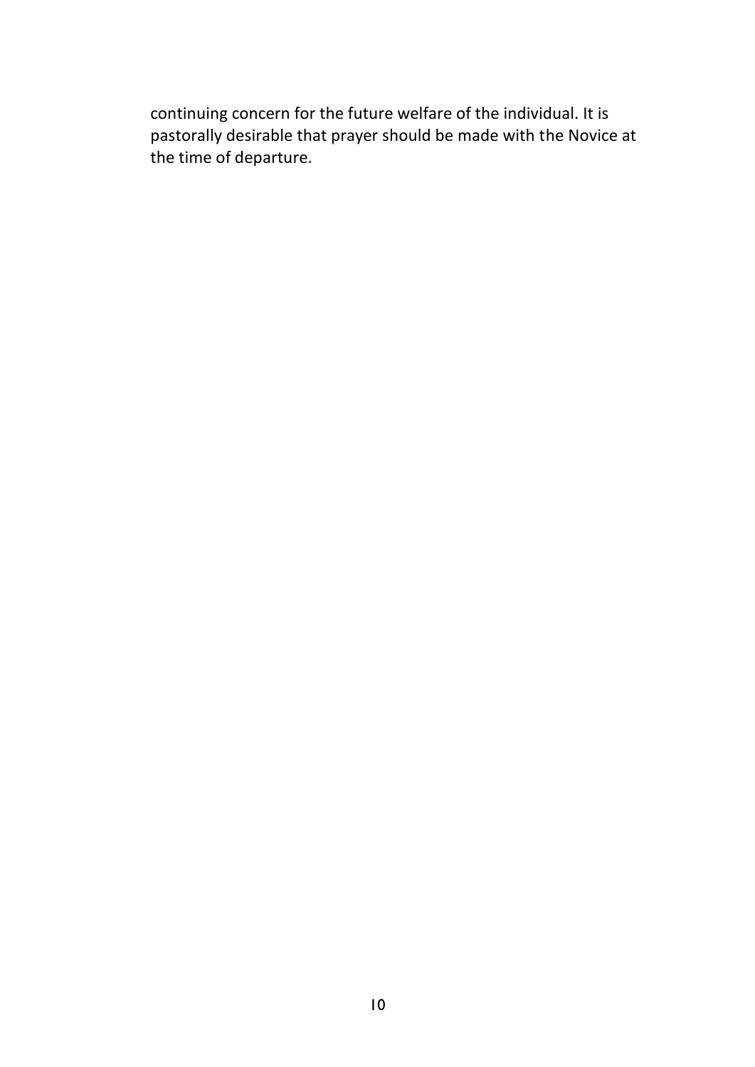continuing concern for the future welfare of the individual. It is pastorally desirable that prayer should be made with the Novice at the time of departure.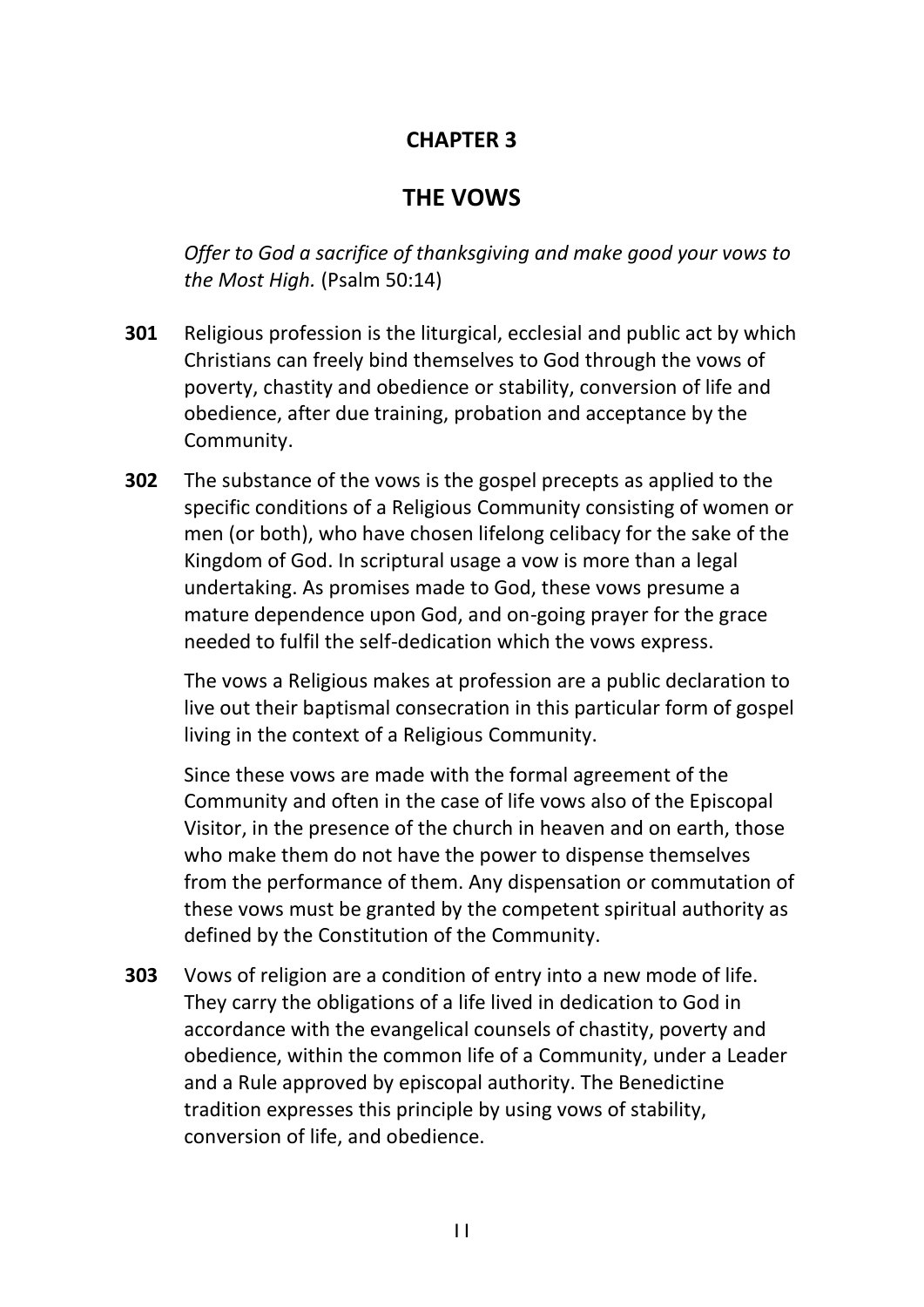# CHAPTER 3

## THE VOWS

*Offer to God a sacrifice of thanksgiving and make good your vows to the Most High.* (Psalm 50:14)

**301** Religious profession is the liturgical, ecclesial and public act by which Christians can freely bind themselves to God through the vows of poverty, chastity and obedience or stability, conversion of life and obedience, after due training, probation and acceptance by the Community.

**302** The substance of the vows is the gospel precepts as applied to the specific conditions of a Religious Community consisting of women or men (or both), who have chosen lifelong celibacy for the sake of the Kingdom of God. In scriptural usage a vow is more than a legal undertaking. As promises made to God, these vows presume a mature dependence upon God, and on-going prayer for the grace needed to fulfil the self-dedication which the vows express.

The vows a Religious makes at profession are a public declaration to live out their baptismal consecration in this particular form of gospel living in the context of a Religious Community.

Since these vows are made with the formal agreement of the Community and often in the case of life vows also of the Episcopal Visitor, in the presence of the church in heaven and on earth, those who make them do not have the power to dispense themselves from the performance of them. Any dispensation or commutation of these vows must be granted by the competent spiritual authority as defined by the Constitution of the Community.

**303** Vows of religion are a condition of entry into a new mode of life. They carry the obligations of a life lived in dedication to God in accordance with the evangelical counsels of chastity, poverty and obedience, within the common life of a Community, under a Leader and a Rule approved by episcopal authority. The Benedictine tradition expresses this principle by using vows of stability, conversion of life, and obedience.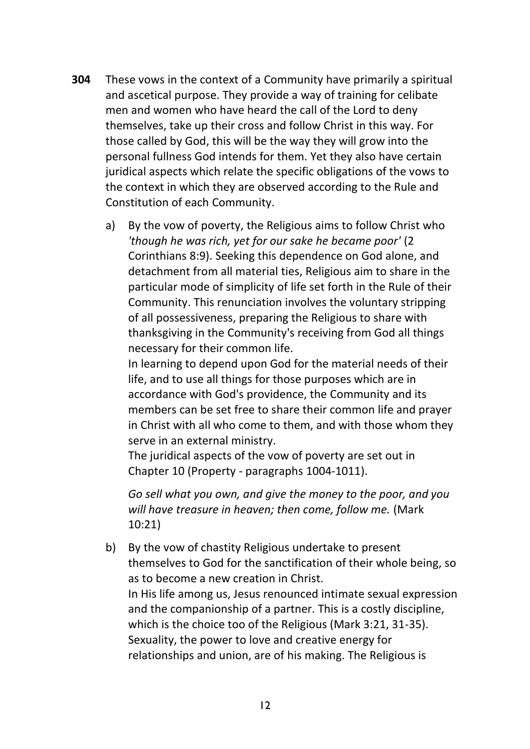**304** These vows in the context of a Community have primarily a spiritual and ascetical purpose. They provide a way of training for celibate men and women who have heard the call of the Lord to deny themselves, take up their cross and follow Christ in this way. For those called by God, this will be the way they will grow into the personal fullness God intends for them. Yet they also have certain juridical aspects which relate the specific obligations of the vows to the context in which they are observed according to the Rule and Constitution of each Community.

a) By the vow of poverty, the Religious aims to follow Christ who *'though he was rich, yet for our sake he became poor'* (2 Corinthians 8:9). Seeking this dependence on God alone, and detachment from all material ties, Religious aim to share in the particular mode of simplicity of life set forth in the Rule of their Community. This renunciation involves the voluntary stripping of all possessiveness, preparing the Religious to share with thanksgiving in the Community's receiving from God all things necessary for their common life.
In learning to depend upon God for the material needs of their life, and to use all things for those purposes which are in accordance with God's providence, the Community and its members can be set free to share their common life and prayer in Christ with all who come to them, and with those whom they serve in an external ministry.
The juridical aspects of the vow of poverty are set out in Chapter 10 (Property - paragraphs 1004-1011).

*Go sell what you own, and give the money to the poor, and you will have treasure in heaven; then come, follow me.* (Mark 10:21)

b) By the vow of chastity Religious undertake to present themselves to God for the sanctification of their whole being, so as to become a new creation in Christ.
In His life among us, Jesus renounced intimate sexual expression and the companionship of a partner. This is a costly discipline, which is the choice too of the Religious (Mark 3:21, 31-35). Sexuality, the power to love and creative energy for relationships and union, are of his making. The Religious is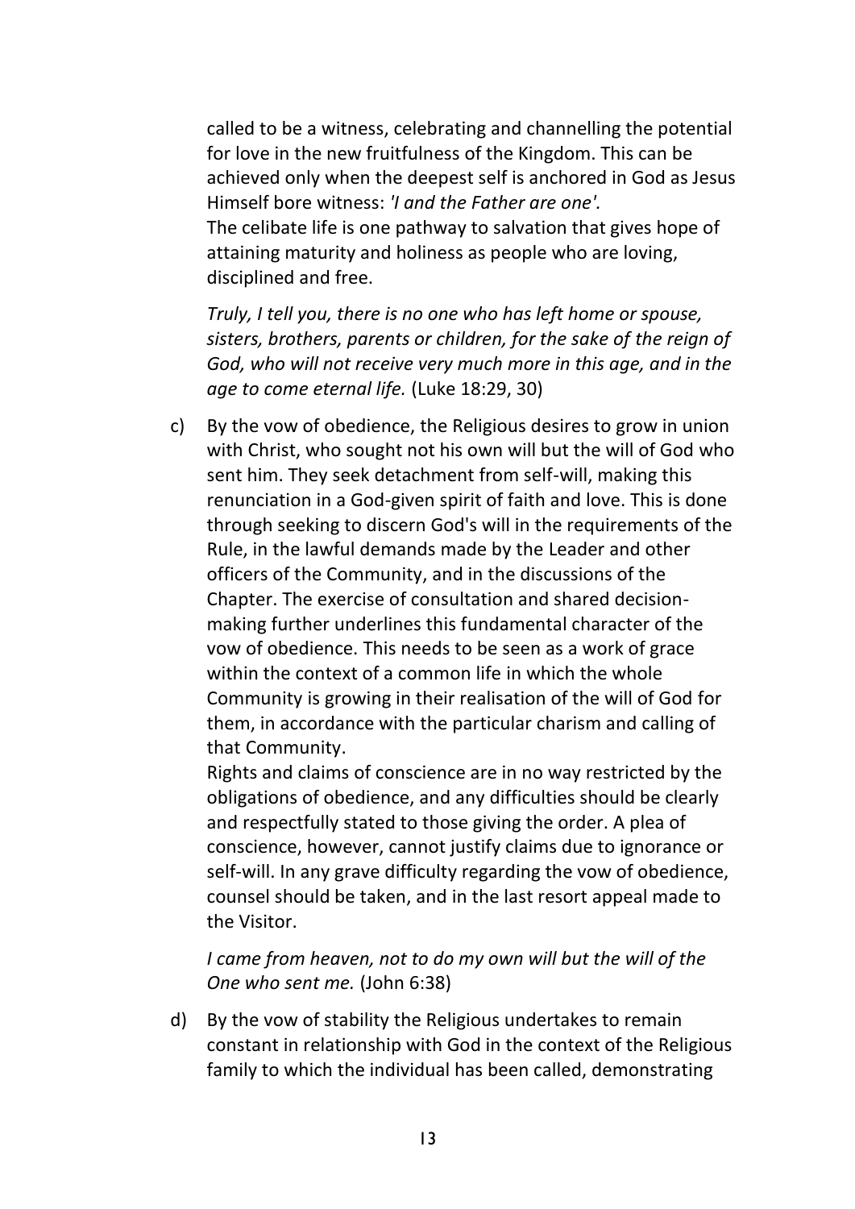called to be a witness, celebrating and channelling the potential for love in the new fruitfulness of the Kingdom. This can be achieved only when the deepest self is anchored in God as Jesus Himself bore witness: *'I and the Father are one'.*
The celibate life is one pathway to salvation that gives hope of attaining maturity and holiness as people who are loving, disciplined and free.

*Truly, I tell you, there is no one who has left home or spouse, sisters, brothers, parents or children, for the sake of the reign of God, who will not receive very much more in this age, and in the age to come eternal life.* (Luke 18:29, 30)

c) By the vow of obedience, the Religious desires to grow in union with Christ, who sought not his own will but the will of God who sent him. They seek detachment from self-will, making this renunciation in a God-given spirit of faith and love. This is done through seeking to discern God's will in the requirements of the Rule, in the lawful demands made by the Leader and other officers of the Community, and in the discussions of the Chapter. The exercise of consultation and shared decision-making further underlines this fundamental character of the vow of obedience. This needs to be seen as a work of grace within the context of a common life in which the whole Community is growing in their realisation of the will of God for them, in accordance with the particular charism and calling of that Community.
Rights and claims of conscience are in no way restricted by the obligations of obedience, and any difficulties should be clearly and respectfully stated to those giving the order. A plea of conscience, however, cannot justify claims due to ignorance or self-will. In any grave difficulty regarding the vow of obedience, counsel should be taken, and in the last resort appeal made to the Visitor.

*I came from heaven, not to do my own will but the will of the One who sent me.* (John 6:38)

d) By the vow of stability the Religious undertakes to remain constant in relationship with God in the context of the Religious family to which the individual has been called, demonstrating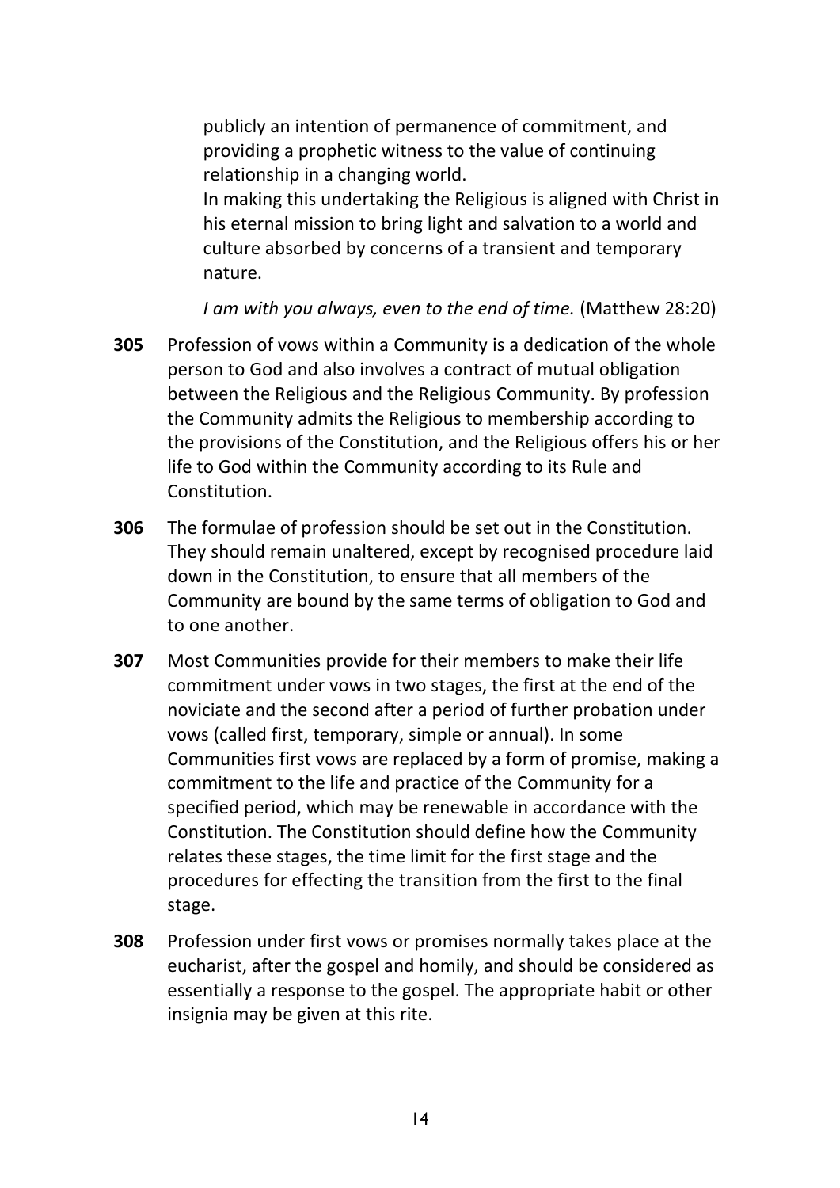publicly an intention of permanence of commitment, and providing a prophetic witness to the value of continuing relationship in a changing world.

In making this undertaking the Religious is aligned with Christ in his eternal mission to bring light and salvation to a world and culture absorbed by concerns of a transient and temporary nature.

*I am with you always, even to the end of time.* (Matthew 28:20)

**305** Profession of vows within a Community is a dedication of the whole person to God and also involves a contract of mutual obligation between the Religious and the Religious Community. By profession the Community admits the Religious to membership according to the provisions of the Constitution, and the Religious offers his or her life to God within the Community according to its Rule and Constitution.

**306** The formulae of profession should be set out in the Constitution. They should remain unaltered, except by recognised procedure laid down in the Constitution, to ensure that all members of the Community are bound by the same terms of obligation to God and to one another.

**307** Most Communities provide for their members to make their life commitment under vows in two stages, the first at the end of the noviciate and the second after a period of further probation under vows (called first, temporary, simple or annual). In some Communities first vows are replaced by a form of promise, making a commitment to the life and practice of the Community for a specified period, which may be renewable in accordance with the Constitution. The Constitution should define how the Community relates these stages, the time limit for the first stage and the procedures for effecting the transition from the first to the final stage.

**308** Profession under first vows or promises normally takes place at the eucharist, after the gospel and homily, and should be considered as essentially a response to the gospel. The appropriate habit or other insignia may be given at this rite.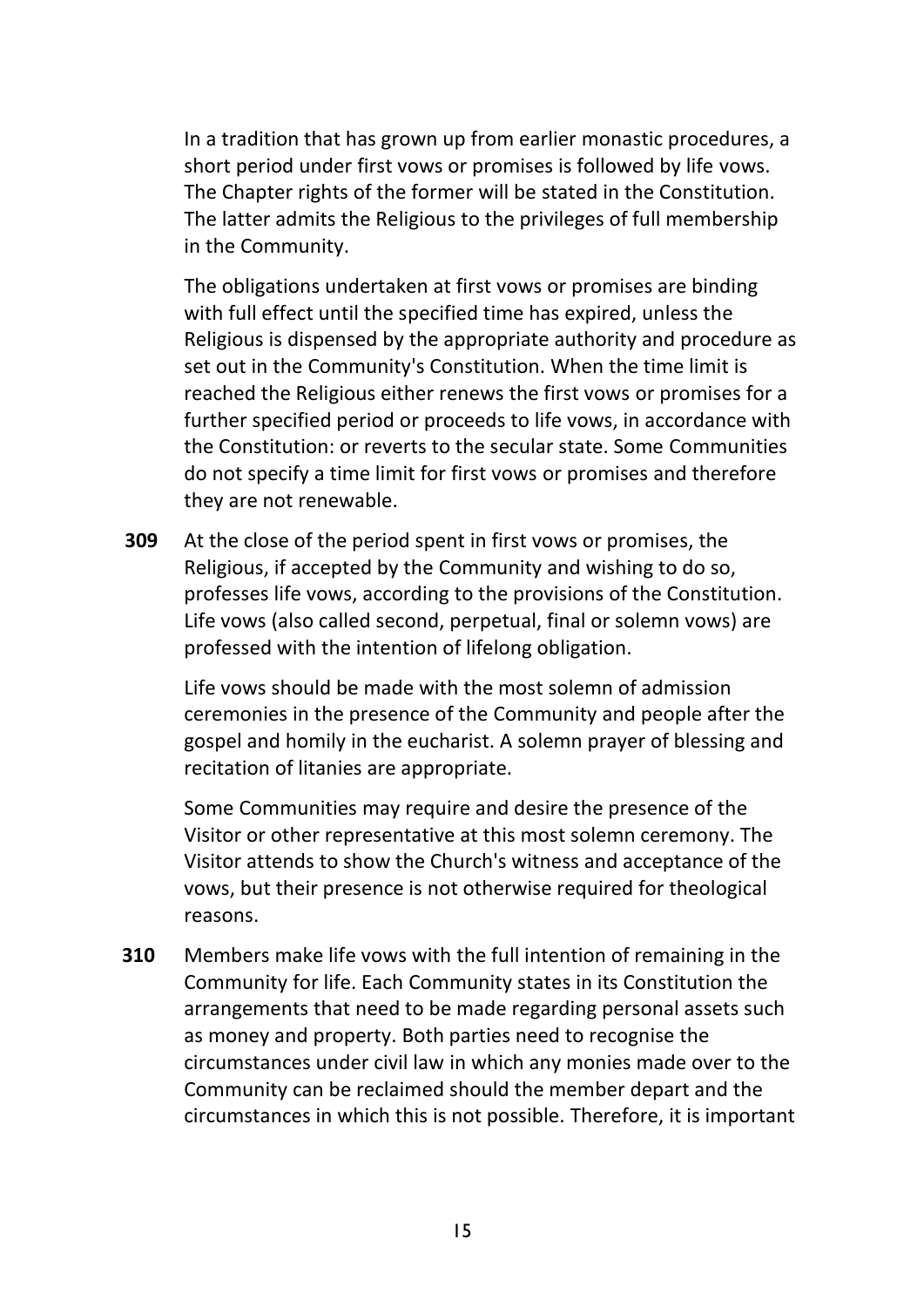In a tradition that has grown up from earlier monastic procedures, a short period under first vows or promises is followed by life vows. The Chapter rights of the former will be stated in the Constitution. The latter admits the Religious to the privileges of full membership in the Community.

The obligations undertaken at first vows or promises are binding with full effect until the specified time has expired, unless the Religious is dispensed by the appropriate authority and procedure as set out in the Community's Constitution. When the time limit is reached the Religious either renews the first vows or promises for a further specified period or proceeds to life vows, in accordance with the Constitution: or reverts to the secular state. Some Communities do not specify a time limit for first vows or promises and therefore they are not renewable.

**309** At the close of the period spent in first vows or promises, the Religious, if accepted by the Community and wishing to do so, professes life vows, according to the provisions of the Constitution. Life vows (also called second, perpetual, final or solemn vows) are professed with the intention of lifelong obligation.

Life vows should be made with the most solemn of admission ceremonies in the presence of the Community and people after the gospel and homily in the eucharist. A solemn prayer of blessing and recitation of litanies are appropriate.

Some Communities may require and desire the presence of the Visitor or other representative at this most solemn ceremony. The Visitor attends to show the Church's witness and acceptance of the vows, but their presence is not otherwise required for theological reasons.

**310** Members make life vows with the full intention of remaining in the Community for life. Each Community states in its Constitution the arrangements that need to be made regarding personal assets such as money and property. Both parties need to recognise the circumstances under civil law in which any monies made over to the Community can be reclaimed should the member depart and the circumstances in which this is not possible. Therefore, it is important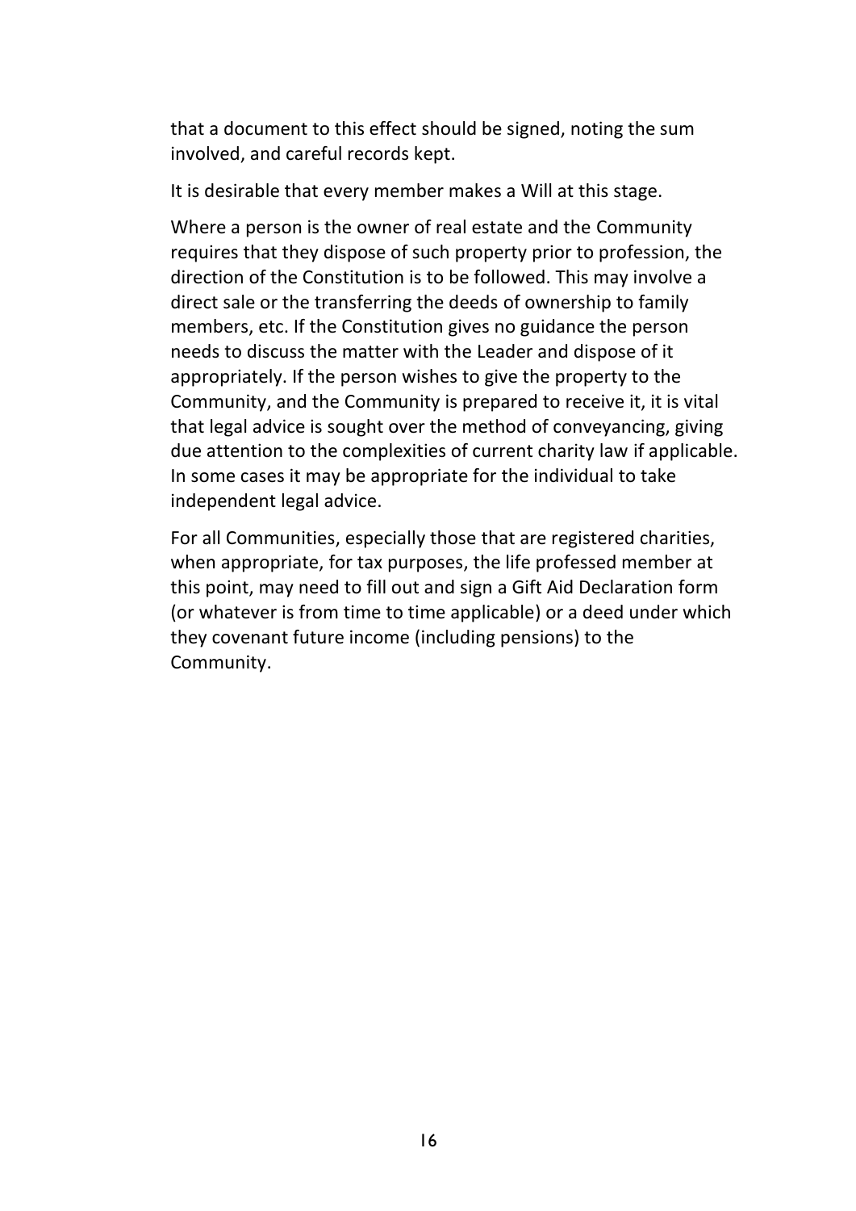that a document to this effect should be signed, noting the sum involved, and careful records kept.

It is desirable that every member makes a Will at this stage.

Where a person is the owner of real estate and the Community requires that they dispose of such property prior to profession, the direction of the Constitution is to be followed. This may involve a direct sale or the transferring the deeds of ownership to family members, etc. If the Constitution gives no guidance the person needs to discuss the matter with the Leader and dispose of it appropriately. If the person wishes to give the property to the Community, and the Community is prepared to receive it, it is vital that legal advice is sought over the method of conveyancing, giving due attention to the complexities of current charity law if applicable. In some cases it may be appropriate for the individual to take independent legal advice.

For all Communities, especially those that are registered charities, when appropriate, for tax purposes, the life professed member at this point, may need to fill out and sign a Gift Aid Declaration form (or whatever is from time to time applicable) or a deed under which they covenant future income (including pensions) to the Community.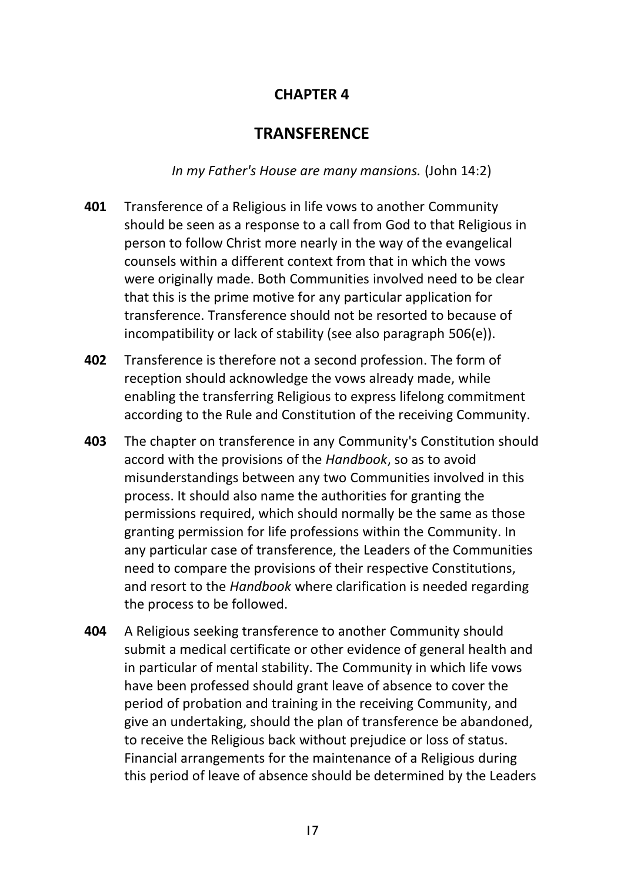# CHAPTER 4

## TRANSFERENCE

*In my Father's House are many mansions.* (John 14:2)

**401** Transference of a Religious in life vows to another Community should be seen as a response to a call from God to that Religious in person to follow Christ more nearly in the way of the evangelical counsels within a different context from that in which the vows were originally made. Both Communities involved need to be clear that this is the prime motive for any particular application for transference. Transference should not be resorted to because of incompatibility or lack of stability (see also paragraph 506(e)).

**402** Transference is therefore not a second profession. The form of reception should acknowledge the vows already made, while enabling the transferring Religious to express lifelong commitment according to the Rule and Constitution of the receiving Community.

**403** The chapter on transference in any Community's Constitution should accord with the provisions of the *Handbook*, so as to avoid misunderstandings between any two Communities involved in this process. It should also name the authorities for granting the permissions required, which should normally be the same as those granting permission for life professions within the Community. In any particular case of transference, the Leaders of the Communities need to compare the provisions of their respective Constitutions, and resort to the *Handbook* where clarification is needed regarding the process to be followed.

**404** A Religious seeking transference to another Community should submit a medical certificate or other evidence of general health and in particular of mental stability. The Community in which life vows have been professed should grant leave of absence to cover the period of probation and training in the receiving Community, and give an undertaking, should the plan of transference be abandoned, to receive the Religious back without prejudice or loss of status. Financial arrangements for the maintenance of a Religious during this period of leave of absence should be determined by the Leaders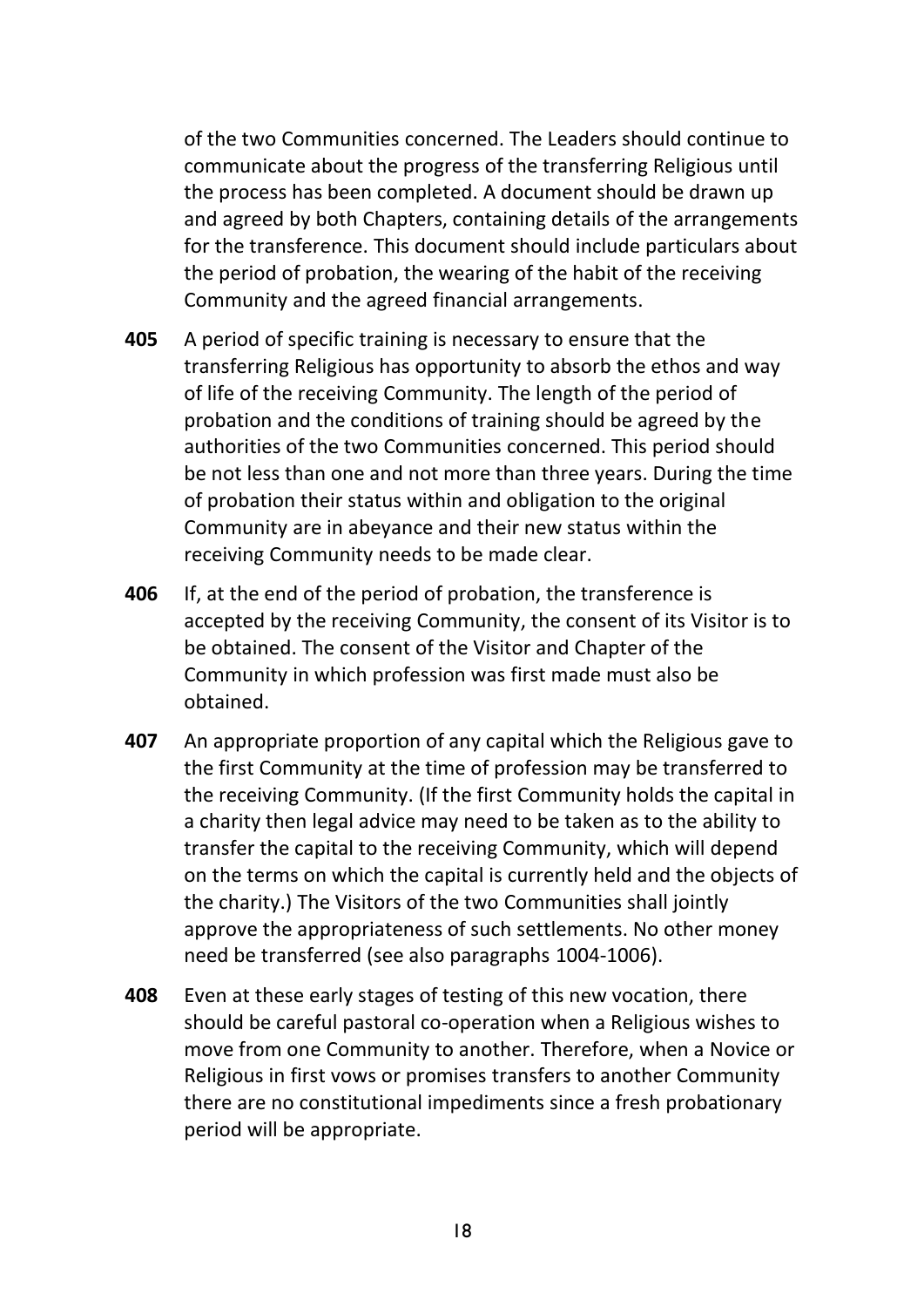of the two Communities concerned. The Leaders should continue to communicate about the progress of the transferring Religious until the process has been completed. A document should be drawn up and agreed by both Chapters, containing details of the arrangements for the transference. This document should include particulars about the period of probation, the wearing of the habit of the receiving Community and the agreed financial arrangements.

**405** A period of specific training is necessary to ensure that the transferring Religious has opportunity to absorb the ethos and way of life of the receiving Community. The length of the period of probation and the conditions of training should be agreed by the authorities of the two Communities concerned. This period should be not less than one and not more than three years. During the time of probation their status within and obligation to the original Community are in abeyance and their new status within the receiving Community needs to be made clear.

**406** If, at the end of the period of probation, the transference is accepted by the receiving Community, the consent of its Visitor is to be obtained. The consent of the Visitor and Chapter of the Community in which profession was first made must also be obtained.

**407** An appropriate proportion of any capital which the Religious gave to the first Community at the time of profession may be transferred to the receiving Community. (If the first Community holds the capital in a charity then legal advice may need to be taken as to the ability to transfer the capital to the receiving Community, which will depend on the terms on which the capital is currently held and the objects of the charity.) The Visitors of the two Communities shall jointly approve the appropriateness of such settlements. No other money need be transferred (see also paragraphs 1004-1006).

**408** Even at these early stages of testing of this new vocation, there should be careful pastoral co-operation when a Religious wishes to move from one Community to another. Therefore, when a Novice or Religious in first vows or promises transfers to another Community there are no constitutional impediments since a fresh probationary period will be appropriate.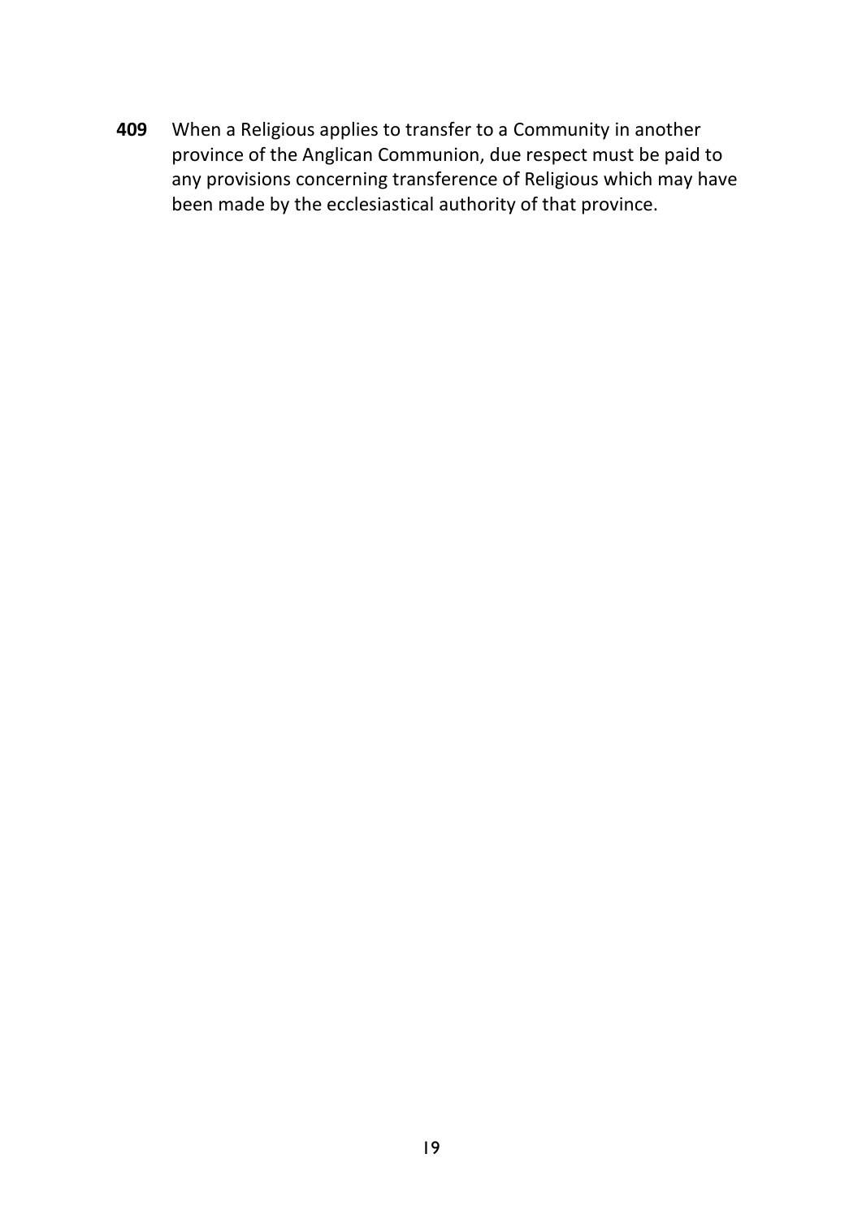**409** When a Religious applies to transfer to a Community in another province of the Anglican Communion, due respect must be paid to any provisions concerning transference of Religious which may have been made by the ecclesiastical authority of that province.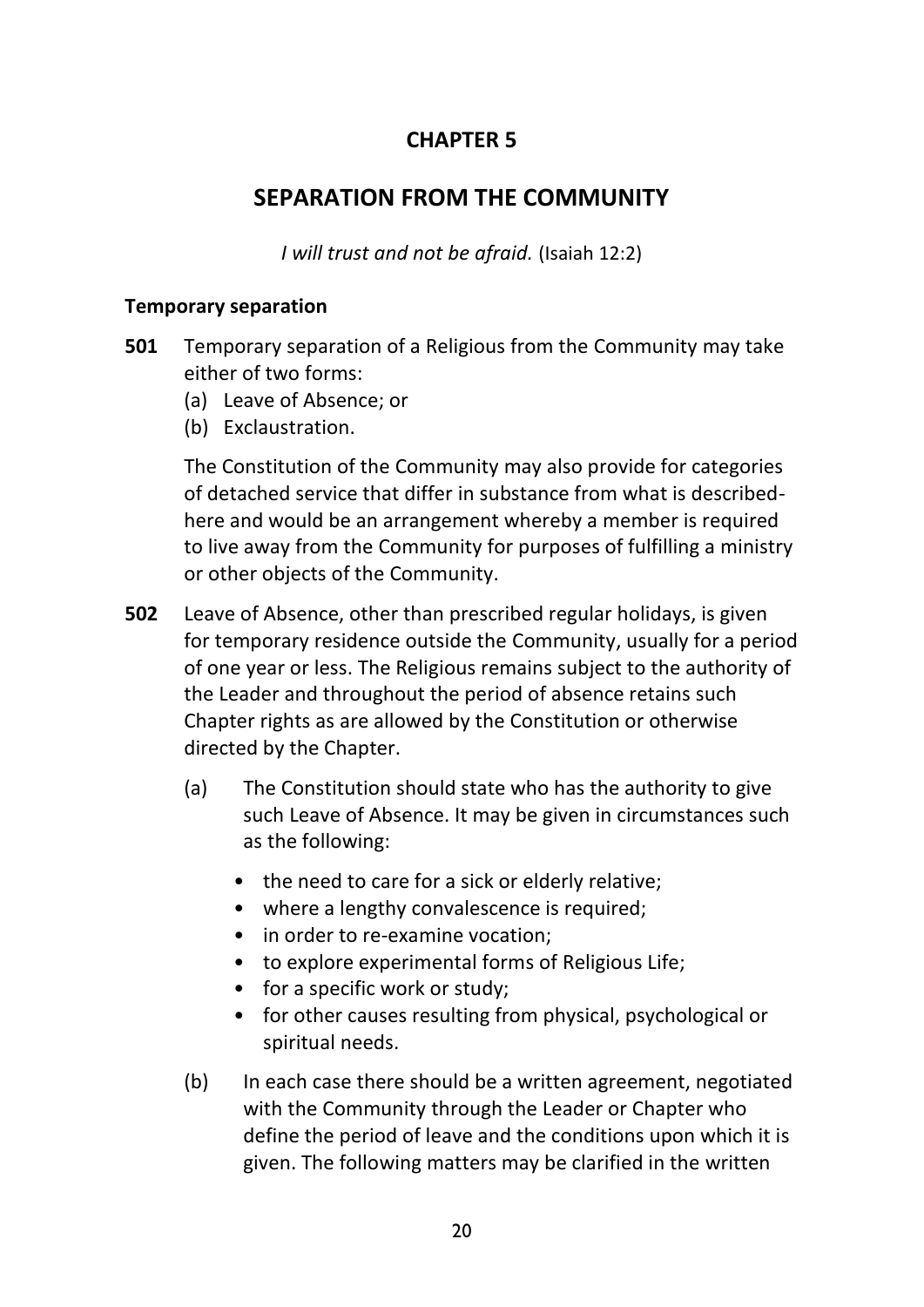# CHAPTER 5

## SEPARATION FROM THE COMMUNITY

*I will trust and not be afraid.* (Isaiah 12:2)

### Temporary separation

**501** Temporary separation of a Religious from the Community may take either of two forms:

(a) Leave of Absence; or
(b) Exclaustration.

The Constitution of the Community may also provide for categories of detached service that differ in substance from what is described- here and would be an arrangement whereby a member is required to live away from the Community for purposes of fulfilling a ministry or other objects of the Community.

**502** Leave of Absence, other than prescribed regular holidays, is given for temporary residence outside the Community, usually for a period of one year or less. The Religious remains subject to the authority of the Leader and throughout the period of absence retains such Chapter rights as are allowed by the Constitution or otherwise directed by the Chapter.

(a) The Constitution should state who has the authority to give such Leave of Absence. It may be given in circumstances such as the following:

- the need to care for a sick or elderly relative;
- where a lengthy convalescence is required;
- in order to re-examine vocation;
- to explore experimental forms of Religious Life;
- for a specific work or study;
- for other causes resulting from physical, psychological or spiritual needs.

(b) In each case there should be a written agreement, negotiated with the Community through the Leader or Chapter who define the period of leave and the conditions upon which it is given. The following matters may be clarified in the written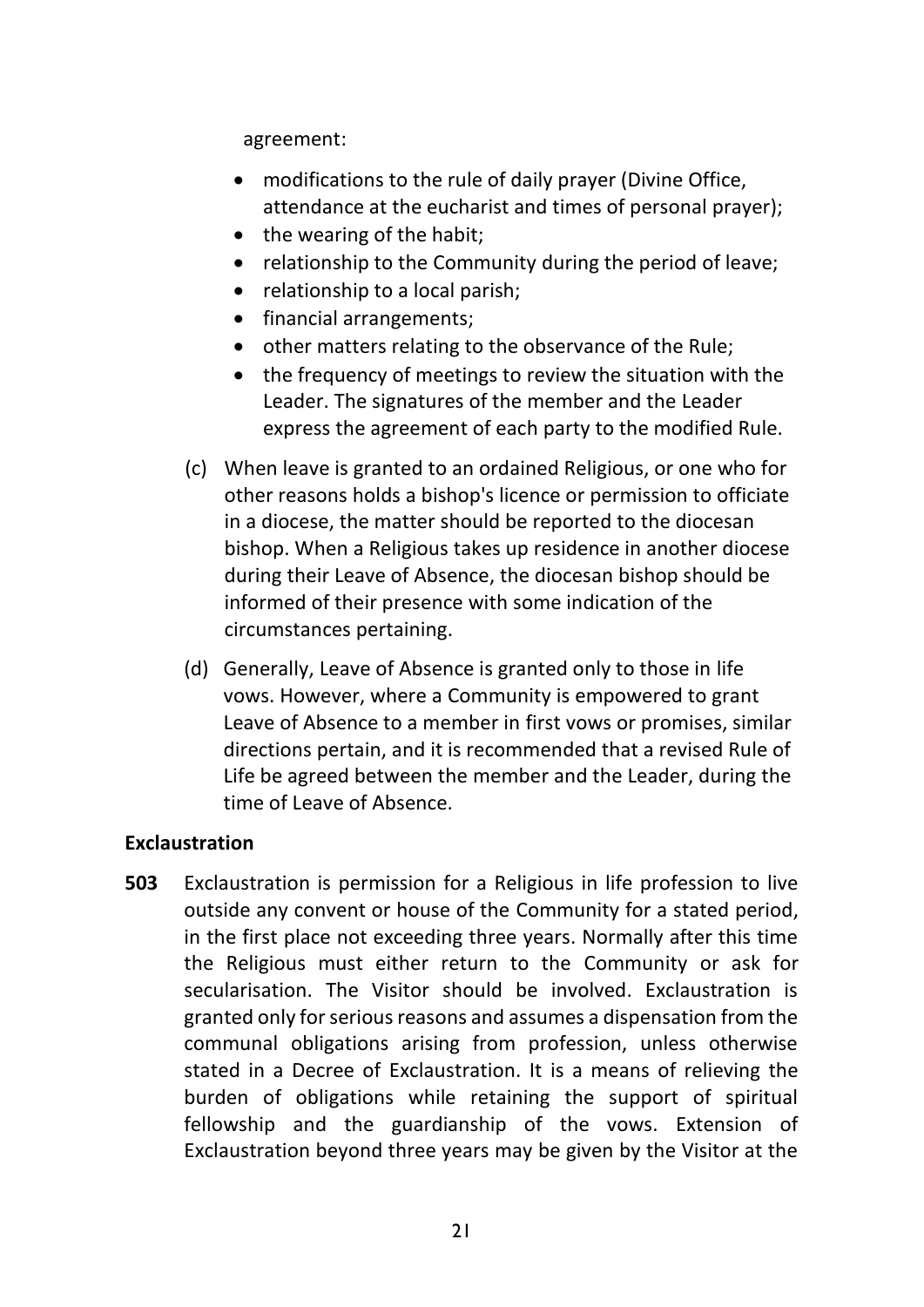agreement:

- modifications to the rule of daily prayer (Divine Office, attendance at the eucharist and times of personal prayer);
- the wearing of the habit;
- relationship to the Community during the period of leave;
- relationship to a local parish;
- financial arrangements;
- other matters relating to the observance of the Rule;
- the frequency of meetings to review the situation with the Leader. The signatures of the member and the Leader express the agreement of each party to the modified Rule.

(c) When leave is granted to an ordained Religious, or one who for other reasons holds a bishop's licence or permission to officiate in a diocese, the matter should be reported to the diocesan bishop. When a Religious takes up residence in another diocese during their Leave of Absence, the diocesan bishop should be informed of their presence with some indication of the circumstances pertaining.

(d) Generally, Leave of Absence is granted only to those in life vows. However, where a Community is empowered to grant Leave of Absence to a member in first vows or promises, similar directions pertain, and it is recommended that a revised Rule of Life be agreed between the member and the Leader, during the time of Leave of Absence.

### Exclaustration

**503** Exclaustration is permission for a Religious in life profession to live outside any convent or house of the Community for a stated period, in the first place not exceeding three years. Normally after this time the Religious must either return to the Community or ask for secularisation. The Visitor should be involved. Exclaustration is granted only for serious reasons and assumes a dispensation from the communal obligations arising from profession, unless otherwise stated in a Decree of Exclaustration. It is a means of relieving the burden of obligations while retaining the support of spiritual fellowship and the guardianship of the vows. Extension of Exclaustration beyond three years may be given by the Visitor at the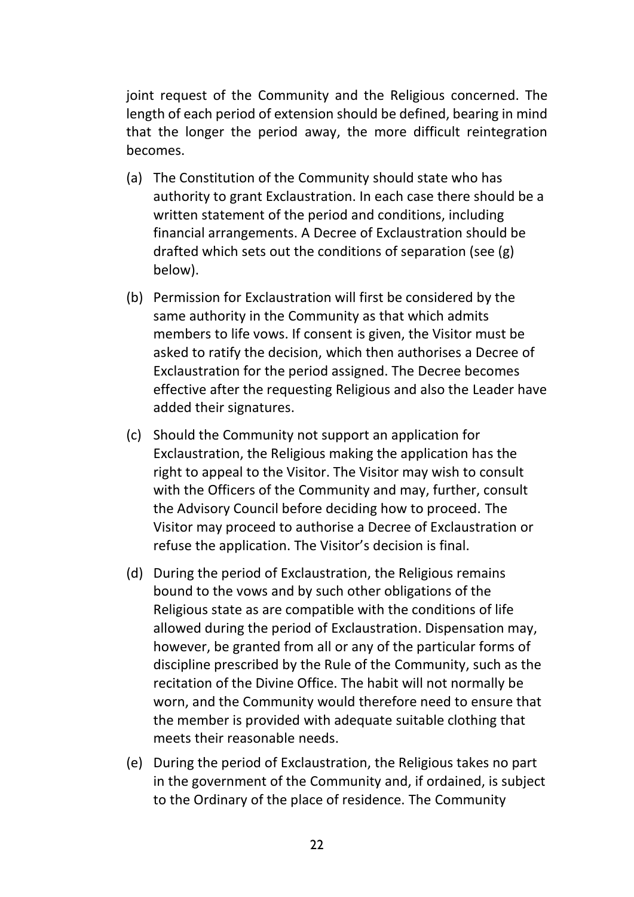joint request of the Community and the Religious concerned. The length of each period of extension should be defined, bearing in mind that the longer the period away, the more difficult reintegration becomes.

(a) The Constitution of the Community should state who has authority to grant Exclaustration. In each case there should be a written statement of the period and conditions, including financial arrangements. A Decree of Exclaustration should be drafted which sets out the conditions of separation (see (g) below).

(b) Permission for Exclaustration will first be considered by the same authority in the Community as that which admits members to life vows. If consent is given, the Visitor must be asked to ratify the decision, which then authorises a Decree of Exclaustration for the period assigned. The Decree becomes effective after the requesting Religious and also the Leader have added their signatures.

(c) Should the Community not support an application for Exclaustration, the Religious making the application has the right to appeal to the Visitor. The Visitor may wish to consult with the Officers of the Community and may, further, consult the Advisory Council before deciding how to proceed. The Visitor may proceed to authorise a Decree of Exclaustration or refuse the application. The Visitor's decision is final.

(d) During the period of Exclaustration, the Religious remains bound to the vows and by such other obligations of the Religious state as are compatible with the conditions of life allowed during the period of Exclaustration. Dispensation may, however, be granted from all or any of the particular forms of discipline prescribed by the Rule of the Community, such as the recitation of the Divine Office. The habit will not normally be worn, and the Community would therefore need to ensure that the member is provided with adequate suitable clothing that meets their reasonable needs.

(e) During the period of Exclaustration, the Religious takes no part in the government of the Community and, if ordained, is subject to the Ordinary of the place of residence. The Community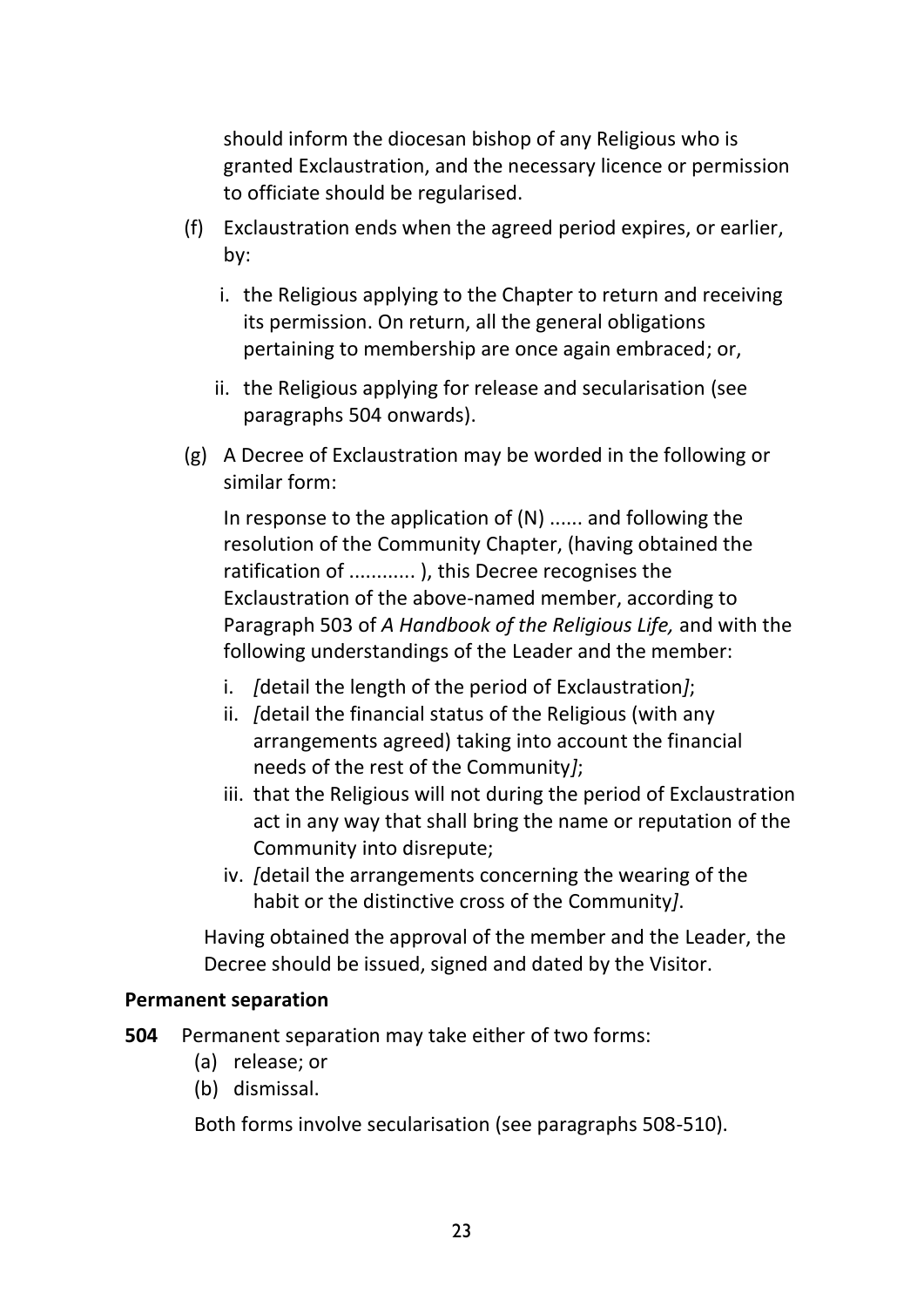should inform the diocesan bishop of any Religious who is granted Exclaustration, and the necessary licence or permission to officiate should be regularised.

(f) Exclaustration ends when the agreed period expires, or earlier, by:

   i. the Religious applying to the Chapter to return and receiving its permission. On return, all the general obligations pertaining to membership are once again embraced; or,

   ii. the Religious applying for release and secularisation (see paragraphs 504 onwards).

(g) A Decree of Exclaustration may be worded in the following or similar form:

   In response to the application of (N) ...... and following the resolution of the Community Chapter, (having obtained the ratification of ............ ), this Decree recognises the Exclaustration of the above-named member, according to Paragraph 503 of *A Handbook of the Religious Life,* and with the following understandings of the Leader and the member:

   i. *[*detail the length of the period of Exclaustration*]*;
   ii. *[*detail the financial status of the Religious (with any arrangements agreed) taking into account the financial needs of the rest of the Community*]*;
   iii. that the Religious will not during the period of Exclaustration act in any way that shall bring the name or reputation of the Community into disrepute;
   iv. *[*detail the arrangements concerning the wearing of the habit or the distinctive cross of the Community*]*.

   Having obtained the approval of the member and the Leader, the Decree should be issued, signed and dated by the Visitor.

**Permanent separation**

**504** Permanent separation may take either of two forms:

   (a) release; or
   (b) dismissal.

   Both forms involve secularisation (see paragraphs 508-510).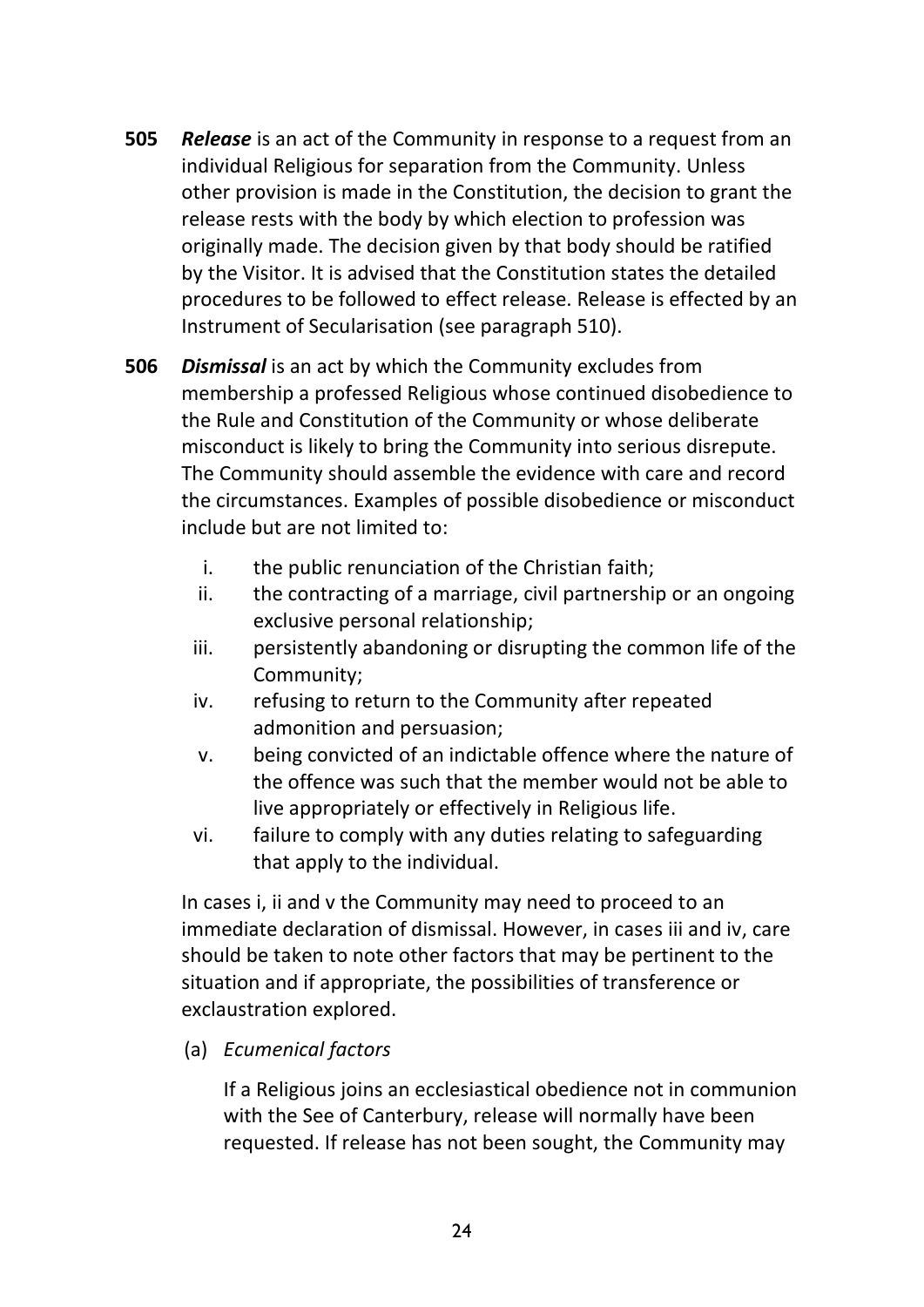**505** ***Release*** is an act of the Community in response to a request from an individual Religious for separation from the Community. Unless other provision is made in the Constitution, the decision to grant the release rests with the body by which election to profession was originally made. The decision given by that body should be ratified by the Visitor. It is advised that the Constitution states the detailed procedures to be followed to effect release. Release is effected by an Instrument of Secularisation (see paragraph 510).

**506** ***Dismissal*** is an act by which the Community excludes from membership a professed Religious whose continued disobedience to the Rule and Constitution of the Community or whose deliberate misconduct is likely to bring the Community into serious disrepute. The Community should assemble the evidence with care and record the circumstances. Examples of possible disobedience or misconduct include but are not limited to:

i. the public renunciation of the Christian faith;
ii. the contracting of a marriage, civil partnership or an ongoing exclusive personal relationship;
iii. persistently abandoning or disrupting the common life of the Community;
iv. refusing to return to the Community after repeated admonition and persuasion;
v. being convicted of an indictable offence where the nature of the offence was such that the member would not be able to live appropriately or effectively in Religious life.
vi. failure to comply with any duties relating to safeguarding that apply to the individual.

In cases i, ii and v the Community may need to proceed to an immediate declaration of dismissal. However, in cases iii and iv, care should be taken to note other factors that may be pertinent to the situation and if appropriate, the possibilities of transference or exclaustration explored.

(a) *Ecumenical factors*

If a Religious joins an ecclesiastical obedience not in communion with the See of Canterbury, release will normally have been requested. If release has not been sought, the Community may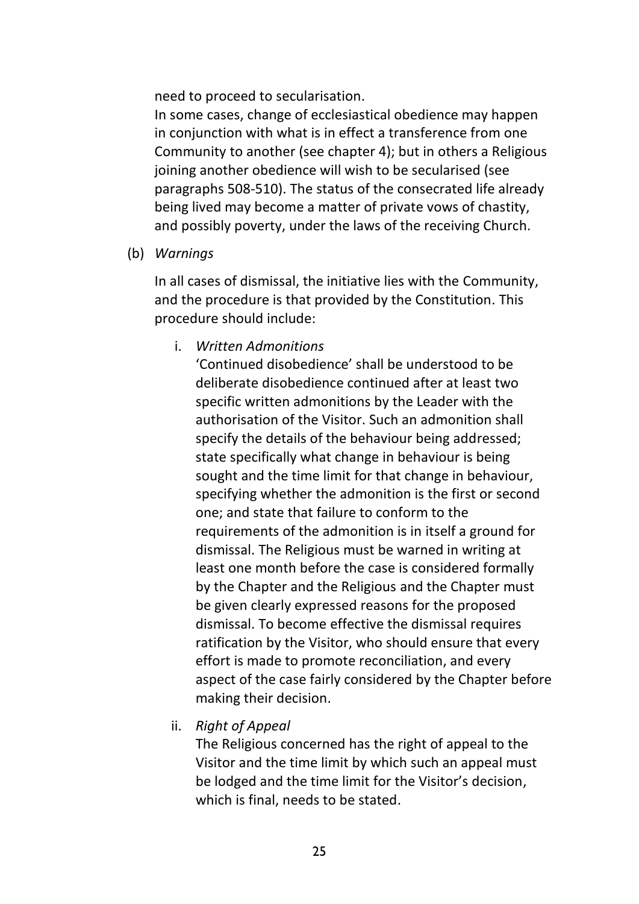need to proceed to secularisation.

In some cases, change of ecclesiastical obedience may happen in conjunction with what is in effect a transference from one Community to another (see chapter 4); but in others a Religious joining another obedience will wish to be secularised (see paragraphs 508-510). The status of the consecrated life already being lived may become a matter of private vows of chastity, and possibly poverty, under the laws of the receiving Church.

(b) *Warnings*

In all cases of dismissal, the initiative lies with the Community, and the procedure is that provided by the Constitution. This procedure should include:

i. *Written Admonitions*

'Continued disobedience' shall be understood to be deliberate disobedience continued after at least two specific written admonitions by the Leader with the authorisation of the Visitor. Such an admonition shall specify the details of the behaviour being addressed; state specifically what change in behaviour is being sought and the time limit for that change in behaviour, specifying whether the admonition is the first or second one; and state that failure to conform to the requirements of the admonition is in itself a ground for dismissal. The Religious must be warned in writing at least one month before the case is considered formally by the Chapter and the Religious and the Chapter must be given clearly expressed reasons for the proposed dismissal. To become effective the dismissal requires ratification by the Visitor, who should ensure that every effort is made to promote reconciliation, and every aspect of the case fairly considered by the Chapter before making their decision.

ii. *Right of Appeal*

The Religious concerned has the right of appeal to the Visitor and the time limit by which such an appeal must be lodged and the time limit for the Visitor's decision, which is final, needs to be stated.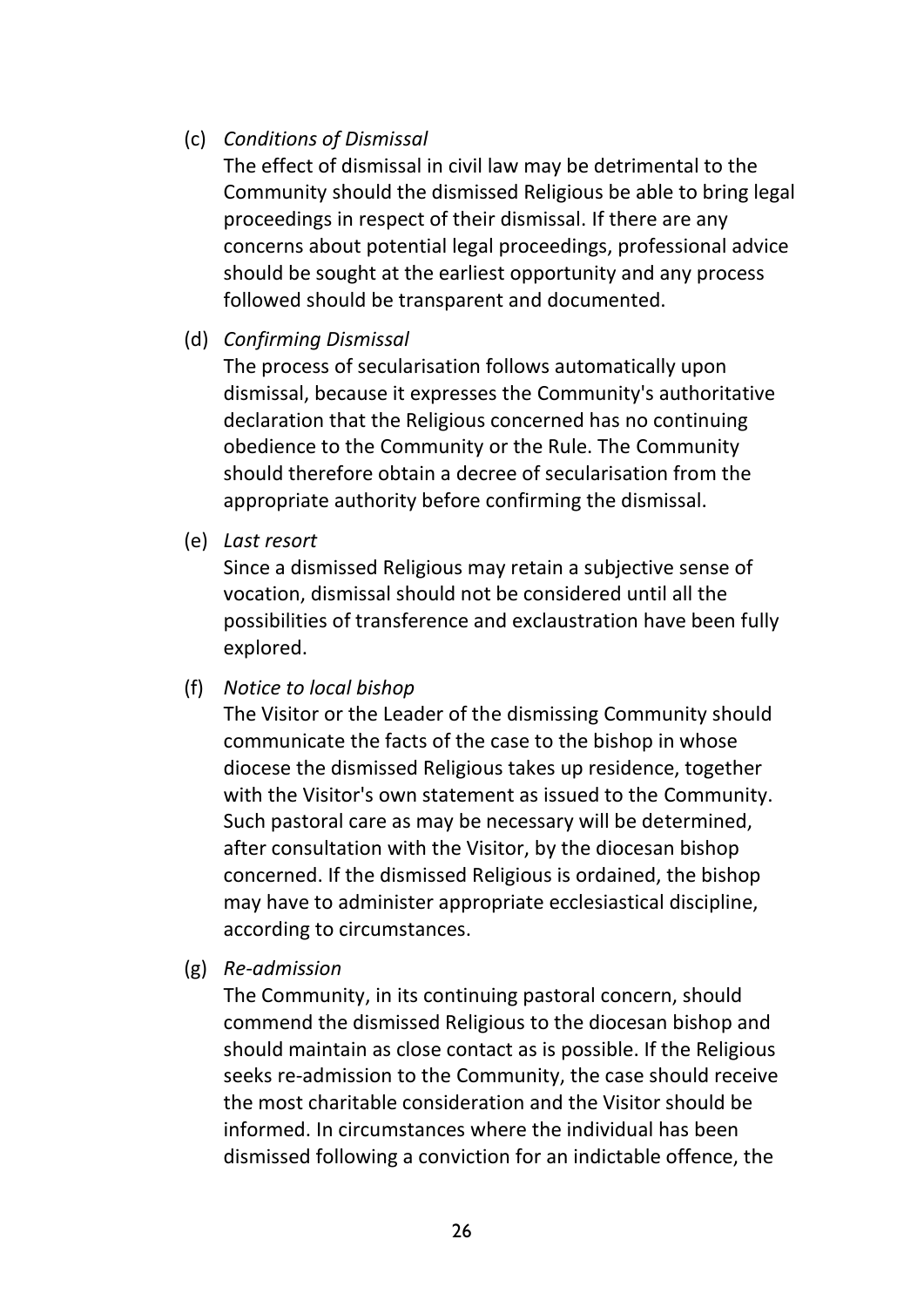(c) *Conditions of Dismissal*

The effect of dismissal in civil law may be detrimental to the Community should the dismissed Religious be able to bring legal proceedings in respect of their dismissal. If there are any concerns about potential legal proceedings, professional advice should be sought at the earliest opportunity and any process followed should be transparent and documented.

(d) *Confirming Dismissal*

The process of secularisation follows automatically upon dismissal, because it expresses the Community's authoritative declaration that the Religious concerned has no continuing obedience to the Community or the Rule. The Community should therefore obtain a decree of secularisation from the appropriate authority before confirming the dismissal.

(e) *Last resort*

Since a dismissed Religious may retain a subjective sense of vocation, dismissal should not be considered until all the possibilities of transference and exclaustration have been fully explored.

(f) *Notice to local bishop*

The Visitor or the Leader of the dismissing Community should communicate the facts of the case to the bishop in whose diocese the dismissed Religious takes up residence, together with the Visitor's own statement as issued to the Community. Such pastoral care as may be necessary will be determined, after consultation with the Visitor, by the diocesan bishop concerned. If the dismissed Religious is ordained, the bishop may have to administer appropriate ecclesiastical discipline, according to circumstances.

(g) *Re-admission*

The Community, in its continuing pastoral concern, should commend the dismissed Religious to the diocesan bishop and should maintain as close contact as is possible. If the Religious seeks re-admission to the Community, the case should receive the most charitable consideration and the Visitor should be informed. In circumstances where the individual has been dismissed following a conviction for an indictable offence, the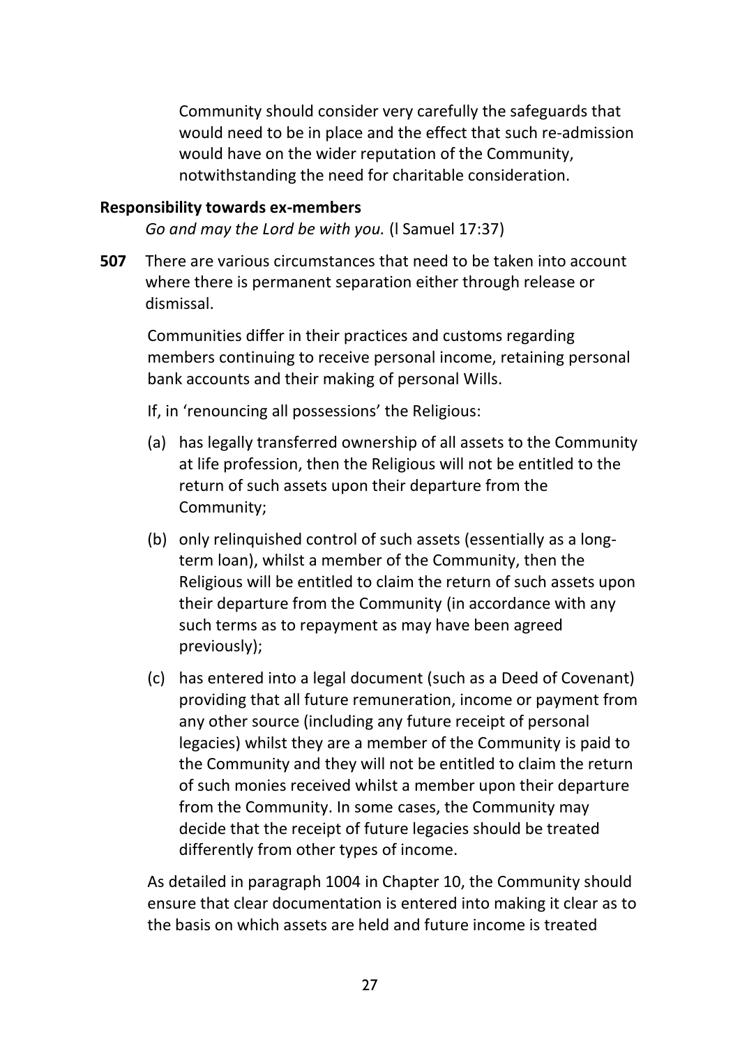Community should consider very carefully the safeguards that would need to be in place and the effect that such re-admission would have on the wider reputation of the Community, notwithstanding the need for charitable consideration.

**Responsibility towards ex-members**

*Go and may the Lord be with you.* (l Samuel 17:37)

**507** There are various circumstances that need to be taken into account where there is permanent separation either through release or dismissal.

Communities differ in their practices and customs regarding members continuing to receive personal income, retaining personal bank accounts and their making of personal Wills.

If, in 'renouncing all possessions' the Religious:

(a) has legally transferred ownership of all assets to the Community at life profession, then the Religious will not be entitled to the return of such assets upon their departure from the Community;

(b) only relinquished control of such assets (essentially as a long-term loan), whilst a member of the Community, then the Religious will be entitled to claim the return of such assets upon their departure from the Community (in accordance with any such terms as to repayment as may have been agreed previously);

(c) has entered into a legal document (such as a Deed of Covenant) providing that all future remuneration, income or payment from any other source (including any future receipt of personal legacies) whilst they are a member of the Community is paid to the Community and they will not be entitled to claim the return of such monies received whilst a member upon their departure from the Community. In some cases, the Community may decide that the receipt of future legacies should be treated differently from other types of income.

As detailed in paragraph 1004 in Chapter 10, the Community should ensure that clear documentation is entered into making it clear as to the basis on which assets are held and future income is treated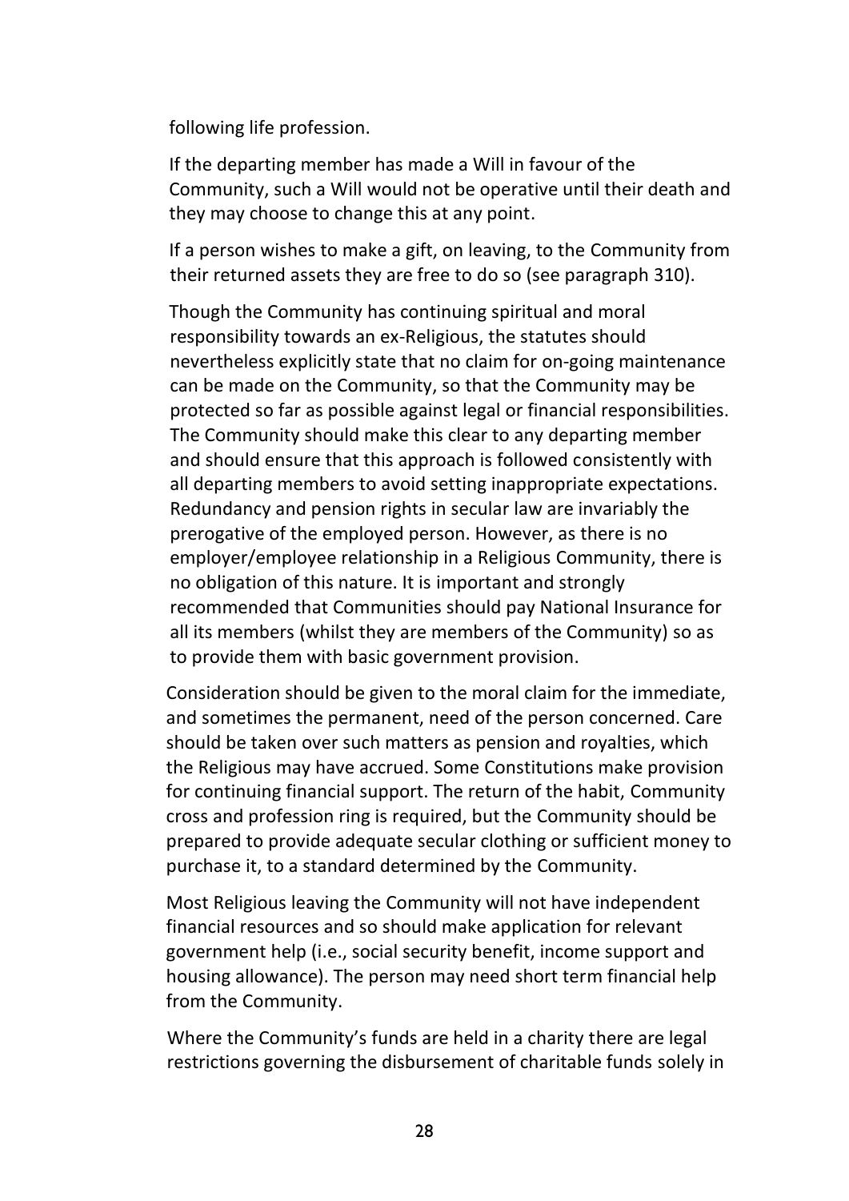following life profession.

If the departing member has made a Will in favour of the Community, such a Will would not be operative until their death and they may choose to change this at any point.

If a person wishes to make a gift, on leaving, to the Community from their returned assets they are free to do so (see paragraph 310).

Though the Community has continuing spiritual and moral responsibility towards an ex-Religious, the statutes should nevertheless explicitly state that no claim for on-going maintenance can be made on the Community, so that the Community may be protected so far as possible against legal or financial responsibilities. The Community should make this clear to any departing member and should ensure that this approach is followed consistently with all departing members to avoid setting inappropriate expectations. Redundancy and pension rights in secular law are invariably the prerogative of the employed person. However, as there is no employer/employee relationship in a Religious Community, there is no obligation of this nature. It is important and strongly recommended that Communities should pay National Insurance for all its members (whilst they are members of the Community) so as to provide them with basic government provision.

Consideration should be given to the moral claim for the immediate, and sometimes the permanent, need of the person concerned. Care should be taken over such matters as pension and royalties, which the Religious may have accrued. Some Constitutions make provision for continuing financial support. The return of the habit, Community cross and profession ring is required, but the Community should be prepared to provide adequate secular clothing or sufficient money to purchase it, to a standard determined by the Community.

Most Religious leaving the Community will not have independent financial resources and so should make application for relevant government help (i.e., social security benefit, income support and housing allowance). The person may need short term financial help from the Community.

Where the Community's funds are held in a charity there are legal restrictions governing the disbursement of charitable funds solely in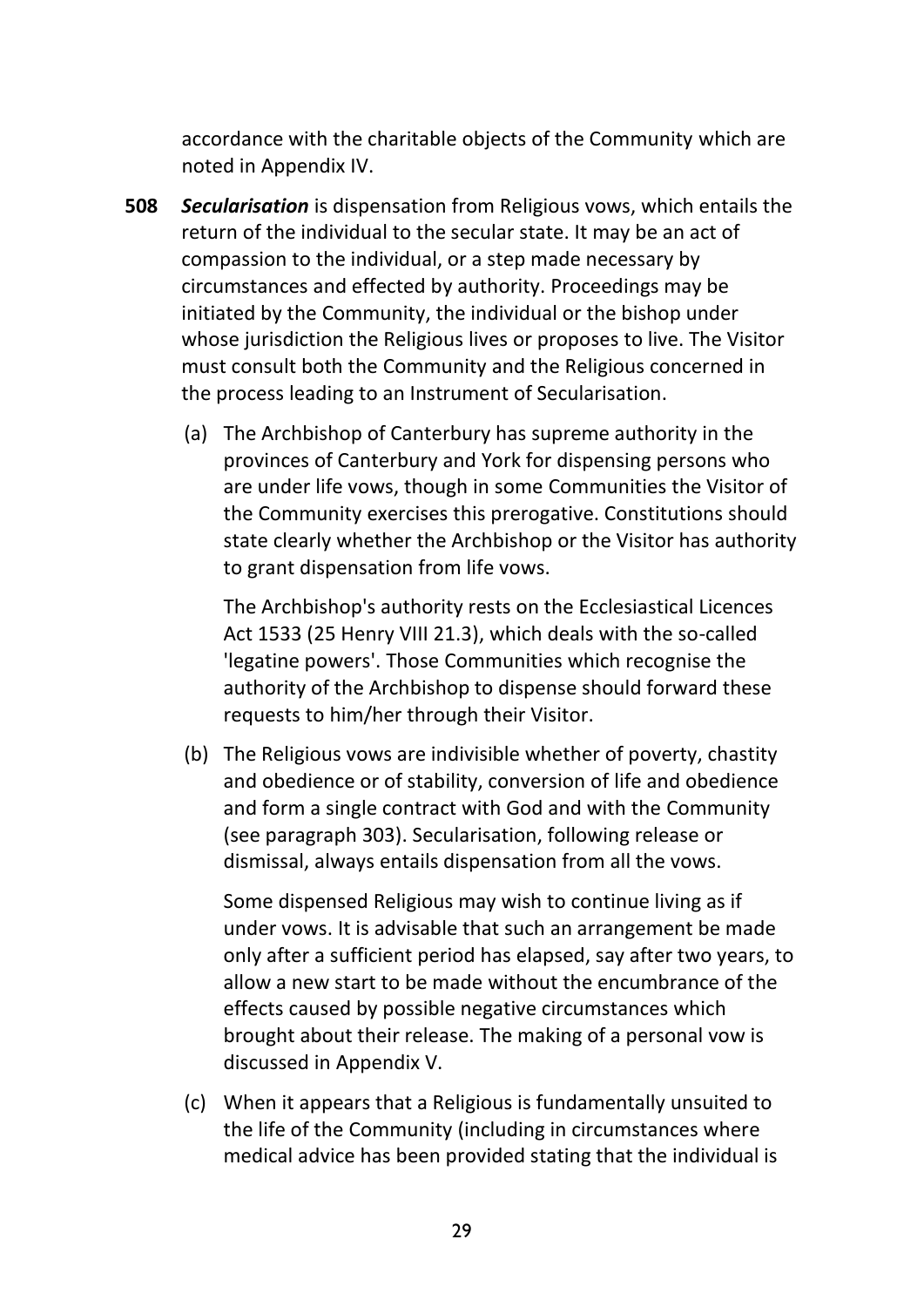accordance with the charitable objects of the Community which are noted in Appendix IV.

**508** ***Secularisation*** is dispensation from Religious vows, which entails the return of the individual to the secular state. It may be an act of compassion to the individual, or a step made necessary by circumstances and effected by authority. Proceedings may be initiated by the Community, the individual or the bishop under whose jurisdiction the Religious lives or proposes to live. The Visitor must consult both the Community and the Religious concerned in the process leading to an Instrument of Secularisation.

(a) The Archbishop of Canterbury has supreme authority in the provinces of Canterbury and York for dispensing persons who are under life vows, though in some Communities the Visitor of the Community exercises this prerogative. Constitutions should state clearly whether the Archbishop or the Visitor has authority to grant dispensation from life vows.

The Archbishop's authority rests on the Ecclesiastical Licences Act 1533 (25 Henry VIII 21.3), which deals with the so-called 'legatine powers'. Those Communities which recognise the authority of the Archbishop to dispense should forward these requests to him/her through their Visitor.

(b) The Religious vows are indivisible whether of poverty, chastity and obedience or of stability, conversion of life and obedience and form a single contract with God and with the Community (see paragraph 303). Secularisation, following release or dismissal, always entails dispensation from all the vows.

Some dispensed Religious may wish to continue living as if under vows. It is advisable that such an arrangement be made only after a sufficient period has elapsed, say after two years, to allow a new start to be made without the encumbrance of the effects caused by possible negative circumstances which brought about their release. The making of a personal vow is discussed in Appendix V.

(c) When it appears that a Religious is fundamentally unsuited to the life of the Community (including in circumstances where medical advice has been provided stating that the individual is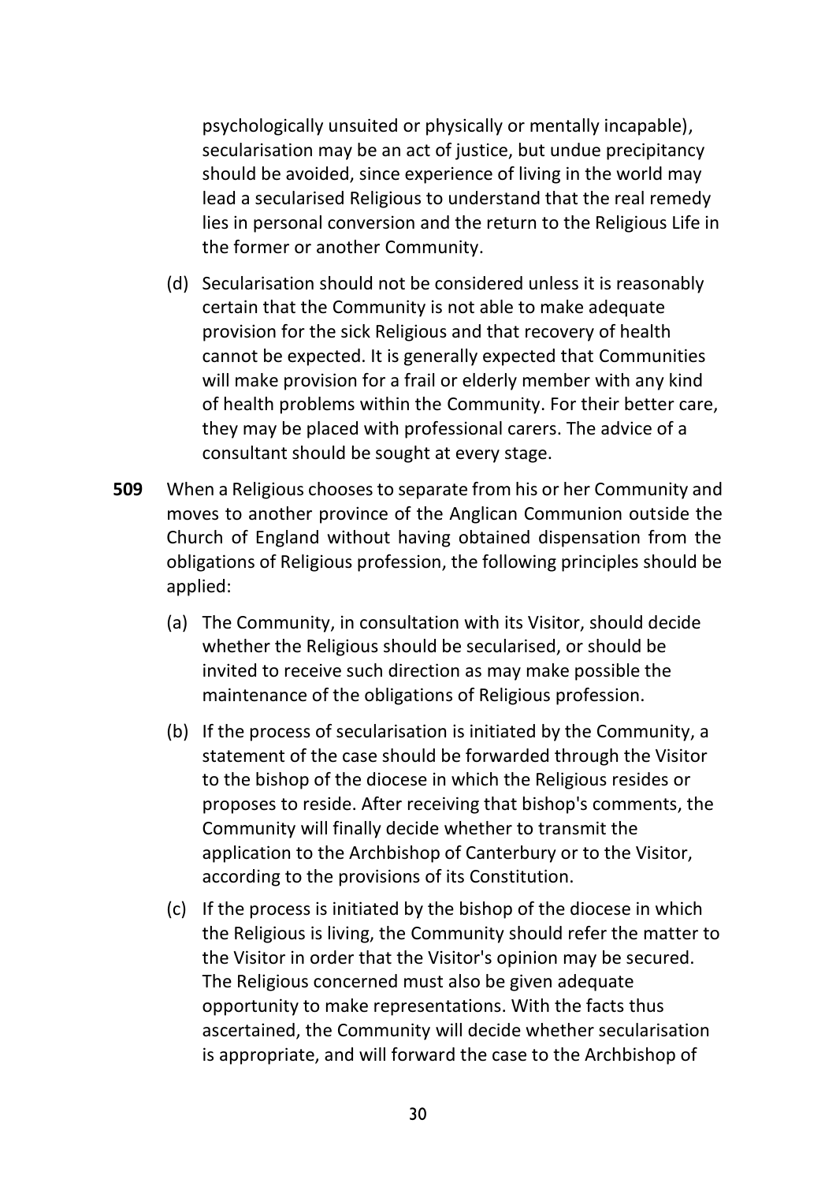psychologically unsuited or physically or mentally incapable), secularisation may be an act of justice, but undue precipitancy should be avoided, since experience of living in the world may lead a secularised Religious to understand that the real remedy lies in personal conversion and the return to the Religious Life in the former or another Community.

(d) Secularisation should not be considered unless it is reasonably certain that the Community is not able to make adequate provision for the sick Religious and that recovery of health cannot be expected. It is generally expected that Communities will make provision for a frail or elderly member with any kind of health problems within the Community. For their better care, they may be placed with professional carers. The advice of a consultant should be sought at every stage.

**509** When a Religious chooses to separate from his or her Community and moves to another province of the Anglican Communion outside the Church of England without having obtained dispensation from the obligations of Religious profession, the following principles should be applied:

(a) The Community, in consultation with its Visitor, should decide whether the Religious should be secularised, or should be invited to receive such direction as may make possible the maintenance of the obligations of Religious profession.

(b) If the process of secularisation is initiated by the Community, a statement of the case should be forwarded through the Visitor to the bishop of the diocese in which the Religious resides or proposes to reside. After receiving that bishop's comments, the Community will finally decide whether to transmit the application to the Archbishop of Canterbury or to the Visitor, according to the provisions of its Constitution.

(c) If the process is initiated by the bishop of the diocese in which the Religious is living, the Community should refer the matter to the Visitor in order that the Visitor's opinion may be secured. The Religious concerned must also be given adequate opportunity to make representations. With the facts thus ascertained, the Community will decide whether secularisation is appropriate, and will forward the case to the Archbishop of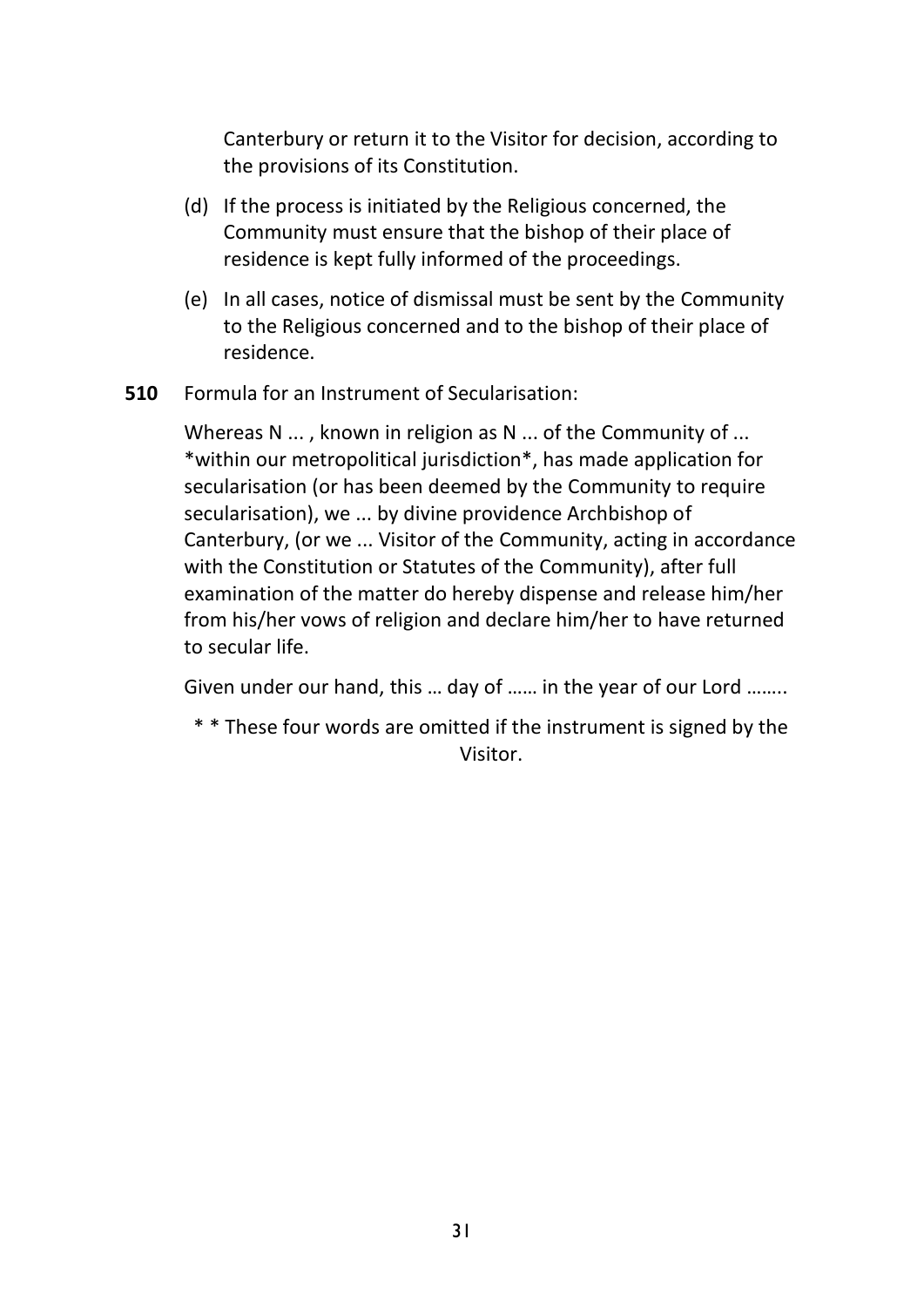Canterbury or return it to the Visitor for decision, according to the provisions of its Constitution.

(d) If the process is initiated by the Religious concerned, the Community must ensure that the bishop of their place of residence is kept fully informed of the proceedings.

(e) In all cases, notice of dismissal must be sent by the Community to the Religious concerned and to the bishop of their place of residence.

**510** Formula for an Instrument of Secularisation:

Whereas N ... , known in religion as N ... of the Community of ... *within our metropolitical jurisdiction*, has made application for secularisation (or has been deemed by the Community to require secularisation), we ... by divine providence Archbishop of Canterbury, (or we ... Visitor of the Community, acting in accordance with the Constitution or Statutes of the Community), after full examination of the matter do hereby dispense and release him/her from his/her vows of religion and declare him/her to have returned to secular life.

Given under our hand, this … day of …… in the year of our Lord ……..

\* \* These four words are omitted if the instrument is signed by the Visitor.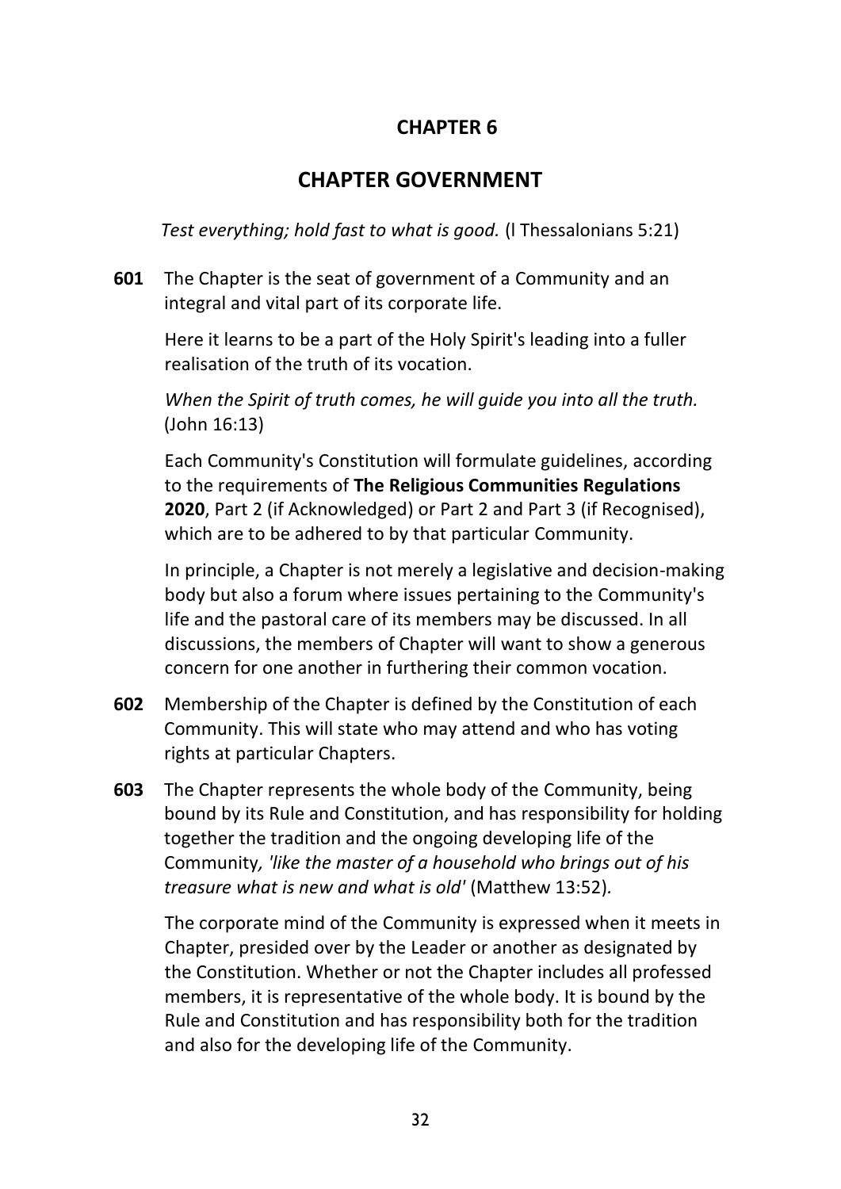# CHAPTER 6

## CHAPTER GOVERNMENT

*Test everything; hold fast to what is good.* (l Thessalonians 5:21)

**601** The Chapter is the seat of government of a Community and an integral and vital part of its corporate life.

Here it learns to be a part of the Holy Spirit's leading into a fuller realisation of the truth of its vocation.

*When the Spirit of truth comes, he will guide you into all the truth.* (John 16:13)

Each Community's Constitution will formulate guidelines, according to the requirements of **The Religious Communities Regulations 2020**, Part 2 (if Acknowledged) or Part 2 and Part 3 (if Recognised), which are to be adhered to by that particular Community.

In principle, a Chapter is not merely a legislative and decision-making body but also a forum where issues pertaining to the Community's life and the pastoral care of its members may be discussed. In all discussions, the members of Chapter will want to show a generous concern for one another in furthering their common vocation.

**602** Membership of the Chapter is defined by the Constitution of each Community. This will state who may attend and who has voting rights at particular Chapters.

**603** The Chapter represents the whole body of the Community, being bound by its Rule and Constitution, and has responsibility for holding together the tradition and the ongoing developing life of the Community*, 'like the master of a household who brings out of his treasure what is new and what is old'* (Matthew 13:52)*.*

The corporate mind of the Community is expressed when it meets in Chapter, presided over by the Leader or another as designated by the Constitution. Whether or not the Chapter includes all professed members, it is representative of the whole body. It is bound by the Rule and Constitution and has responsibility both for the tradition and also for the developing life of the Community.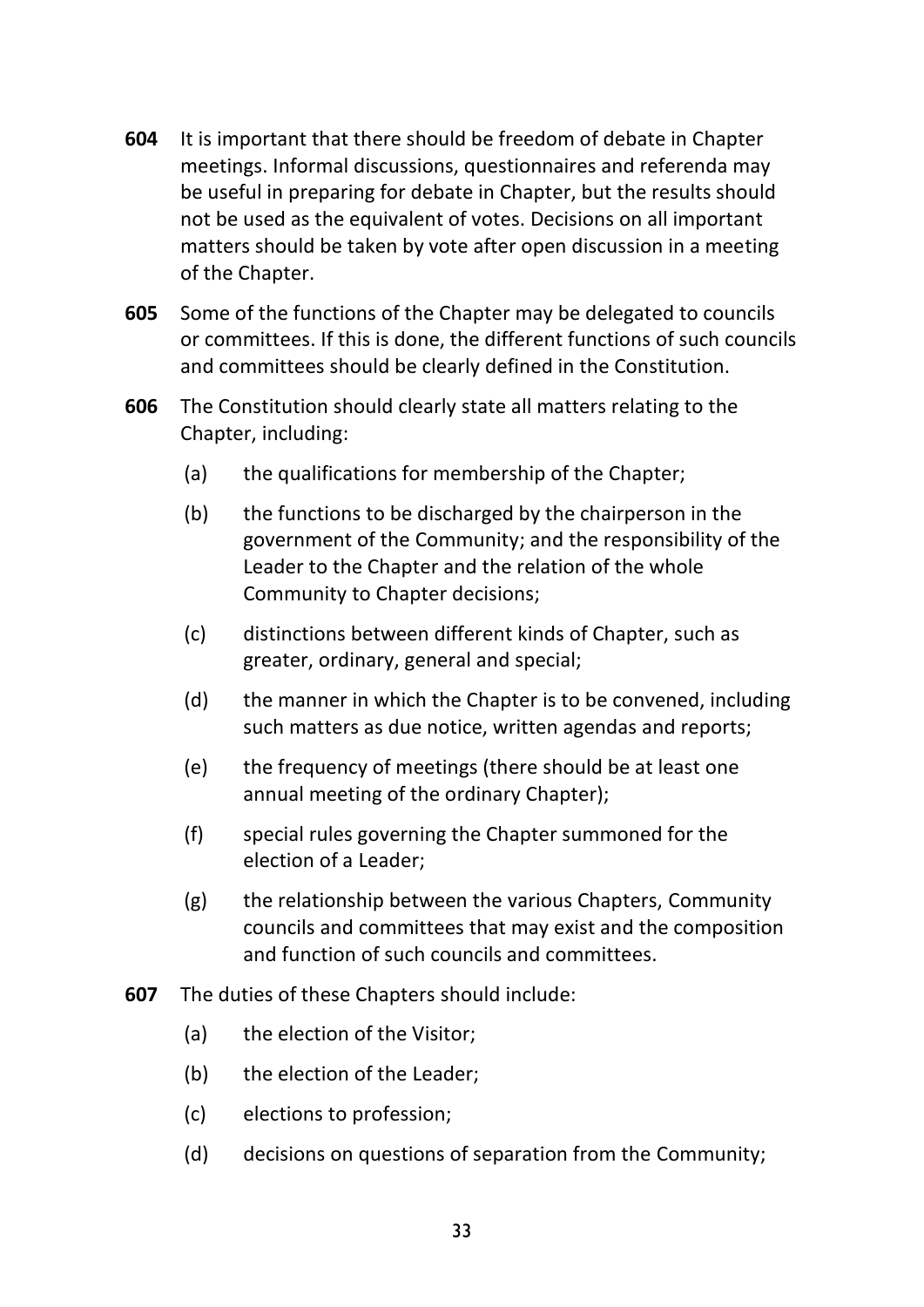**604** It is important that there should be freedom of debate in Chapter meetings. Informal discussions, questionnaires and referenda may be useful in preparing for debate in Chapter, but the results should not be used as the equivalent of votes. Decisions on all important matters should be taken by vote after open discussion in a meeting of the Chapter.

**605** Some of the functions of the Chapter may be delegated to councils or committees. If this is done, the different functions of such councils and committees should be clearly defined in the Constitution.

**606** The Constitution should clearly state all matters relating to the Chapter, including:

- (a) the qualifications for membership of the Chapter;
- (b) the functions to be discharged by the chairperson in the government of the Community; and the responsibility of the Leader to the Chapter and the relation of the whole Community to Chapter decisions;
- (c) distinctions between different kinds of Chapter, such as greater, ordinary, general and special;
- (d) the manner in which the Chapter is to be convened, including such matters as due notice, written agendas and reports;
- (e) the frequency of meetings (there should be at least one annual meeting of the ordinary Chapter);
- (f) special rules governing the Chapter summoned for the election of a Leader;
- (g) the relationship between the various Chapters, Community councils and committees that may exist and the composition and function of such councils and committees.

**607** The duties of these Chapters should include:

- (a) the election of the Visitor;
- (b) the election of the Leader;
- (c) elections to profession;
- (d) decisions on questions of separation from the Community;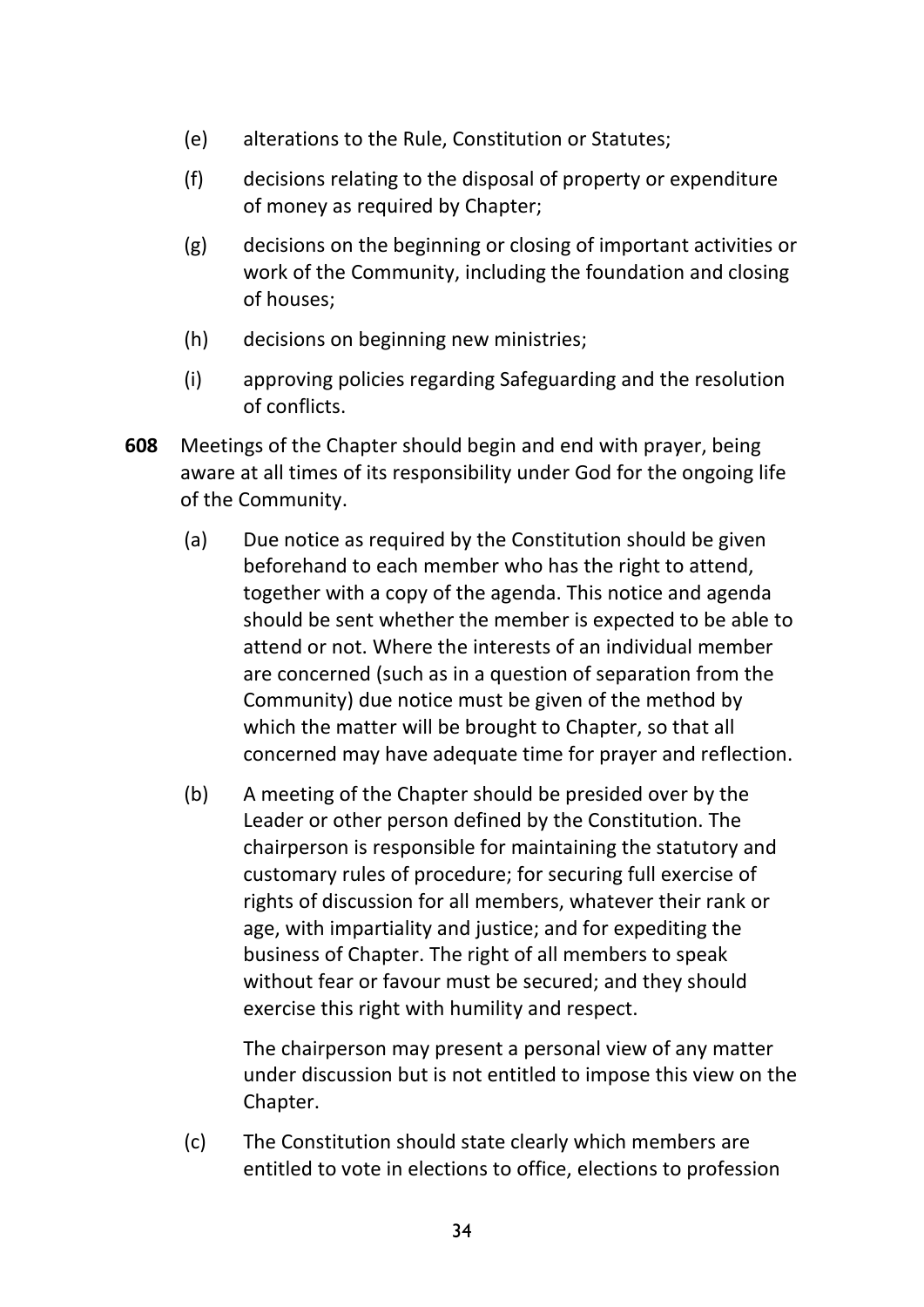(e) alterations to the Rule, Constitution or Statutes;

(f) decisions relating to the disposal of property or expenditure of money as required by Chapter;

(g) decisions on the beginning or closing of important activities or work of the Community, including the foundation and closing of houses;

(h) decisions on beginning new ministries;

(i) approving policies regarding Safeguarding and the resolution of conflicts.

**608** Meetings of the Chapter should begin and end with prayer, being aware at all times of its responsibility under God for the ongoing life of the Community.

(a) Due notice as required by the Constitution should be given beforehand to each member who has the right to attend, together with a copy of the agenda. This notice and agenda should be sent whether the member is expected to be able to attend or not. Where the interests of an individual member are concerned (such as in a question of separation from the Community) due notice must be given of the method by which the matter will be brought to Chapter, so that all concerned may have adequate time for prayer and reflection.

(b) A meeting of the Chapter should be presided over by the Leader or other person defined by the Constitution. The chairperson is responsible for maintaining the statutory and customary rules of procedure; for securing full exercise of rights of discussion for all members, whatever their rank or age, with impartiality and justice; and for expediting the business of Chapter. The right of all members to speak without fear or favour must be secured; and they should exercise this right with humility and respect.

The chairperson may present a personal view of any matter under discussion but is not entitled to impose this view on the Chapter.

(c) The Constitution should state clearly which members are entitled to vote in elections to office, elections to profession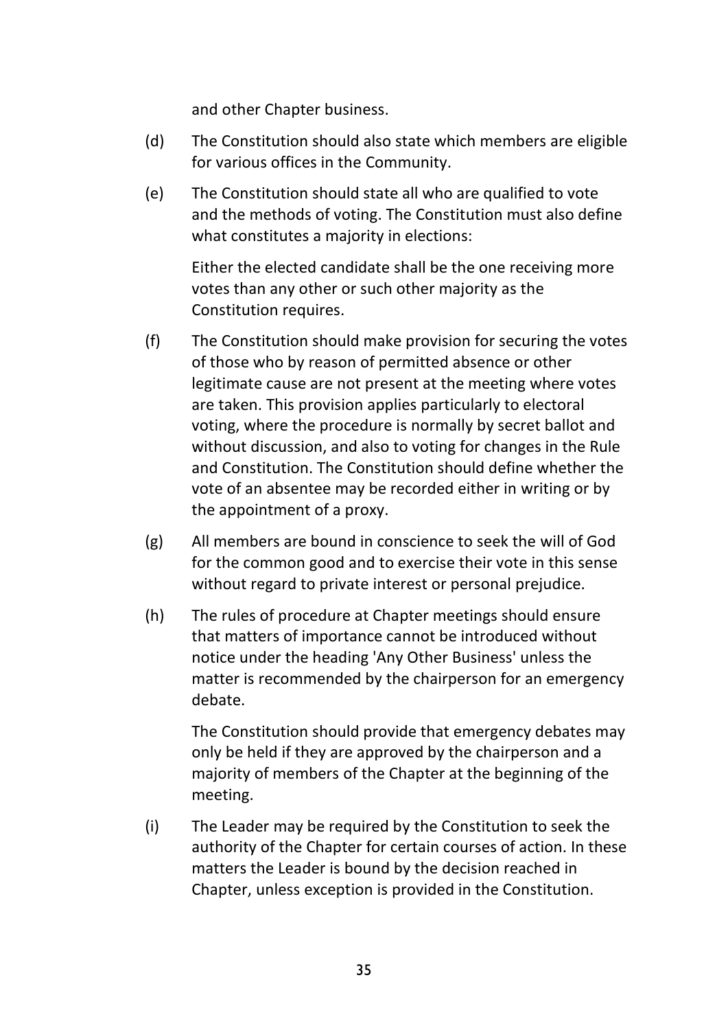and other Chapter business.

(d) The Constitution should also state which members are eligible for various offices in the Community.

(e) The Constitution should state all who are qualified to vote and the methods of voting. The Constitution must also define what constitutes a majority in elections:

Either the elected candidate shall be the one receiving more votes than any other or such other majority as the Constitution requires.

(f) The Constitution should make provision for securing the votes of those who by reason of permitted absence or other legitimate cause are not present at the meeting where votes are taken. This provision applies particularly to electoral voting, where the procedure is normally by secret ballot and without discussion, and also to voting for changes in the Rule and Constitution. The Constitution should define whether the vote of an absentee may be recorded either in writing or by the appointment of a proxy.

(g) All members are bound in conscience to seek the will of God for the common good and to exercise their vote in this sense without regard to private interest or personal prejudice.

(h) The rules of procedure at Chapter meetings should ensure that matters of importance cannot be introduced without notice under the heading 'Any Other Business' unless the matter is recommended by the chairperson for an emergency debate.

The Constitution should provide that emergency debates may only be held if they are approved by the chairperson and a majority of members of the Chapter at the beginning of the meeting.

(i) The Leader may be required by the Constitution to seek the authority of the Chapter for certain courses of action. In these matters the Leader is bound by the decision reached in Chapter, unless exception is provided in the Constitution.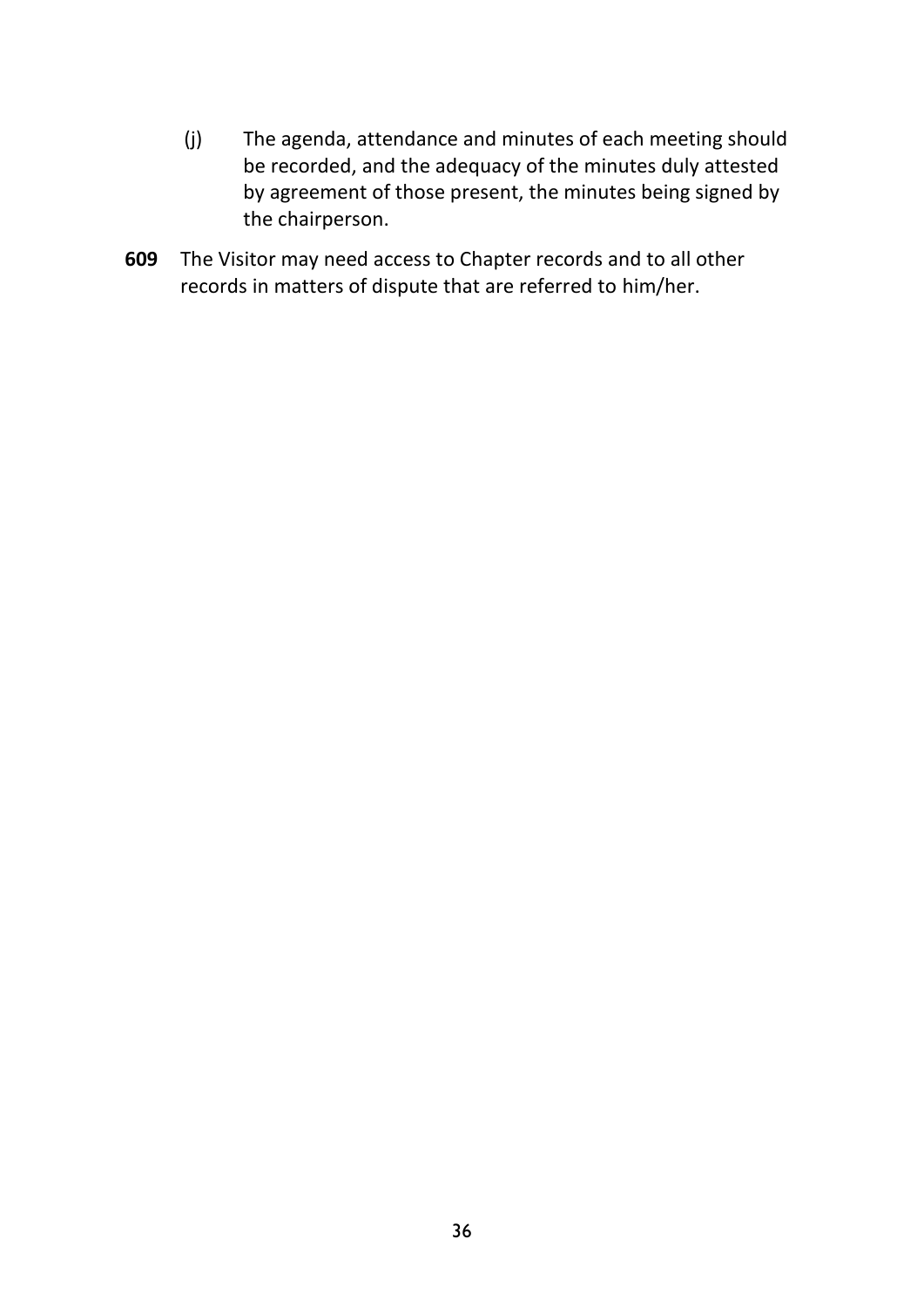(j) The agenda, attendance and minutes of each meeting should be recorded, and the adequacy of the minutes duly attested by agreement of those present, the minutes being signed by the chairperson.

**609** The Visitor may need access to Chapter records and to all other records in matters of dispute that are referred to him/her.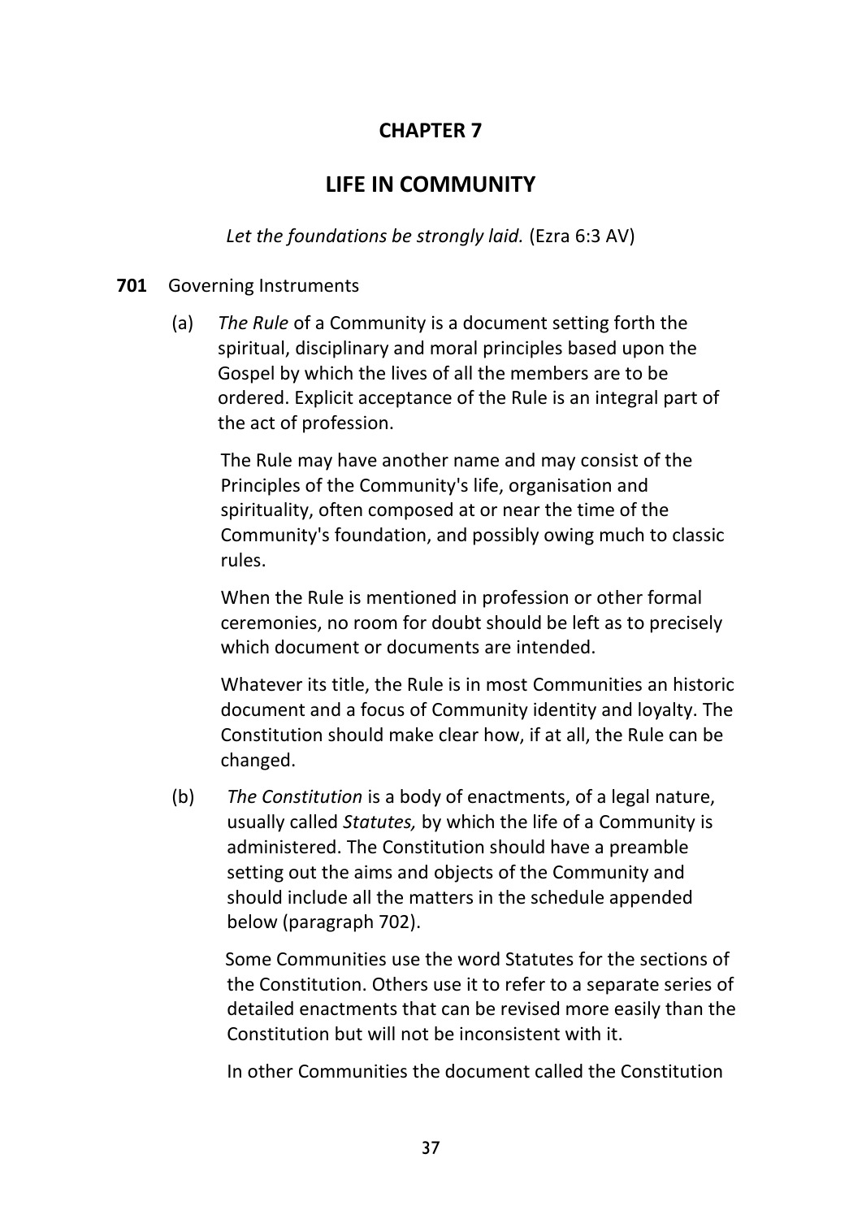# CHAPTER 7

## LIFE IN COMMUNITY

*Let the foundations be strongly laid.* (Ezra 6:3 AV)

**701** Governing Instruments

(a) *The Rule* of a Community is a document setting forth the spiritual, disciplinary and moral principles based upon the Gospel by which the lives of all the members are to be ordered. Explicit acceptance of the Rule is an integral part of the act of profession.

The Rule may have another name and may consist of the Principles of the Community's life, organisation and spirituality, often composed at or near the time of the Community's foundation, and possibly owing much to classic rules.

When the Rule is mentioned in profession or other formal ceremonies, no room for doubt should be left as to precisely which document or documents are intended.

Whatever its title, the Rule is in most Communities an historic document and a focus of Community identity and loyalty. The Constitution should make clear how, if at all, the Rule can be changed.

(b) *The Constitution* is a body of enactments, of a legal nature, usually called *Statutes,* by which the life of a Community is administered. The Constitution should have a preamble setting out the aims and objects of the Community and should include all the matters in the schedule appended below (paragraph 702).

Some Communities use the word Statutes for the sections of the Constitution. Others use it to refer to a separate series of detailed enactments that can be revised more easily than the Constitution but will not be inconsistent with it.

In other Communities the document called the Constitution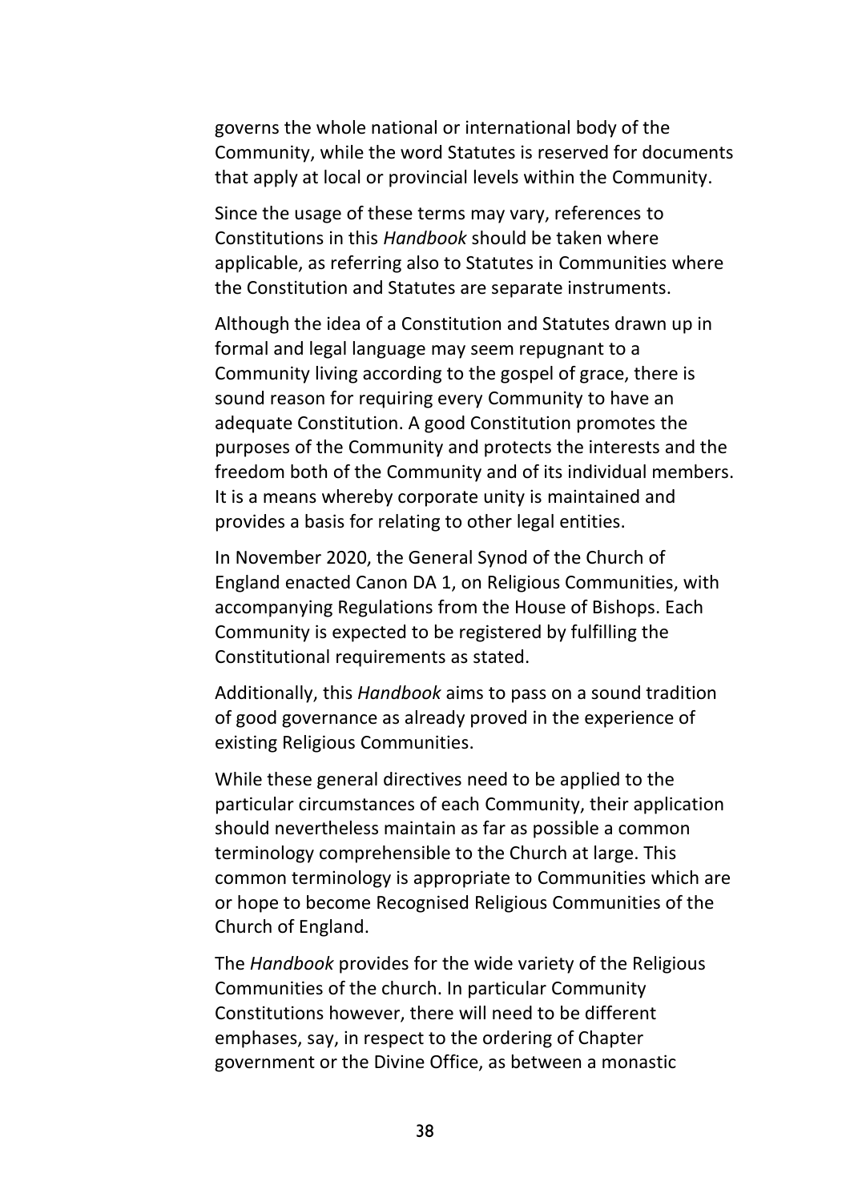governs the whole national or international body of the Community, while the word Statutes is reserved for documents that apply at local or provincial levels within the Community.

Since the usage of these terms may vary, references to Constitutions in this *Handbook* should be taken where applicable, as referring also to Statutes in Communities where the Constitution and Statutes are separate instruments.

Although the idea of a Constitution and Statutes drawn up in formal and legal language may seem repugnant to a Community living according to the gospel of grace, there is sound reason for requiring every Community to have an adequate Constitution. A good Constitution promotes the purposes of the Community and protects the interests and the freedom both of the Community and of its individual members. It is a means whereby corporate unity is maintained and provides a basis for relating to other legal entities.

In November 2020, the General Synod of the Church of England enacted Canon DA 1, on Religious Communities, with accompanying Regulations from the House of Bishops. Each Community is expected to be registered by fulfilling the Constitutional requirements as stated.

Additionally, this *Handbook* aims to pass on a sound tradition of good governance as already proved in the experience of existing Religious Communities.

While these general directives need to be applied to the particular circumstances of each Community, their application should nevertheless maintain as far as possible a common terminology comprehensible to the Church at large. This common terminology is appropriate to Communities which are or hope to become Recognised Religious Communities of the Church of England.

The *Handbook* provides for the wide variety of the Religious Communities of the church. In particular Community Constitutions however, there will need to be different emphases, say, in respect to the ordering of Chapter government or the Divine Office, as between a monastic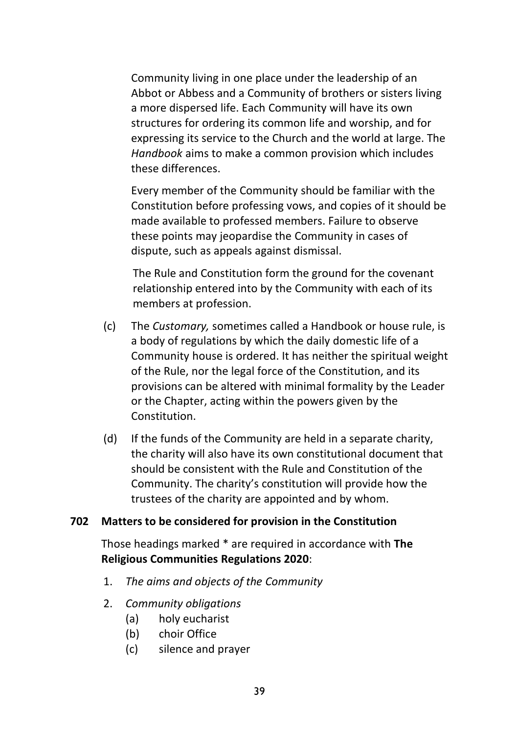Community living in one place under the leadership of an Abbot or Abbess and a Community of brothers or sisters living a more dispersed life. Each Community will have its own structures for ordering its common life and worship, and for expressing its service to the Church and the world at large. The *Handbook* aims to make a common provision which includes these differences.

Every member of the Community should be familiar with the Constitution before professing vows, and copies of it should be made available to professed members. Failure to observe these points may jeopardise the Community in cases of dispute, such as appeals against dismissal.

The Rule and Constitution form the ground for the covenant relationship entered into by the Community with each of its members at profession.

(c) The *Customary,* sometimes called a Handbook or house rule, is a body of regulations by which the daily domestic life of a Community house is ordered. It has neither the spiritual weight of the Rule, nor the legal force of the Constitution, and its provisions can be altered with minimal formality by the Leader or the Chapter, acting within the powers given by the Constitution.

(d) If the funds of the Community are held in a separate charity, the charity will also have its own constitutional document that should be consistent with the Rule and Constitution of the Community. The charity's constitution will provide how the trustees of the charity are appointed and by whom.

**702 Matters to be considered for provision in the Constitution**

Those headings marked * are required in accordance with **The Religious Communities Regulations 2020**:

1. *The aims and objects of the Community*
2. *Community obligations*
   - (a) holy eucharist
   - (b) choir Office
   - (c) silence and prayer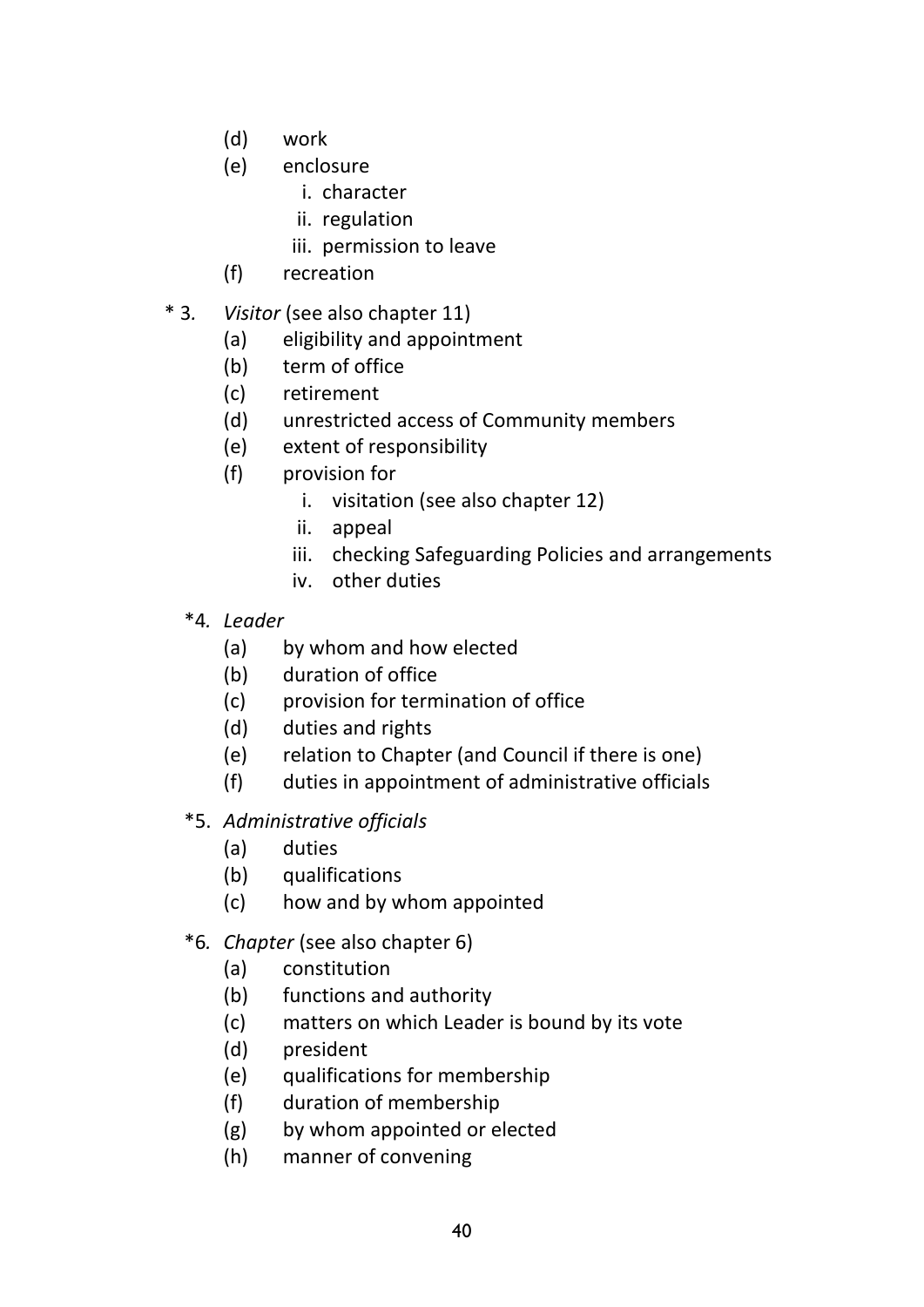- (d) work
- (e) enclosure
    - i. character
    - ii. regulation
    - iii. permission to leave
- (f) recreation

\* 3. *Visitor* (see also chapter 11)

- (a) eligibility and appointment
- (b) term of office
- (c) retirement
- (d) unrestricted access of Community members
- (e) extent of responsibility
- (f) provision for
    - i. visitation (see also chapter 12)
    - ii. appeal
    - iii. checking Safeguarding Policies and arrangements
    - iv. other duties

\*4. *Leader*

- (a) by whom and how elected
- (b) duration of office
- (c) provision for termination of office
- (d) duties and rights
- (e) relation to Chapter (and Council if there is one)
- (f) duties in appointment of administrative officials

\*5. *Administrative officials*

- (a) duties
- (b) qualifications
- (c) how and by whom appointed

\*6. *Chapter* (see also chapter 6)

- (a) constitution
- (b) functions and authority
- (c) matters on which Leader is bound by its vote
- (d) president
- (e) qualifications for membership
- (f) duration of membership
- (g) by whom appointed or elected
- (h) manner of convening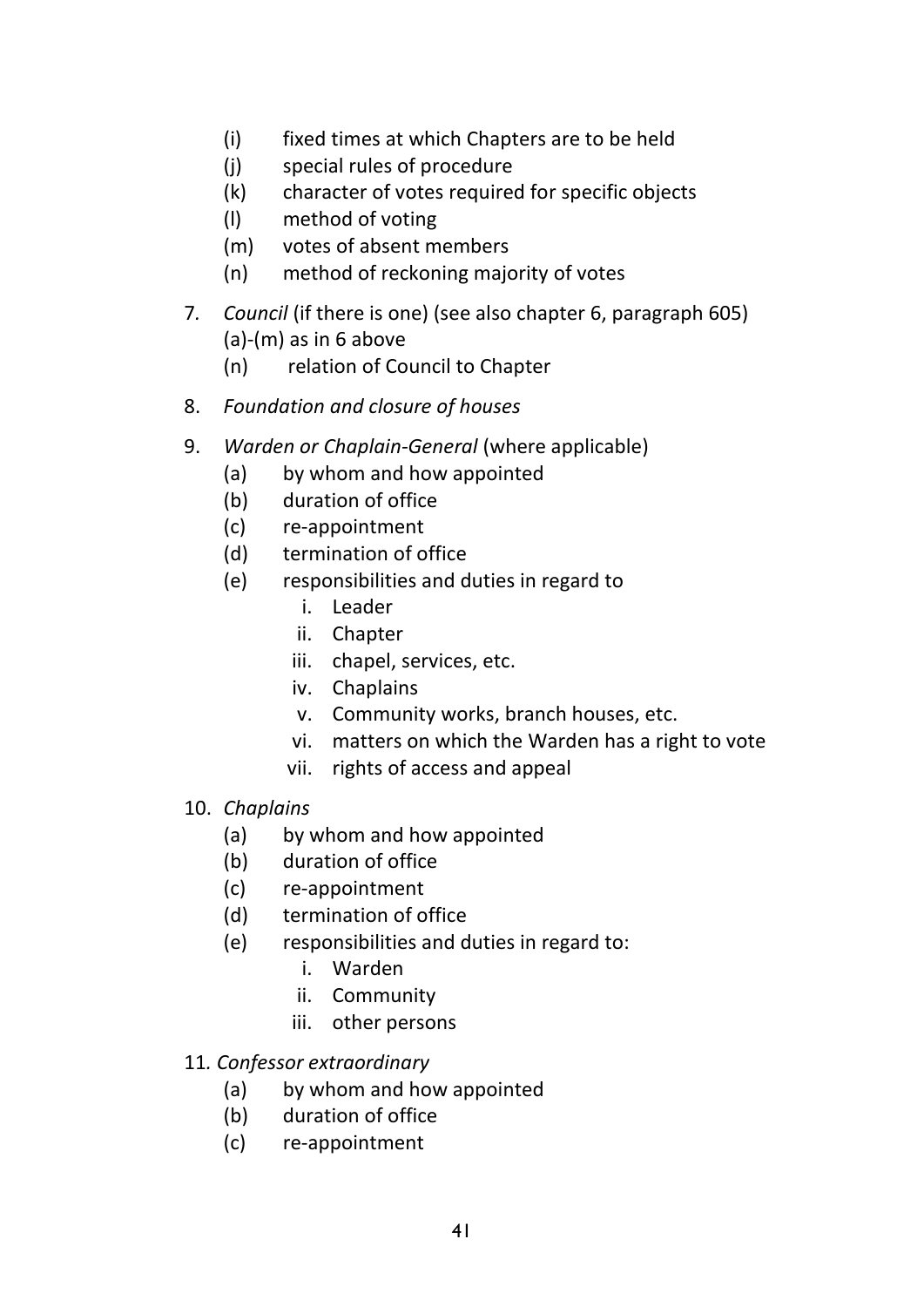- (i) fixed times at which Chapters are to be held
- (j) special rules of procedure
- (k) character of votes required for specific objects
- (l) method of voting
- (m) votes of absent members
- (n) method of reckoning majority of votes

7. *Council* (if there is one) (see also chapter 6, paragraph 605)
   (a)-(m) as in 6 above
   - (n) relation of Council to Chapter

8. *Foundation and closure of houses*

9. *Warden or Chaplain-General* (where applicable)
   - (a) by whom and how appointed
   - (b) duration of office
   - (c) re-appointment
   - (d) termination of office
   - (e) responsibilities and duties in regard to
     - i. Leader
     - ii. Chapter
     - iii. chapel, services, etc.
     - iv. Chaplains
     - v. Community works, branch houses, etc.
     - vi. matters on which the Warden has a right to vote
     - vii. rights of access and appeal

10. *Chaplains*
    - (a) by whom and how appointed
    - (b) duration of office
    - (c) re-appointment
    - (d) termination of office
    - (e) responsibilities and duties in regard to:
      - i. Warden
      - ii. Community
      - iii. other persons

11. *Confessor extraordinary*
    - (a) by whom and how appointed
    - (b) duration of office
    - (c) re-appointment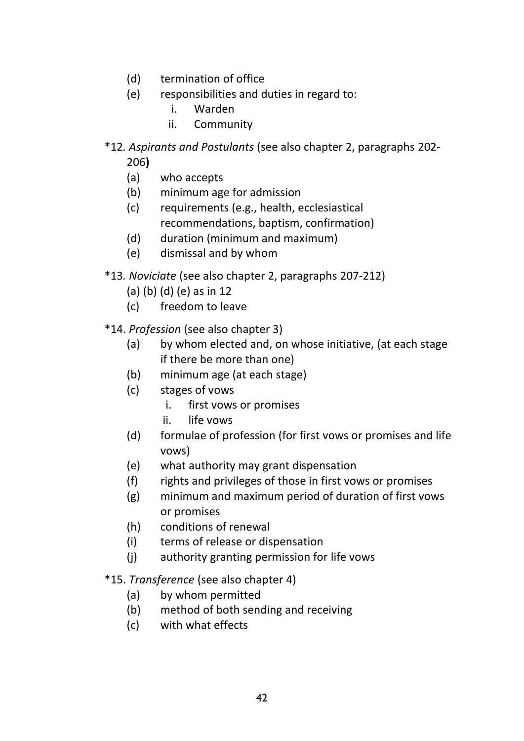(d) termination of office

(e) responsibilities and duties in regard to:

   i. Warden

   ii. Community

*12. *Aspirants and Postulants* (see also chapter 2, paragraphs 202-206**)**

(a) who accepts

(b) minimum age for admission

(c) requirements (e.g., health, ecclesiastical recommendations, baptism, confirmation)

(d) duration (minimum and maximum)

(e) dismissal and by whom

*13. *Noviciate* (see also chapter 2, paragraphs 207-212)

(a) (b) (d) (e) as in 12

(c) freedom to leave

*14. *Profession* (see also chapter 3)

(a) by whom elected and, on whose initiative, (at each stage if there be more than one)

(b) minimum age (at each stage)

(c) stages of vows

   i. first vows or promises

   ii. life vows

(d) formulae of profession (for first vows or promises and life vows)

(e) what authority may grant dispensation

(f) rights and privileges of those in first vows or promises

(g) minimum and maximum period of duration of first vows or promises

(h) conditions of renewal

(i) terms of release or dispensation

(j) authority granting permission for life vows

*15. *Transference* (see also chapter 4)

(a) by whom permitted

(b) method of both sending and receiving

(c) with what effects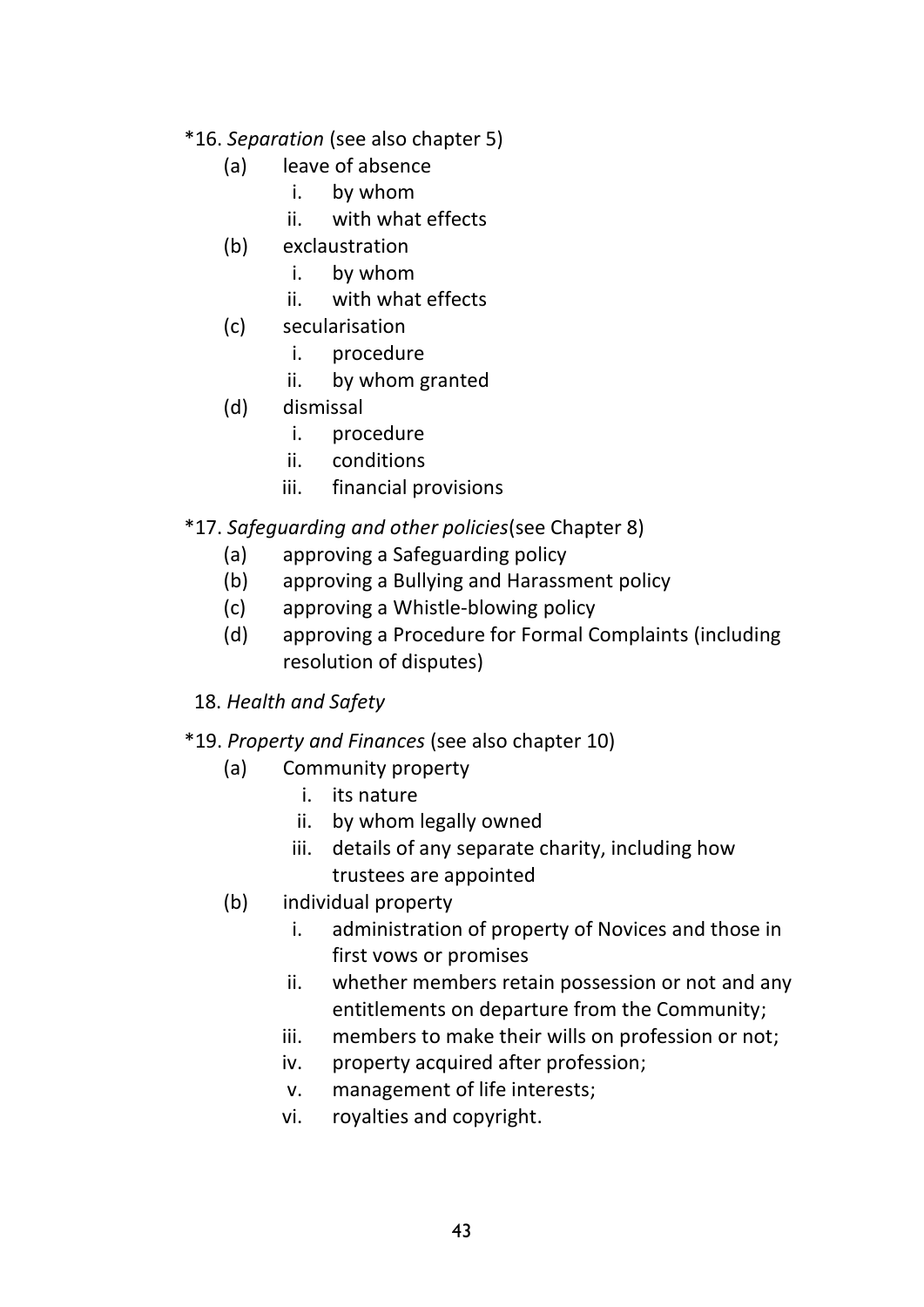*16. *Separation* (see also chapter 5)

(a) leave of absence
  i. by whom
  ii. with what effects

(b) exclaustration
  i. by whom
  ii. with what effects

(c) secularisation
  i. procedure
  ii. by whom granted

(d) dismissal
  i. procedure
  ii. conditions
  iii. financial provisions

*17. *Safeguarding and other policies*(see Chapter 8)

(a) approving a Safeguarding policy

(b) approving a Bullying and Harassment policy

(c) approving a Whistle-blowing policy

(d) approving a Procedure for Formal Complaints (including resolution of disputes)

18. *Health and Safety*

*19. *Property and Finances* (see also chapter 10)

(a) Community property
  i. its nature
  ii. by whom legally owned
  iii. details of any separate charity, including how trustees are appointed

(b) individual property
  i. administration of property of Novices and those in first vows or promises
  ii. whether members retain possession or not and any entitlements on departure from the Community;
  iii. members to make their wills on profession or not;
  iv. property acquired after profession;
  v. management of life interests;
  vi. royalties and copyright.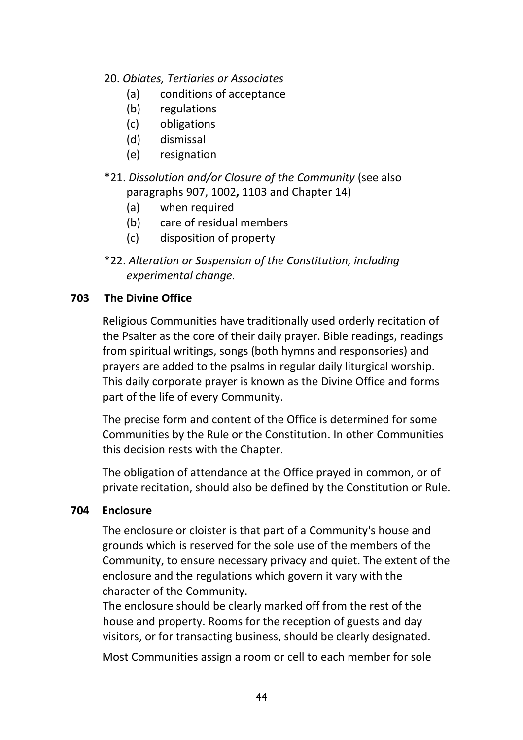20. *Oblates, Tertiaries or Associates*

  (a) conditions of acceptance
  (b) regulations
  (c) obligations
  (d) dismissal
  (e) resignation

*21. *Dissolution and/or Closure of the Community* (see also paragraphs 907, 1002**,** 1103 and Chapter 14)

  (a) when required
  (b) care of residual members
  (c) disposition of property

*22. *Alteration or Suspension of the Constitution, including experimental change.*

**703 The Divine Office**

Religious Communities have traditionally used orderly recitation of the Psalter as the core of their daily prayer. Bible readings, readings from spiritual writings, songs (both hymns and responsories) and prayers are added to the psalms in regular daily liturgical worship. This daily corporate prayer is known as the Divine Office and forms part of the life of every Community.

The precise form and content of the Office is determined for some Communities by the Rule or the Constitution. In other Communities this decision rests with the Chapter.

The obligation of attendance at the Office prayed in common, or of private recitation, should also be defined by the Constitution or Rule.

**704 Enclosure**

The enclosure or cloister is that part of a Community's house and grounds which is reserved for the sole use of the members of the Community, to ensure necessary privacy and quiet. The extent of the enclosure and the regulations which govern it vary with the character of the Community.

The enclosure should be clearly marked off from the rest of the house and property. Rooms for the reception of guests and day visitors, or for transacting business, should be clearly designated.

Most Communities assign a room or cell to each member for sole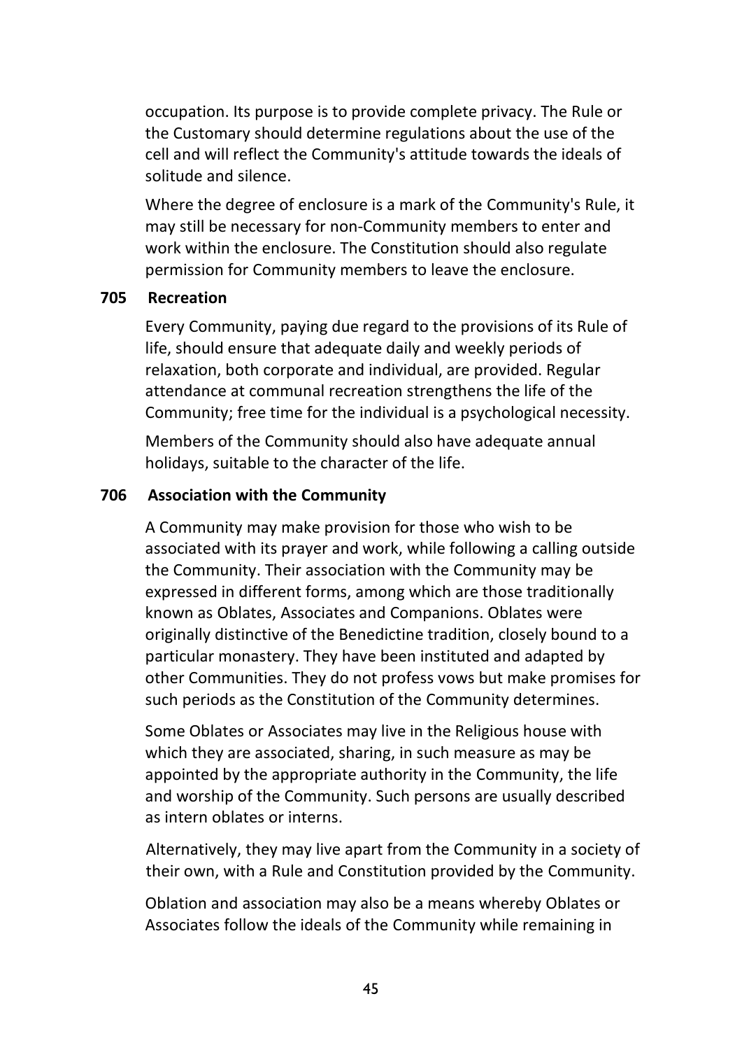occupation. Its purpose is to provide complete privacy. The Rule or the Customary should determine regulations about the use of the cell and will reflect the Community's attitude towards the ideals of solitude and silence.

Where the degree of enclosure is a mark of the Community's Rule, it may still be necessary for non-Community members to enter and work within the enclosure. The Constitution should also regulate permission for Community members to leave the enclosure.

**705 Recreation**

Every Community, paying due regard to the provisions of its Rule of life, should ensure that adequate daily and weekly periods of relaxation, both corporate and individual, are provided. Regular attendance at communal recreation strengthens the life of the Community; free time for the individual is a psychological necessity.

Members of the Community should also have adequate annual holidays, suitable to the character of the life.

**706 Association with the Community**

A Community may make provision for those who wish to be associated with its prayer and work, while following a calling outside the Community. Their association with the Community may be expressed in different forms, among which are those traditionally known as Oblates, Associates and Companions. Oblates were originally distinctive of the Benedictine tradition, closely bound to a particular monastery. They have been instituted and adapted by other Communities. They do not profess vows but make promises for such periods as the Constitution of the Community determines.

Some Oblates or Associates may live in the Religious house with which they are associated, sharing, in such measure as may be appointed by the appropriate authority in the Community, the life and worship of the Community. Such persons are usually described as intern oblates or interns.

Alternatively, they may live apart from the Community in a society of their own, with a Rule and Constitution provided by the Community.

Oblation and association may also be a means whereby Oblates or Associates follow the ideals of the Community while remaining in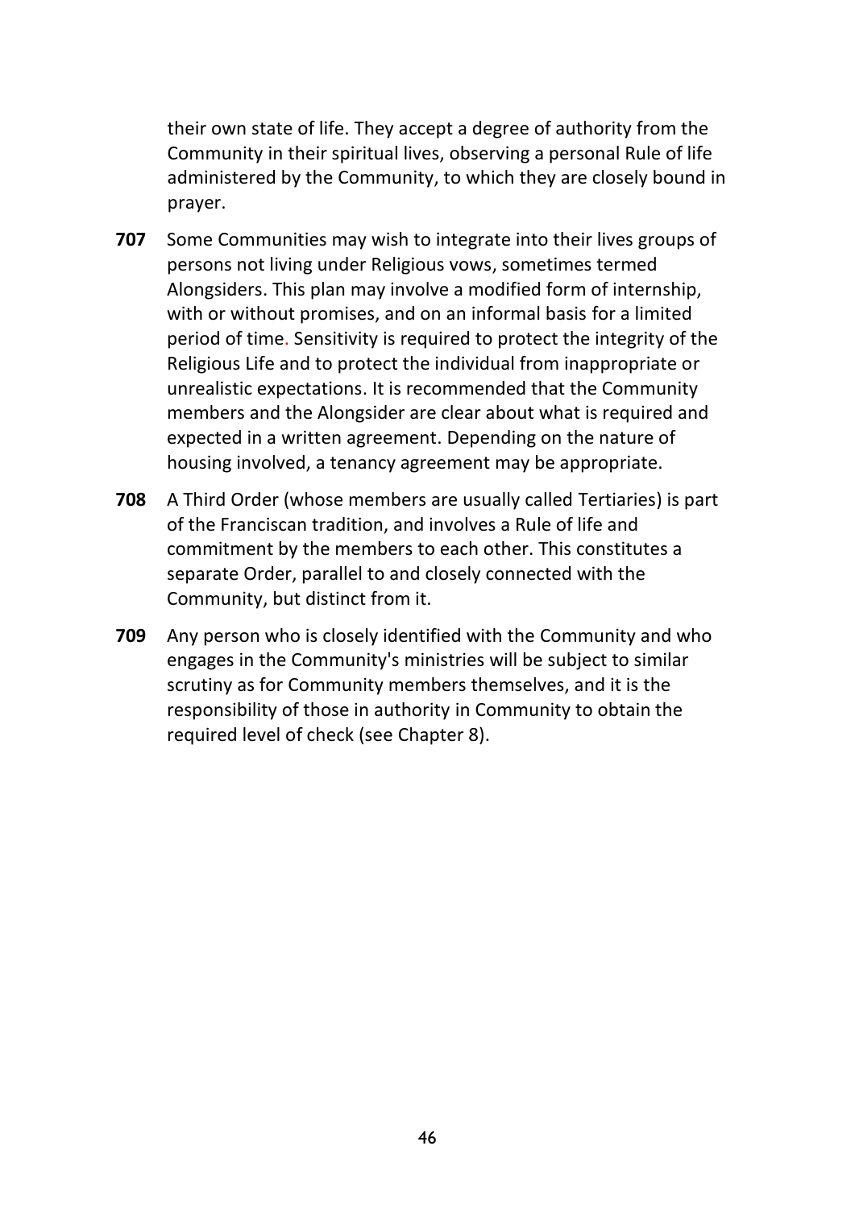their own state of life. They accept a degree of authority from the Community in their spiritual lives, observing a personal Rule of life administered by the Community, to which they are closely bound in prayer.

**707** Some Communities may wish to integrate into their lives groups of persons not living under Religious vows, sometimes termed Alongsiders. This plan may involve a modified form of internship, with or without promises, and on an informal basis for a limited period of time. Sensitivity is required to protect the integrity of the Religious Life and to protect the individual from inappropriate or unrealistic expectations. It is recommended that the Community members and the Alongsider are clear about what is required and expected in a written agreement. Depending on the nature of housing involved, a tenancy agreement may be appropriate.

**708** A Third Order (whose members are usually called Tertiaries) is part of the Franciscan tradition, and involves a Rule of life and commitment by the members to each other. This constitutes a separate Order, parallel to and closely connected with the Community, but distinct from it.

**709** Any person who is closely identified with the Community and who engages in the Community's ministries will be subject to similar scrutiny as for Community members themselves, and it is the responsibility of those in authority in Community to obtain the required level of check (see Chapter 8).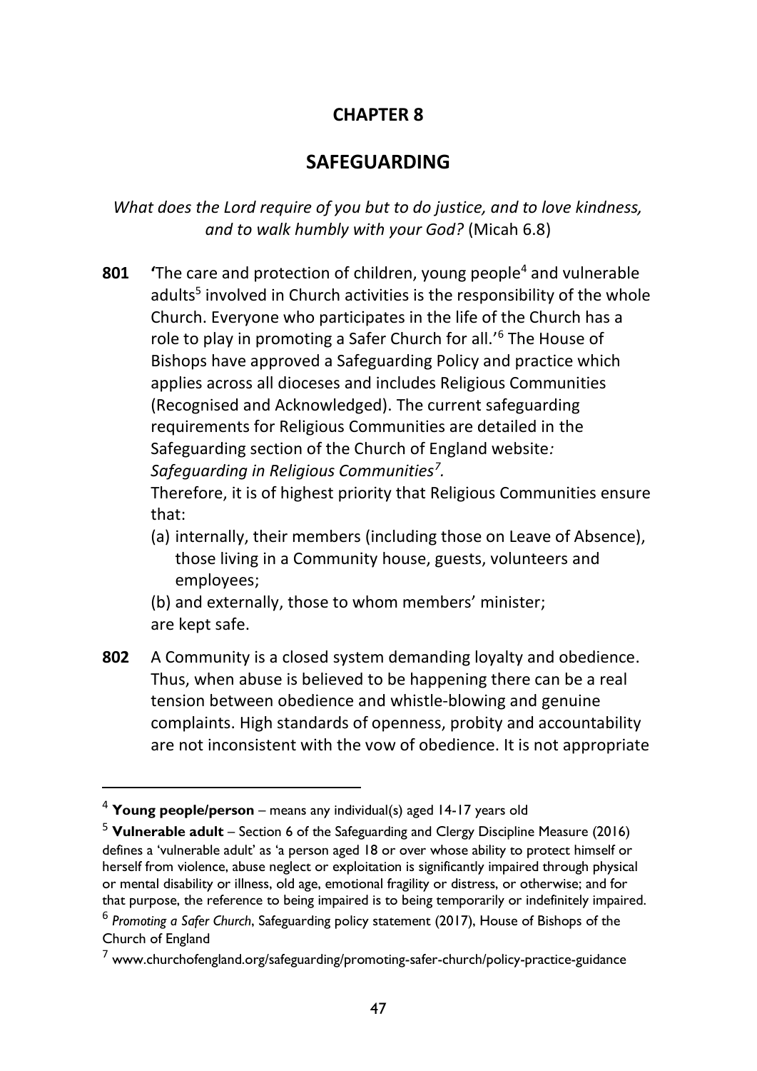# CHAPTER 8

## SAFEGUARDING

*What does the Lord require of you but to do justice, and to love kindness, and to walk humbly with your God?* (Micah 6.8)

**801** 'The care and protection of children, young people[4] and vulnerable adults[5] involved in Church activities is the responsibility of the whole Church. Everyone who participates in the life of the Church has a role to play in promoting a Safer Church for all.'[6] The House of Bishops have approved a Safeguarding Policy and practice which applies across all dioceses and includes Religious Communities (Recognised and Acknowledged). The current safeguarding requirements for Religious Communities are detailed in the Safeguarding section of the Church of England website*: Safeguarding in Religious Communities[7].*

Therefore, it is of highest priority that Religious Communities ensure that:

(a) internally, their members (including those on Leave of Absence), those living in a Community house, guests, volunteers and employees;

(b) and externally, those to whom members' minister;

are kept safe.

**802** A Community is a closed system demanding loyalty and obedience. Thus, when abuse is believed to be happening there can be a real tension between obedience and whistle-blowing and genuine complaints. High standards of openness, probity and accountability are not inconsistent with the vow of obedience. It is not appropriate

---

[4] **Young people/person** – means any individual(s) aged 14-17 years old

[5] **Vulnerable adult** – Section 6 of the Safeguarding and Clergy Discipline Measure (2016) defines a 'vulnerable adult' as 'a person aged 18 or over whose ability to protect himself or herself from violence, abuse neglect or exploitation is significantly impaired through physical or mental disability or illness, old age, emotional fragility or distress, or otherwise; and for that purpose, the reference to being impaired is to being temporarily or indefinitely impaired.

[6] *Promoting a Safer Church*, Safeguarding policy statement (2017), House of Bishops of the Church of England

[7] www.churchofengland.org/safeguarding/promoting-safer-church/policy-practice-guidance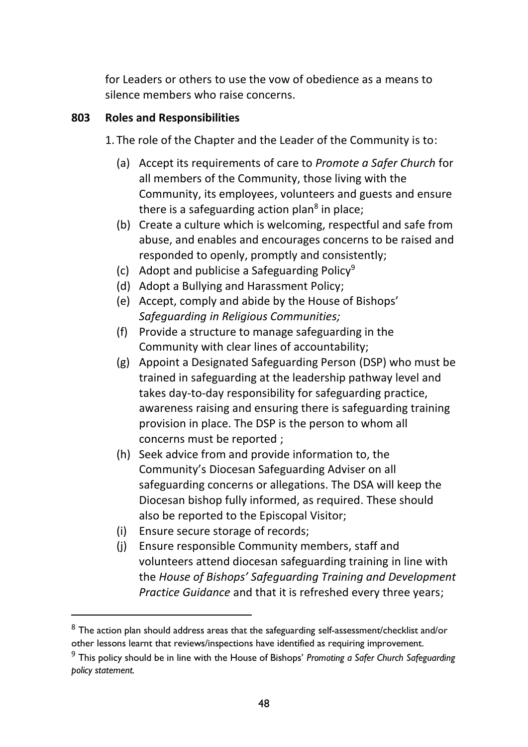for Leaders or others to use the vow of obedience as a means to silence members who raise concerns.

### 803 Roles and Responsibilities

1. The role of the Chapter and the Leader of the Community is to:

   (a) Accept its requirements of care to *Promote a Safer Church* for all members of the Community, those living with the Community, its employees, volunteers and guests and ensure there is a safeguarding action plan[8] in place;

   (b) Create a culture which is welcoming, respectful and safe from abuse, and enables and encourages concerns to be raised and responded to openly, promptly and consistently;

   (c) Adopt and publicise a Safeguarding Policy[9]

   (d) Adopt a Bullying and Harassment Policy;

   (e) Accept, comply and abide by the House of Bishops' *Safeguarding in Religious Communities;*

   (f) Provide a structure to manage safeguarding in the Community with clear lines of accountability;

   (g) Appoint a Designated Safeguarding Person (DSP) who must be trained in safeguarding at the leadership pathway level and takes day-to-day responsibility for safeguarding practice, awareness raising and ensuring there is safeguarding training provision in place. The DSP is the person to whom all concerns must be reported ;

   (h) Seek advice from and provide information to, the Community's Diocesan Safeguarding Adviser on all safeguarding concerns or allegations. The DSA will keep the Diocesan bishop fully informed, as required. These should also be reported to the Episcopal Visitor;

   (i) Ensure secure storage of records;

   (j) Ensure responsible Community members, staff and volunteers attend diocesan safeguarding training in line with the *House of Bishops' Safeguarding Training and Development Practice Guidance* and that it is refreshed every three years;

---

[8] The action plan should address areas that the safeguarding self-assessment/checklist and/or other lessons learnt that reviews/inspections have identified as requiring improvement.

[9] This policy should be in line with the House of Bishops' *Promoting a Safer Church Safeguarding policy statement.*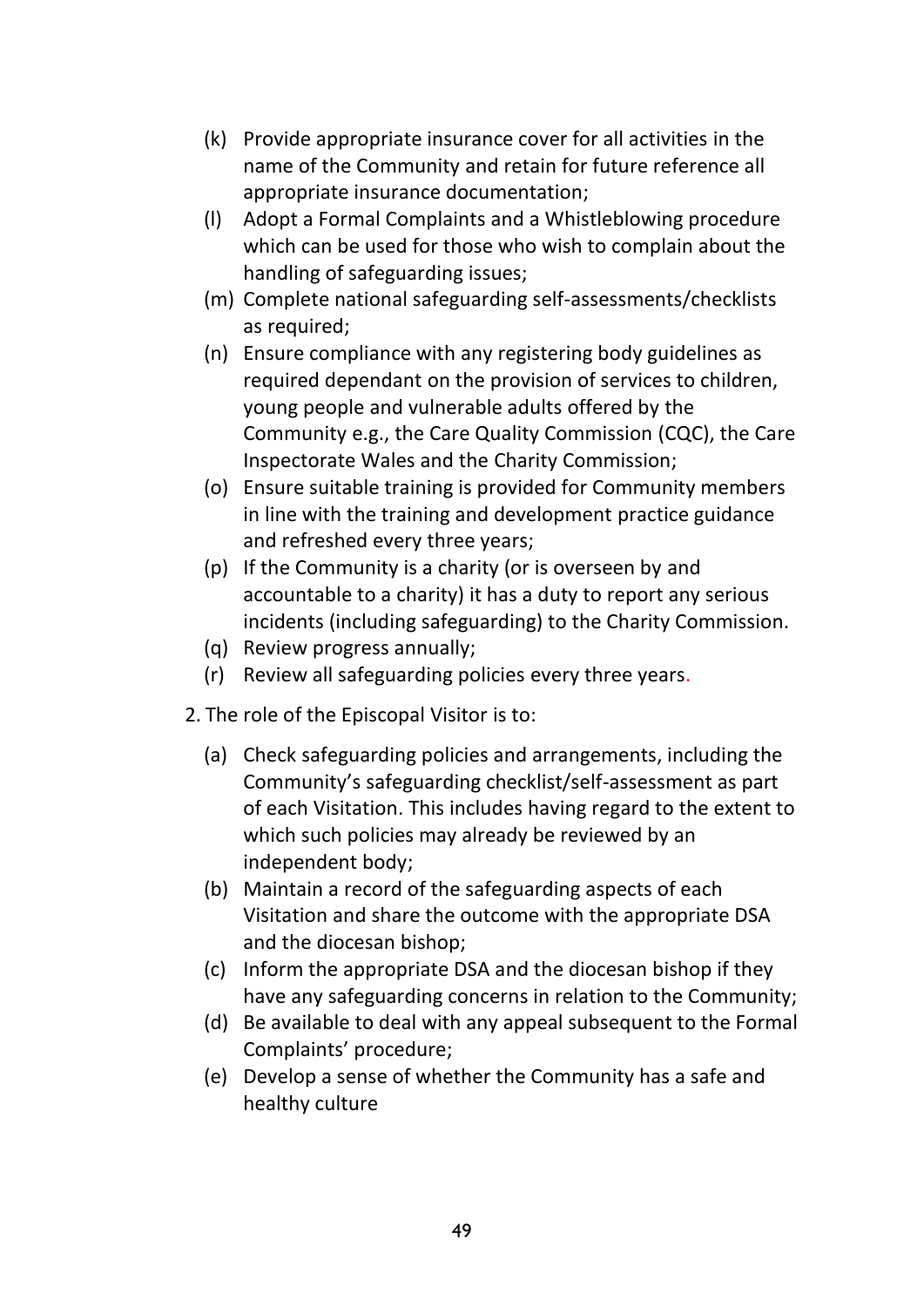(k) Provide appropriate insurance cover for all activities in the name of the Community and retain for future reference all appropriate insurance documentation;

(l) Adopt a Formal Complaints and a Whistleblowing procedure which can be used for those who wish to complain about the handling of safeguarding issues;

(m) Complete national safeguarding self-assessments/checklists as required;

(n) Ensure compliance with any registering body guidelines as required dependant on the provision of services to children, young people and vulnerable adults offered by the Community e.g., the Care Quality Commission (CQC), the Care Inspectorate Wales and the Charity Commission;

(o) Ensure suitable training is provided for Community members in line with the training and development practice guidance and refreshed every three years;

(p) If the Community is a charity (or is overseen by and accountable to a charity) it has a duty to report any serious incidents (including safeguarding) to the Charity Commission.

(q) Review progress annually;

(r) Review all safeguarding policies every three years.

2. The role of the Episcopal Visitor is to:

(a) Check safeguarding policies and arrangements, including the Community's safeguarding checklist/self-assessment as part of each Visitation. This includes having regard to the extent to which such policies may already be reviewed by an independent body;

(b) Maintain a record of the safeguarding aspects of each Visitation and share the outcome with the appropriate DSA and the diocesan bishop;

(c) Inform the appropriate DSA and the diocesan bishop if they have any safeguarding concerns in relation to the Community;

(d) Be available to deal with any appeal subsequent to the Formal Complaints' procedure;

(e) Develop a sense of whether the Community has a safe and healthy culture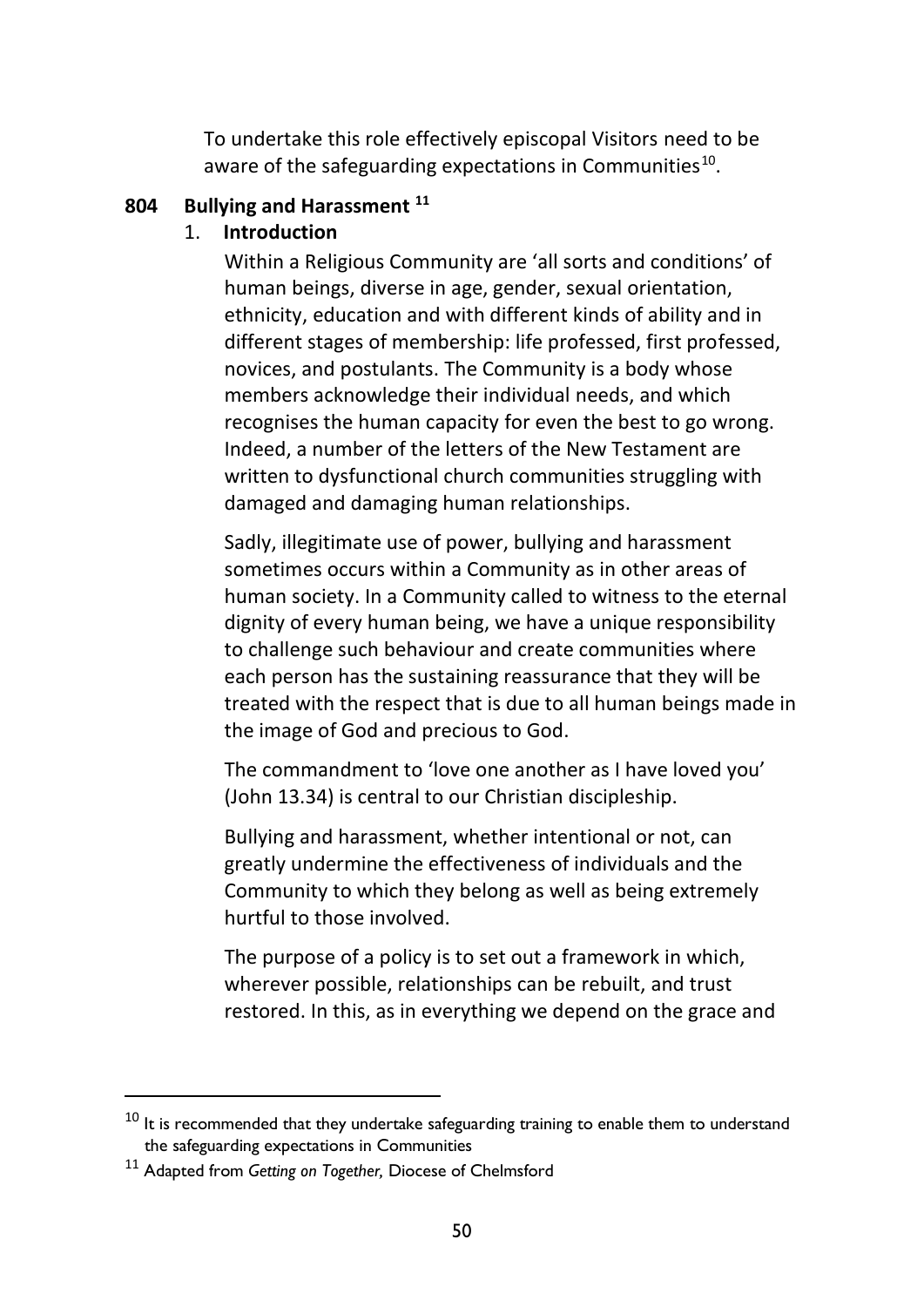To undertake this role effectively episcopal Visitors need to be aware of the safeguarding expectations in Communities[10].

## 804 Bullying and Harassment [11]

### 1. Introduction

Within a Religious Community are 'all sorts and conditions' of human beings, diverse in age, gender, sexual orientation, ethnicity, education and with different kinds of ability and in different stages of membership: life professed, first professed, novices, and postulants. The Community is a body whose members acknowledge their individual needs, and which recognises the human capacity for even the best to go wrong. Indeed, a number of the letters of the New Testament are written to dysfunctional church communities struggling with damaged and damaging human relationships.

Sadly, illegitimate use of power, bullying and harassment sometimes occurs within a Community as in other areas of human society. In a Community called to witness to the eternal dignity of every human being, we have a unique responsibility to challenge such behaviour and create communities where each person has the sustaining reassurance that they will be treated with the respect that is due to all human beings made in the image of God and precious to God.

The commandment to 'love one another as I have loved you' (John 13.34) is central to our Christian discipleship.

Bullying and harassment, whether intentional or not, can greatly undermine the effectiveness of individuals and the Community to which they belong as well as being extremely hurtful to those involved.

The purpose of a policy is to set out a framework in which, wherever possible, relationships can be rebuilt, and trust restored. In this, as in everything we depend on the grace and

---

[10] It is recommended that they undertake safeguarding training to enable them to understand the safeguarding expectations in Communities

[11] Adapted from *Getting on Together*, Diocese of Chelmsford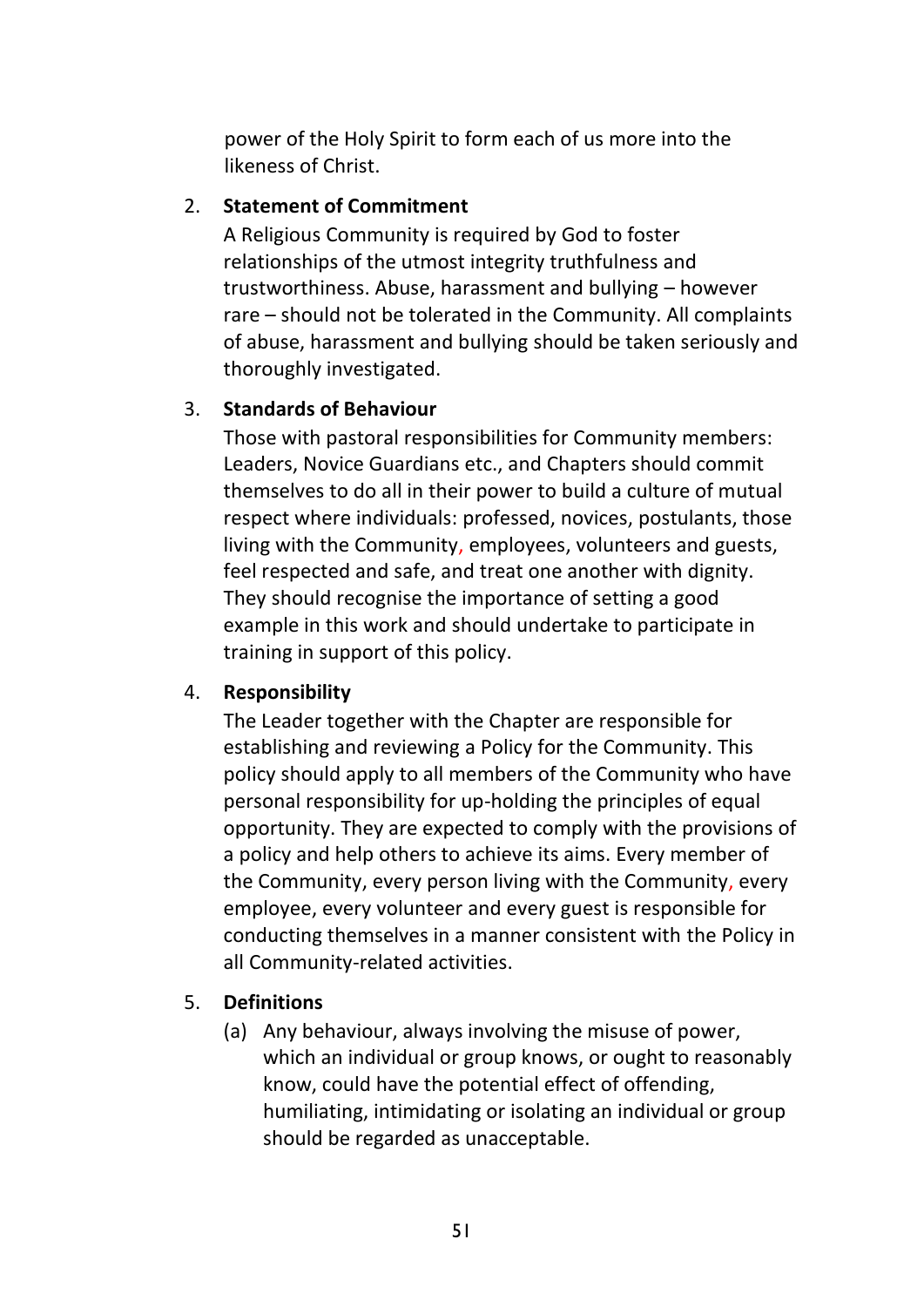power of the Holy Spirit to form each of us more into the likeness of Christ.

2. **Statement of Commitment**

   A Religious Community is required by God to foster relationships of the utmost integrity truthfulness and trustworthiness. Abuse, harassment and bullying – however rare – should not be tolerated in the Community. All complaints of abuse, harassment and bullying should be taken seriously and thoroughly investigated.

3. **Standards of Behaviour**

   Those with pastoral responsibilities for Community members: Leaders, Novice Guardians etc., and Chapters should commit themselves to do all in their power to build a culture of mutual respect where individuals: professed, novices, postulants, those living with the Community, employees, volunteers and guests, feel respected and safe, and treat one another with dignity. They should recognise the importance of setting a good example in this work and should undertake to participate in training in support of this policy.

4. **Responsibility**

   The Leader together with the Chapter are responsible for establishing and reviewing a Policy for the Community. This policy should apply to all members of the Community who have personal responsibility for up-holding the principles of equal opportunity. They are expected to comply with the provisions of a policy and help others to achieve its aims. Every member of the Community, every person living with the Community, every employee, every volunteer and every guest is responsible for conducting themselves in a manner consistent with the Policy in all Community-related activities.

5. **Definitions**

   (a) Any behaviour, always involving the misuse of power, which an individual or group knows, or ought to reasonably know, could have the potential effect of offending, humiliating, intimidating or isolating an individual or group should be regarded as unacceptable.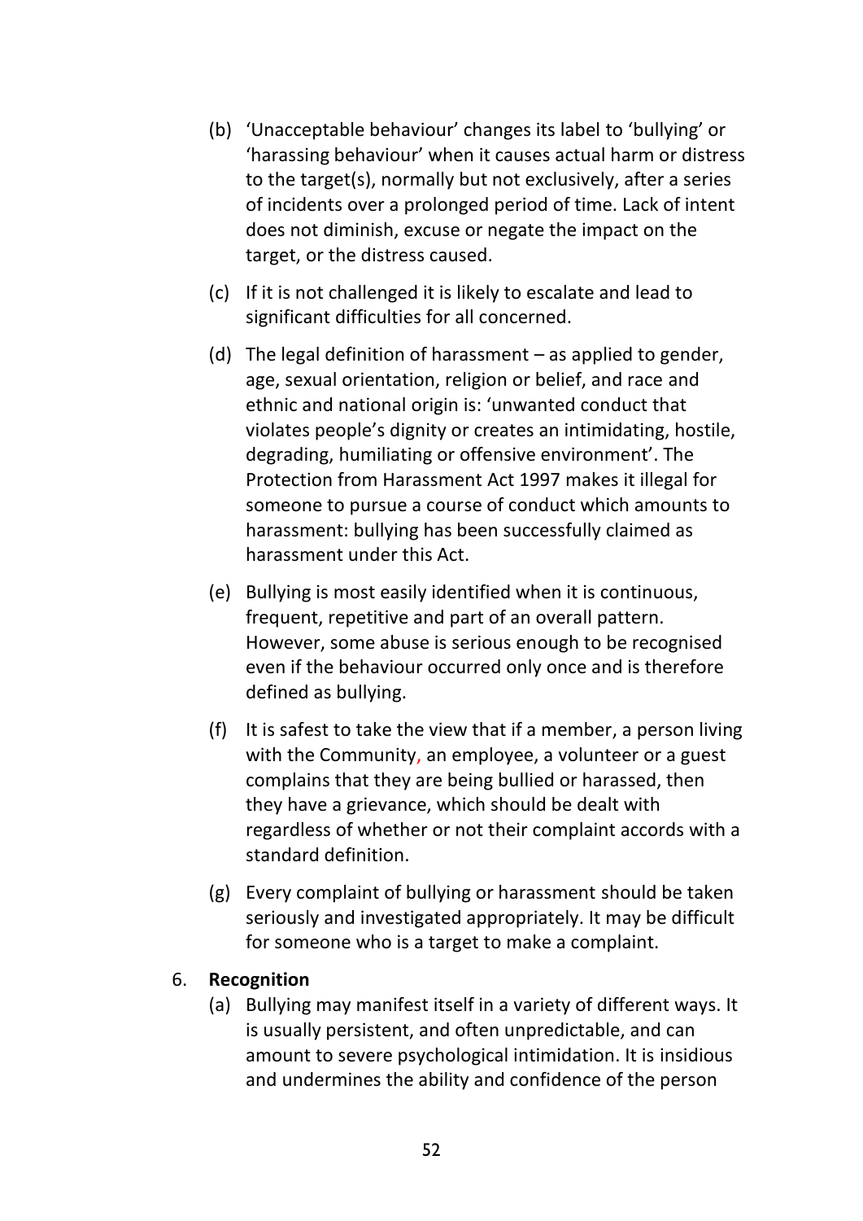(b) 'Unacceptable behaviour' changes its label to 'bullying' or 'harassing behaviour' when it causes actual harm or distress to the target(s), normally but not exclusively, after a series of incidents over a prolonged period of time. Lack of intent does not diminish, excuse or negate the impact on the target, or the distress caused.

(c) If it is not challenged it is likely to escalate and lead to significant difficulties for all concerned.

(d) The legal definition of harassment – as applied to gender, age, sexual orientation, religion or belief, and race and ethnic and national origin is: 'unwanted conduct that violates people's dignity or creates an intimidating, hostile, degrading, humiliating or offensive environment'. The Protection from Harassment Act 1997 makes it illegal for someone to pursue a course of conduct which amounts to harassment: bullying has been successfully claimed as harassment under this Act.

(e) Bullying is most easily identified when it is continuous, frequent, repetitive and part of an overall pattern. However, some abuse is serious enough to be recognised even if the behaviour occurred only once and is therefore defined as bullying.

(f) It is safest to take the view that if a member, a person living with the Community, an employee, a volunteer or a guest complains that they are being bullied or harassed, then they have a grievance, which should be dealt with regardless of whether or not their complaint accords with a standard definition.

(g) Every complaint of bullying or harassment should be taken seriously and investigated appropriately. It may be difficult for someone who is a target to make a complaint.

6. **Recognition**

(a) Bullying may manifest itself in a variety of different ways. It is usually persistent, and often unpredictable, and can amount to severe psychological intimidation. It is insidious and undermines the ability and confidence of the person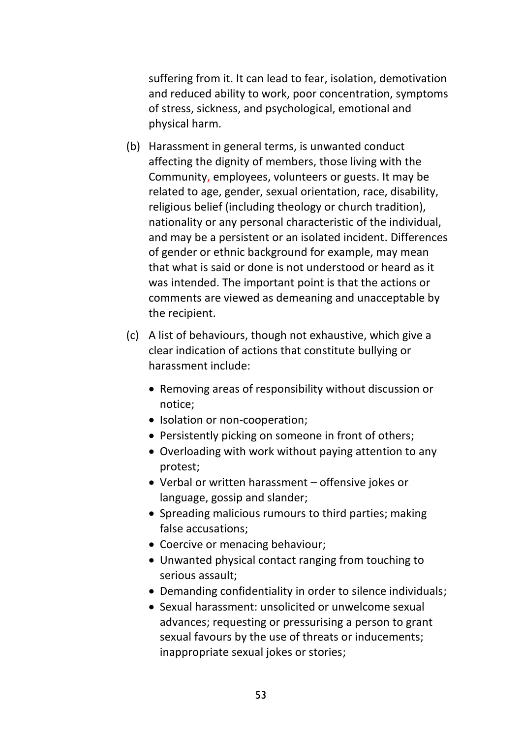suffering from it. It can lead to fear, isolation, demotivation and reduced ability to work, poor concentration, symptoms of stress, sickness, and psychological, emotional and physical harm.

(b) Harassment in general terms, is unwanted conduct affecting the dignity of members, those living with the Community, employees, volunteers or guests. It may be related to age, gender, sexual orientation, race, disability, religious belief (including theology or church tradition), nationality or any personal characteristic of the individual, and may be a persistent or an isolated incident. Differences of gender or ethnic background for example, may mean that what is said or done is not understood or heard as it was intended. The important point is that the actions or comments are viewed as demeaning and unacceptable by the recipient.

(c) A list of behaviours, though not exhaustive, which give a clear indication of actions that constitute bullying or harassment include:

- Removing areas of responsibility without discussion or notice;
- Isolation or non-cooperation;
- Persistently picking on someone in front of others;
- Overloading with work without paying attention to any protest;
- Verbal or written harassment – offensive jokes or language, gossip and slander;
- Spreading malicious rumours to third parties; making false accusations;
- Coercive or menacing behaviour;
- Unwanted physical contact ranging from touching to serious assault;
- Demanding confidentiality in order to silence individuals;
- Sexual harassment: unsolicited or unwelcome sexual advances; requesting or pressurising a person to grant sexual favours by the use of threats or inducements; inappropriate sexual jokes or stories;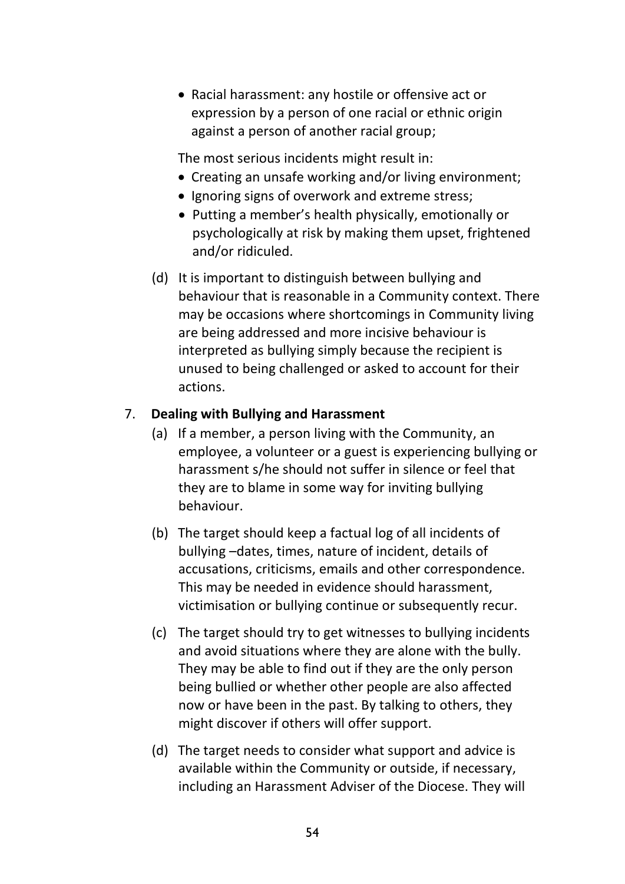- Racial harassment: any hostile or offensive act or expression by a person of one racial or ethnic origin against a person of another racial group;

The most serious incidents might result in:

- Creating an unsafe working and/or living environment;
- Ignoring signs of overwork and extreme stress;
- Putting a member's health physically, emotionally or psychologically at risk by making them upset, frightened and/or ridiculed.

(d) It is important to distinguish between bullying and behaviour that is reasonable in a Community context. There may be occasions where shortcomings in Community living are being addressed and more incisive behaviour is interpreted as bullying simply because the recipient is unused to being challenged or asked to account for their actions.

7. **Dealing with Bullying and Harassment**

(a) If a member, a person living with the Community, an employee, a volunteer or a guest is experiencing bullying or harassment s/he should not suffer in silence or feel that they are to blame in some way for inviting bullying behaviour.

(b) The target should keep a factual log of all incidents of bullying –dates, times, nature of incident, details of accusations, criticisms, emails and other correspondence. This may be needed in evidence should harassment, victimisation or bullying continue or subsequently recur.

(c) The target should try to get witnesses to bullying incidents and avoid situations where they are alone with the bully. They may be able to find out if they are the only person being bullied or whether other people are also affected now or have been in the past. By talking to others, they might discover if others will offer support.

(d) The target needs to consider what support and advice is available within the Community or outside, if necessary, including an Harassment Adviser of the Diocese. They will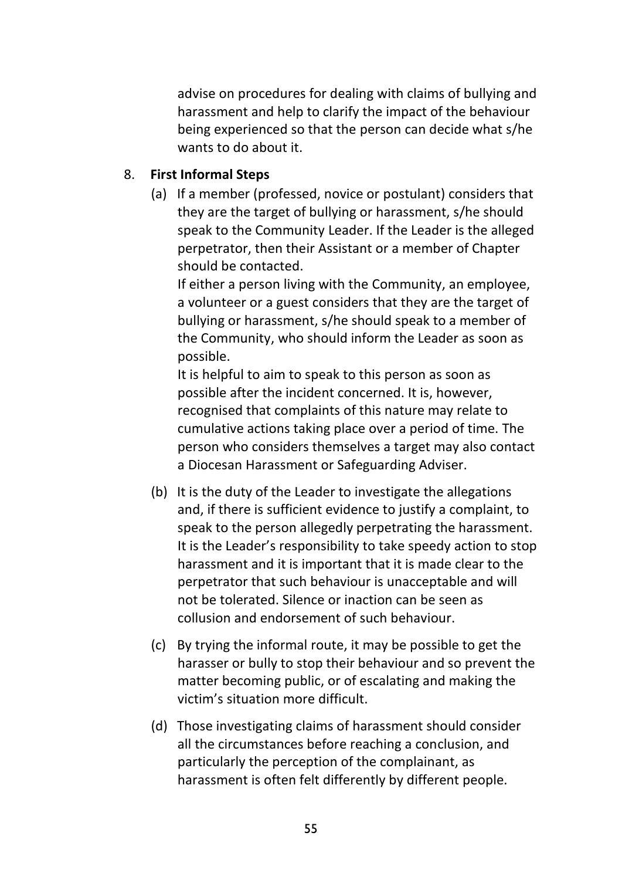advise on procedures for dealing with claims of bullying and harassment and help to clarify the impact of the behaviour being experienced so that the person can decide what s/he wants to do about it.

8. **First Informal Steps**

   (a) If a member (professed, novice or postulant) considers that they are the target of bullying or harassment, s/he should speak to the Community Leader. If the Leader is the alleged perpetrator, then their Assistant or a member of Chapter should be contacted.

   If either a person living with the Community, an employee, a volunteer or a guest considers that they are the target of bullying or harassment, s/he should speak to a member of the Community, who should inform the Leader as soon as possible.

   It is helpful to aim to speak to this person as soon as possible after the incident concerned. It is, however, recognised that complaints of this nature may relate to cumulative actions taking place over a period of time. The person who considers themselves a target may also contact a Diocesan Harassment or Safeguarding Adviser.

   (b) It is the duty of the Leader to investigate the allegations and, if there is sufficient evidence to justify a complaint, to speak to the person allegedly perpetrating the harassment. It is the Leader's responsibility to take speedy action to stop harassment and it is important that it is made clear to the perpetrator that such behaviour is unacceptable and will not be tolerated. Silence or inaction can be seen as collusion and endorsement of such behaviour.

   (c) By trying the informal route, it may be possible to get the harasser or bully to stop their behaviour and so prevent the matter becoming public, or of escalating and making the victim's situation more difficult.

   (d) Those investigating claims of harassment should consider all the circumstances before reaching a conclusion, and particularly the perception of the complainant, as harassment is often felt differently by different people.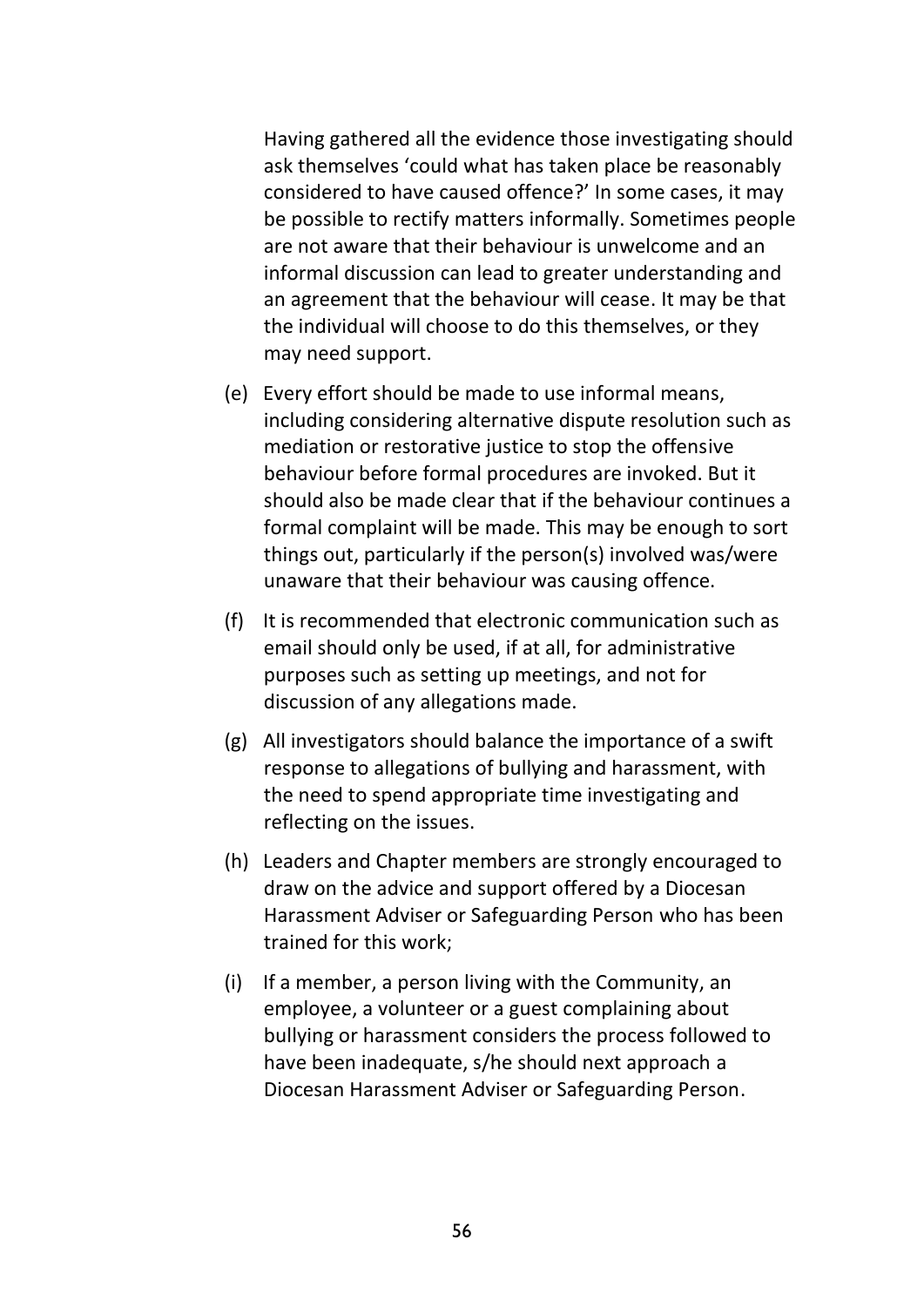Having gathered all the evidence those investigating should ask themselves 'could what has taken place be reasonably considered to have caused offence?' In some cases, it may be possible to rectify matters informally. Sometimes people are not aware that their behaviour is unwelcome and an informal discussion can lead to greater understanding and an agreement that the behaviour will cease. It may be that the individual will choose to do this themselves, or they may need support.

(e) Every effort should be made to use informal means, including considering alternative dispute resolution such as mediation or restorative justice to stop the offensive behaviour before formal procedures are invoked. But it should also be made clear that if the behaviour continues a formal complaint will be made. This may be enough to sort things out, particularly if the person(s) involved was/were unaware that their behaviour was causing offence.

(f) It is recommended that electronic communication such as email should only be used, if at all, for administrative purposes such as setting up meetings, and not for discussion of any allegations made.

(g) All investigators should balance the importance of a swift response to allegations of bullying and harassment, with the need to spend appropriate time investigating and reflecting on the issues.

(h) Leaders and Chapter members are strongly encouraged to draw on the advice and support offered by a Diocesan Harassment Adviser or Safeguarding Person who has been trained for this work;

(i) If a member, a person living with the Community, an employee, a volunteer or a guest complaining about bullying or harassment considers the process followed to have been inadequate, s/he should next approach a Diocesan Harassment Adviser or Safeguarding Person.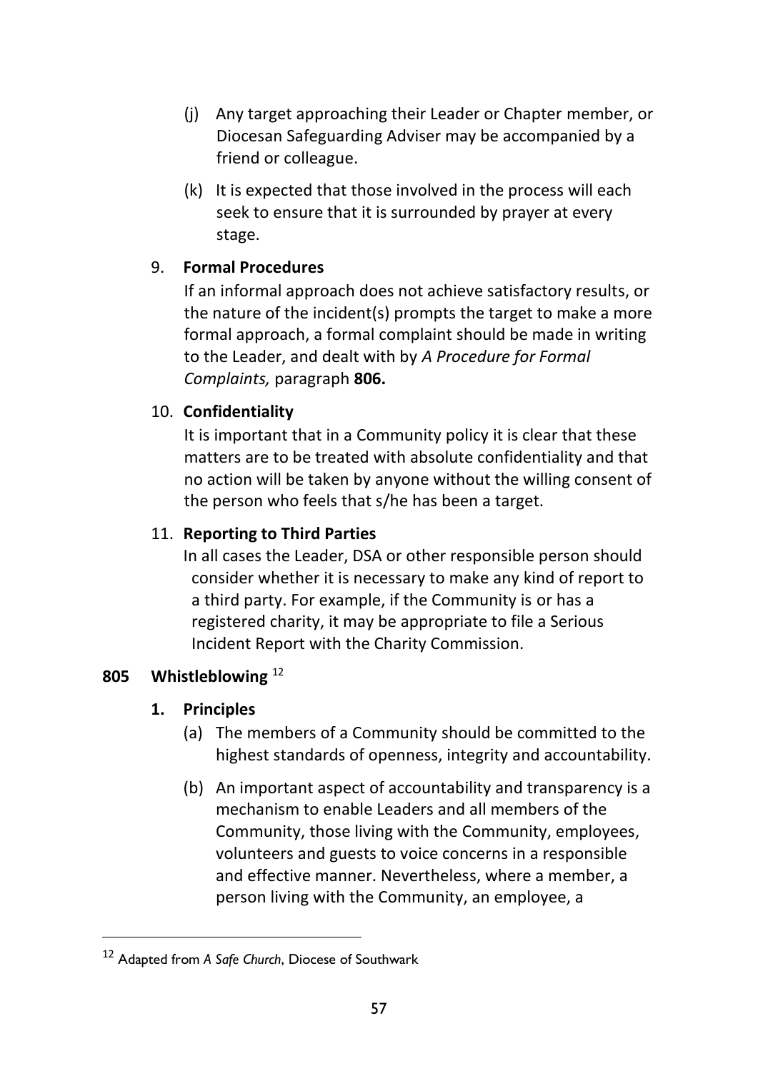(j) Any target approaching their Leader or Chapter member, or Diocesan Safeguarding Adviser may be accompanied by a friend or colleague.

(k) It is expected that those involved in the process will each seek to ensure that it is surrounded by prayer at every stage.

9. **Formal Procedures**

   If an informal approach does not achieve satisfactory results, or the nature of the incident(s) prompts the target to make a more formal approach, a formal complaint should be made in writing to the Leader, and dealt with by *A Procedure for Formal Complaints,* paragraph **806.**

10. **Confidentiality**

    It is important that in a Community policy it is clear that these matters are to be treated with absolute confidentiality and that no action will be taken by anyone without the willing consent of the person who feels that s/he has been a target.

11. **Reporting to Third Parties**

    In all cases the Leader, DSA or other responsible person should consider whether it is necessary to make any kind of report to a third party. For example, if the Community is or has a registered charity, it may be appropriate to file a Serious Incident Report with the Charity Commission.

## 805 Whistleblowing [12]

**1. Principles**

(a) The members of a Community should be committed to the highest standards of openness, integrity and accountability.

(b) An important aspect of accountability and transparency is a mechanism to enable Leaders and all members of the Community, those living with the Community, employees, volunteers and guests to voice concerns in a responsible and effective manner. Nevertheless, where a member, a person living with the Community, an employee, a

---

[12] Adapted from *A Safe Church*, Diocese of Southwark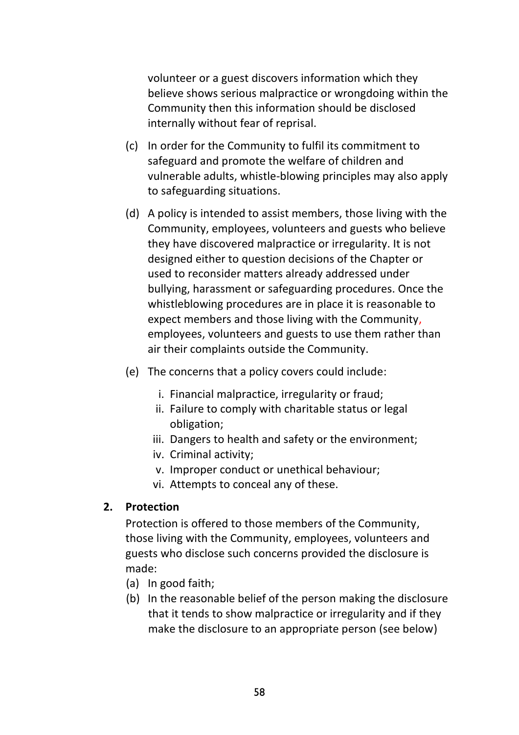volunteer or a guest discovers information which they believe shows serious malpractice or wrongdoing within the Community then this information should be disclosed internally without fear of reprisal.

(c) In order for the Community to fulfil its commitment to safeguard and promote the welfare of children and vulnerable adults, whistle-blowing principles may also apply to safeguarding situations.

(d) A policy is intended to assist members, those living with the Community, employees, volunteers and guests who believe they have discovered malpractice or irregularity. It is not designed either to question decisions of the Chapter or used to reconsider matters already addressed under bullying, harassment or safeguarding procedures. Once the whistleblowing procedures are in place it is reasonable to expect members and those living with the Community, employees, volunteers and guests to use them rather than air their complaints outside the Community.

(e) The concerns that a policy covers could include:

   i. Financial malpractice, irregularity or fraud;
   ii. Failure to comply with charitable status or legal obligation;
   iii. Dangers to health and safety or the environment;
   iv. Criminal activity;
   v. Improper conduct or unethical behaviour;
   vi. Attempts to conceal any of these.

**2. Protection**

Protection is offered to those members of the Community, those living with the Community, employees, volunteers and guests who disclose such concerns provided the disclosure is made:

(a) In good faith;
(b) In the reasonable belief of the person making the disclosure that it tends to show malpractice or irregularity and if they make the disclosure to an appropriate person (see below)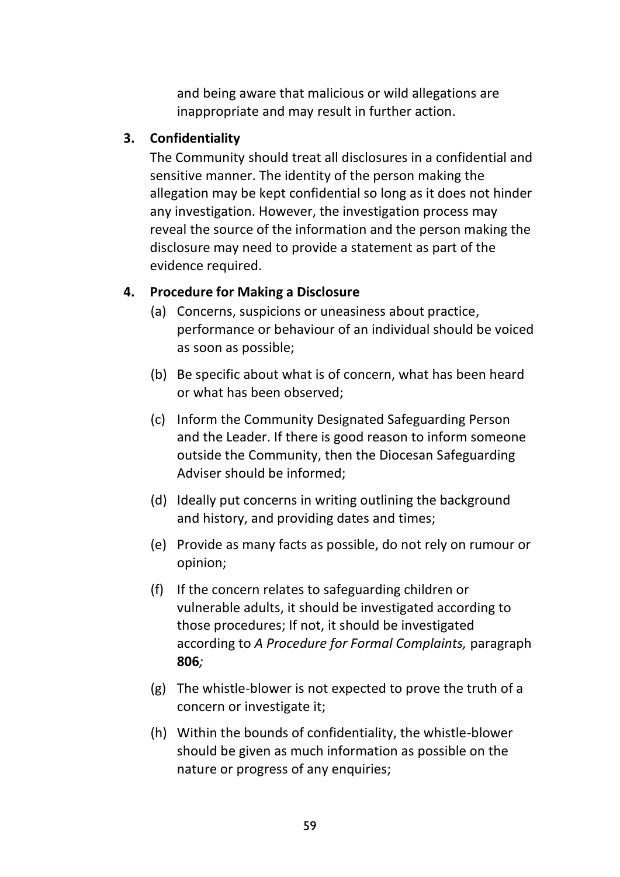and being aware that malicious or wild allegations are inappropriate and may result in further action.

### 3. Confidentiality

The Community should treat all disclosures in a confidential and sensitive manner. The identity of the person making the allegation may be kept confidential so long as it does not hinder any investigation. However, the investigation process may reveal the source of the information and the person making the disclosure may need to provide a statement as part of the evidence required.

### 4. Procedure for Making a Disclosure

(a) Concerns, suspicions or uneasiness about practice, performance or behaviour of an individual should be voiced as soon as possible;

(b) Be specific about what is of concern, what has been heard or what has been observed;

(c) Inform the Community Designated Safeguarding Person and the Leader. If there is good reason to inform someone outside the Community, then the Diocesan Safeguarding Adviser should be informed;

(d) Ideally put concerns in writing outlining the background and history, and providing dates and times;

(e) Provide as many facts as possible, do not rely on rumour or opinion;

(f) If the concern relates to safeguarding children or vulnerable adults, it should be investigated according to those procedures; If not, it should be investigated according to *A Procedure for Formal Complaints,* paragraph **806***;*

(g) The whistle-blower is not expected to prove the truth of a concern or investigate it;

(h) Within the bounds of confidentiality, the whistle-blower should be given as much information as possible on the nature or progress of any enquiries;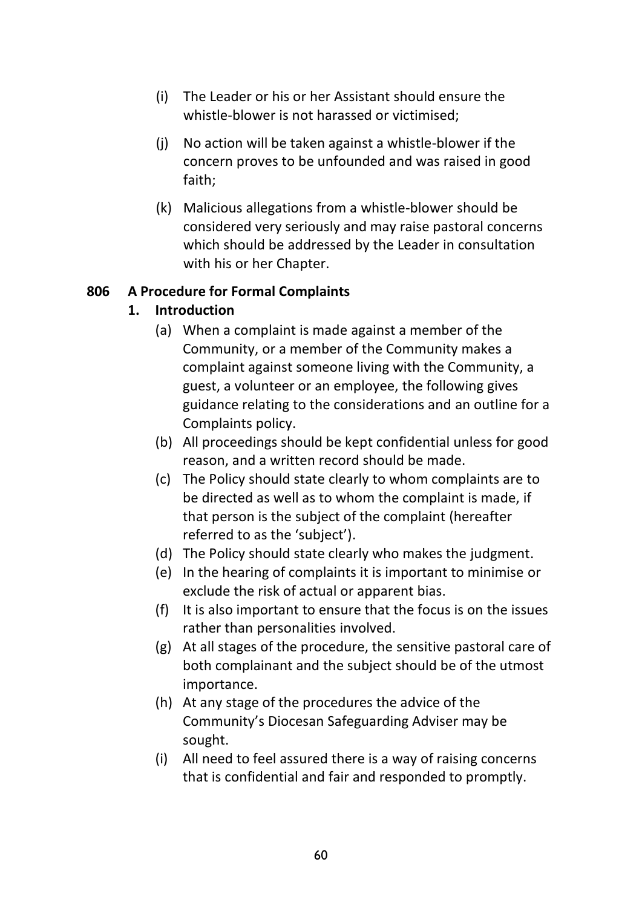(i) The Leader or his or her Assistant should ensure the whistle-blower is not harassed or victimised;

(j) No action will be taken against a whistle-blower if the concern proves to be unfounded and was raised in good faith;

(k) Malicious allegations from a whistle-blower should be considered very seriously and may raise pastoral concerns which should be addressed by the Leader in consultation with his or her Chapter.

## 806 A Procedure for Formal Complaints

### 1. Introduction

(a) When a complaint is made against a member of the Community, or a member of the Community makes a complaint against someone living with the Community, a guest, a volunteer or an employee, the following gives guidance relating to the considerations and an outline for a Complaints policy.

(b) All proceedings should be kept confidential unless for good reason, and a written record should be made.

(c) The Policy should state clearly to whom complaints are to be directed as well as to whom the complaint is made, if that person is the subject of the complaint (hereafter referred to as the 'subject').

(d) The Policy should state clearly who makes the judgment.

(e) In the hearing of complaints it is important to minimise or exclude the risk of actual or apparent bias.

(f) It is also important to ensure that the focus is on the issues rather than personalities involved.

(g) At all stages of the procedure, the sensitive pastoral care of both complainant and the subject should be of the utmost importance.

(h) At any stage of the procedures the advice of the Community's Diocesan Safeguarding Adviser may be sought.

(i) All need to feel assured there is a way of raising concerns that is confidential and fair and responded to promptly.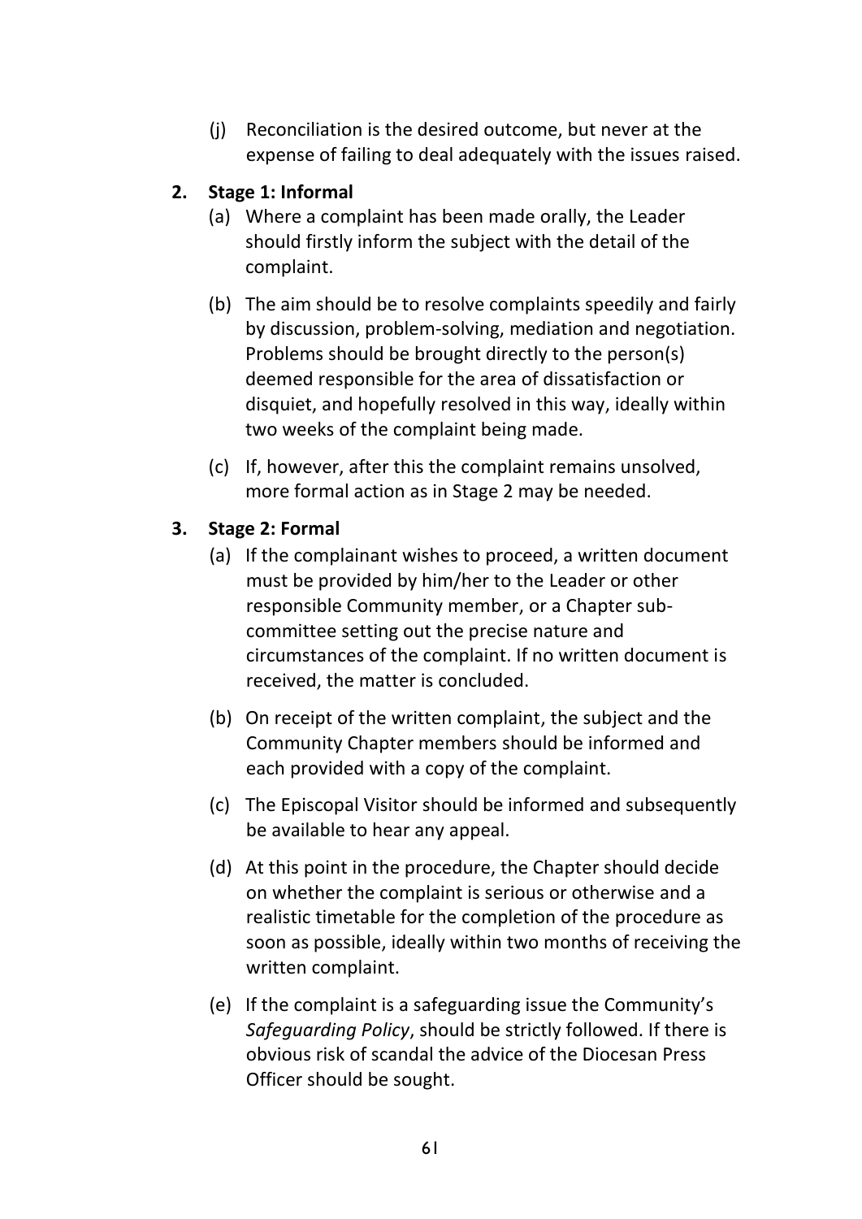(j) Reconciliation is the desired outcome, but never at the expense of failing to deal adequately with the issues raised.

**2. Stage 1: Informal**

(a) Where a complaint has been made orally, the Leader should firstly inform the subject with the detail of the complaint.

(b) The aim should be to resolve complaints speedily and fairly by discussion, problem-solving, mediation and negotiation. Problems should be brought directly to the person(s) deemed responsible for the area of dissatisfaction or disquiet, and hopefully resolved in this way, ideally within two weeks of the complaint being made.

(c) If, however, after this the complaint remains unsolved, more formal action as in Stage 2 may be needed.

**3. Stage 2: Formal**

(a) If the complainant wishes to proceed, a written document must be provided by him/her to the Leader or other responsible Community member, or a Chapter sub-committee setting out the precise nature and circumstances of the complaint. If no written document is received, the matter is concluded.

(b) On receipt of the written complaint, the subject and the Community Chapter members should be informed and each provided with a copy of the complaint.

(c) The Episcopal Visitor should be informed and subsequently be available to hear any appeal.

(d) At this point in the procedure, the Chapter should decide on whether the complaint is serious or otherwise and a realistic timetable for the completion of the procedure as soon as possible, ideally within two months of receiving the written complaint.

(e) If the complaint is a safeguarding issue the Community's *Safeguarding Policy*, should be strictly followed. If there is obvious risk of scandal the advice of the Diocesan Press Officer should be sought.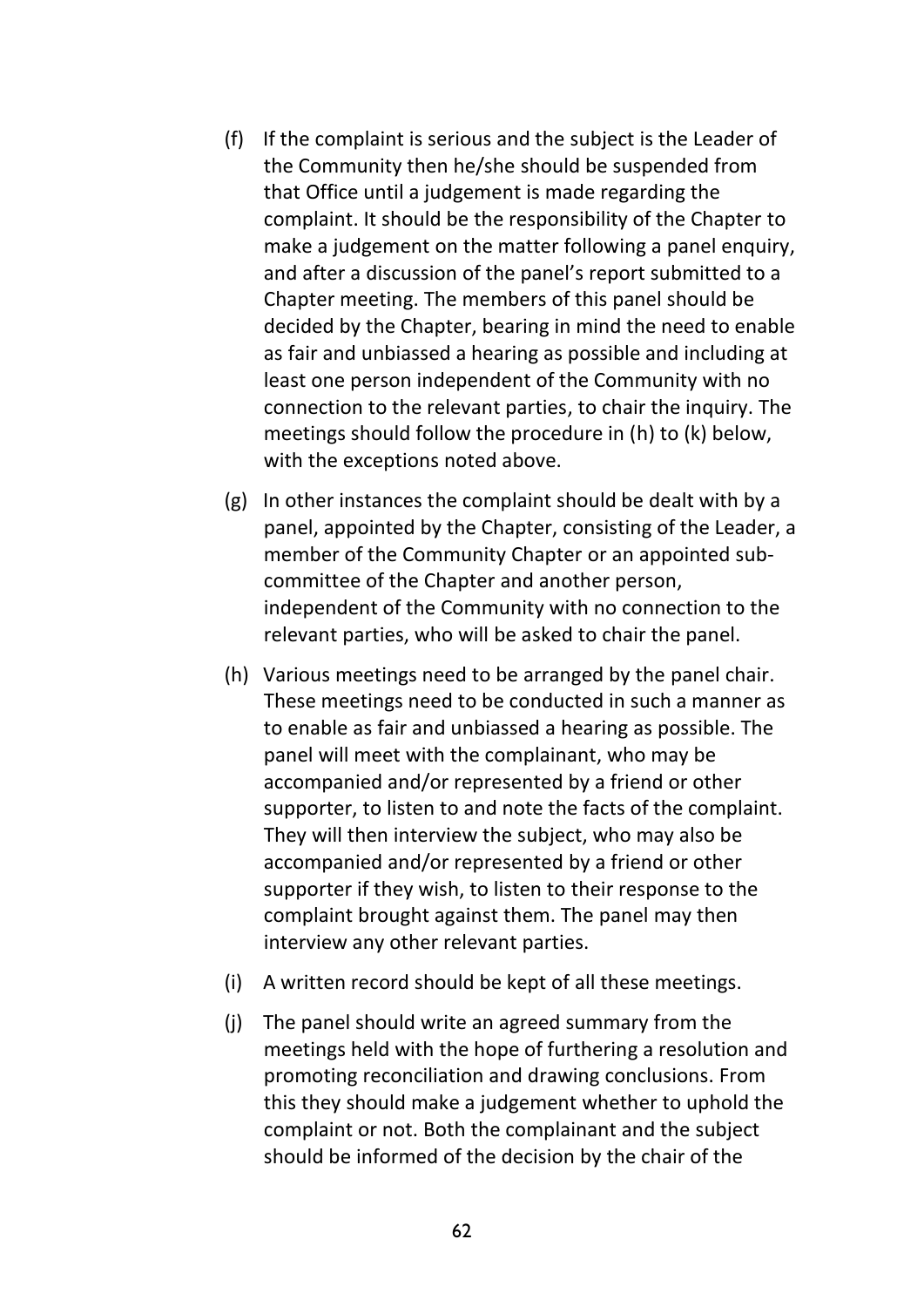(f) If the complaint is serious and the subject is the Leader of the Community then he/she should be suspended from that Office until a judgement is made regarding the complaint. It should be the responsibility of the Chapter to make a judgement on the matter following a panel enquiry, and after a discussion of the panel's report submitted to a Chapter meeting. The members of this panel should be decided by the Chapter, bearing in mind the need to enable as fair and unbiassed a hearing as possible and including at least one person independent of the Community with no connection to the relevant parties, to chair the inquiry. The meetings should follow the procedure in (h) to (k) below, with the exceptions noted above.

(g) In other instances the complaint should be dealt with by a panel, appointed by the Chapter, consisting of the Leader, a member of the Community Chapter or an appointed sub-committee of the Chapter and another person, independent of the Community with no connection to the relevant parties, who will be asked to chair the panel.

(h) Various meetings need to be arranged by the panel chair. These meetings need to be conducted in such a manner as to enable as fair and unbiassed a hearing as possible. The panel will meet with the complainant, who may be accompanied and/or represented by a friend or other supporter, to listen to and note the facts of the complaint. They will then interview the subject, who may also be accompanied and/or represented by a friend or other supporter if they wish, to listen to their response to the complaint brought against them. The panel may then interview any other relevant parties.

(i) A written record should be kept of all these meetings.

(j) The panel should write an agreed summary from the meetings held with the hope of furthering a resolution and promoting reconciliation and drawing conclusions. From this they should make a judgement whether to uphold the complaint or not. Both the complainant and the subject should be informed of the decision by the chair of the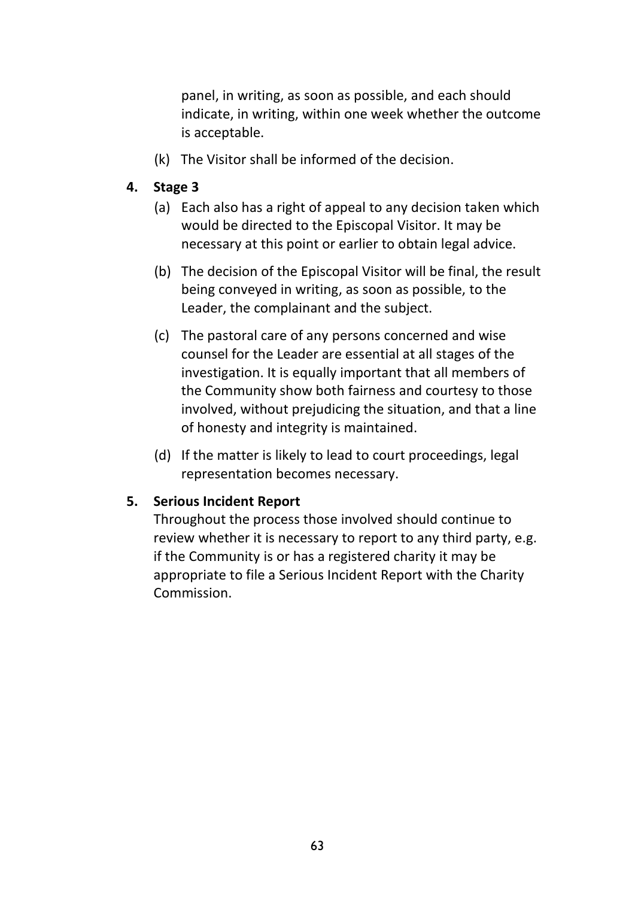panel, in writing, as soon as possible, and each should indicate, in writing, within one week whether the outcome is acceptable.

(k) The Visitor shall be informed of the decision.

**4. Stage 3**

(a) Each also has a right of appeal to any decision taken which would be directed to the Episcopal Visitor. It may be necessary at this point or earlier to obtain legal advice.

(b) The decision of the Episcopal Visitor will be final, the result being conveyed in writing, as soon as possible, to the Leader, the complainant and the subject.

(c) The pastoral care of any persons concerned and wise counsel for the Leader are essential at all stages of the investigation. It is equally important that all members of the Community show both fairness and courtesy to those involved, without prejudicing the situation, and that a line of honesty and integrity is maintained.

(d) If the matter is likely to lead to court proceedings, legal representation becomes necessary.

**5. Serious Incident Report**

Throughout the process those involved should continue to review whether it is necessary to report to any third party, e.g. if the Community is or has a registered charity it may be appropriate to file a Serious Incident Report with the Charity Commission.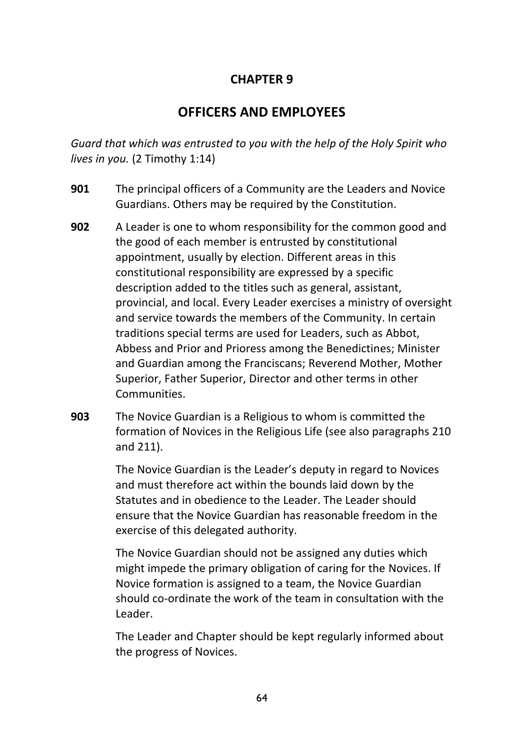# CHAPTER 9

## OFFICERS AND EMPLOYEES

*Guard that which was entrusted to you with the help of the Holy Spirit who lives in you.* (2 Timothy 1:14)

**901** The principal officers of a Community are the Leaders and Novice Guardians. Others may be required by the Constitution.

**902** A Leader is one to whom responsibility for the common good and the good of each member is entrusted by constitutional appointment, usually by election. Different areas in this constitutional responsibility are expressed by a specific description added to the titles such as general, assistant, provincial, and local. Every Leader exercises a ministry of oversight and service towards the members of the Community. In certain traditions special terms are used for Leaders, such as Abbot, Abbess and Prior and Prioress among the Benedictines; Minister and Guardian among the Franciscans; Reverend Mother, Mother Superior, Father Superior, Director and other terms in other Communities.

**903** The Novice Guardian is a Religious to whom is committed the formation of Novices in the Religious Life (see also paragraphs 210 and 211).

The Novice Guardian is the Leader's deputy in regard to Novices and must therefore act within the bounds laid down by the Statutes and in obedience to the Leader. The Leader should ensure that the Novice Guardian has reasonable freedom in the exercise of this delegated authority.

The Novice Guardian should not be assigned any duties which might impede the primary obligation of caring for the Novices. If Novice formation is assigned to a team, the Novice Guardian should co-ordinate the work of the team in consultation with the Leader.

The Leader and Chapter should be kept regularly informed about the progress of Novices.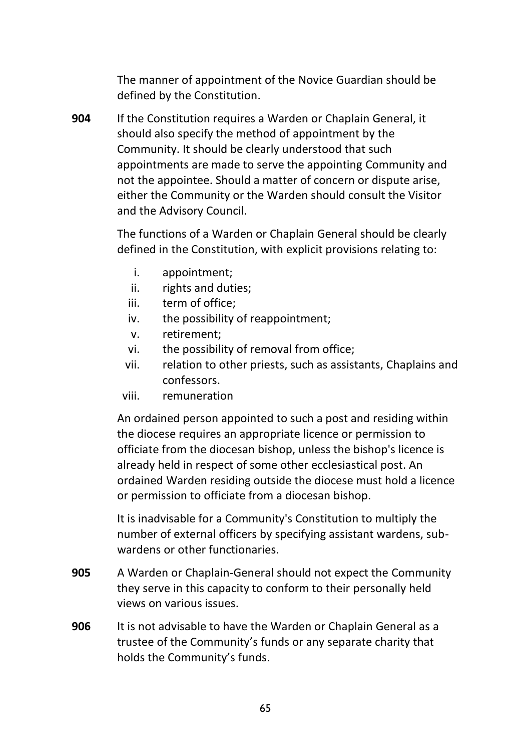The manner of appointment of the Novice Guardian should be defined by the Constitution.

**904** If the Constitution requires a Warden or Chaplain General, it should also specify the method of appointment by the Community. It should be clearly understood that such appointments are made to serve the appointing Community and not the appointee. Should a matter of concern or dispute arise, either the Community or the Warden should consult the Visitor and the Advisory Council.

The functions of a Warden or Chaplain General should be clearly defined in the Constitution, with explicit provisions relating to:

i. appointment;
ii. rights and duties;
iii. term of office;
iv. the possibility of reappointment;
v. retirement;
vi. the possibility of removal from office;
vii. relation to other priests, such as assistants, Chaplains and confessors.
viii. remuneration

An ordained person appointed to such a post and residing within the diocese requires an appropriate licence or permission to officiate from the diocesan bishop, unless the bishop's licence is already held in respect of some other ecclesiastical post. An ordained Warden residing outside the diocese must hold a licence or permission to officiate from a diocesan bishop.

It is inadvisable for a Community's Constitution to multiply the number of external officers by specifying assistant wardens, sub-wardens or other functionaries.

**905** A Warden or Chaplain-General should not expect the Community they serve in this capacity to conform to their personally held views on various issues.

**906** It is not advisable to have the Warden or Chaplain General as a trustee of the Community's funds or any separate charity that holds the Community's funds.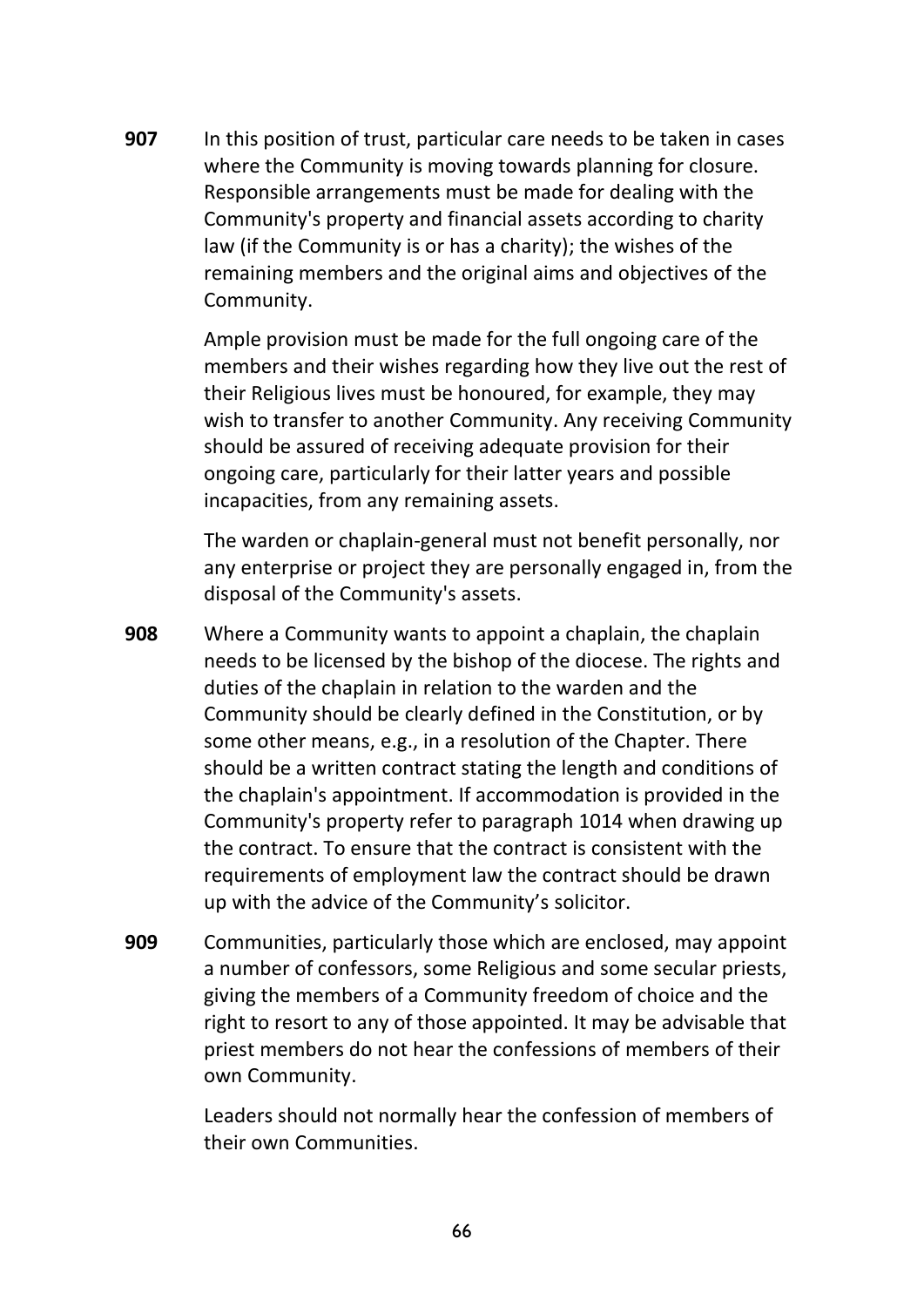**907** In this position of trust, particular care needs to be taken in cases where the Community is moving towards planning for closure. Responsible arrangements must be made for dealing with the Community's property and financial assets according to charity law (if the Community is or has a charity); the wishes of the remaining members and the original aims and objectives of the Community.

Ample provision must be made for the full ongoing care of the members and their wishes regarding how they live out the rest of their Religious lives must be honoured, for example, they may wish to transfer to another Community. Any receiving Community should be assured of receiving adequate provision for their ongoing care, particularly for their latter years and possible incapacities, from any remaining assets.

The warden or chaplain-general must not benefit personally, nor any enterprise or project they are personally engaged in, from the disposal of the Community's assets.

**908** Where a Community wants to appoint a chaplain, the chaplain needs to be licensed by the bishop of the diocese. The rights and duties of the chaplain in relation to the warden and the Community should be clearly defined in the Constitution, or by some other means, e.g., in a resolution of the Chapter. There should be a written contract stating the length and conditions of the chaplain's appointment. If accommodation is provided in the Community's property refer to paragraph 1014 when drawing up the contract. To ensure that the contract is consistent with the requirements of employment law the contract should be drawn up with the advice of the Community's solicitor.

**909** Communities, particularly those which are enclosed, may appoint a number of confessors, some Religious and some secular priests, giving the members of a Community freedom of choice and the right to resort to any of those appointed. It may be advisable that priest members do not hear the confessions of members of their own Community.

Leaders should not normally hear the confession of members of their own Communities.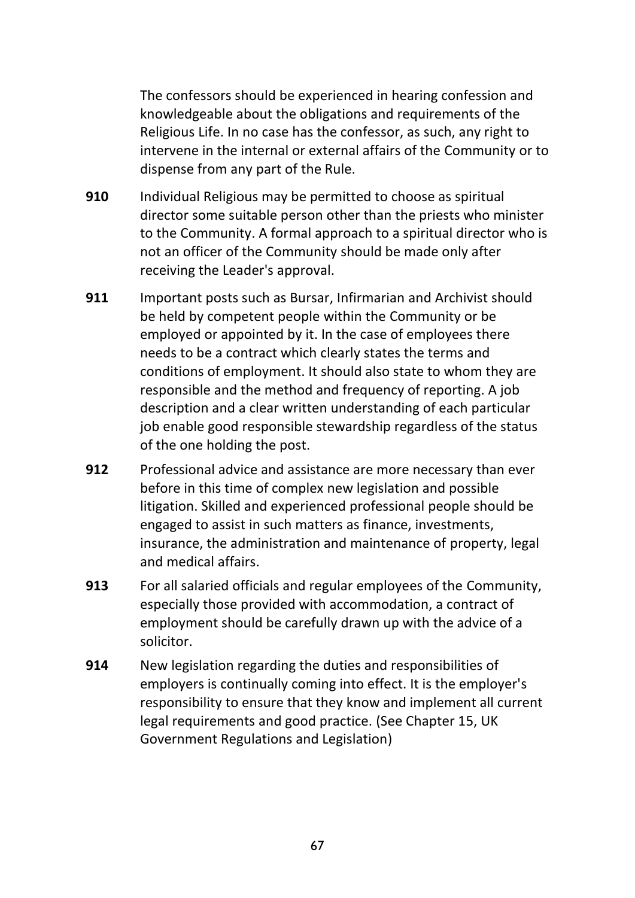The confessors should be experienced in hearing confession and knowledgeable about the obligations and requirements of the Religious Life. In no case has the confessor, as such, any right to intervene in the internal or external affairs of the Community or to dispense from any part of the Rule.

**910** Individual Religious may be permitted to choose as spiritual director some suitable person other than the priests who minister to the Community. A formal approach to a spiritual director who is not an officer of the Community should be made only after receiving the Leader's approval.

**911** Important posts such as Bursar, Infirmarian and Archivist should be held by competent people within the Community or be employed or appointed by it. In the case of employees there needs to be a contract which clearly states the terms and conditions of employment. It should also state to whom they are responsible and the method and frequency of reporting. A job description and a clear written understanding of each particular job enable good responsible stewardship regardless of the status of the one holding the post.

**912** Professional advice and assistance are more necessary than ever before in this time of complex new legislation and possible litigation. Skilled and experienced professional people should be engaged to assist in such matters as finance, investments, insurance, the administration and maintenance of property, legal and medical affairs.

**913** For all salaried officials and regular employees of the Community, especially those provided with accommodation, a contract of employment should be carefully drawn up with the advice of a solicitor.

**914** New legislation regarding the duties and responsibilities of employers is continually coming into effect. It is the employer's responsibility to ensure that they know and implement all current legal requirements and good practice. (See Chapter 15, UK Government Regulations and Legislation)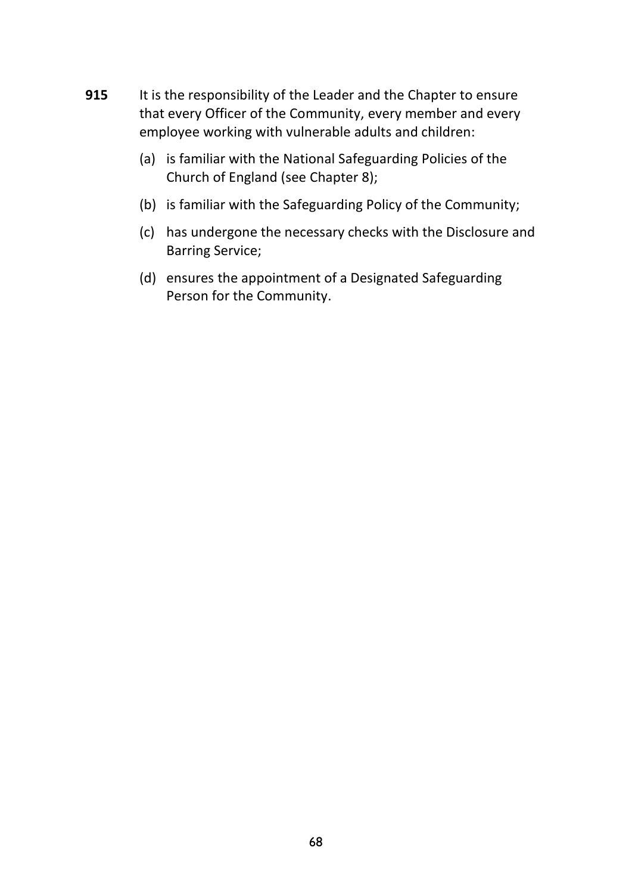**915** It is the responsibility of the Leader and the Chapter to ensure that every Officer of the Community, every member and every employee working with vulnerable adults and children:

(a) is familiar with the National Safeguarding Policies of the Church of England (see Chapter 8);

(b) is familiar with the Safeguarding Policy of the Community;

(c) has undergone the necessary checks with the Disclosure and Barring Service;

(d) ensures the appointment of a Designated Safeguarding Person for the Community.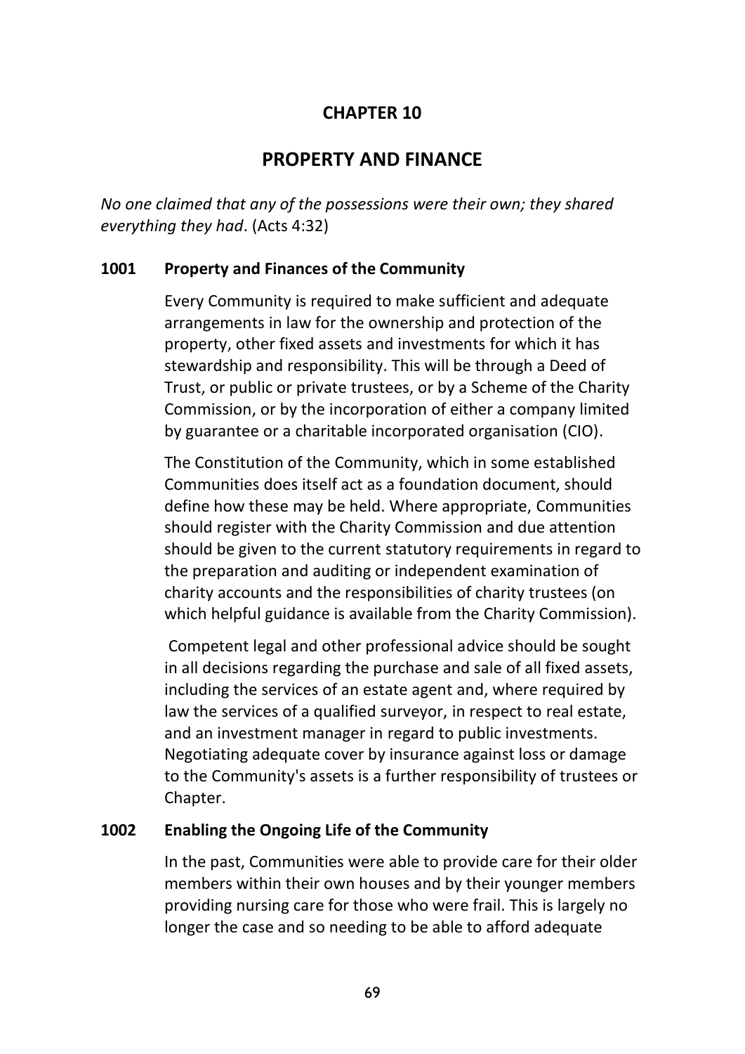# CHAPTER 10

## PROPERTY AND FINANCE

*No one claimed that any of the possessions were their own; they shared everything they had*. (Acts 4:32)

### 1001 Property and Finances of the Community

Every Community is required to make sufficient and adequate arrangements in law for the ownership and protection of the property, other fixed assets and investments for which it has stewardship and responsibility. This will be through a Deed of Trust, or public or private trustees, or by a Scheme of the Charity Commission, or by the incorporation of either a company limited by guarantee or a charitable incorporated organisation (CIO).

The Constitution of the Community, which in some established Communities does itself act as a foundation document, should define how these may be held. Where appropriate, Communities should register with the Charity Commission and due attention should be given to the current statutory requirements in regard to the preparation and auditing or independent examination of charity accounts and the responsibilities of charity trustees (on which helpful guidance is available from the Charity Commission).

Competent legal and other professional advice should be sought in all decisions regarding the purchase and sale of all fixed assets, including the services of an estate agent and, where required by law the services of a qualified surveyor, in respect to real estate, and an investment manager in regard to public investments. Negotiating adequate cover by insurance against loss or damage to the Community's assets is a further responsibility of trustees or Chapter.

### 1002 Enabling the Ongoing Life of the Community

In the past, Communities were able to provide care for their older members within their own houses and by their younger members providing nursing care for those who were frail. This is largely no longer the case and so needing to be able to afford adequate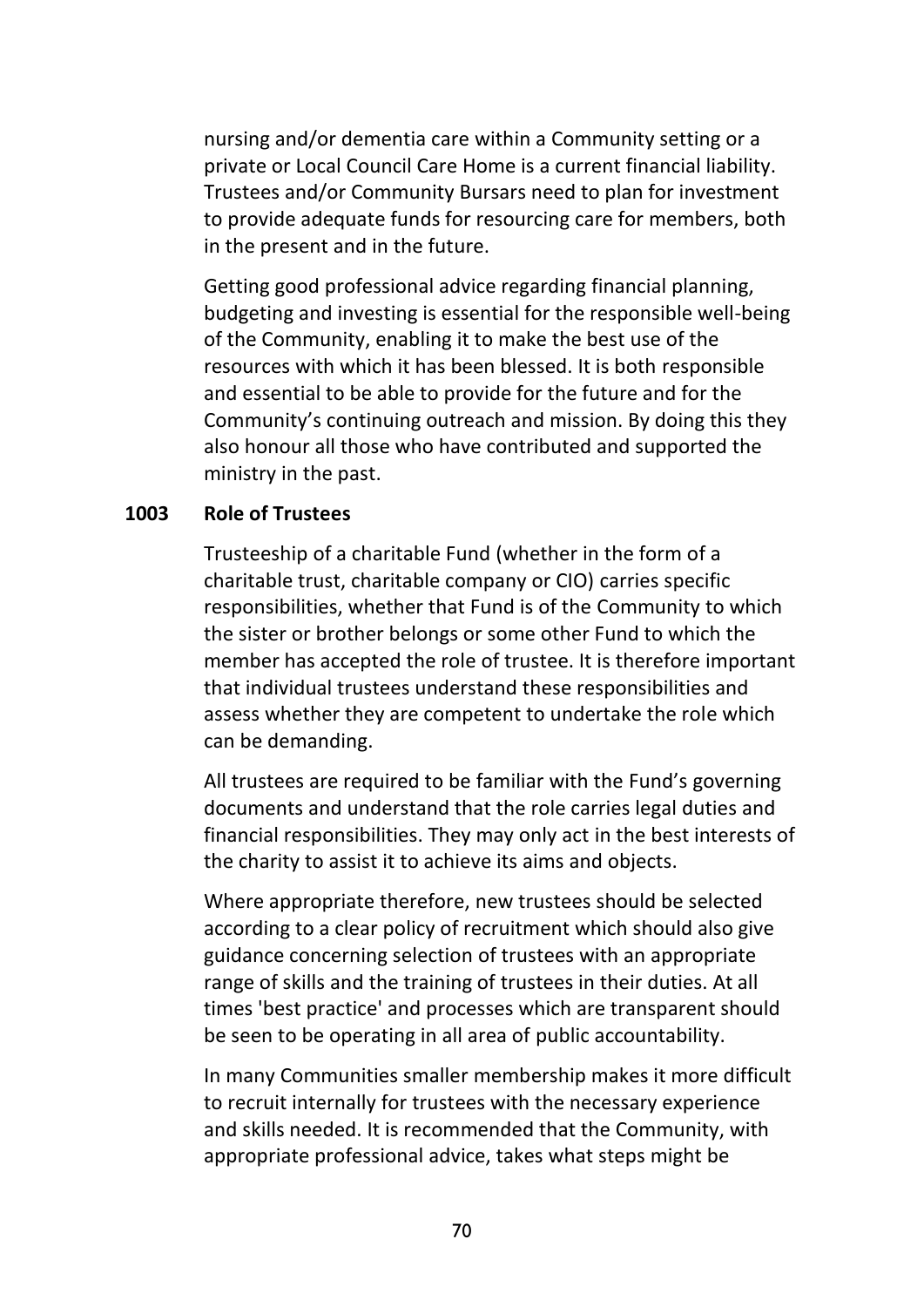nursing and/or dementia care within a Community setting or a private or Local Council Care Home is a current financial liability. Trustees and/or Community Bursars need to plan for investment to provide adequate funds for resourcing care for members, both in the present and in the future.

Getting good professional advice regarding financial planning, budgeting and investing is essential for the responsible well-being of the Community, enabling it to make the best use of the resources with which it has been blessed. It is both responsible and essential to be able to provide for the future and for the Community's continuing outreach and mission. By doing this they also honour all those who have contributed and supported the ministry in the past.

**1003 Role of Trustees**

Trusteeship of a charitable Fund (whether in the form of a charitable trust, charitable company or CIO) carries specific responsibilities, whether that Fund is of the Community to which the sister or brother belongs or some other Fund to which the member has accepted the role of trustee. It is therefore important that individual trustees understand these responsibilities and assess whether they are competent to undertake the role which can be demanding.

All trustees are required to be familiar with the Fund's governing documents and understand that the role carries legal duties and financial responsibilities. They may only act in the best interests of the charity to assist it to achieve its aims and objects.

Where appropriate therefore, new trustees should be selected according to a clear policy of recruitment which should also give guidance concerning selection of trustees with an appropriate range of skills and the training of trustees in their duties. At all times 'best practice' and processes which are transparent should be seen to be operating in all area of public accountability.

In many Communities smaller membership makes it more difficult to recruit internally for trustees with the necessary experience and skills needed. It is recommended that the Community, with appropriate professional advice, takes what steps might be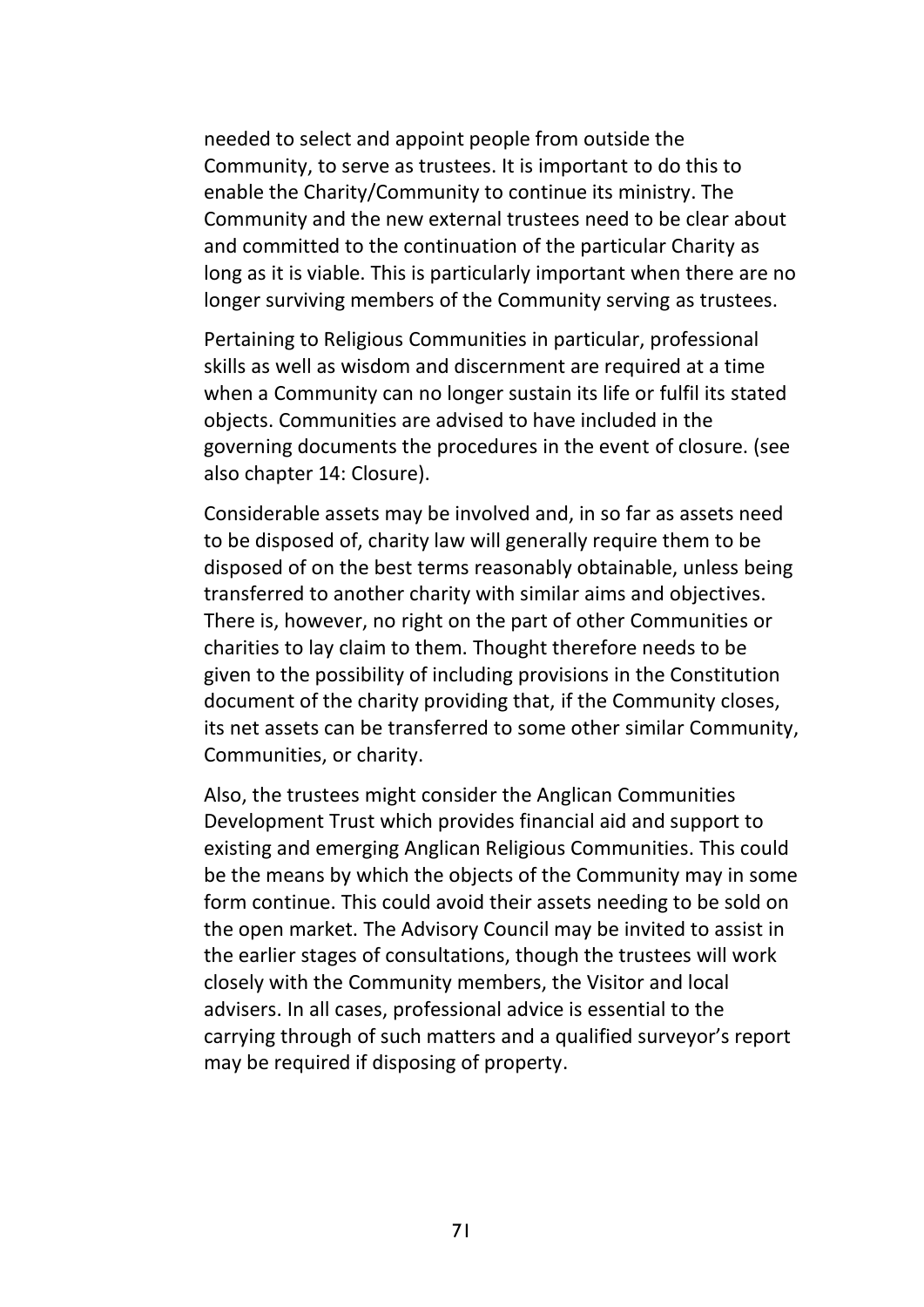needed to select and appoint people from outside the Community, to serve as trustees. It is important to do this to enable the Charity/Community to continue its ministry. The Community and the new external trustees need to be clear about and committed to the continuation of the particular Charity as long as it is viable. This is particularly important when there are no longer surviving members of the Community serving as trustees.

Pertaining to Religious Communities in particular, professional skills as well as wisdom and discernment are required at a time when a Community can no longer sustain its life or fulfil its stated objects. Communities are advised to have included in the governing documents the procedures in the event of closure. (see also chapter 14: Closure).

Considerable assets may be involved and, in so far as assets need to be disposed of, charity law will generally require them to be disposed of on the best terms reasonably obtainable, unless being transferred to another charity with similar aims and objectives. There is, however, no right on the part of other Communities or charities to lay claim to them. Thought therefore needs to be given to the possibility of including provisions in the Constitution document of the charity providing that, if the Community closes, its net assets can be transferred to some other similar Community, Communities, or charity.

Also, the trustees might consider the Anglican Communities Development Trust which provides financial aid and support to existing and emerging Anglican Religious Communities. This could be the means by which the objects of the Community may in some form continue. This could avoid their assets needing to be sold on the open market. The Advisory Council may be invited to assist in the earlier stages of consultations, though the trustees will work closely with the Community members, the Visitor and local advisers. In all cases, professional advice is essential to the carrying through of such matters and a qualified surveyor's report may be required if disposing of property.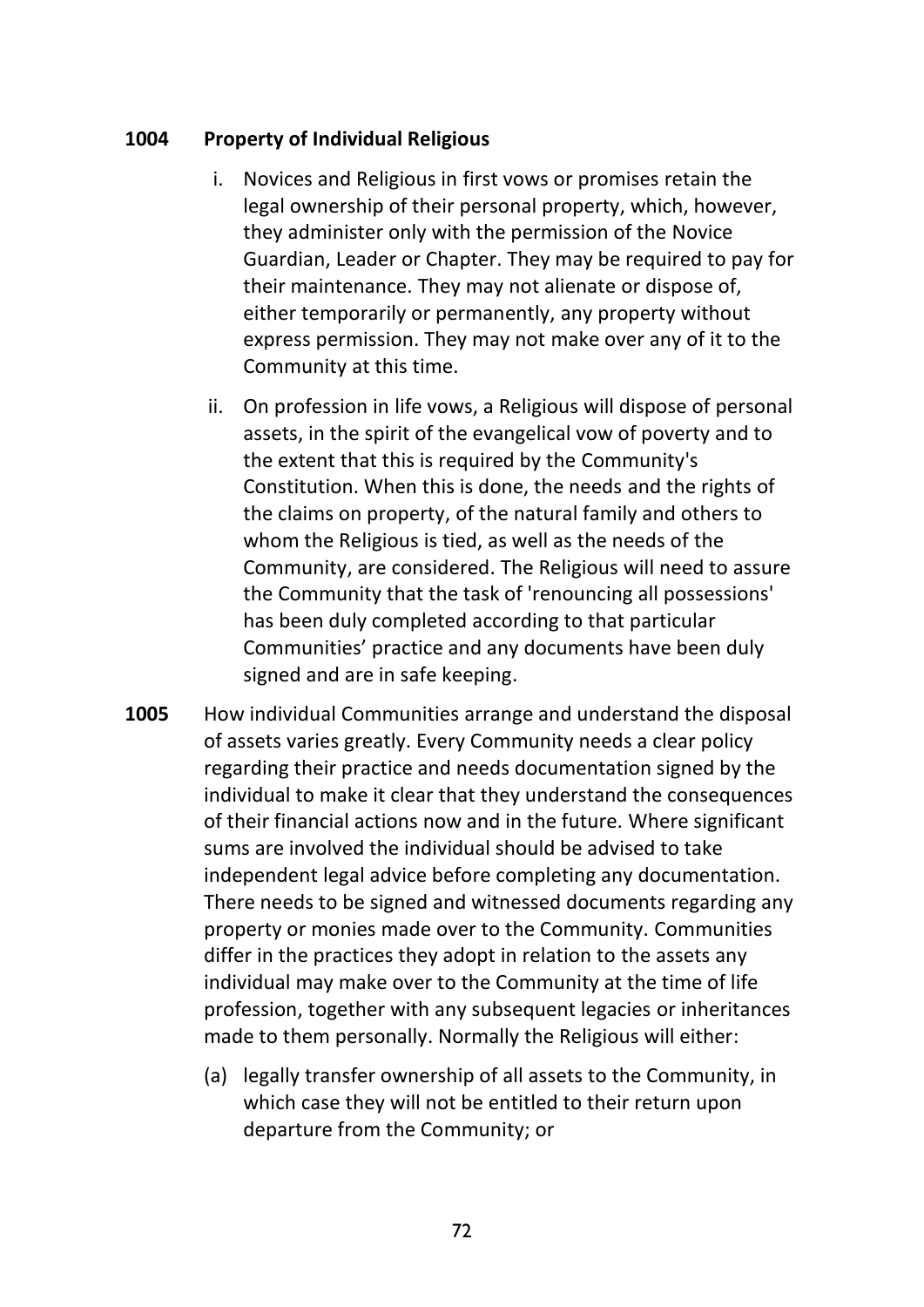**1004 Property of Individual Religious**

i. Novices and Religious in first vows or promises retain the legal ownership of their personal property, which, however, they administer only with the permission of the Novice Guardian, Leader or Chapter. They may be required to pay for their maintenance. They may not alienate or dispose of, either temporarily or permanently, any property without express permission. They may not make over any of it to the Community at this time.

ii. On profession in life vows, a Religious will dispose of personal assets, in the spirit of the evangelical vow of poverty and to the extent that this is required by the Community's Constitution. When this is done, the needs and the rights of the claims on property, of the natural family and others to whom the Religious is tied, as well as the needs of the Community, are considered. The Religious will need to assure the Community that the task of 'renouncing all possessions' has been duly completed according to that particular Communities' practice and any documents have been duly signed and are in safe keeping.

**1005** How individual Communities arrange and understand the disposal of assets varies greatly. Every Community needs a clear policy regarding their practice and needs documentation signed by the individual to make it clear that they understand the consequences of their financial actions now and in the future. Where significant sums are involved the individual should be advised to take independent legal advice before completing any documentation. There needs to be signed and witnessed documents regarding any property or monies made over to the Community. Communities differ in the practices they adopt in relation to the assets any individual may make over to the Community at the time of life profession, together with any subsequent legacies or inheritances made to them personally. Normally the Religious will either:

(a) legally transfer ownership of all assets to the Community, in which case they will not be entitled to their return upon departure from the Community; or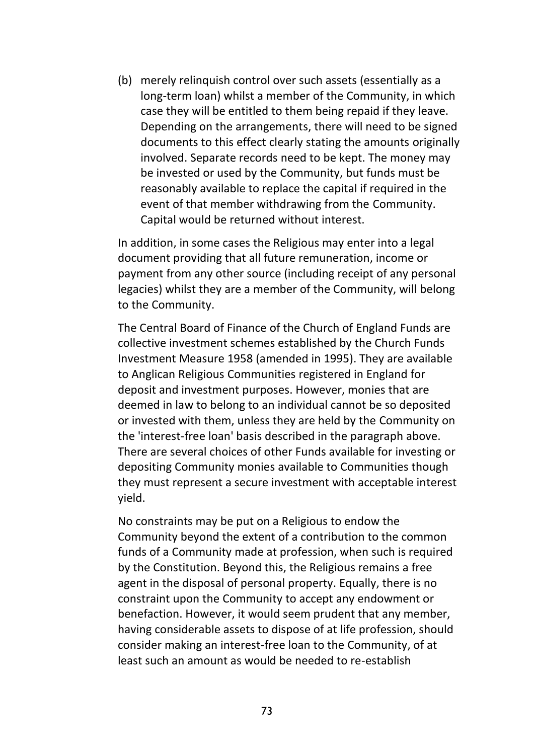(b) merely relinquish control over such assets (essentially as a long-term loan) whilst a member of the Community, in which case they will be entitled to them being repaid if they leave. Depending on the arrangements, there will need to be signed documents to this effect clearly stating the amounts originally involved. Separate records need to be kept. The money may be invested or used by the Community, but funds must be reasonably available to replace the capital if required in the event of that member withdrawing from the Community. Capital would be returned without interest.

In addition, in some cases the Religious may enter into a legal document providing that all future remuneration, income or payment from any other source (including receipt of any personal legacies) whilst they are a member of the Community, will belong to the Community.

The Central Board of Finance of the Church of England Funds are collective investment schemes established by the Church Funds Investment Measure 1958 (amended in 1995). They are available to Anglican Religious Communities registered in England for deposit and investment purposes. However, monies that are deemed in law to belong to an individual cannot be so deposited or invested with them, unless they are held by the Community on the 'interest-free loan' basis described in the paragraph above. There are several choices of other Funds available for investing or depositing Community monies available to Communities though they must represent a secure investment with acceptable interest yield.

No constraints may be put on a Religious to endow the Community beyond the extent of a contribution to the common funds of a Community made at profession, when such is required by the Constitution. Beyond this, the Religious remains a free agent in the disposal of personal property. Equally, there is no constraint upon the Community to accept any endowment or benefaction. However, it would seem prudent that any member, having considerable assets to dispose of at life profession, should consider making an interest-free loan to the Community, of at least such an amount as would be needed to re-establish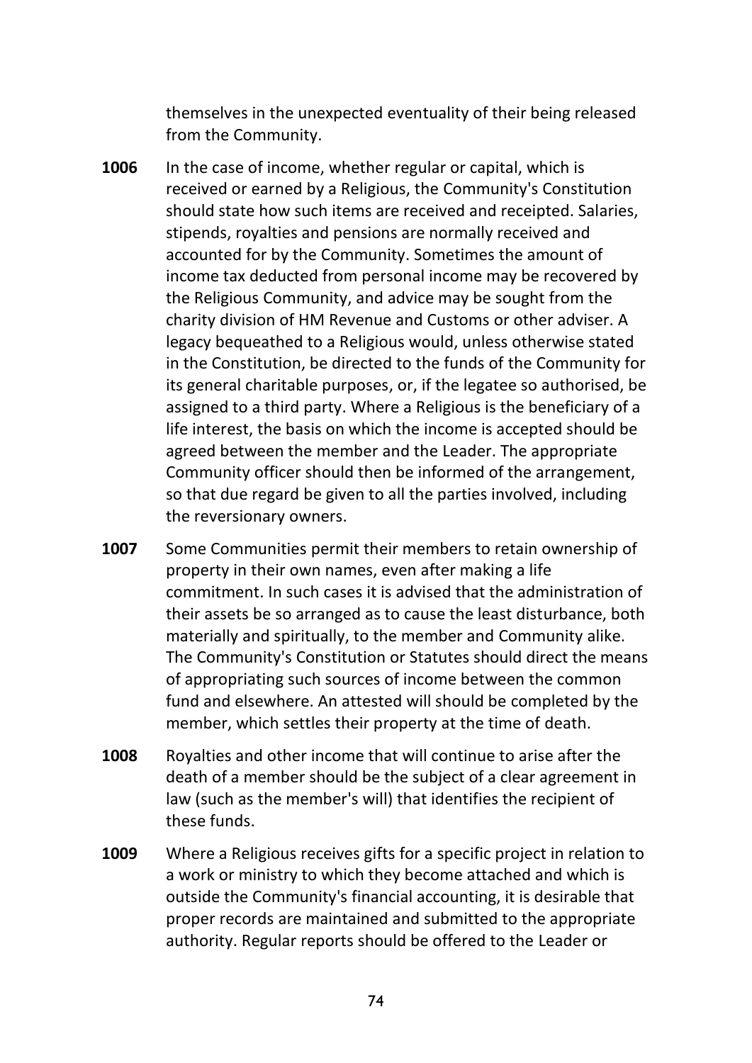themselves in the unexpected eventuality of their being released from the Community.

**1006** In the case of income, whether regular or capital, which is received or earned by a Religious, the Community's Constitution should state how such items are received and receipted. Salaries, stipends, royalties and pensions are normally received and accounted for by the Community. Sometimes the amount of income tax deducted from personal income may be recovered by the Religious Community, and advice may be sought from the charity division of HM Revenue and Customs or other adviser. A legacy bequeathed to a Religious would, unless otherwise stated in the Constitution, be directed to the funds of the Community for its general charitable purposes, or, if the legatee so authorised, be assigned to a third party. Where a Religious is the beneficiary of a life interest, the basis on which the income is accepted should be agreed between the member and the Leader. The appropriate Community officer should then be informed of the arrangement, so that due regard be given to all the parties involved, including the reversionary owners.

**1007** Some Communities permit their members to retain ownership of property in their own names, even after making a life commitment. In such cases it is advised that the administration of their assets be so arranged as to cause the least disturbance, both materially and spiritually, to the member and Community alike. The Community's Constitution or Statutes should direct the means of appropriating such sources of income between the common fund and elsewhere. An attested will should be completed by the member, which settles their property at the time of death.

**1008** Royalties and other income that will continue to arise after the death of a member should be the subject of a clear agreement in law (such as the member's will) that identifies the recipient of these funds.

**1009** Where a Religious receives gifts for a specific project in relation to a work or ministry to which they become attached and which is outside the Community's financial accounting, it is desirable that proper records are maintained and submitted to the appropriate authority. Regular reports should be offered to the Leader or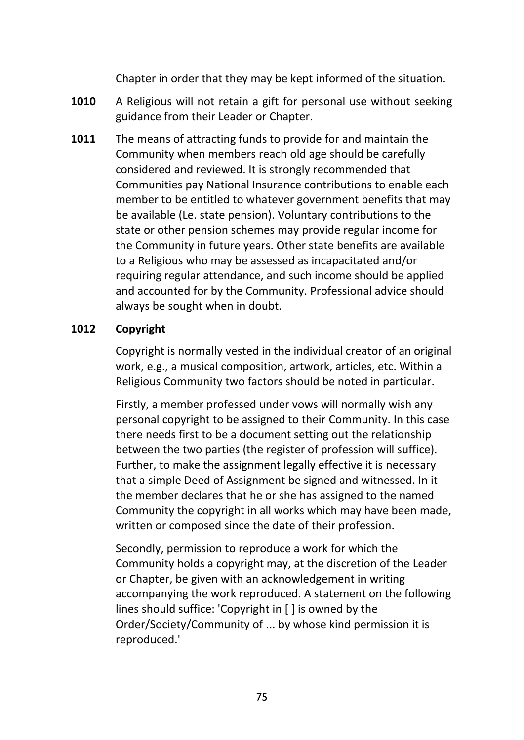Chapter in order that they may be kept informed of the situation.

**1010** A Religious will not retain a gift for personal use without seeking guidance from their Leader or Chapter.

**1011** The means of attracting funds to provide for and maintain the Community when members reach old age should be carefully considered and reviewed. It is strongly recommended that Communities pay National Insurance contributions to enable each member to be entitled to whatever government benefits that may be available (Le. state pension). Voluntary contributions to the state or other pension schemes may provide regular income for the Community in future years. Other state benefits are available to a Religious who may be assessed as incapacitated and/or requiring regular attendance, and such income should be applied and accounted for by the Community. Professional advice should always be sought when in doubt.

**1012 Copyright**

Copyright is normally vested in the individual creator of an original work, e.g., a musical composition, artwork, articles, etc. Within a Religious Community two factors should be noted in particular.

Firstly, a member professed under vows will normally wish any personal copyright to be assigned to their Community. In this case there needs first to be a document setting out the relationship between the two parties (the register of profession will suffice). Further, to make the assignment legally effective it is necessary that a simple Deed of Assignment be signed and witnessed. In it the member declares that he or she has assigned to the named Community the copyright in all works which may have been made, written or composed since the date of their profession.

Secondly, permission to reproduce a work for which the Community holds a copyright may, at the discretion of the Leader or Chapter, be given with an acknowledgement in writing accompanying the work reproduced. A statement on the following lines should suffice: 'Copyright in [ ] is owned by the Order/Society/Community of ... by whose kind permission it is reproduced.'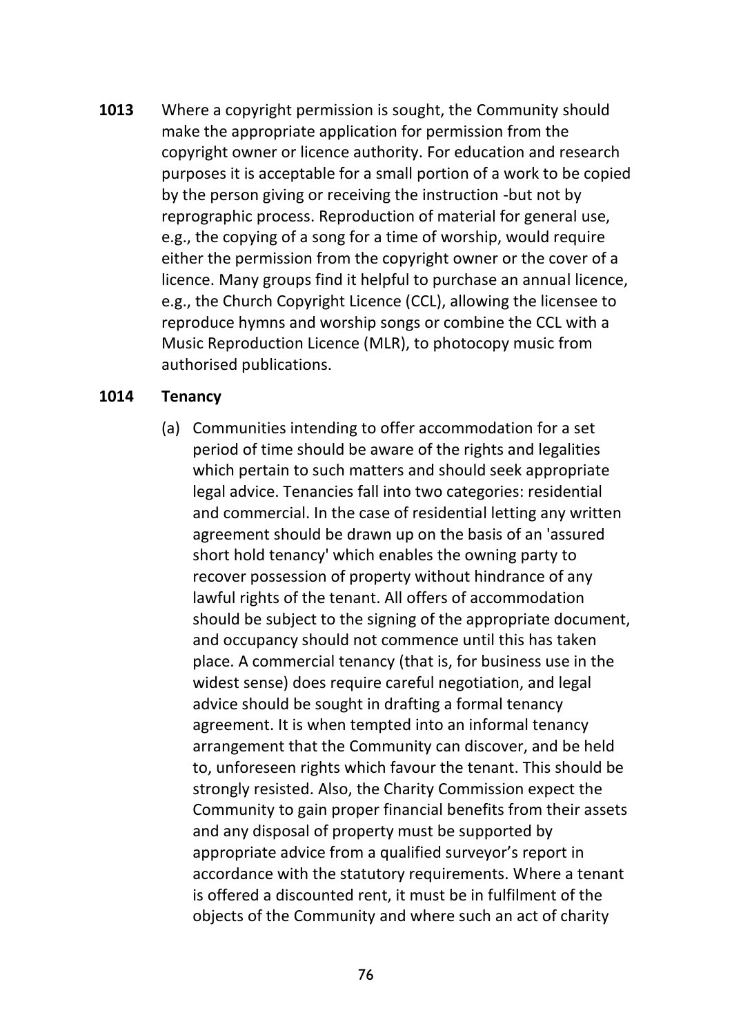**1013** Where a copyright permission is sought, the Community should make the appropriate application for permission from the copyright owner or licence authority. For education and research purposes it is acceptable for a small portion of a work to be copied by the person giving or receiving the instruction -but not by reprographic process. Reproduction of material for general use, e.g., the copying of a song for a time of worship, would require either the permission from the copyright owner or the cover of a licence. Many groups find it helpful to purchase an annual licence, e.g., the Church Copyright Licence (CCL), allowing the licensee to reproduce hymns and worship songs or combine the CCL with a Music Reproduction Licence (MLR), to photocopy music from authorised publications.

**1014 Tenancy**

(a) Communities intending to offer accommodation for a set period of time should be aware of the rights and legalities which pertain to such matters and should seek appropriate legal advice. Tenancies fall into two categories: residential and commercial. In the case of residential letting any written agreement should be drawn up on the basis of an 'assured short hold tenancy' which enables the owning party to recover possession of property without hindrance of any lawful rights of the tenant. All offers of accommodation should be subject to the signing of the appropriate document, and occupancy should not commence until this has taken place. A commercial tenancy (that is, for business use in the widest sense) does require careful negotiation, and legal advice should be sought in drafting a formal tenancy agreement. It is when tempted into an informal tenancy arrangement that the Community can discover, and be held to, unforeseen rights which favour the tenant. This should be strongly resisted. Also, the Charity Commission expect the Community to gain proper financial benefits from their assets and any disposal of property must be supported by appropriate advice from a qualified surveyor's report in accordance with the statutory requirements. Where a tenant is offered a discounted rent, it must be in fulfilment of the objects of the Community and where such an act of charity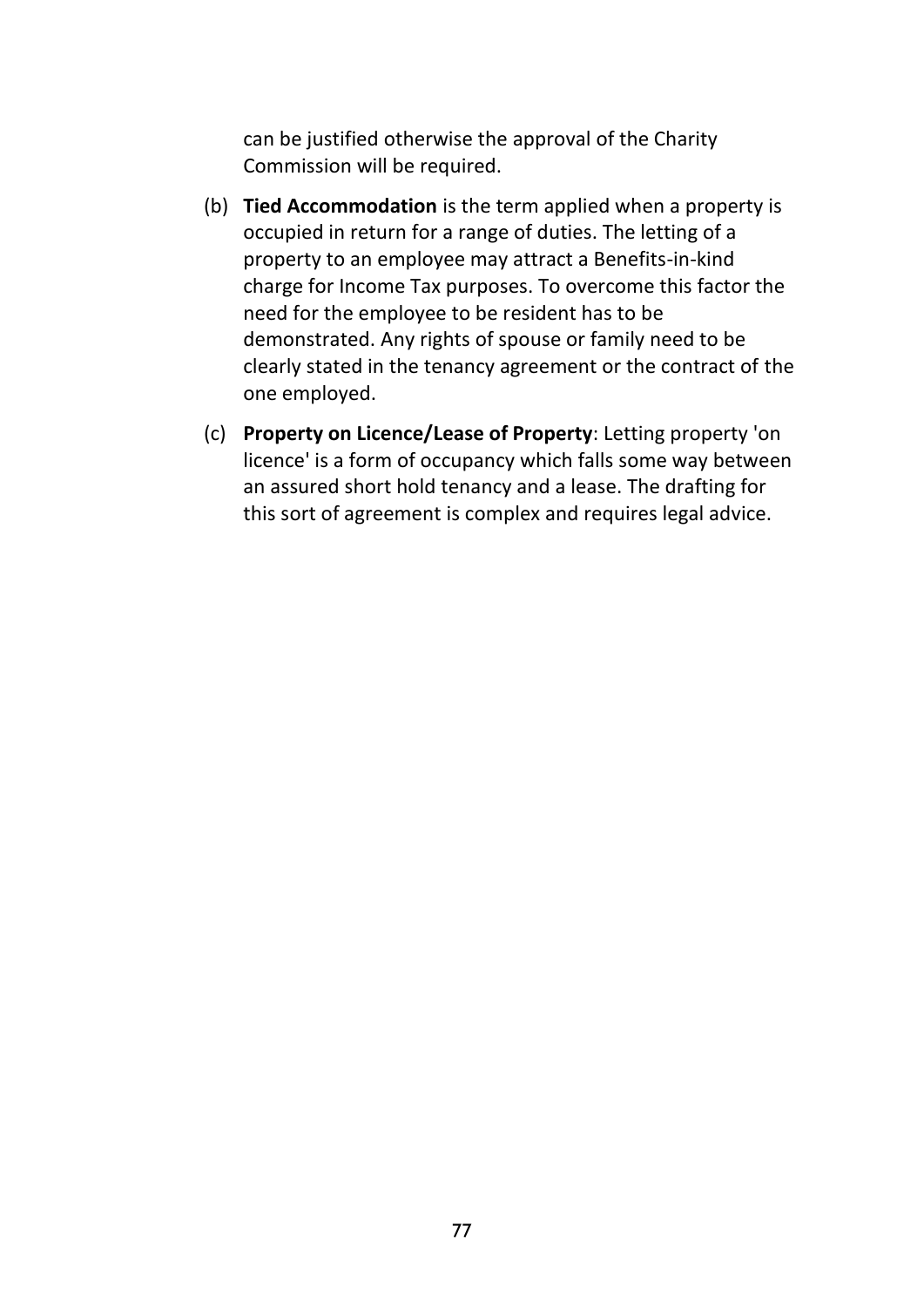can be justified otherwise the approval of the Charity Commission will be required.

(b) **Tied Accommodation** is the term applied when a property is occupied in return for a range of duties. The letting of a property to an employee may attract a Benefits-in-kind charge for Income Tax purposes. To overcome this factor the need for the employee to be resident has to be demonstrated. Any rights of spouse or family need to be clearly stated in the tenancy agreement or the contract of the one employed.

(c) **Property on Licence/Lease of Property**: Letting property 'on licence' is a form of occupancy which falls some way between an assured short hold tenancy and a lease. The drafting for this sort of agreement is complex and requires legal advice.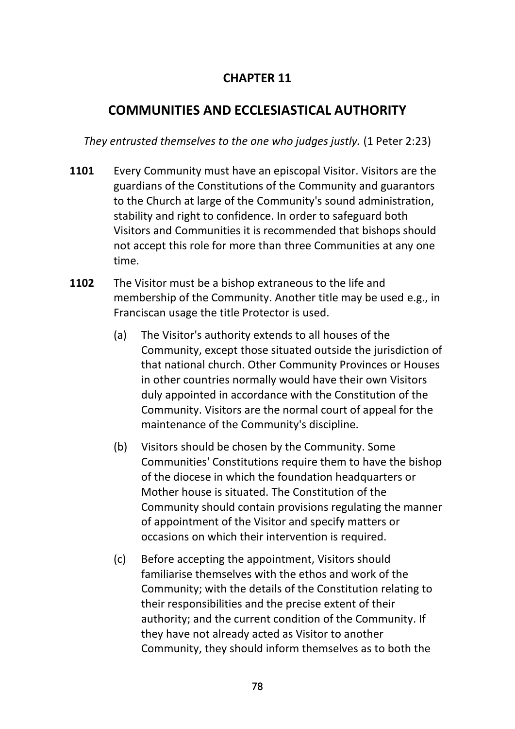## CHAPTER 11

## COMMUNITIES AND ECCLESIASTICAL AUTHORITY

*They entrusted themselves to the one who judges justly.* (1 Peter 2:23)

**1101** Every Community must have an episcopal Visitor. Visitors are the guardians of the Constitutions of the Community and guarantors to the Church at large of the Community's sound administration, stability and right to confidence. In order to safeguard both Visitors and Communities it is recommended that bishops should not accept this role for more than three Communities at any one time.

**1102** The Visitor must be a bishop extraneous to the life and membership of the Community. Another title may be used e.g., in Franciscan usage the title Protector is used.

(a) The Visitor's authority extends to all houses of the Community, except those situated outside the jurisdiction of that national church. Other Community Provinces or Houses in other countries normally would have their own Visitors duly appointed in accordance with the Constitution of the Community. Visitors are the normal court of appeal for the maintenance of the Community's discipline.

(b) Visitors should be chosen by the Community. Some Communities' Constitutions require them to have the bishop of the diocese in which the foundation headquarters or Mother house is situated. The Constitution of the Community should contain provisions regulating the manner of appointment of the Visitor and specify matters or occasions on which their intervention is required.

(c) Before accepting the appointment, Visitors should familiarise themselves with the ethos and work of the Community; with the details of the Constitution relating to their responsibilities and the precise extent of their authority; and the current condition of the Community. If they have not already acted as Visitor to another Community, they should inform themselves as to both the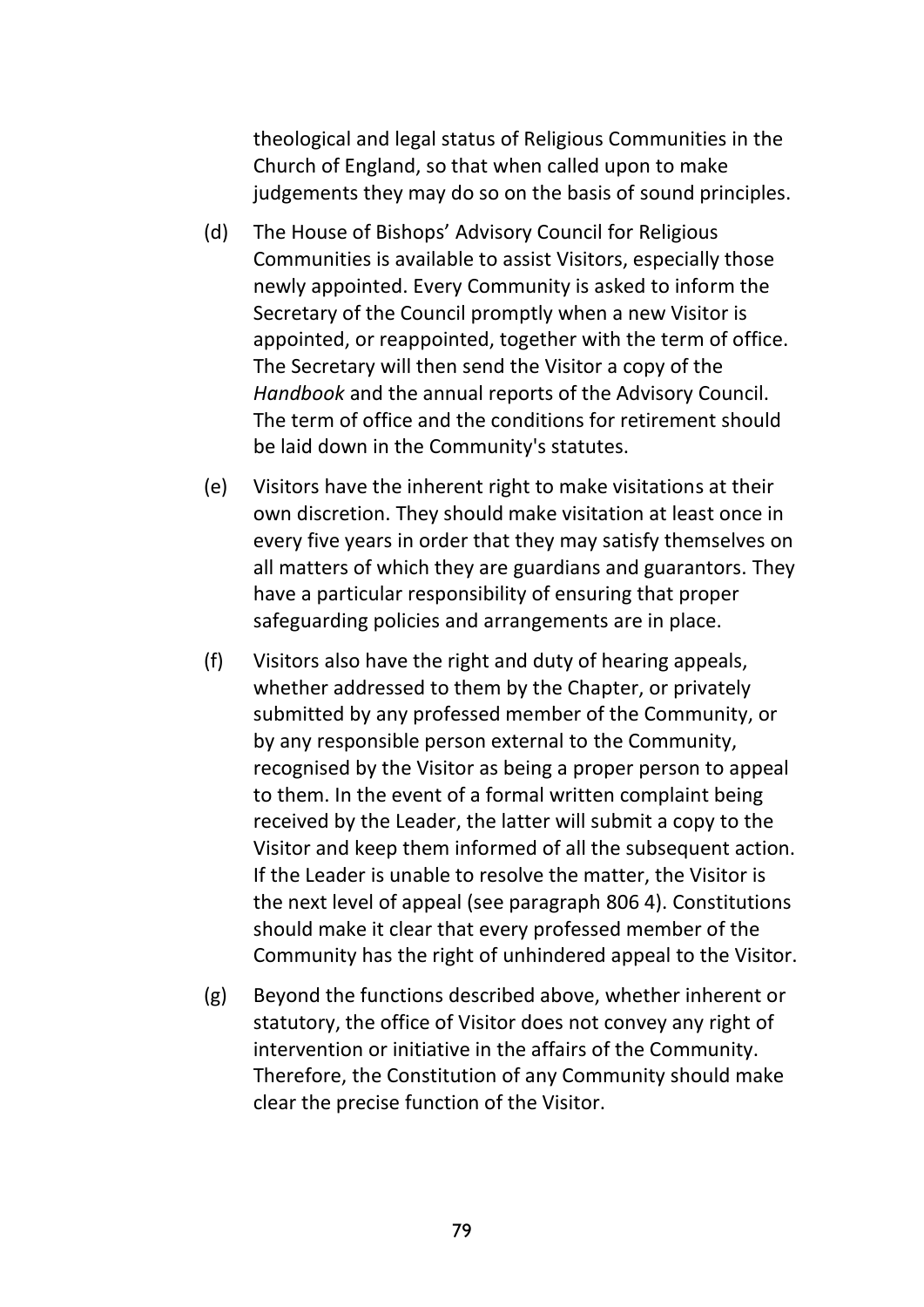theological and legal status of Religious Communities in the Church of England, so that when called upon to make judgements they may do so on the basis of sound principles.

(d) The House of Bishops' Advisory Council for Religious Communities is available to assist Visitors, especially those newly appointed. Every Community is asked to inform the Secretary of the Council promptly when a new Visitor is appointed, or reappointed, together with the term of office. The Secretary will then send the Visitor a copy of the *Handbook* and the annual reports of the Advisory Council. The term of office and the conditions for retirement should be laid down in the Community's statutes.

(e) Visitors have the inherent right to make visitations at their own discretion. They should make visitation at least once in every five years in order that they may satisfy themselves on all matters of which they are guardians and guarantors. They have a particular responsibility of ensuring that proper safeguarding policies and arrangements are in place.

(f) Visitors also have the right and duty of hearing appeals, whether addressed to them by the Chapter, or privately submitted by any professed member of the Community, or by any responsible person external to the Community, recognised by the Visitor as being a proper person to appeal to them. In the event of a formal written complaint being received by the Leader, the latter will submit a copy to the Visitor and keep them informed of all the subsequent action. If the Leader is unable to resolve the matter, the Visitor is the next level of appeal (see paragraph 806 4). Constitutions should make it clear that every professed member of the Community has the right of unhindered appeal to the Visitor.

(g) Beyond the functions described above, whether inherent or statutory, the office of Visitor does not convey any right of intervention or initiative in the affairs of the Community. Therefore, the Constitution of any Community should make clear the precise function of the Visitor.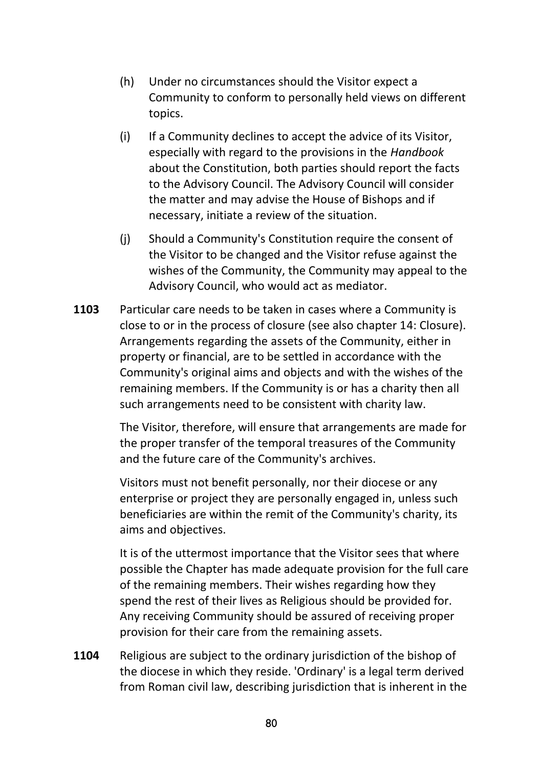(h) Under no circumstances should the Visitor expect a Community to conform to personally held views on different topics.

(i) If a Community declines to accept the advice of its Visitor, especially with regard to the provisions in the *Handbook* about the Constitution, both parties should report the facts to the Advisory Council. The Advisory Council will consider the matter and may advise the House of Bishops and if necessary, initiate a review of the situation.

(j) Should a Community's Constitution require the consent of the Visitor to be changed and the Visitor refuse against the wishes of the Community, the Community may appeal to the Advisory Council, who would act as mediator.

**1103** Particular care needs to be taken in cases where a Community is close to or in the process of closure (see also chapter 14: Closure). Arrangements regarding the assets of the Community, either in property or financial, are to be settled in accordance with the Community's original aims and objects and with the wishes of the remaining members. If the Community is or has a charity then all such arrangements need to be consistent with charity law.

The Visitor, therefore, will ensure that arrangements are made for the proper transfer of the temporal treasures of the Community and the future care of the Community's archives.

Visitors must not benefit personally, nor their diocese or any enterprise or project they are personally engaged in, unless such beneficiaries are within the remit of the Community's charity, its aims and objectives.

It is of the uttermost importance that the Visitor sees that where possible the Chapter has made adequate provision for the full care of the remaining members. Their wishes regarding how they spend the rest of their lives as Religious should be provided for. Any receiving Community should be assured of receiving proper provision for their care from the remaining assets.

**1104** Religious are subject to the ordinary jurisdiction of the bishop of the diocese in which they reside. 'Ordinary' is a legal term derived from Roman civil law, describing jurisdiction that is inherent in the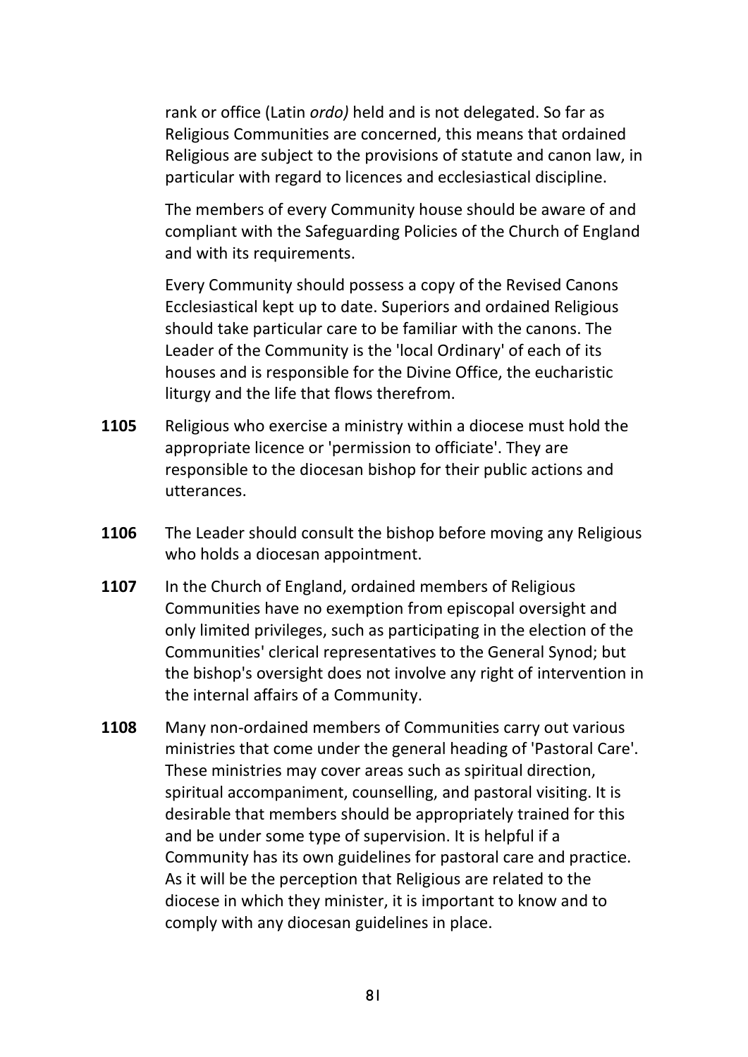rank or office (Latin *ordo)* held and is not delegated. So far as Religious Communities are concerned, this means that ordained Religious are subject to the provisions of statute and canon law, in particular with regard to licences and ecclesiastical discipline.

The members of every Community house should be aware of and compliant with the Safeguarding Policies of the Church of England and with its requirements.

Every Community should possess a copy of the Revised Canons Ecclesiastical kept up to date. Superiors and ordained Religious should take particular care to be familiar with the canons. The Leader of the Community is the 'local Ordinary' of each of its houses and is responsible for the Divine Office, the eucharistic liturgy and the life that flows therefrom.

**1105** Religious who exercise a ministry within a diocese must hold the appropriate licence or 'permission to officiate'. They are responsible to the diocesan bishop for their public actions and utterances.

**1106** The Leader should consult the bishop before moving any Religious who holds a diocesan appointment.

**1107** In the Church of England, ordained members of Religious Communities have no exemption from episcopal oversight and only limited privileges, such as participating in the election of the Communities' clerical representatives to the General Synod; but the bishop's oversight does not involve any right of intervention in the internal affairs of a Community.

**1108** Many non-ordained members of Communities carry out various ministries that come under the general heading of 'Pastoral Care'. These ministries may cover areas such as spiritual direction, spiritual accompaniment, counselling, and pastoral visiting. It is desirable that members should be appropriately trained for this and be under some type of supervision. It is helpful if a Community has its own guidelines for pastoral care and practice. As it will be the perception that Religious are related to the diocese in which they minister, it is important to know and to comply with any diocesan guidelines in place.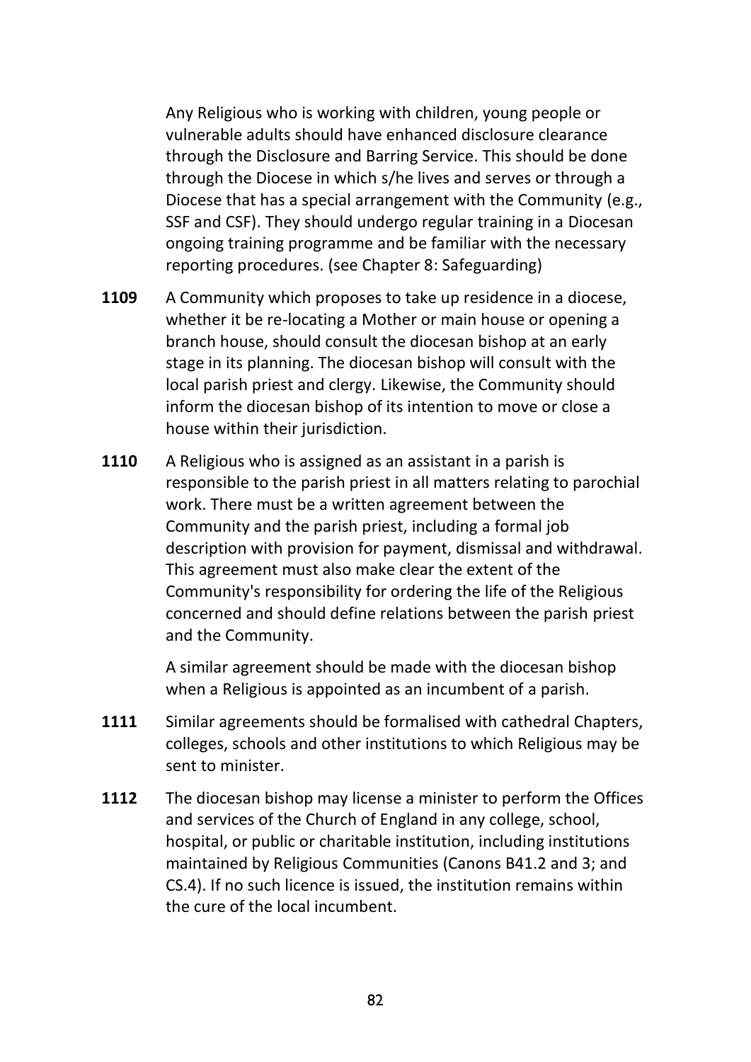Any Religious who is working with children, young people or vulnerable adults should have enhanced disclosure clearance through the Disclosure and Barring Service. This should be done through the Diocese in which s/he lives and serves or through a Diocese that has a special arrangement with the Community (e.g., SSF and CSF). They should undergo regular training in a Diocesan ongoing training programme and be familiar with the necessary reporting procedures. (see Chapter 8: Safeguarding)

**1109** A Community which proposes to take up residence in a diocese, whether it be re-locating a Mother or main house or opening a branch house, should consult the diocesan bishop at an early stage in its planning. The diocesan bishop will consult with the local parish priest and clergy. Likewise, the Community should inform the diocesan bishop of its intention to move or close a house within their jurisdiction.

**1110** A Religious who is assigned as an assistant in a parish is responsible to the parish priest in all matters relating to parochial work. There must be a written agreement between the Community and the parish priest, including a formal job description with provision for payment, dismissal and withdrawal. This agreement must also make clear the extent of the Community's responsibility for ordering the life of the Religious concerned and should define relations between the parish priest and the Community.

A similar agreement should be made with the diocesan bishop when a Religious is appointed as an incumbent of a parish.

**1111** Similar agreements should be formalised with cathedral Chapters, colleges, schools and other institutions to which Religious may be sent to minister.

**1112** The diocesan bishop may license a minister to perform the Offices and services of the Church of England in any college, school, hospital, or public or charitable institution, including institutions maintained by Religious Communities (Canons B41.2 and 3; and CS.4). If no such licence is issued, the institution remains within the cure of the local incumbent.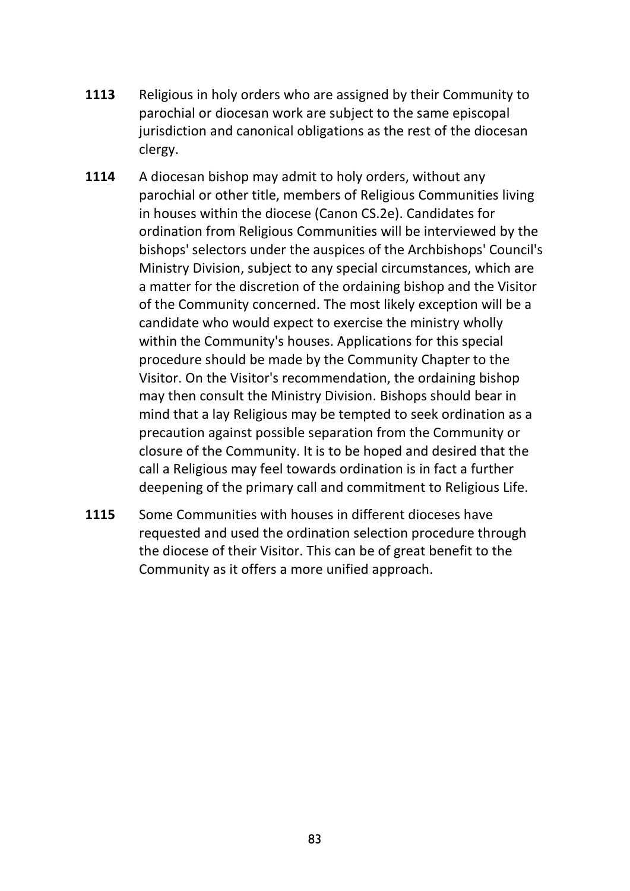**1113** Religious in holy orders who are assigned by their Community to parochial or diocesan work are subject to the same episcopal jurisdiction and canonical obligations as the rest of the diocesan clergy.

**1114** A diocesan bishop may admit to holy orders, without any parochial or other title, members of Religious Communities living in houses within the diocese (Canon CS.2e). Candidates for ordination from Religious Communities will be interviewed by the bishops' selectors under the auspices of the Archbishops' Council's Ministry Division, subject to any special circumstances, which are a matter for the discretion of the ordaining bishop and the Visitor of the Community concerned. The most likely exception will be a candidate who would expect to exercise the ministry wholly within the Community's houses. Applications for this special procedure should be made by the Community Chapter to the Visitor. On the Visitor's recommendation, the ordaining bishop may then consult the Ministry Division. Bishops should bear in mind that a lay Religious may be tempted to seek ordination as a precaution against possible separation from the Community or closure of the Community. It is to be hoped and desired that the call a Religious may feel towards ordination is in fact a further deepening of the primary call and commitment to Religious Life.

**1115** Some Communities with houses in different dioceses have requested and used the ordination selection procedure through the diocese of their Visitor. This can be of great benefit to the Community as it offers a more unified approach.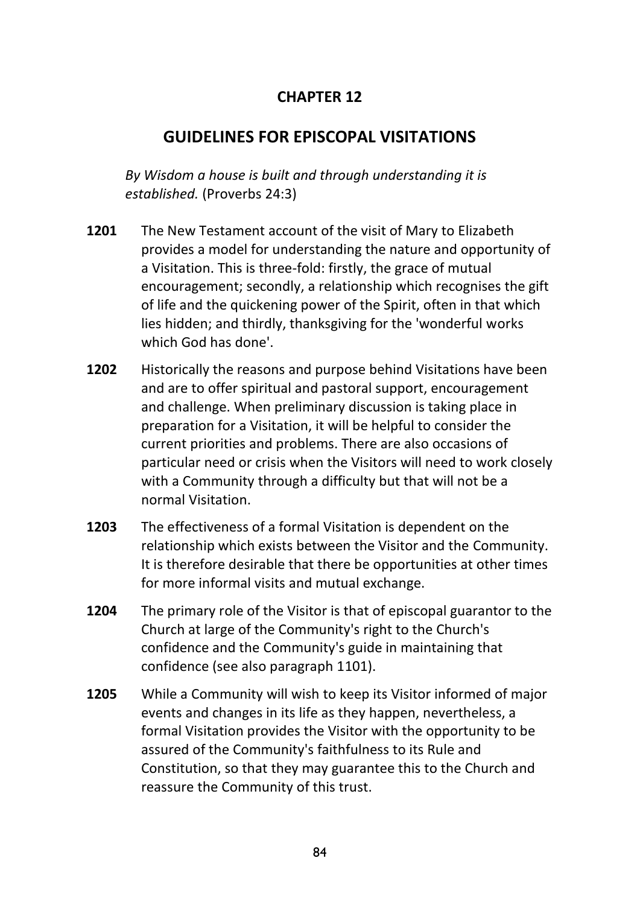# CHAPTER 12

## GUIDELINES FOR EPISCOPAL VISITATIONS

*By Wisdom a house is built and through understanding it is established.* (Proverbs 24:3)

**1201** The New Testament account of the visit of Mary to Elizabeth provides a model for understanding the nature and opportunity of a Visitation. This is three-fold: firstly, the grace of mutual encouragement; secondly, a relationship which recognises the gift of life and the quickening power of the Spirit, often in that which lies hidden; and thirdly, thanksgiving for the 'wonderful works which God has done'.

**1202** Historically the reasons and purpose behind Visitations have been and are to offer spiritual and pastoral support, encouragement and challenge. When preliminary discussion is taking place in preparation for a Visitation, it will be helpful to consider the current priorities and problems. There are also occasions of particular need or crisis when the Visitors will need to work closely with a Community through a difficulty but that will not be a normal Visitation.

**1203** The effectiveness of a formal Visitation is dependent on the relationship which exists between the Visitor and the Community. It is therefore desirable that there be opportunities at other times for more informal visits and mutual exchange.

**1204** The primary role of the Visitor is that of episcopal guarantor to the Church at large of the Community's right to the Church's confidence and the Community's guide in maintaining that confidence (see also paragraph 1101).

**1205** While a Community will wish to keep its Visitor informed of major events and changes in its life as they happen, nevertheless, a formal Visitation provides the Visitor with the opportunity to be assured of the Community's faithfulness to its Rule and Constitution, so that they may guarantee this to the Church and reassure the Community of this trust.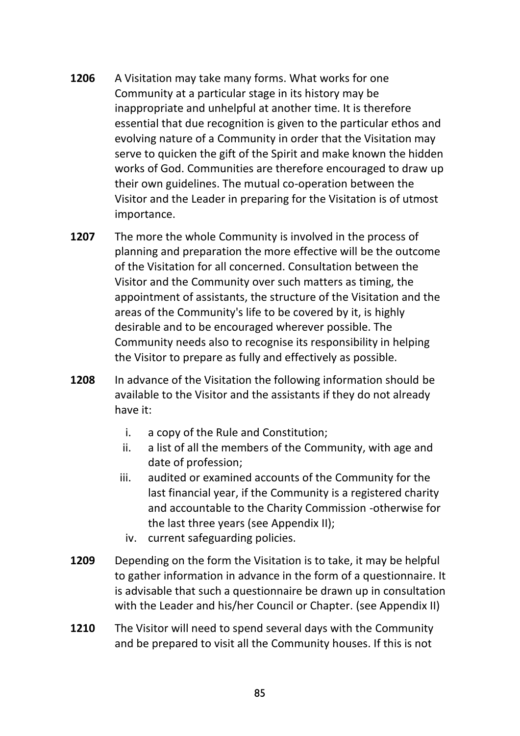**1206** A Visitation may take many forms. What works for one Community at a particular stage in its history may be inappropriate and unhelpful at another time. It is therefore essential that due recognition is given to the particular ethos and evolving nature of a Community in order that the Visitation may serve to quicken the gift of the Spirit and make known the hidden works of God. Communities are therefore encouraged to draw up their own guidelines. The mutual co-operation between the Visitor and the Leader in preparing for the Visitation is of utmost importance.

**1207** The more the whole Community is involved in the process of planning and preparation the more effective will be the outcome of the Visitation for all concerned. Consultation between the Visitor and the Community over such matters as timing, the appointment of assistants, the structure of the Visitation and the areas of the Community's life to be covered by it, is highly desirable and to be encouraged wherever possible. The Community needs also to recognise its responsibility in helping the Visitor to prepare as fully and effectively as possible.

**1208** In advance of the Visitation the following information should be available to the Visitor and the assistants if they do not already have it:

i. a copy of the Rule and Constitution;
ii. a list of all the members of the Community, with age and date of profession;
iii. audited or examined accounts of the Community for the last financial year, if the Community is a registered charity and accountable to the Charity Commission -otherwise for the last three years (see Appendix II);
iv. current safeguarding policies.

**1209** Depending on the form the Visitation is to take, it may be helpful to gather information in advance in the form of a questionnaire. It is advisable that such a questionnaire be drawn up in consultation with the Leader and his/her Council or Chapter. (see Appendix II)

**1210** The Visitor will need to spend several days with the Community and be prepared to visit all the Community houses. If this is not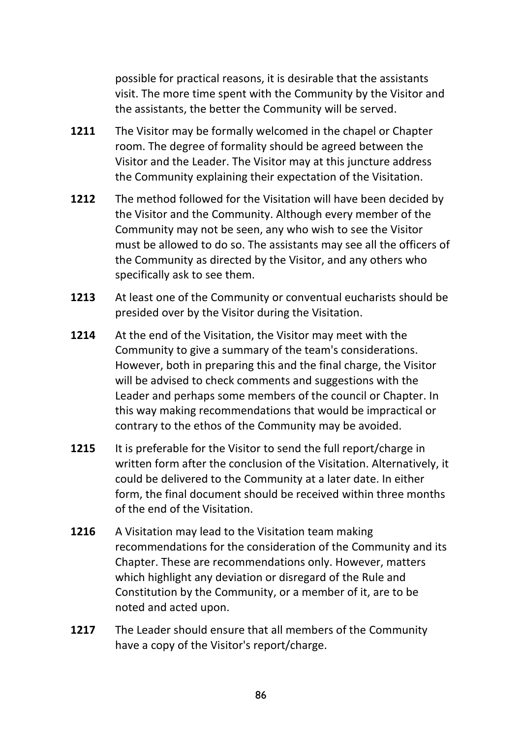possible for practical reasons, it is desirable that the assistants visit. The more time spent with the Community by the Visitor and the assistants, the better the Community will be served.

**1211** The Visitor may be formally welcomed in the chapel or Chapter room. The degree of formality should be agreed between the Visitor and the Leader. The Visitor may at this juncture address the Community explaining their expectation of the Visitation.

**1212** The method followed for the Visitation will have been decided by the Visitor and the Community. Although every member of the Community may not be seen, any who wish to see the Visitor must be allowed to do so. The assistants may see all the officers of the Community as directed by the Visitor, and any others who specifically ask to see them.

**1213** At least one of the Community or conventual eucharists should be presided over by the Visitor during the Visitation.

**1214** At the end of the Visitation, the Visitor may meet with the Community to give a summary of the team's considerations. However, both in preparing this and the final charge, the Visitor will be advised to check comments and suggestions with the Leader and perhaps some members of the council or Chapter. In this way making recommendations that would be impractical or contrary to the ethos of the Community may be avoided.

**1215** It is preferable for the Visitor to send the full report/charge in written form after the conclusion of the Visitation. Alternatively, it could be delivered to the Community at a later date. In either form, the final document should be received within three months of the end of the Visitation.

**1216** A Visitation may lead to the Visitation team making recommendations for the consideration of the Community and its Chapter. These are recommendations only. However, matters which highlight any deviation or disregard of the Rule and Constitution by the Community, or a member of it, are to be noted and acted upon.

**1217** The Leader should ensure that all members of the Community have a copy of the Visitor's report/charge.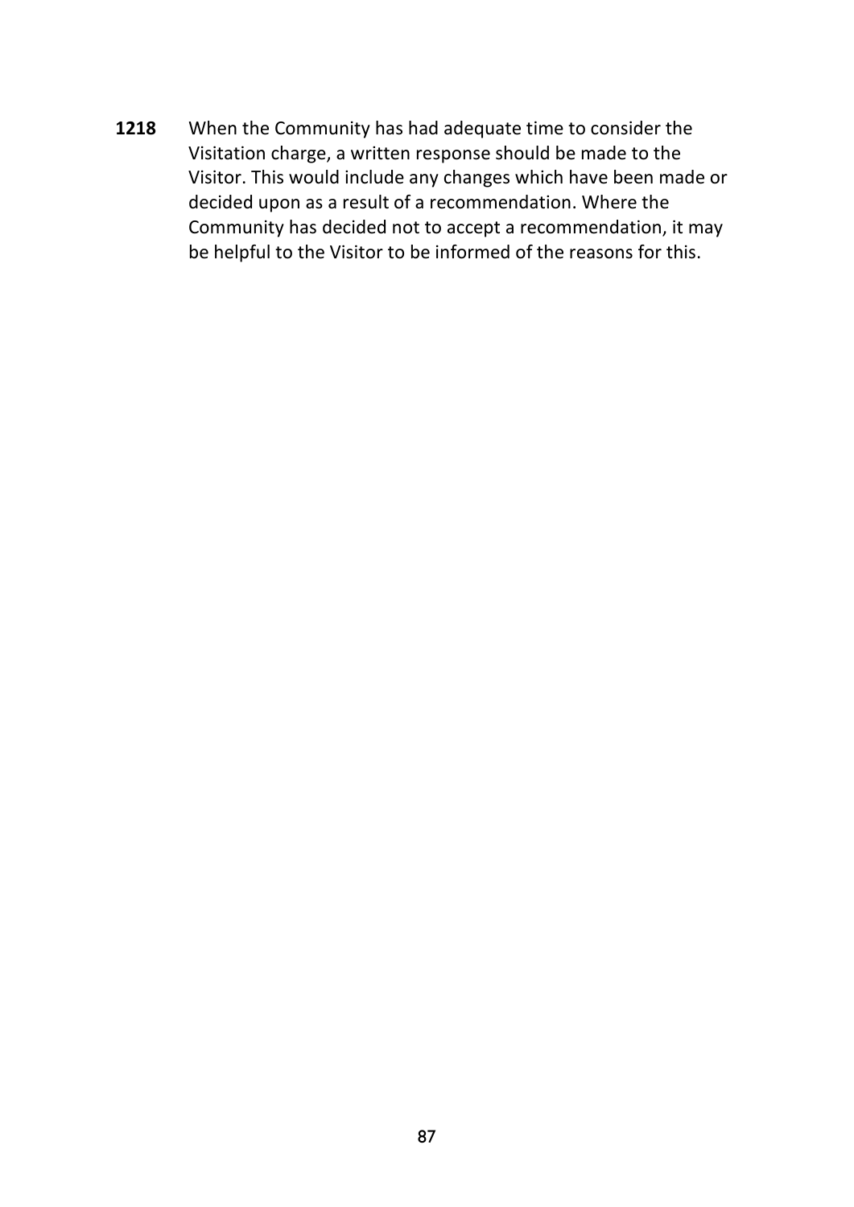**1218** When the Community has had adequate time to consider the Visitation charge, a written response should be made to the Visitor. This would include any changes which have been made or decided upon as a result of a recommendation. Where the Community has decided not to accept a recommendation, it may be helpful to the Visitor to be informed of the reasons for this.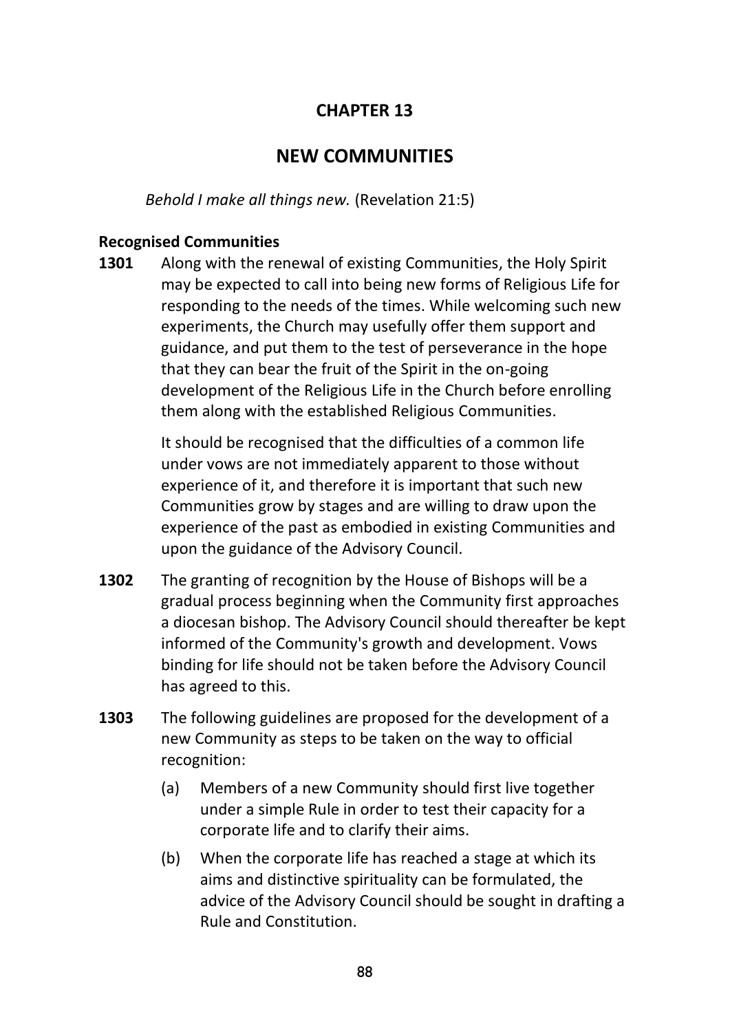# CHAPTER 13

## NEW COMMUNITIES

*Behold I make all things new.* (Revelation 21:5)

### Recognised Communities

**1301** Along with the renewal of existing Communities, the Holy Spirit may be expected to call into being new forms of Religious Life for responding to the needs of the times. While welcoming such new experiments, the Church may usefully offer them support and guidance, and put them to the test of perseverance in the hope that they can bear the fruit of the Spirit in the on-going development of the Religious Life in the Church before enrolling them along with the established Religious Communities.

It should be recognised that the difficulties of a common life under vows are not immediately apparent to those without experience of it, and therefore it is important that such new Communities grow by stages and are willing to draw upon the experience of the past as embodied in existing Communities and upon the guidance of the Advisory Council.

**1302** The granting of recognition by the House of Bishops will be a gradual process beginning when the Community first approaches a diocesan bishop. The Advisory Council should thereafter be kept informed of the Community's growth and development. Vows binding for life should not be taken before the Advisory Council has agreed to this.

**1303** The following guidelines are proposed for the development of a new Community as steps to be taken on the way to official recognition:

(a) Members of a new Community should first live together under a simple Rule in order to test their capacity for a corporate life and to clarify their aims.

(b) When the corporate life has reached a stage at which its aims and distinctive spirituality can be formulated, the advice of the Advisory Council should be sought in drafting a Rule and Constitution.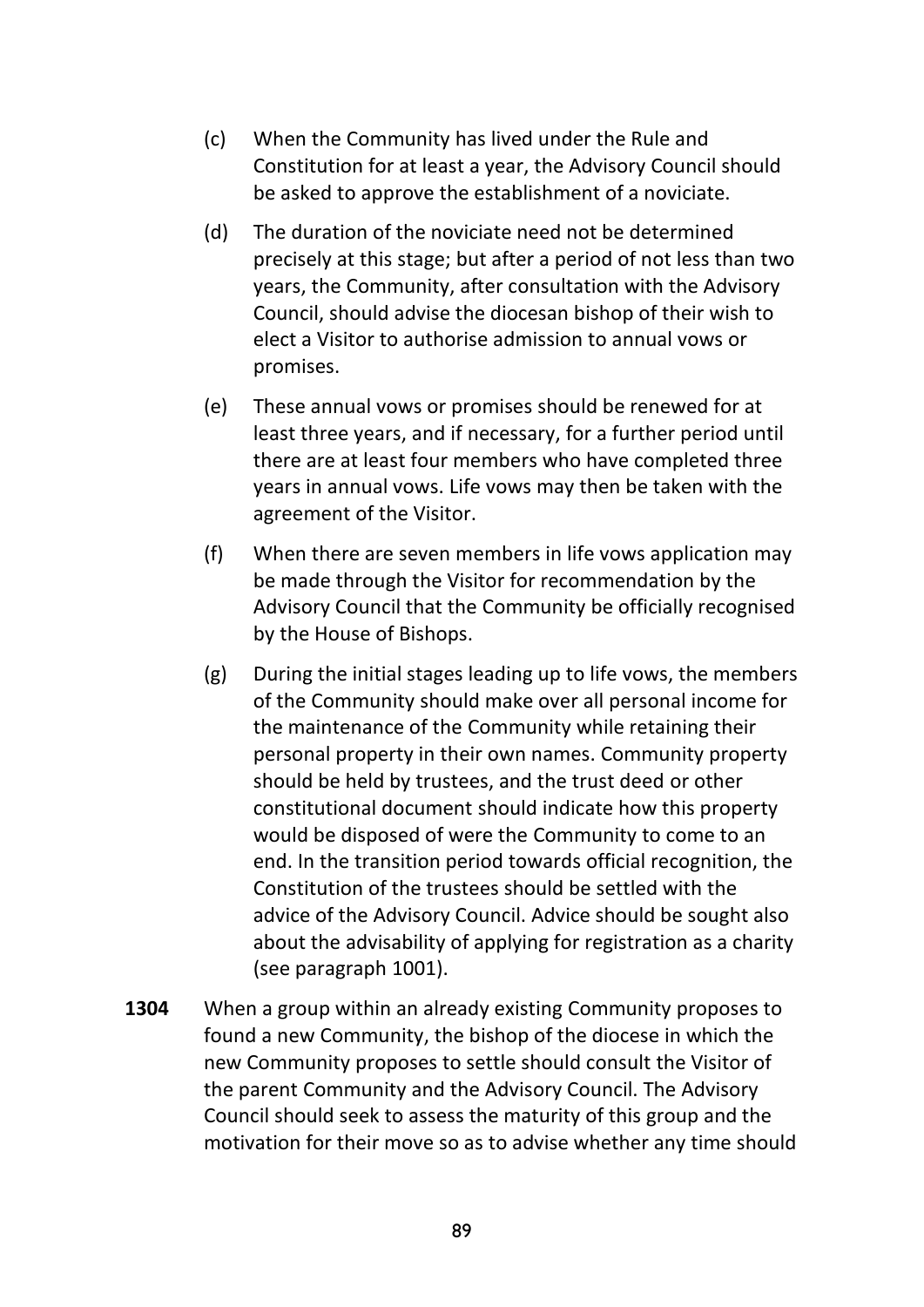(c) When the Community has lived under the Rule and Constitution for at least a year, the Advisory Council should be asked to approve the establishment of a noviciate.

(d) The duration of the noviciate need not be determined precisely at this stage; but after a period of not less than two years, the Community, after consultation with the Advisory Council, should advise the diocesan bishop of their wish to elect a Visitor to authorise admission to annual vows or promises.

(e) These annual vows or promises should be renewed for at least three years, and if necessary, for a further period until there are at least four members who have completed three years in annual vows. Life vows may then be taken with the agreement of the Visitor.

(f) When there are seven members in life vows application may be made through the Visitor for recommendation by the Advisory Council that the Community be officially recognised by the House of Bishops.

(g) During the initial stages leading up to life vows, the members of the Community should make over all personal income for the maintenance of the Community while retaining their personal property in their own names. Community property should be held by trustees, and the trust deed or other constitutional document should indicate how this property would be disposed of were the Community to come to an end. In the transition period towards official recognition, the Constitution of the trustees should be settled with the advice of the Advisory Council. Advice should be sought also about the advisability of applying for registration as a charity (see paragraph 1001).

**1304** When a group within an already existing Community proposes to found a new Community, the bishop of the diocese in which the new Community proposes to settle should consult the Visitor of the parent Community and the Advisory Council. The Advisory Council should seek to assess the maturity of this group and the motivation for their move so as to advise whether any time should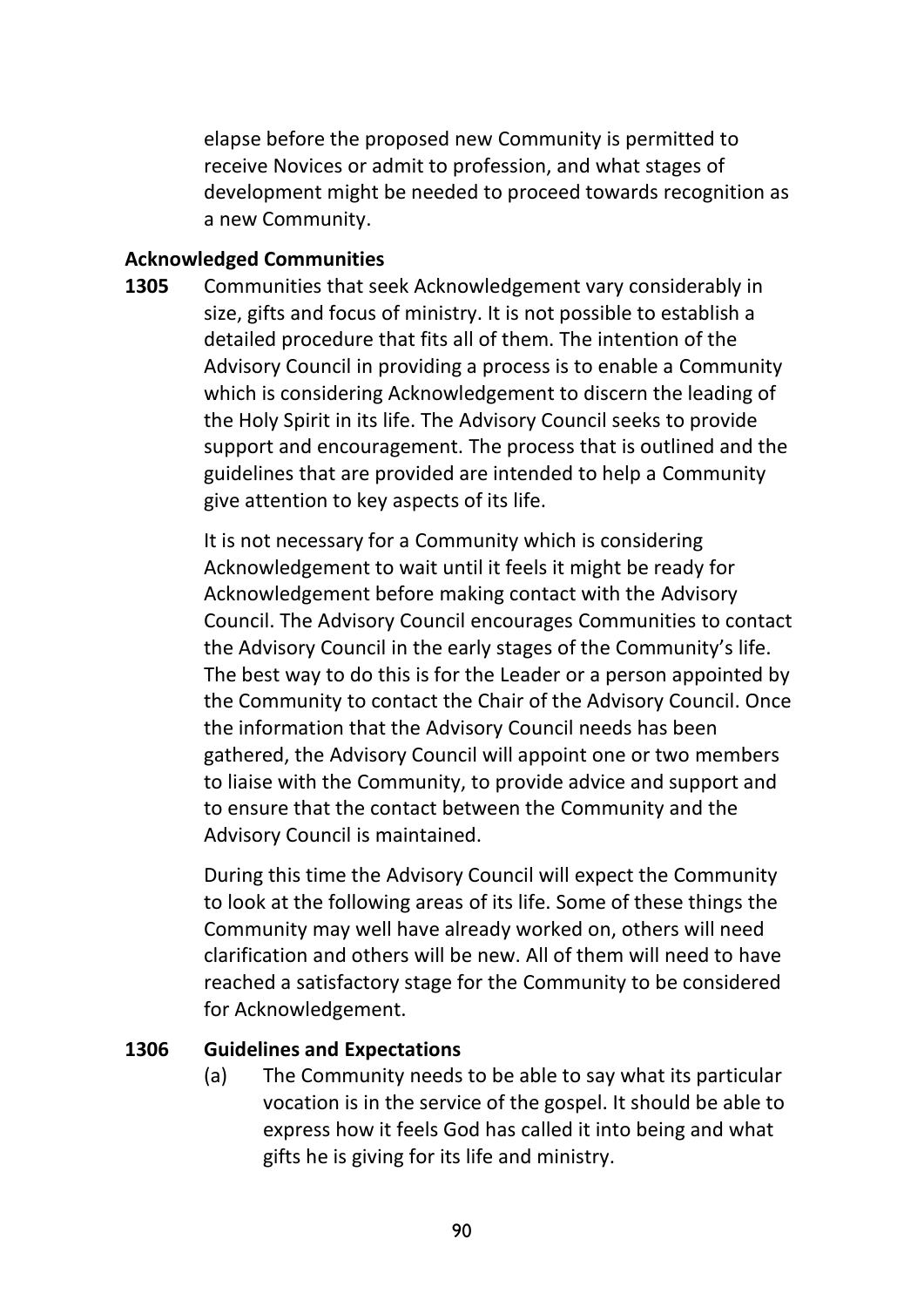elapse before the proposed new Community is permitted to receive Novices or admit to profession, and what stages of development might be needed to proceed towards recognition as a new Community.

### Acknowledged Communities

**1305** Communities that seek Acknowledgement vary considerably in size, gifts and focus of ministry. It is not possible to establish a detailed procedure that fits all of them. The intention of the Advisory Council in providing a process is to enable a Community which is considering Acknowledgement to discern the leading of the Holy Spirit in its life. The Advisory Council seeks to provide support and encouragement. The process that is outlined and the guidelines that are provided are intended to help a Community give attention to key aspects of its life.

It is not necessary for a Community which is considering Acknowledgement to wait until it feels it might be ready for Acknowledgement before making contact with the Advisory Council. The Advisory Council encourages Communities to contact the Advisory Council in the early stages of the Community's life. The best way to do this is for the Leader or a person appointed by the Community to contact the Chair of the Advisory Council. Once the information that the Advisory Council needs has been gathered, the Advisory Council will appoint one or two members to liaise with the Community, to provide advice and support and to ensure that the contact between the Community and the Advisory Council is maintained.

During this time the Advisory Council will expect the Community to look at the following areas of its life. Some of these things the Community may well have already worked on, others will need clarification and others will be new. All of them will need to have reached a satisfactory stage for the Community to be considered for Acknowledgement.

### 1306 Guidelines and Expectations

(a) The Community needs to be able to say what its particular vocation is in the service of the gospel. It should be able to express how it feels God has called it into being and what gifts he is giving for its life and ministry.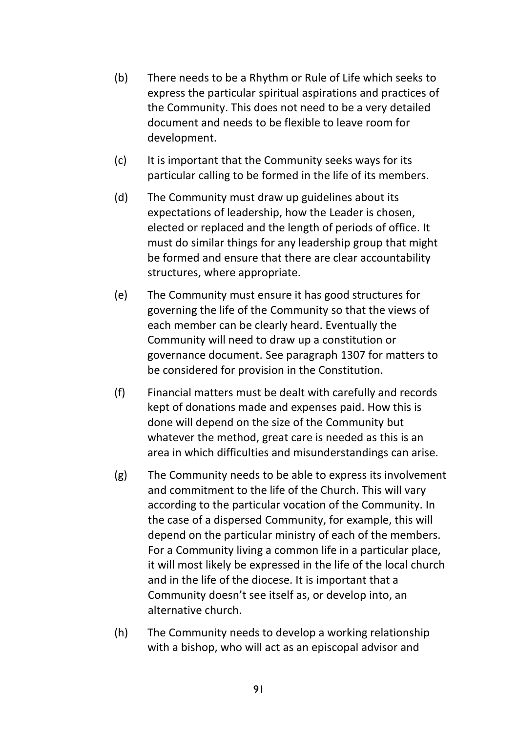(b) There needs to be a Rhythm or Rule of Life which seeks to express the particular spiritual aspirations and practices of the Community. This does not need to be a very detailed document and needs to be flexible to leave room for development.

(c) It is important that the Community seeks ways for its particular calling to be formed in the life of its members.

(d) The Community must draw up guidelines about its expectations of leadership, how the Leader is chosen, elected or replaced and the length of periods of office. It must do similar things for any leadership group that might be formed and ensure that there are clear accountability structures, where appropriate.

(e) The Community must ensure it has good structures for governing the life of the Community so that the views of each member can be clearly heard. Eventually the Community will need to draw up a constitution or governance document. See paragraph 1307 for matters to be considered for provision in the Constitution.

(f) Financial matters must be dealt with carefully and records kept of donations made and expenses paid. How this is done will depend on the size of the Community but whatever the method, great care is needed as this is an area in which difficulties and misunderstandings can arise.

(g) The Community needs to be able to express its involvement and commitment to the life of the Church. This will vary according to the particular vocation of the Community. In the case of a dispersed Community, for example, this will depend on the particular ministry of each of the members. For a Community living a common life in a particular place, it will most likely be expressed in the life of the local church and in the life of the diocese. It is important that a Community doesn't see itself as, or develop into, an alternative church.

(h) The Community needs to develop a working relationship with a bishop, who will act as an episcopal advisor and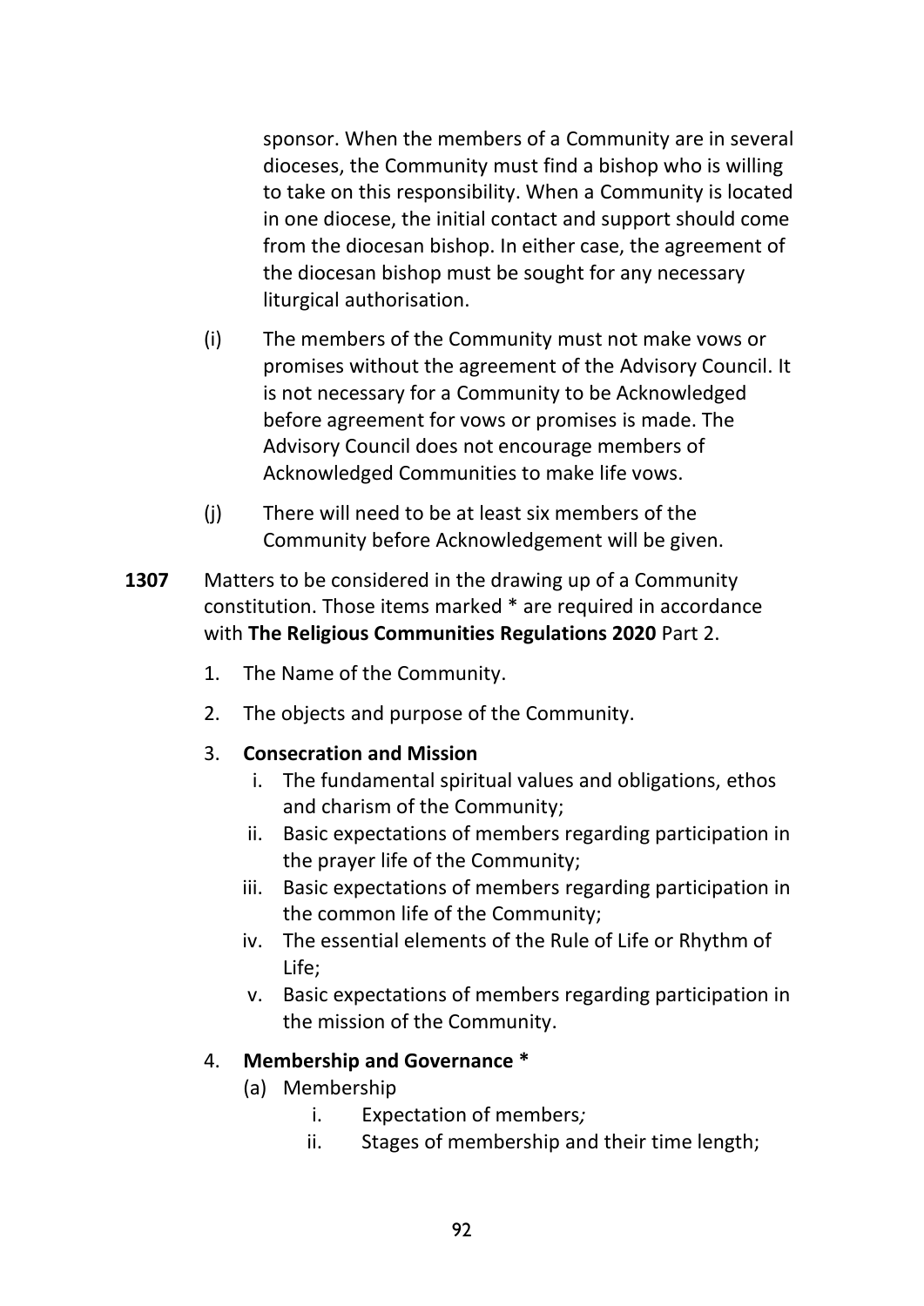sponsor. When the members of a Community are in several dioceses, the Community must find a bishop who is willing to take on this responsibility. When a Community is located in one diocese, the initial contact and support should come from the diocesan bishop. In either case, the agreement of the diocesan bishop must be sought for any necessary liturgical authorisation.

(i) The members of the Community must not make vows or promises without the agreement of the Advisory Council. It is not necessary for a Community to be Acknowledged before agreement for vows or promises is made. The Advisory Council does not encourage members of Acknowledged Communities to make life vows.

(j) There will need to be at least six members of the Community before Acknowledgement will be given.

**1307** Matters to be considered in the drawing up of a Community constitution. Those items marked * are required in accordance with **The Religious Communities Regulations 2020** Part 2.

1. The Name of the Community.
2. The objects and purpose of the Community.
3. **Consecration and Mission**
   i. The fundamental spiritual values and obligations, ethos and charism of the Community;
   ii. Basic expectations of members regarding participation in the prayer life of the Community;
   iii. Basic expectations of members regarding participation in the common life of the Community;
   iv. The essential elements of the Rule of Life or Rhythm of Life;
   v. Basic expectations of members regarding participation in the mission of the Community.
4. **Membership and Governance ***
   (a) Membership
      i. Expectation of members*;*
      ii. Stages of membership and their time length;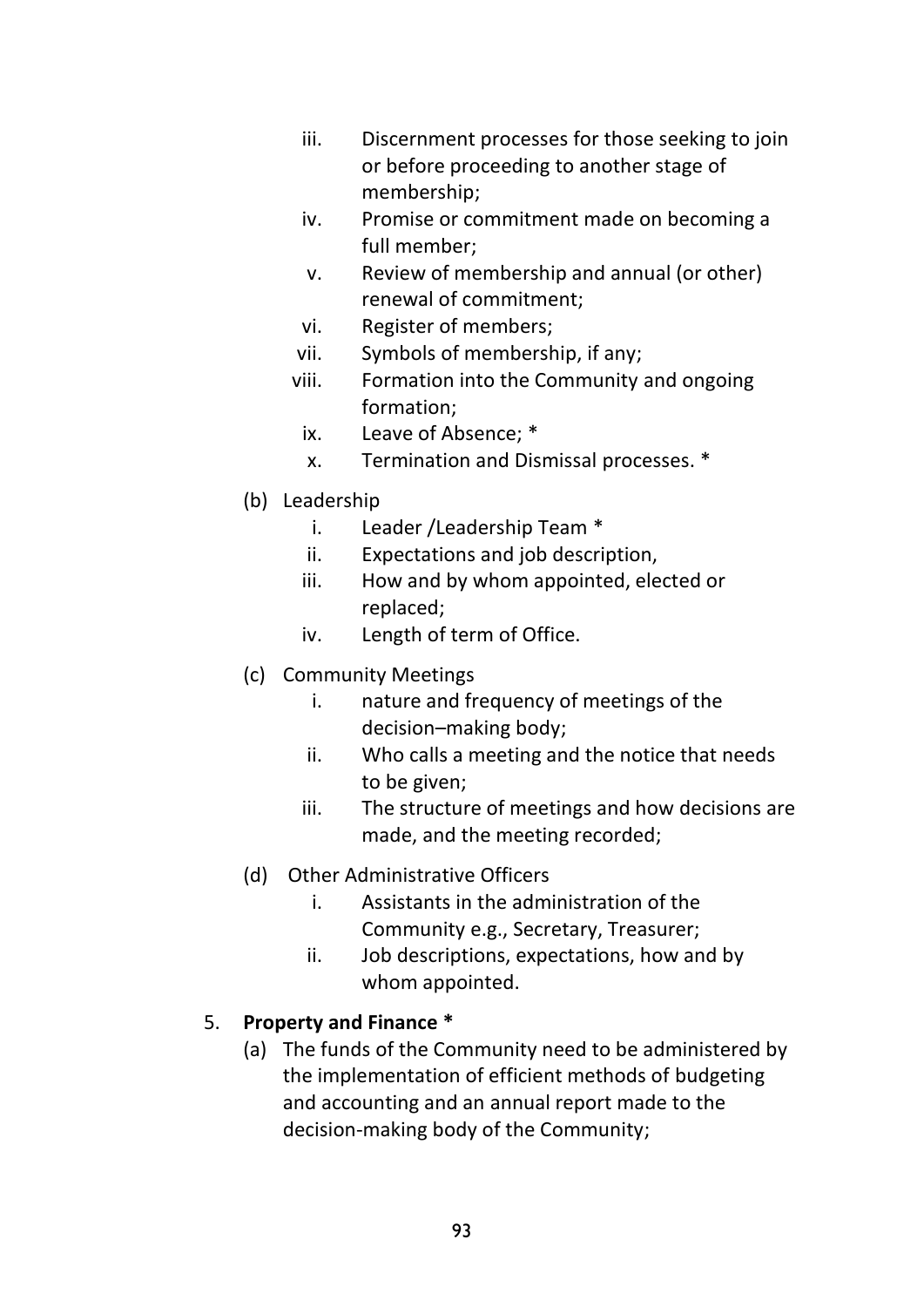iii. Discernment processes for those seeking to join or before proceeding to another stage of membership;
  iv. Promise or commitment made on becoming a full member;
  v. Review of membership and annual (or other) renewal of commitment;
  vi. Register of members;
  vii. Symbols of membership, if any;
  viii. Formation into the Community and ongoing formation;
  ix. Leave of Absence; *
  x. Termination and Dismissal processes. *

- (b) Leadership
  i. Leader /Leadership Team *
  ii. Expectations and job description,
  iii. How and by whom appointed, elected or replaced;
  iv. Length of term of Office.

- (c) Community Meetings
  i. nature and frequency of meetings of the decision–making body;
  ii. Who calls a meeting and the notice that needs to be given;
  iii. The structure of meetings and how decisions are made, and the meeting recorded;

- (d) Other Administrative Officers
  i. Assistants in the administration of the Community e.g., Secretary, Treasurer;
  ii. Job descriptions, expectations, how and by whom appointed.

5. **Property and Finance ***
   (a) The funds of the Community need to be administered by the implementation of efficient methods of budgeting and accounting and an annual report made to the decision-making body of the Community;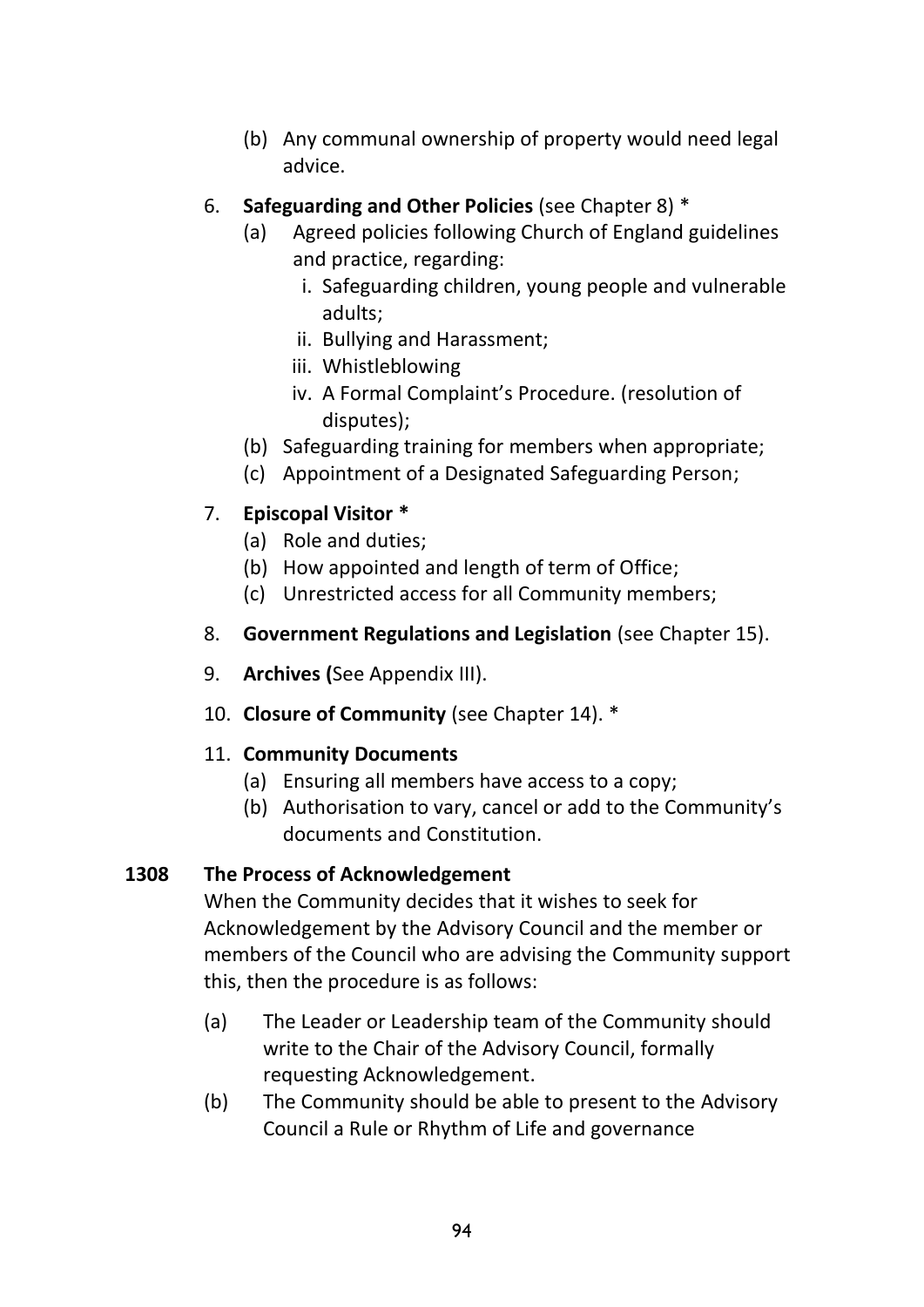(b) Any communal ownership of property would need legal advice.

6. **Safeguarding and Other Policies** (see Chapter 8) *
   (a) Agreed policies following Church of England guidelines and practice, regarding:
      i. Safeguarding children, young people and vulnerable adults;
      ii. Bullying and Harassment;
      iii. Whistleblowing
      iv. A Formal Complaint's Procedure. (resolution of disputes);
   (b) Safeguarding training for members when appropriate;
   (c) Appointment of a Designated Safeguarding Person;

7. **Episcopal Visitor ***
   (a) Role and duties;
   (b) How appointed and length of term of Office;
   (c) Unrestricted access for all Community members;

8. **Government Regulations and Legislation** (see Chapter 15).

9. **Archives (**See Appendix III).

10. **Closure of Community** (see Chapter 14). *

11. **Community Documents**
    (a) Ensuring all members have access to a copy;
    (b) Authorisation to vary, cancel or add to the Community's documents and Constitution.

**1308 The Process of Acknowledgement**

When the Community decides that it wishes to seek for Acknowledgement by the Advisory Council and the member or members of the Council who are advising the Community support this, then the procedure is as follows:

(a) The Leader or Leadership team of the Community should write to the Chair of the Advisory Council, formally requesting Acknowledgement.

(b) The Community should be able to present to the Advisory Council a Rule or Rhythm of Life and governance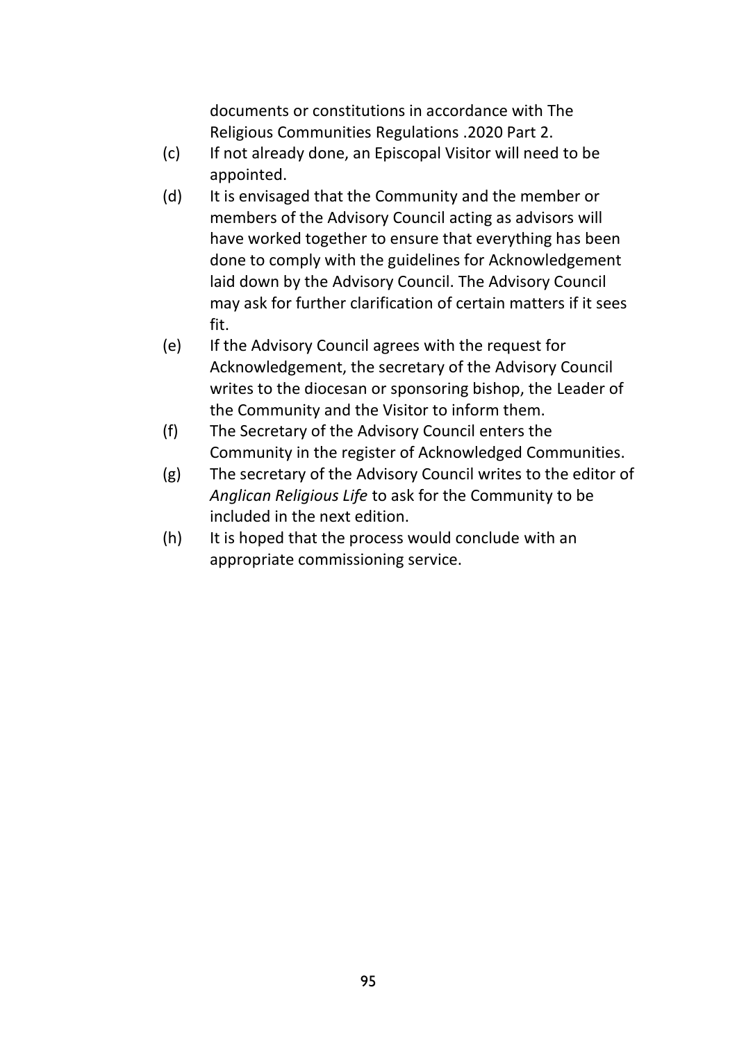documents or constitutions in accordance with The Religious Communities Regulations .2020 Part 2.

(c) If not already done, an Episcopal Visitor will need to be appointed.

(d) It is envisaged that the Community and the member or members of the Advisory Council acting as advisors will have worked together to ensure that everything has been done to comply with the guidelines for Acknowledgement laid down by the Advisory Council. The Advisory Council may ask for further clarification of certain matters if it sees fit.

(e) If the Advisory Council agrees with the request for Acknowledgement, the secretary of the Advisory Council writes to the diocesan or sponsoring bishop, the Leader of the Community and the Visitor to inform them.

(f) The Secretary of the Advisory Council enters the Community in the register of Acknowledged Communities.

(g) The secretary of the Advisory Council writes to the editor of *Anglican Religious Life* to ask for the Community to be included in the next edition.

(h) It is hoped that the process would conclude with an appropriate commissioning service.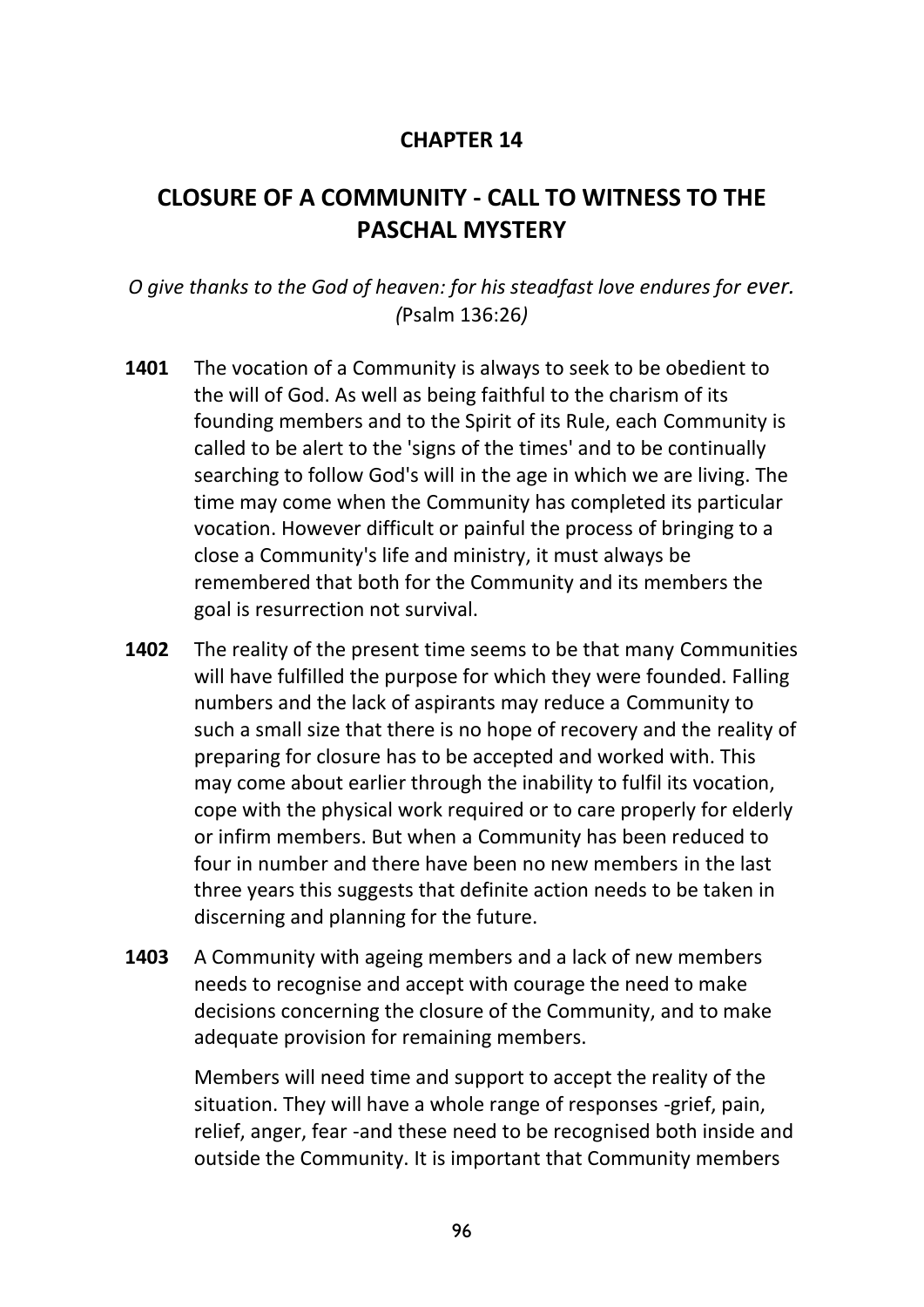# CHAPTER 14

## CLOSURE OF A COMMUNITY - CALL TO WITNESS TO THE PASCHAL MYSTERY

*O give thanks to the God of heaven: for his steadfast love endures for ever. (*Psalm 136:26*)*

**1401** The vocation of a Community is always to seek to be obedient to the will of God. As well as being faithful to the charism of its founding members and to the Spirit of its Rule, each Community is called to be alert to the 'signs of the times' and to be continually searching to follow God's will in the age in which we are living. The time may come when the Community has completed its particular vocation. However difficult or painful the process of bringing to a close a Community's life and ministry, it must always be remembered that both for the Community and its members the goal is resurrection not survival.

**1402** The reality of the present time seems to be that many Communities will have fulfilled the purpose for which they were founded. Falling numbers and the lack of aspirants may reduce a Community to such a small size that there is no hope of recovery and the reality of preparing for closure has to be accepted and worked with. This may come about earlier through the inability to fulfil its vocation, cope with the physical work required or to care properly for elderly or infirm members. But when a Community has been reduced to four in number and there have been no new members in the last three years this suggests that definite action needs to be taken in discerning and planning for the future.

**1403** A Community with ageing members and a lack of new members needs to recognise and accept with courage the need to make decisions concerning the closure of the Community, and to make adequate provision for remaining members.

Members will need time and support to accept the reality of the situation. They will have a whole range of responses -grief, pain, relief, anger, fear -and these need to be recognised both inside and outside the Community. It is important that Community members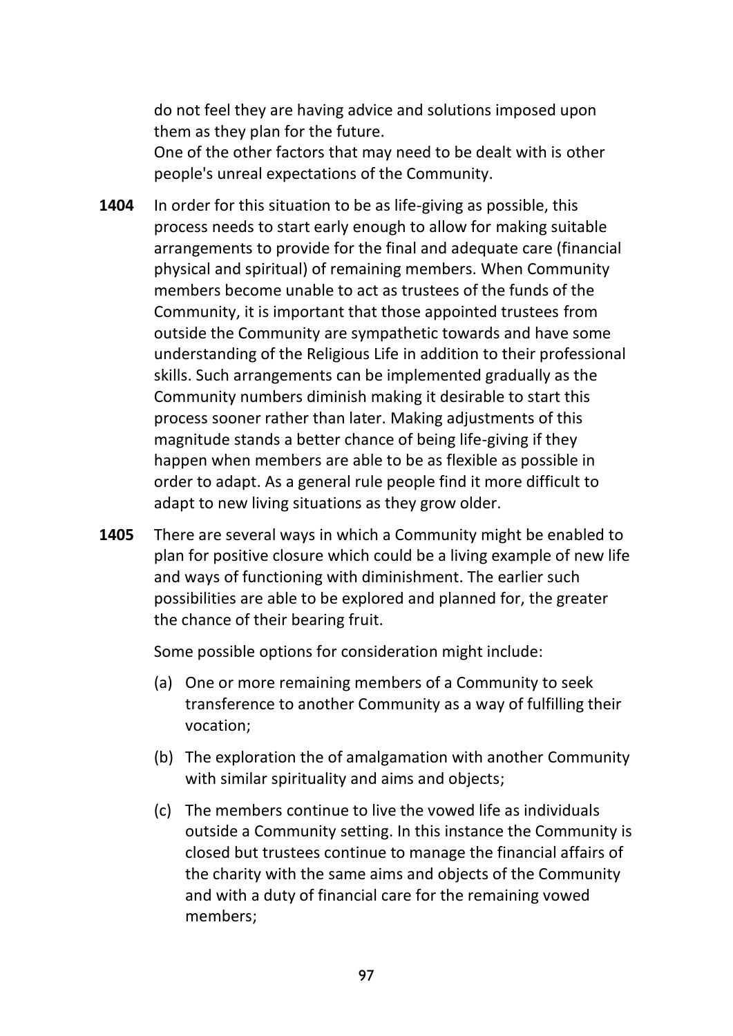do not feel they are having advice and solutions imposed upon them as they plan for the future.

One of the other factors that may need to be dealt with is other people's unreal expectations of the Community.

**1404** In order for this situation to be as life-giving as possible, this process needs to start early enough to allow for making suitable arrangements to provide for the final and adequate care (financial physical and spiritual) of remaining members. When Community members become unable to act as trustees of the funds of the Community, it is important that those appointed trustees from outside the Community are sympathetic towards and have some understanding of the Religious Life in addition to their professional skills. Such arrangements can be implemented gradually as the Community numbers diminish making it desirable to start this process sooner rather than later. Making adjustments of this magnitude stands a better chance of being life-giving if they happen when members are able to be as flexible as possible in order to adapt. As a general rule people find it more difficult to adapt to new living situations as they grow older.

**1405** There are several ways in which a Community might be enabled to plan for positive closure which could be a living example of new life and ways of functioning with diminishment. The earlier such possibilities are able to be explored and planned for, the greater the chance of their bearing fruit.

Some possible options for consideration might include:

(a) One or more remaining members of a Community to seek transference to another Community as a way of fulfilling their vocation;

(b) The exploration the of amalgamation with another Community with similar spirituality and aims and objects;

(c) The members continue to live the vowed life as individuals outside a Community setting. In this instance the Community is closed but trustees continue to manage the financial affairs of the charity with the same aims and objects of the Community and with a duty of financial care for the remaining vowed members;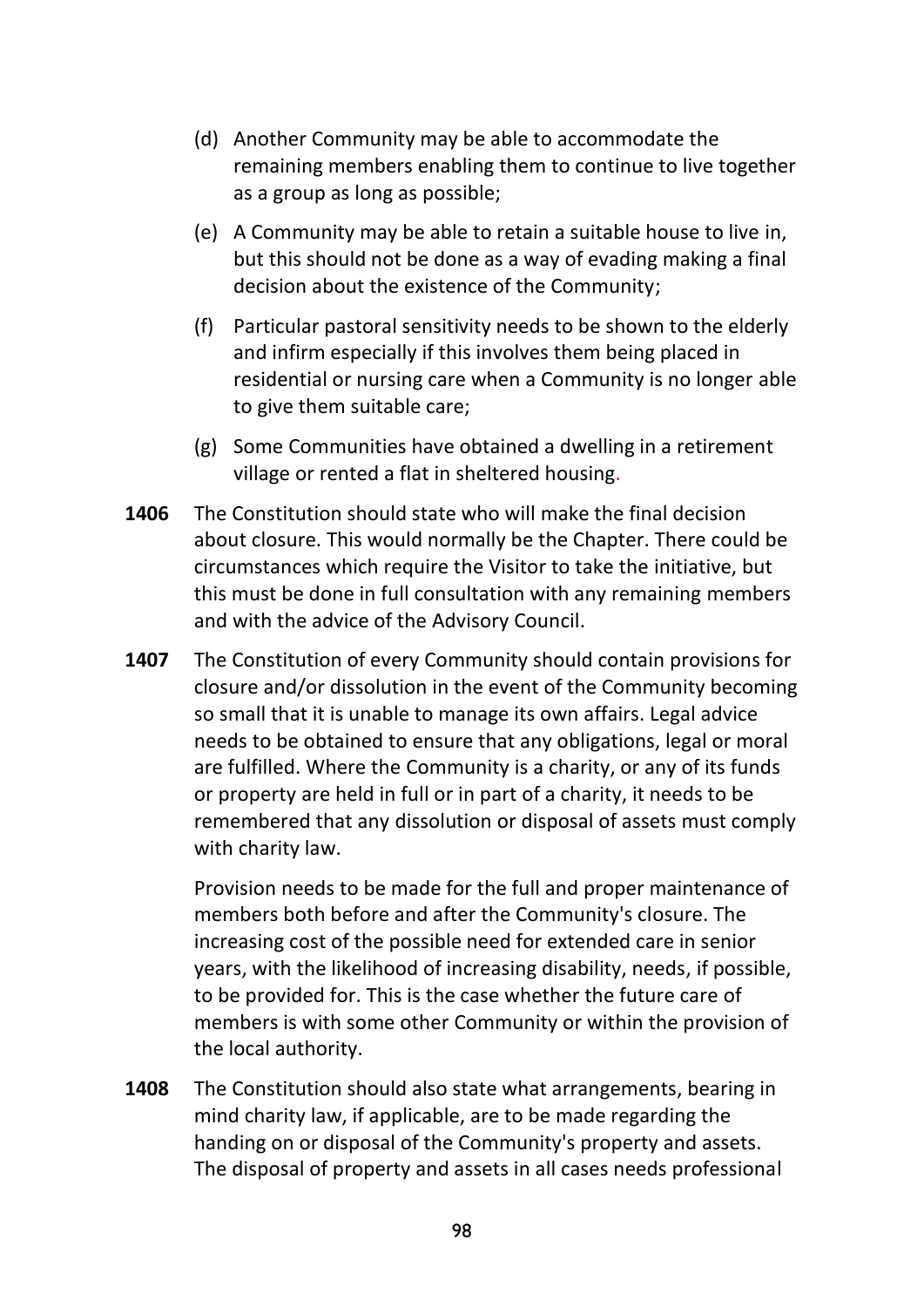(d) Another Community may be able to accommodate the remaining members enabling them to continue to live together as a group as long as possible;

(e) A Community may be able to retain a suitable house to live in, but this should not be done as a way of evading making a final decision about the existence of the Community;

(f) Particular pastoral sensitivity needs to be shown to the elderly and infirm especially if this involves them being placed in residential or nursing care when a Community is no longer able to give them suitable care;

(g) Some Communities have obtained a dwelling in a retirement village or rented a flat in sheltered housing.

**1406** The Constitution should state who will make the final decision about closure. This would normally be the Chapter. There could be circumstances which require the Visitor to take the initiative, but this must be done in full consultation with any remaining members and with the advice of the Advisory Council.

**1407** The Constitution of every Community should contain provisions for closure and/or dissolution in the event of the Community becoming so small that it is unable to manage its own affairs. Legal advice needs to be obtained to ensure that any obligations, legal or moral are fulfilled. Where the Community is a charity, or any of its funds or property are held in full or in part of a charity, it needs to be remembered that any dissolution or disposal of assets must comply with charity law.

Provision needs to be made for the full and proper maintenance of members both before and after the Community's closure. The increasing cost of the possible need for extended care in senior years, with the likelihood of increasing disability, needs, if possible, to be provided for. This is the case whether the future care of members is with some other Community or within the provision of the local authority.

**1408** The Constitution should also state what arrangements, bearing in mind charity law, if applicable, are to be made regarding the handing on or disposal of the Community's property and assets. The disposal of property and assets in all cases needs professional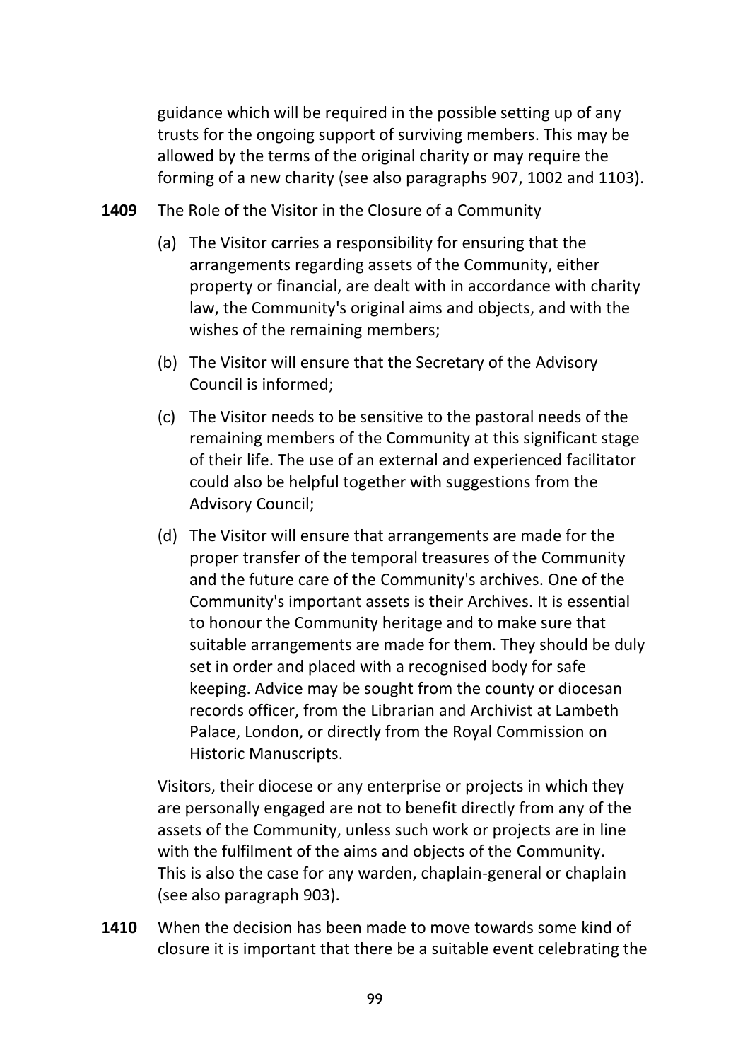guidance which will be required in the possible setting up of any trusts for the ongoing support of surviving members. This may be allowed by the terms of the original charity or may require the forming of a new charity (see also paragraphs 907, 1002 and 1103).

**1409** The Role of the Visitor in the Closure of a Community

(a) The Visitor carries a responsibility for ensuring that the arrangements regarding assets of the Community, either property or financial, are dealt with in accordance with charity law, the Community's original aims and objects, and with the wishes of the remaining members;

(b) The Visitor will ensure that the Secretary of the Advisory Council is informed;

(c) The Visitor needs to be sensitive to the pastoral needs of the remaining members of the Community at this significant stage of their life. The use of an external and experienced facilitator could also be helpful together with suggestions from the Advisory Council;

(d) The Visitor will ensure that arrangements are made for the proper transfer of the temporal treasures of the Community and the future care of the Community's archives. One of the Community's important assets is their Archives. It is essential to honour the Community heritage and to make sure that suitable arrangements are made for them. They should be duly set in order and placed with a recognised body for safe keeping. Advice may be sought from the county or diocesan records officer, from the Librarian and Archivist at Lambeth Palace, London, or directly from the Royal Commission on Historic Manuscripts.

Visitors, their diocese or any enterprise or projects in which they are personally engaged are not to benefit directly from any of the assets of the Community, unless such work or projects are in line with the fulfilment of the aims and objects of the Community. This is also the case for any warden, chaplain-general or chaplain (see also paragraph 903).

**1410** When the decision has been made to move towards some kind of closure it is important that there be a suitable event celebrating the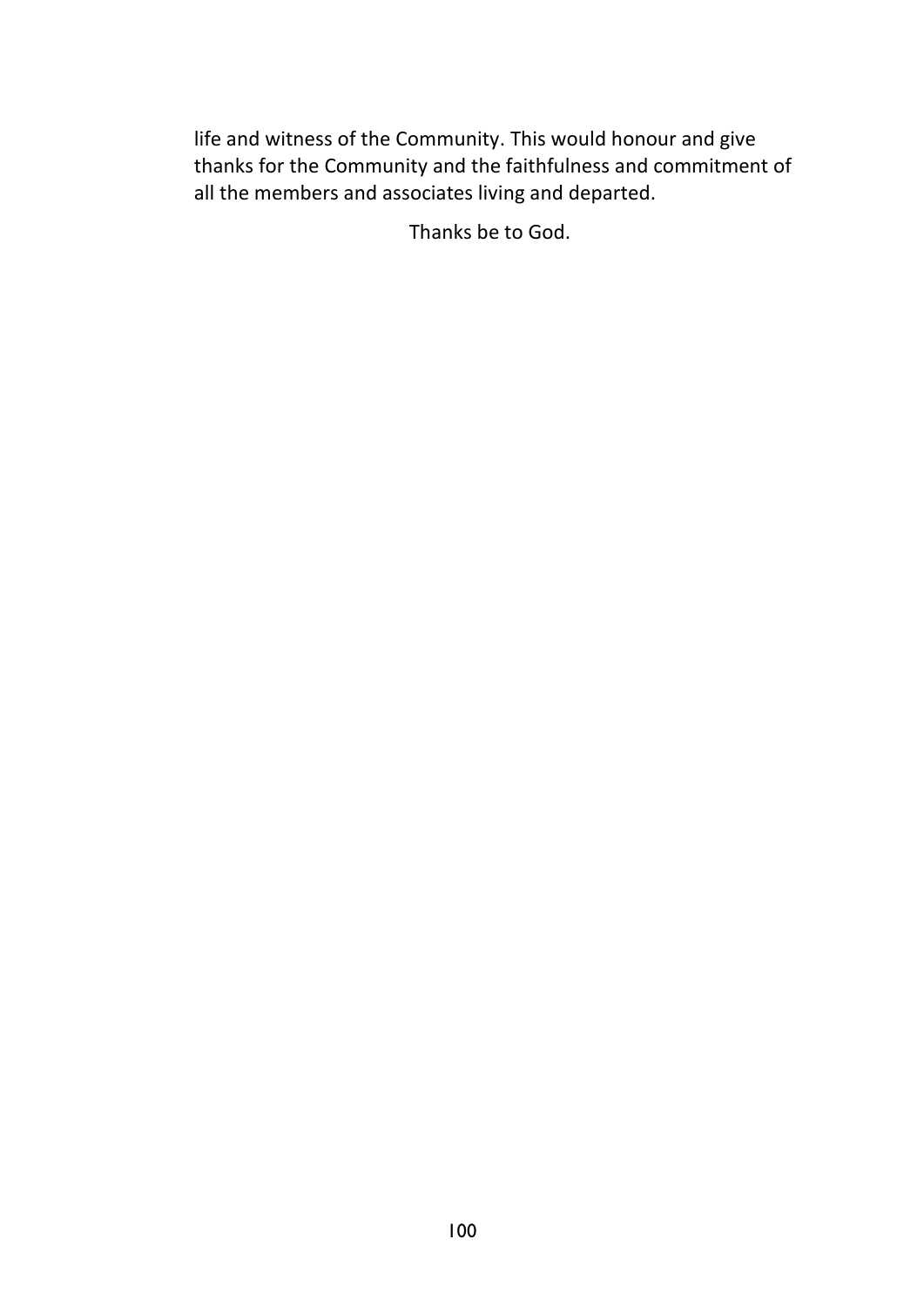life and witness of the Community. This would honour and give thanks for the Community and the faithfulness and commitment of all the members and associates living and departed.

Thanks be to God.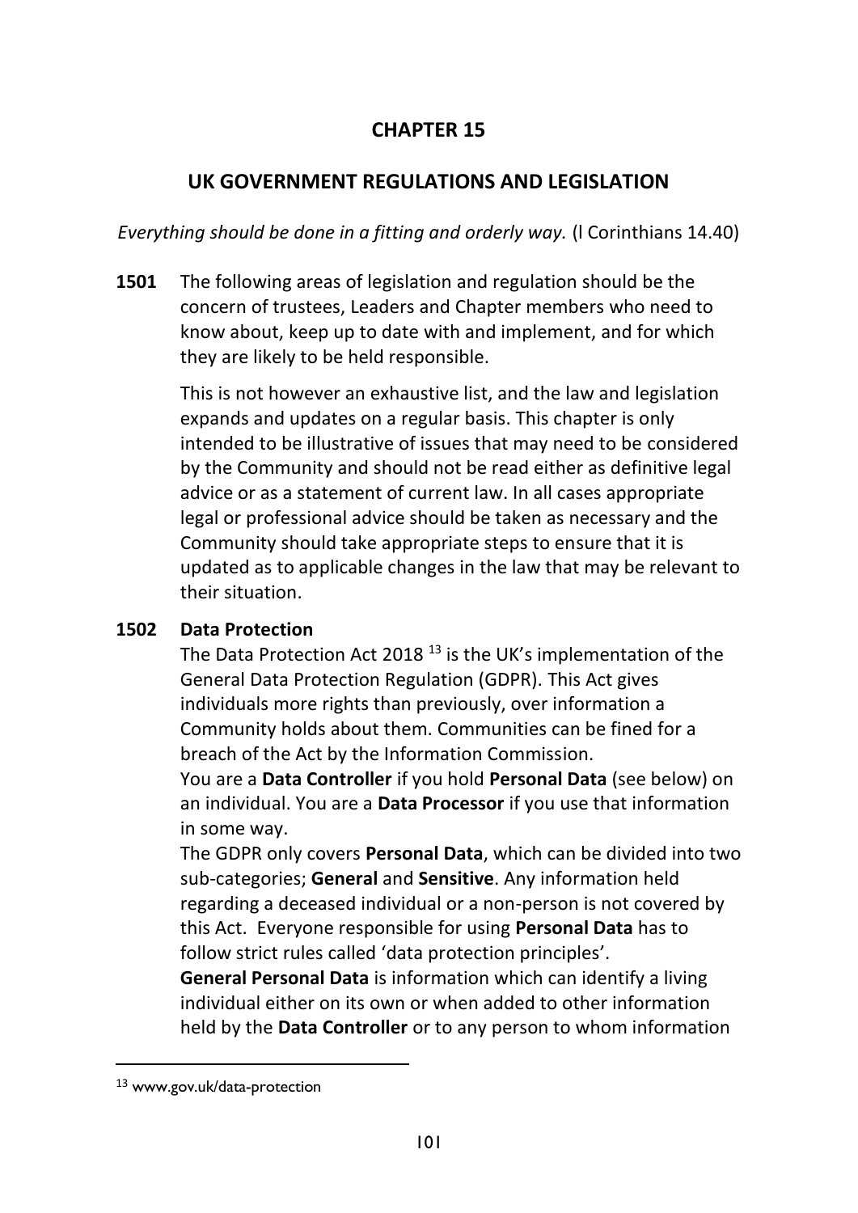# CHAPTER 15

## UK GOVERNMENT REGULATIONS AND LEGISLATION

*Everything should be done in a fitting and orderly way.* (l Corinthians 14.40)

**1501** The following areas of legislation and regulation should be the concern of trustees, Leaders and Chapter members who need to know about, keep up to date with and implement, and for which they are likely to be held responsible.

This is not however an exhaustive list, and the law and legislation expands and updates on a regular basis. This chapter is only intended to be illustrative of issues that may need to be considered by the Community and should not be read either as definitive legal advice or as a statement of current law. In all cases appropriate legal or professional advice should be taken as necessary and the Community should take appropriate steps to ensure that it is updated as to applicable changes in the law that may be relevant to their situation.

**1502 Data Protection**

The Data Protection Act 2018 [13] is the UK's implementation of the General Data Protection Regulation (GDPR). This Act gives individuals more rights than previously, over information a Community holds about them. Communities can be fined for a breach of the Act by the Information Commission.

You are a **Data Controller** if you hold **Personal Data** (see below) on an individual. You are a **Data Processor** if you use that information in some way.

The GDPR only covers **Personal Data**, which can be divided into two sub-categories; **General** and **Sensitive**. Any information held regarding a deceased individual or a non-person is not covered by this Act. Everyone responsible for using **Personal Data** has to follow strict rules called 'data protection principles'.

**General Personal Data** is information which can identify a living individual either on its own or when added to other information held by the **Data Controller** or to any person to whom information

---

[13] www.gov.uk/data-protection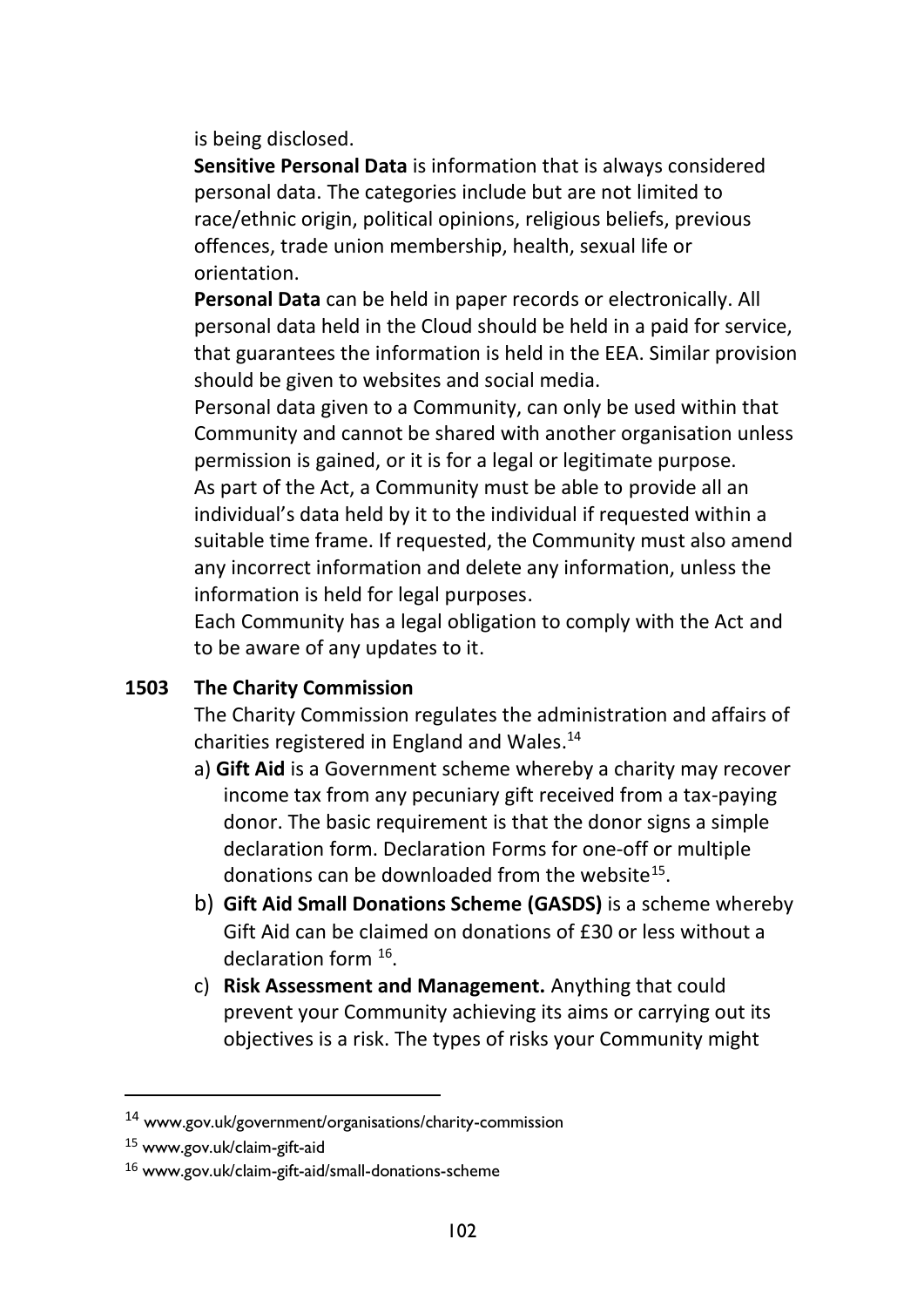is being disclosed.

**Sensitive Personal Data** is information that is always considered personal data. The categories include but are not limited to race/ethnic origin, political opinions, religious beliefs, previous offences, trade union membership, health, sexual life or orientation.

**Personal Data** can be held in paper records or electronically. All personal data held in the Cloud should be held in a paid for service, that guarantees the information is held in the EEA. Similar provision should be given to websites and social media.

Personal data given to a Community, can only be used within that Community and cannot be shared with another organisation unless permission is gained, or it is for a legal or legitimate purpose.

As part of the Act, a Community must be able to provide all an individual's data held by it to the individual if requested within a suitable time frame. If requested, the Community must also amend any incorrect information and delete any information, unless the information is held for legal purposes.

Each Community has a legal obligation to comply with the Act and to be aware of any updates to it.

**1503 The Charity Commission**

The Charity Commission regulates the administration and affairs of charities registered in England and Wales.[14]

a) **Gift Aid** is a Government scheme whereby a charity may recover income tax from any pecuniary gift received from a tax-paying donor. The basic requirement is that the donor signs a simple declaration form. Declaration Forms for one-off or multiple donations can be downloaded from the website[15].

b) **Gift Aid Small Donations Scheme (GASDS)** is a scheme whereby Gift Aid can be claimed on donations of £30 or less without a declaration form [16].

c) **Risk Assessment and Management.** Anything that could prevent your Community achieving its aims or carrying out its objectives is a risk. The types of risks your Community might

---

[14] www.gov.uk/government/organisations/charity-commission

[15] www.gov.uk/claim-gift-aid

[16] www.gov.uk/claim-gift-aid/small-donations-scheme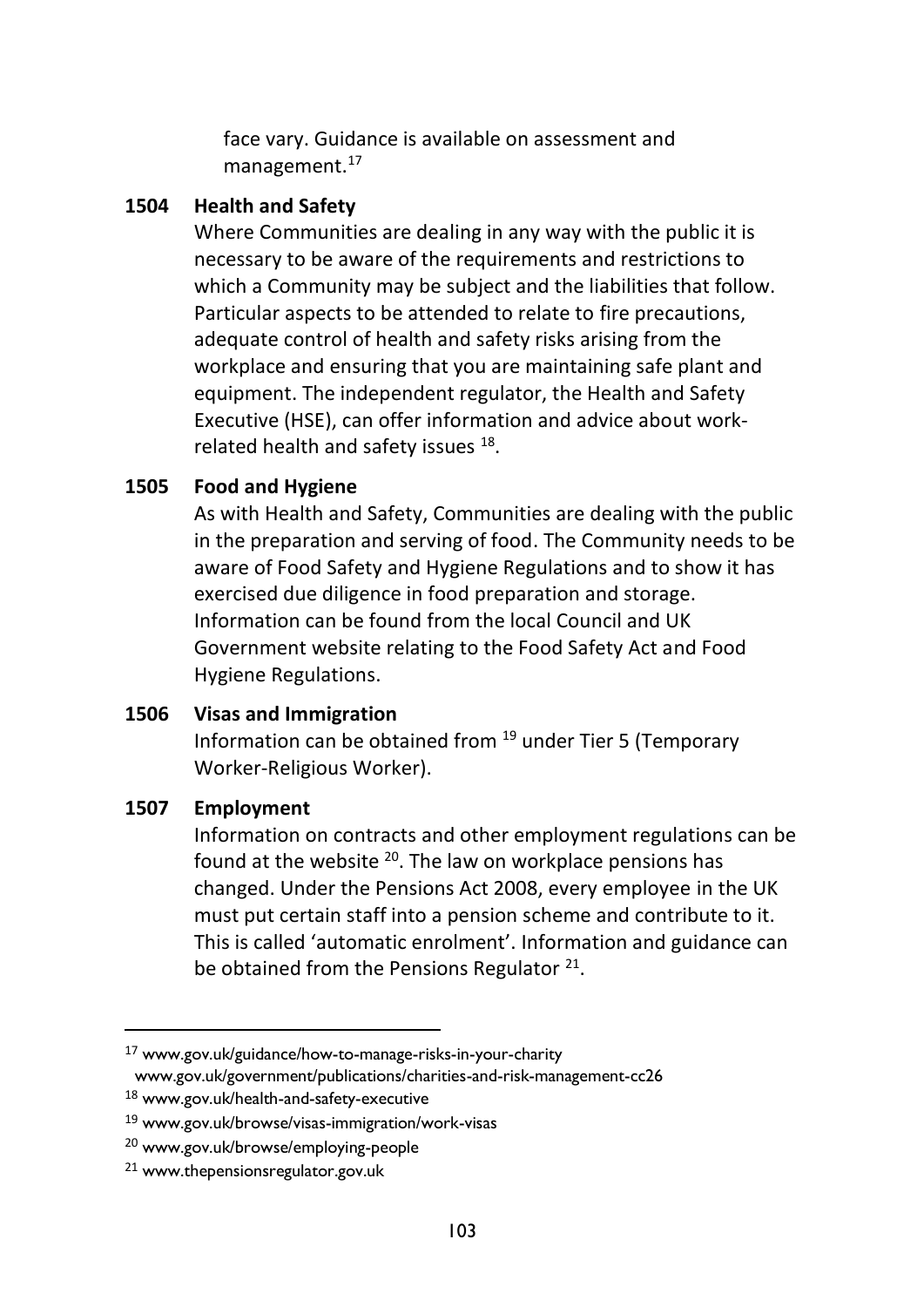face vary. Guidance is available on assessment and management.[17]

**1504 Health and Safety**

Where Communities are dealing in any way with the public it is necessary to be aware of the requirements and restrictions to which a Community may be subject and the liabilities that follow. Particular aspects to be attended to relate to fire precautions, adequate control of health and safety risks arising from the workplace and ensuring that you are maintaining safe plant and equipment. The independent regulator, the Health and Safety Executive (HSE), can offer information and advice about work-related health and safety issues [18].

**1505 Food and Hygiene**

As with Health and Safety, Communities are dealing with the public in the preparation and serving of food. The Community needs to be aware of Food Safety and Hygiene Regulations and to show it has exercised due diligence in food preparation and storage. Information can be found from the local Council and UK Government website relating to the Food Safety Act and Food Hygiene Regulations.

**1506 Visas and Immigration**

Information can be obtained from [19] under Tier 5 (Temporary Worker-Religious Worker).

**1507 Employment**

Information on contracts and other employment regulations can be found at the website [20]. The law on workplace pensions has changed. Under the Pensions Act 2008, every employee in the UK must put certain staff into a pension scheme and contribute to it. This is called 'automatic enrolment'. Information and guidance can be obtained from the Pensions Regulator [21].

---

[17] www.gov.uk/guidance/how-to-manage-risks-in-your-charity
www.gov.uk/government/publications/charities-and-risk-management-cc26

[18] www.gov.uk/health-and-safety-executive

[19] www.gov.uk/browse/visas-immigration/work-visas

[20] www.gov.uk/browse/employing-people

[21] www.thepensionsregulator.gov.uk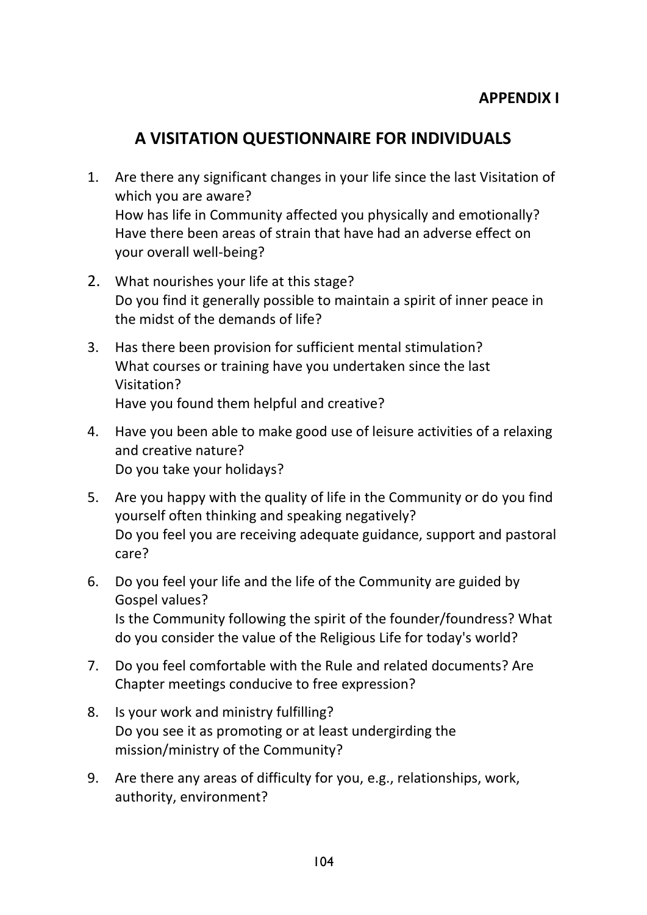**APPENDIX I**

## A VISITATION QUESTIONNAIRE FOR INDIVIDUALS

1. Are there any significant changes in your life since the last Visitation of which you are aware?
   How has life in Community affected you physically and emotionally?
   Have there been areas of strain that have had an adverse effect on your overall well-being?

2. What nourishes your life at this stage?
   Do you find it generally possible to maintain a spirit of inner peace in the midst of the demands of life?

3. Has there been provision for sufficient mental stimulation?
   What courses or training have you undertaken since the last Visitation?
   Have you found them helpful and creative?

4. Have you been able to make good use of leisure activities of a relaxing and creative nature?
   Do you take your holidays?

5. Are you happy with the quality of life in the Community or do you find yourself often thinking and speaking negatively?
   Do you feel you are receiving adequate guidance, support and pastoral care?

6. Do you feel your life and the life of the Community are guided by Gospel values?
   Is the Community following the spirit of the founder/foundress? What do you consider the value of the Religious Life for today's world?

7. Do you feel comfortable with the Rule and related documents? Are Chapter meetings conducive to free expression?

8. Is your work and ministry fulfilling?
   Do you see it as promoting or at least undergirding the mission/ministry of the Community?

9. Are there any areas of difficulty for you, e.g., relationships, work, authority, environment?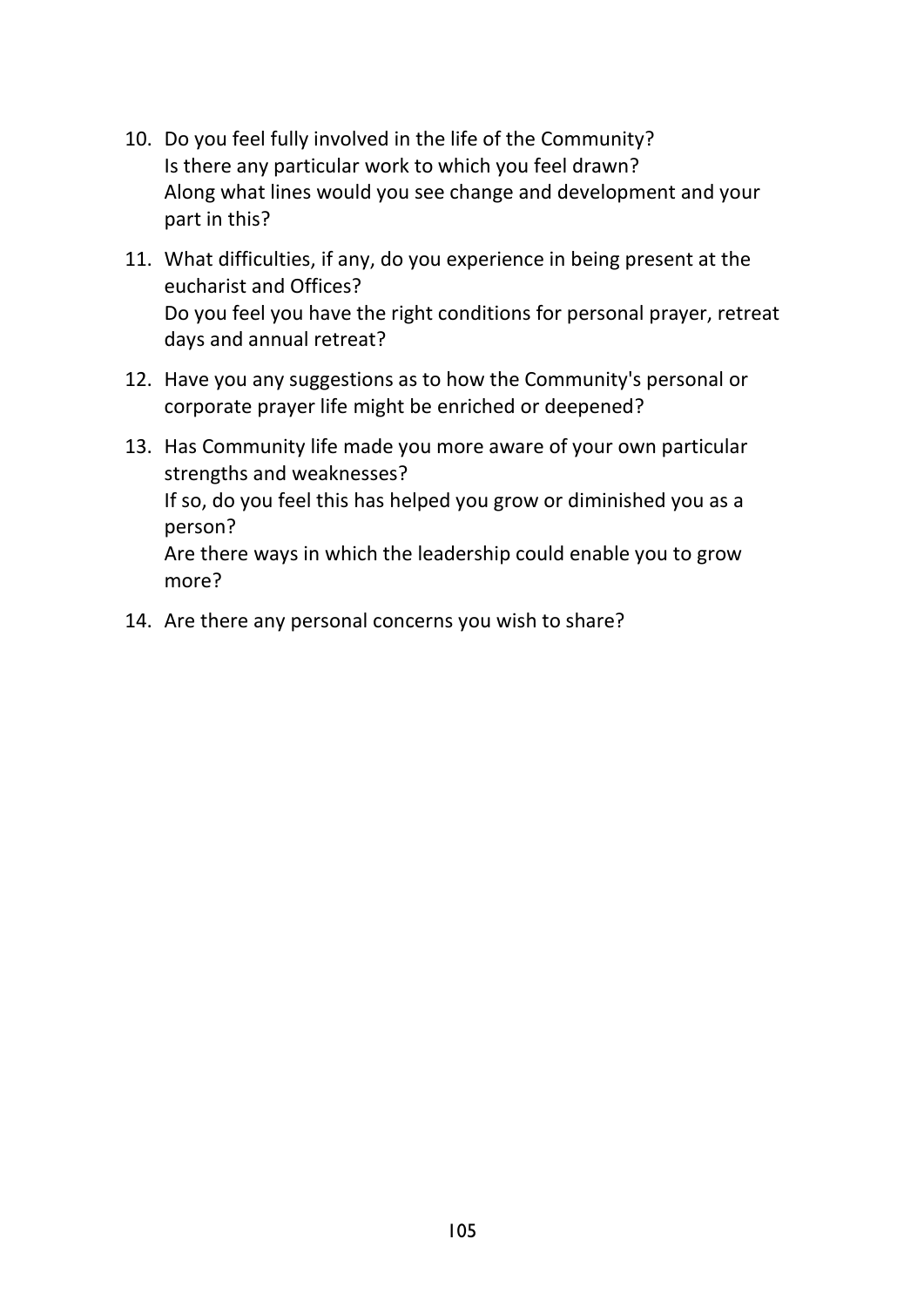10. Do you feel fully involved in the life of the Community?
    Is there any particular work to which you feel drawn?
    Along what lines would you see change and development and your part in this?

11. What difficulties, if any, do you experience in being present at the eucharist and Offices?
    Do you feel you have the right conditions for personal prayer, retreat days and annual retreat?

12. Have you any suggestions as to how the Community's personal or corporate prayer life might be enriched or deepened?

13. Has Community life made you more aware of your own particular strengths and weaknesses?
    If so, do you feel this has helped you grow or diminished you as a person?
    Are there ways in which the leadership could enable you to grow more?

14. Are there any personal concerns you wish to share?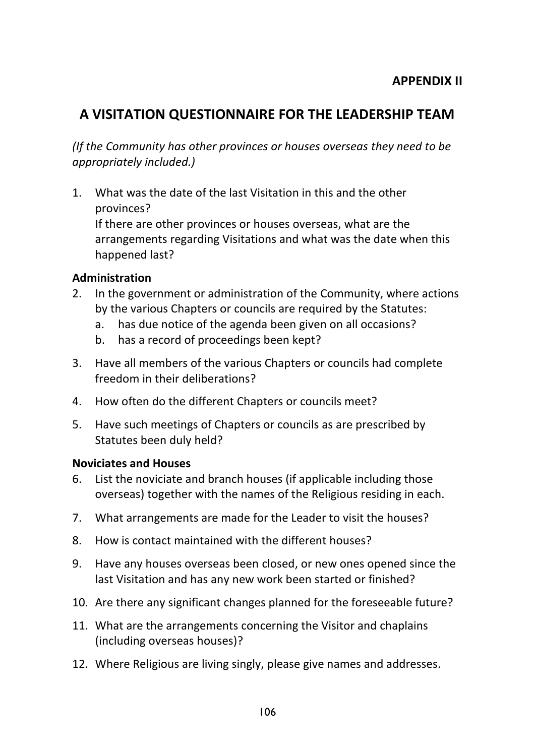**APPENDIX II**

# A VISITATION QUESTIONNAIRE FOR THE LEADERSHIP TEAM

*(If the Community has other provinces or houses overseas they need to be appropriately included.)*

1. What was the date of the last Visitation in this and the other provinces?
   If there are other provinces or houses overseas, what are the arrangements regarding Visitations and what was the date when this happened last?

**Administration**

2. In the government or administration of the Community, where actions by the various Chapters or councils are required by the Statutes:
   a. has due notice of the agenda been given on all occasions?
   b. has a record of proceedings been kept?
3. Have all members of the various Chapters or councils had complete freedom in their deliberations?
4. How often do the different Chapters or councils meet?
5. Have such meetings of Chapters or councils as are prescribed by Statutes been duly held?

**Noviciates and Houses**

6. List the noviciate and branch houses (if applicable including those overseas) together with the names of the Religious residing in each.
7. What arrangements are made for the Leader to visit the houses?
8. How is contact maintained with the different houses?
9. Have any houses overseas been closed, or new ones opened since the last Visitation and has any new work been started or finished?
10. Are there any significant changes planned for the foreseeable future?
11. What are the arrangements concerning the Visitor and chaplains (including overseas houses)?
12. Where Religious are living singly, please give names and addresses.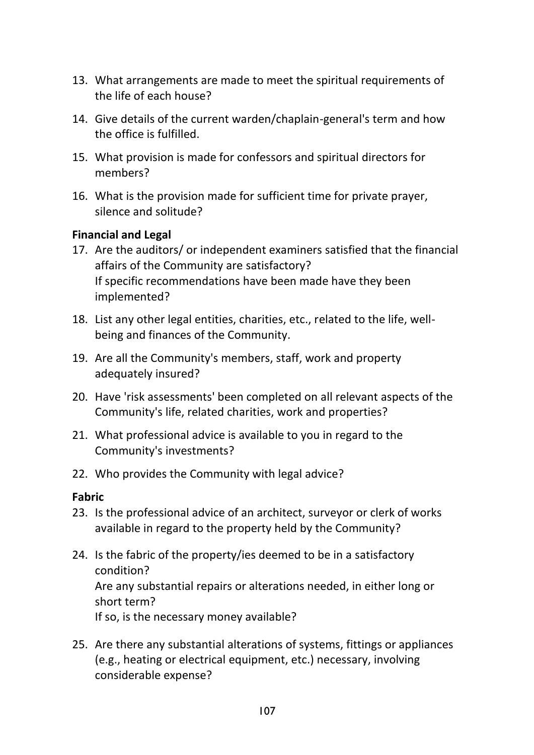13. What arrangements are made to meet the spiritual requirements of the life of each house?

14. Give details of the current warden/chaplain-general's term and how the office is fulfilled.

15. What provision is made for confessors and spiritual directors for members?

16. What is the provision made for sufficient time for private prayer, silence and solitude?

**Financial and Legal**

17. Are the auditors/ or independent examiners satisfied that the financial affairs of the Community are satisfactory?
    If specific recommendations have been made have they been implemented?

18. List any other legal entities, charities, etc., related to the life, well-being and finances of the Community.

19. Are all the Community's members, staff, work and property adequately insured?

20. Have 'risk assessments' been completed on all relevant aspects of the Community's life, related charities, work and properties?

21. What professional advice is available to you in regard to the Community's investments?

22. Who provides the Community with legal advice?

**Fabric**

23. Is the professional advice of an architect, surveyor or clerk of works available in regard to the property held by the Community?

24. Is the fabric of the property/ies deemed to be in a satisfactory condition?
    Are any substantial repairs or alterations needed, in either long or short term?
    If so, is the necessary money available?

25. Are there any substantial alterations of systems, fittings or appliances (e.g., heating or electrical equipment, etc.) necessary, involving considerable expense?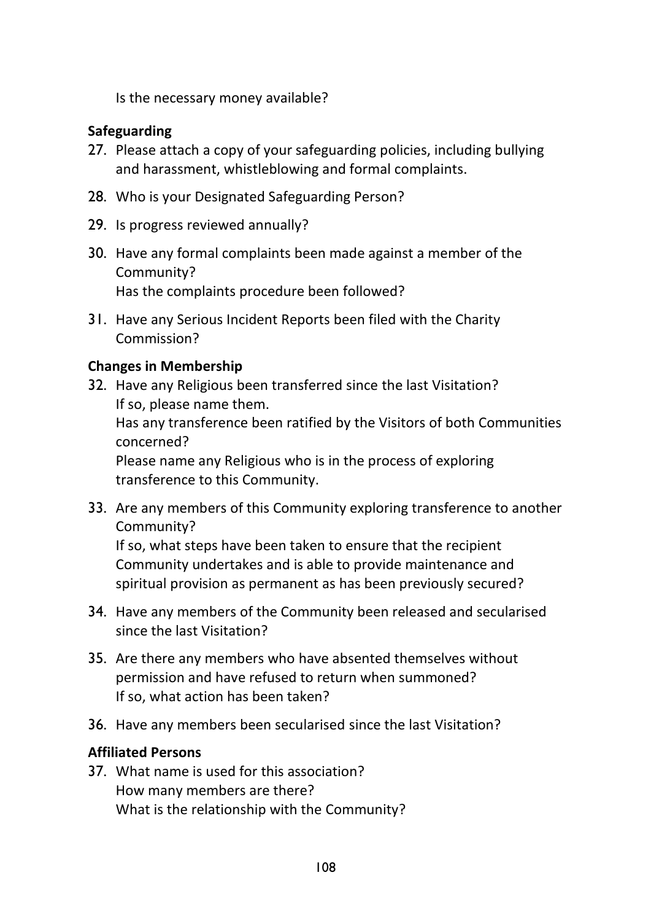Is the necessary money available?

**Safeguarding**

27. Please attach a copy of your safeguarding policies, including bullying and harassment, whistleblowing and formal complaints.

28. Who is your Designated Safeguarding Person?

29. Is progress reviewed annually?

30. Have any formal complaints been made against a member of the Community?
    Has the complaints procedure been followed?

31. Have any Serious Incident Reports been filed with the Charity Commission?

**Changes in Membership**

32. Have any Religious been transferred since the last Visitation?
    If so, please name them.
    Has any transference been ratified by the Visitors of both Communities concerned?
    Please name any Religious who is in the process of exploring transference to this Community.

33. Are any members of this Community exploring transference to another Community?
    If so, what steps have been taken to ensure that the recipient Community undertakes and is able to provide maintenance and spiritual provision as permanent as has been previously secured?

34. Have any members of the Community been released and secularised since the last Visitation?

35. Are there any members who have absented themselves without permission and have refused to return when summoned?
    If so, what action has been taken?

36. Have any members been secularised since the last Visitation?

**Affiliated Persons**

37. What name is used for this association?
    How many members are there?
    What is the relationship with the Community?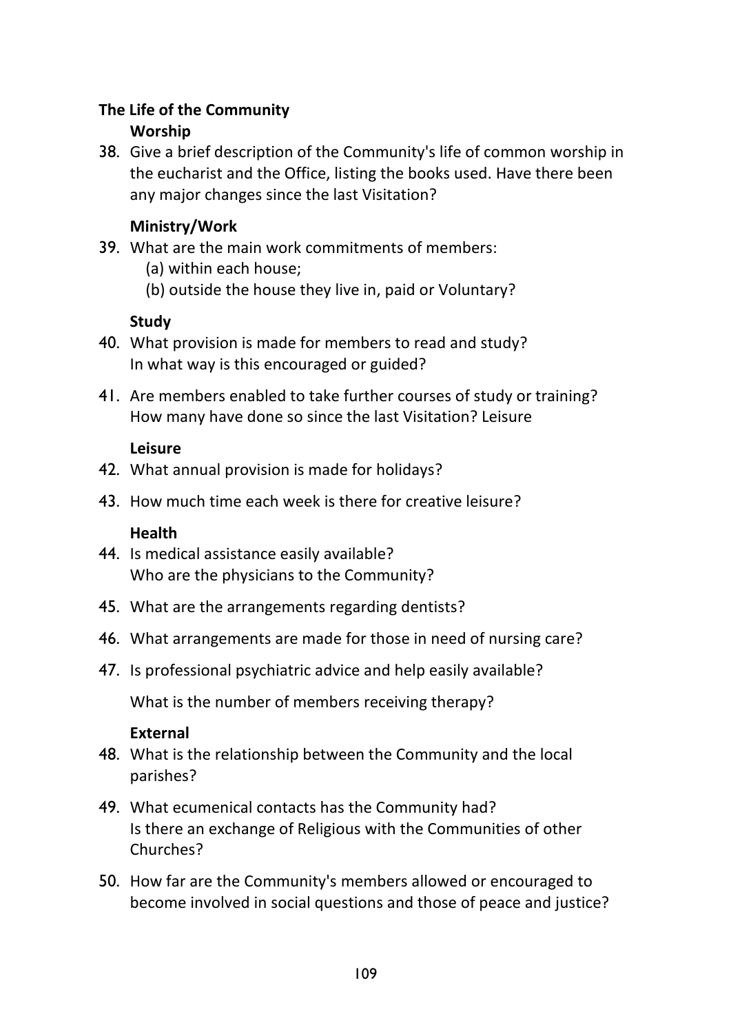## The Life of the Community

### Worship

38. Give a brief description of the Community's life of common worship in the eucharist and the Office, listing the books used. Have there been any major changes since the last Visitation?

### Ministry/Work

39. What are the main work commitments of members:
    (a) within each house;
    (b) outside the house they live in, paid or Voluntary?

### Study

40. What provision is made for members to read and study? In what way is this encouraged or guided?

41. Are members enabled to take further courses of study or training? How many have done so since the last Visitation? Leisure

### Leisure

42. What annual provision is made for holidays?

43. How much time each week is there for creative leisure?

### Health

44. Is medical assistance easily available? Who are the physicians to the Community?

45. What are the arrangements regarding dentists?

46. What arrangements are made for those in need of nursing care?

47. Is professional psychiatric advice and help easily available?

    What is the number of members receiving therapy?

### External

48. What is the relationship between the Community and the local parishes?

49. What ecumenical contacts has the Community had? Is there an exchange of Religious with the Communities of other Churches?

50. How far are the Community's members allowed or encouraged to become involved in social questions and those of peace and justice?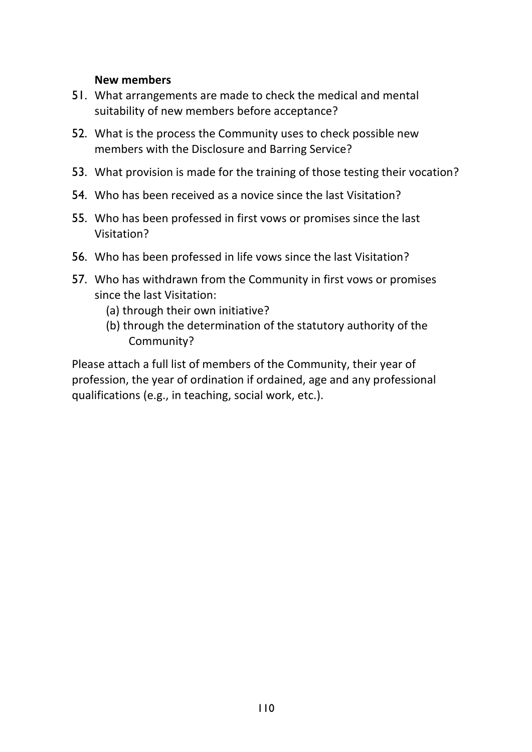**New members**

51. What arrangements are made to check the medical and mental suitability of new members before acceptance?
52. What is the process the Community uses to check possible new members with the Disclosure and Barring Service?
53. What provision is made for the training of those testing their vocation?
54. Who has been received as a novice since the last Visitation?
55. Who has been professed in first vows or promises since the last Visitation?
56. Who has been professed in life vows since the last Visitation?
57. Who has withdrawn from the Community in first vows or promises since the last Visitation:
    (a) through their own initiative?
    (b) through the determination of the statutory authority of the Community?

Please attach a full list of members of the Community, their year of profession, the year of ordination if ordained, age and any professional qualifications (e.g., in teaching, social work, etc.).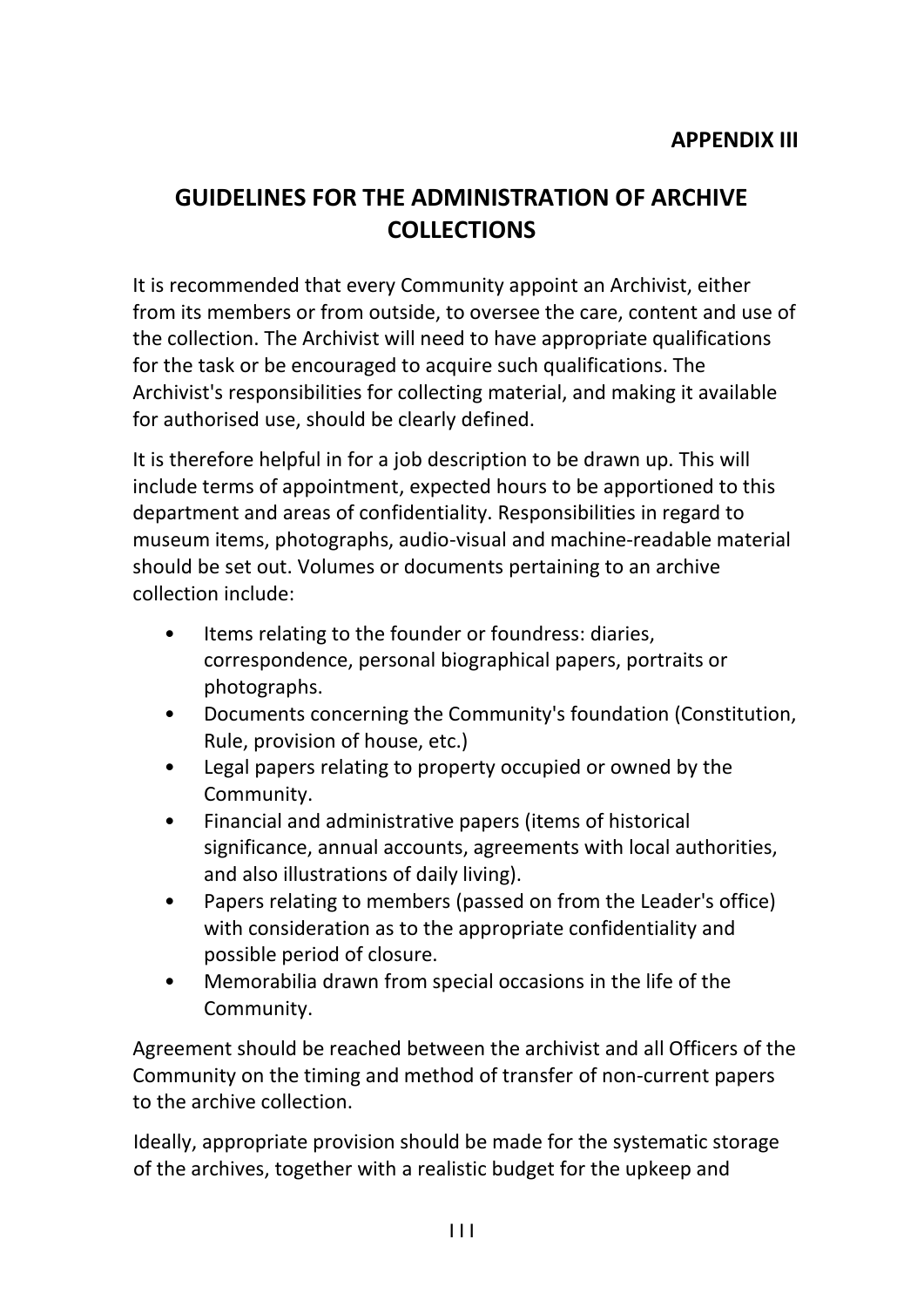**APPENDIX III**

# GUIDELINES FOR THE ADMINISTRATION OF ARCHIVE COLLECTIONS

It is recommended that every Community appoint an Archivist, either from its members or from outside, to oversee the care, content and use of the collection. The Archivist will need to have appropriate qualifications for the task or be encouraged to acquire such qualifications. The Archivist's responsibilities for collecting material, and making it available for authorised use, should be clearly defined.

It is therefore helpful in for a job description to be drawn up. This will include terms of appointment, expected hours to be apportioned to this department and areas of confidentiality. Responsibilities in regard to museum items, photographs, audio-visual and machine-readable material should be set out. Volumes or documents pertaining to an archive collection include:

- Items relating to the founder or foundress: diaries, correspondence, personal biographical papers, portraits or photographs.
- Documents concerning the Community's foundation (Constitution, Rule, provision of house, etc.)
- Legal papers relating to property occupied or owned by the Community.
- Financial and administrative papers (items of historical significance, annual accounts, agreements with local authorities, and also illustrations of daily living).
- Papers relating to members (passed on from the Leader's office) with consideration as to the appropriate confidentiality and possible period of closure.
- Memorabilia drawn from special occasions in the life of the Community.

Agreement should be reached between the archivist and all Officers of the Community on the timing and method of transfer of non-current papers to the archive collection.

Ideally, appropriate provision should be made for the systematic storage of the archives, together with a realistic budget for the upkeep and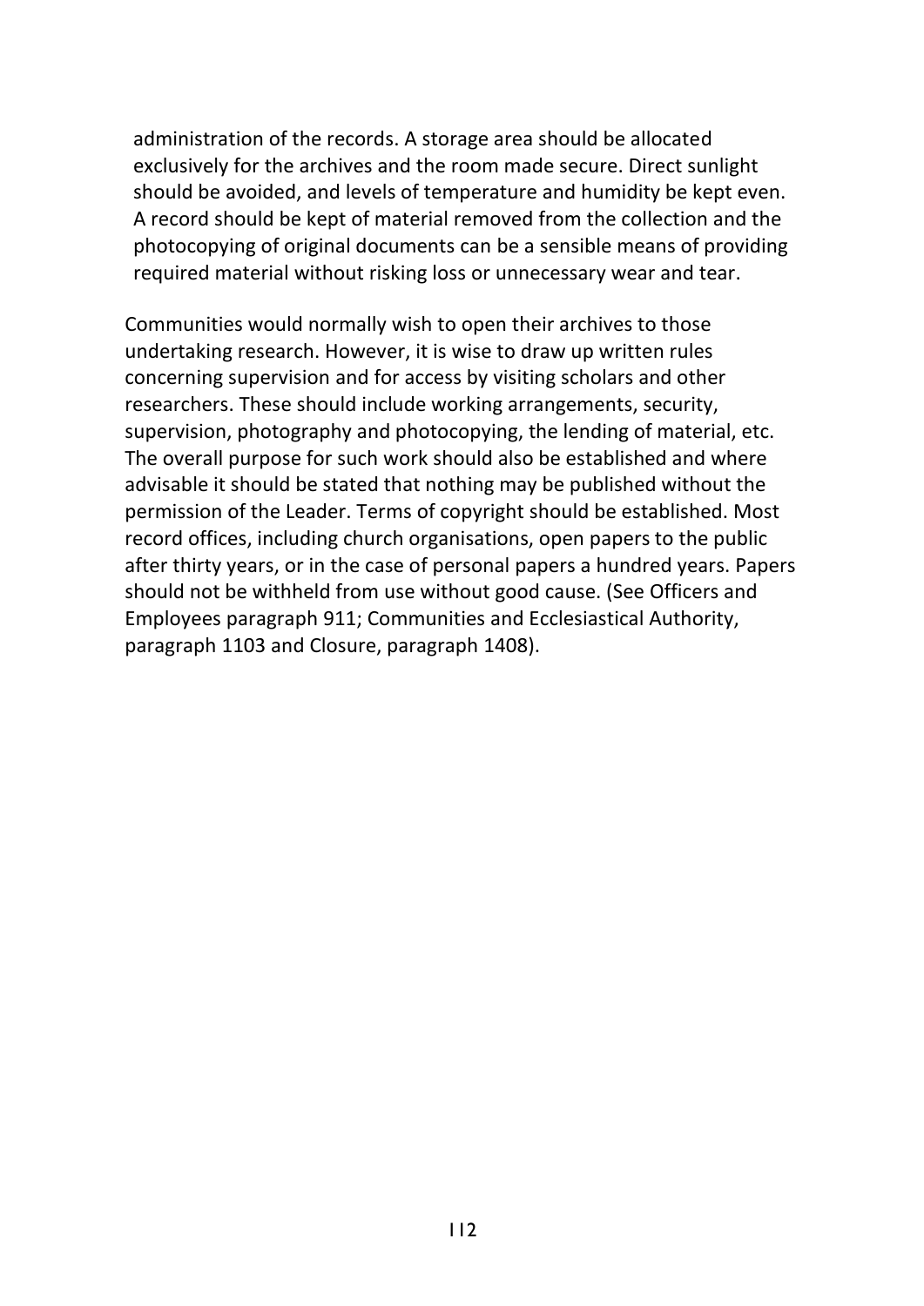administration of the records. A storage area should be allocated exclusively for the archives and the room made secure. Direct sunlight should be avoided, and levels of temperature and humidity be kept even. A record should be kept of material removed from the collection and the photocopying of original documents can be a sensible means of providing required material without risking loss or unnecessary wear and tear.

Communities would normally wish to open their archives to those undertaking research. However, it is wise to draw up written rules concerning supervision and for access by visiting scholars and other researchers. These should include working arrangements, security, supervision, photography and photocopying, the lending of material, etc. The overall purpose for such work should also be established and where advisable it should be stated that nothing may be published without the permission of the Leader. Terms of copyright should be established. Most record offices, including church organisations, open papers to the public after thirty years, or in the case of personal papers a hundred years. Papers should not be withheld from use without good cause. (See Officers and Employees paragraph 911; Communities and Ecclesiastical Authority, paragraph 1103 and Closure, paragraph 1408).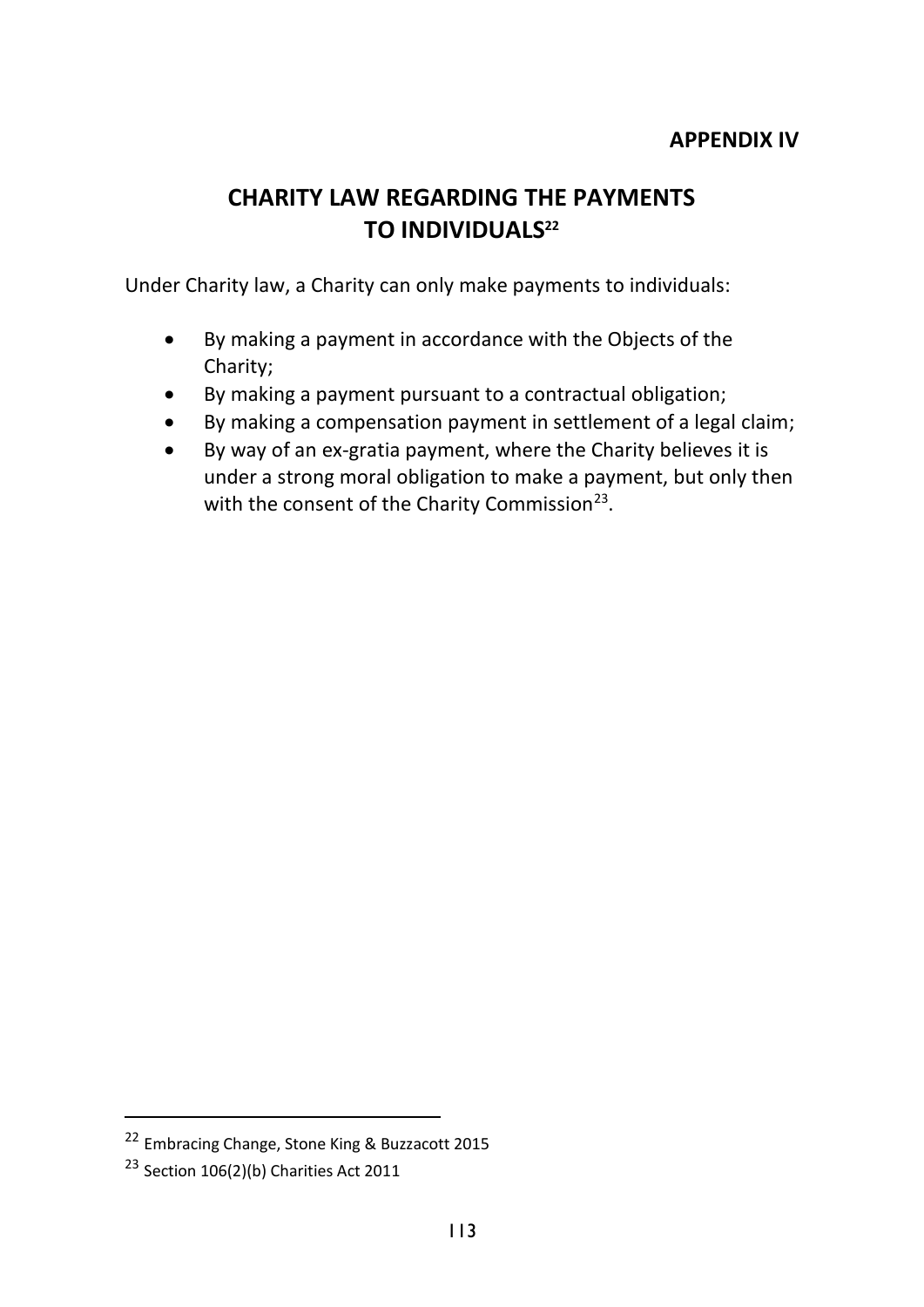**APPENDIX IV**

# CHARITY LAW REGARDING THE PAYMENTS TO INDIVIDUALS[22]

Under Charity law, a Charity can only make payments to individuals:

- By making a payment in accordance with the Objects of the Charity;
- By making a payment pursuant to a contractual obligation;
- By making a compensation payment in settlement of a legal claim;
- By way of an ex-gratia payment, where the Charity believes it is under a strong moral obligation to make a payment, but only then with the consent of the Charity Commission[23].

---

[22] Embracing Change, Stone King & Buzzacott 2015

[23] Section 106(2)(b) Charities Act 2011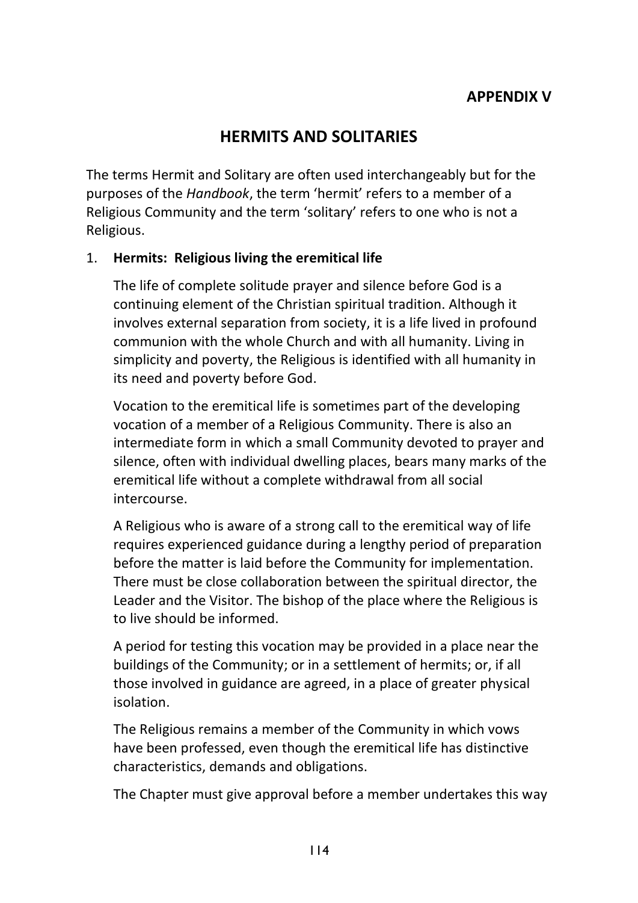## APPENDIX V

# HERMITS AND SOLITARIES

The terms Hermit and Solitary are often used interchangeably but for the purposes of the *Handbook*, the term 'hermit' refers to a member of a Religious Community and the term 'solitary' refers to one who is not a Religious.

1. **Hermits: Religious living the eremitical life**

   The life of complete solitude prayer and silence before God is a continuing element of the Christian spiritual tradition. Although it involves external separation from society, it is a life lived in profound communion with the whole Church and with all humanity. Living in simplicity and poverty, the Religious is identified with all humanity in its need and poverty before God.

   Vocation to the eremitical life is sometimes part of the developing vocation of a member of a Religious Community. There is also an intermediate form in which a small Community devoted to prayer and silence, often with individual dwelling places, bears many marks of the eremitical life without a complete withdrawal from all social intercourse.

   A Religious who is aware of a strong call to the eremitical way of life requires experienced guidance during a lengthy period of preparation before the matter is laid before the Community for implementation. There must be close collaboration between the spiritual director, the Leader and the Visitor. The bishop of the place where the Religious is to live should be informed.

   A period for testing this vocation may be provided in a place near the buildings of the Community; or in a settlement of hermits; or, if all those involved in guidance are agreed, in a place of greater physical isolation.

   The Religious remains a member of the Community in which vows have been professed, even though the eremitical life has distinctive characteristics, demands and obligations.

   The Chapter must give approval before a member undertakes this way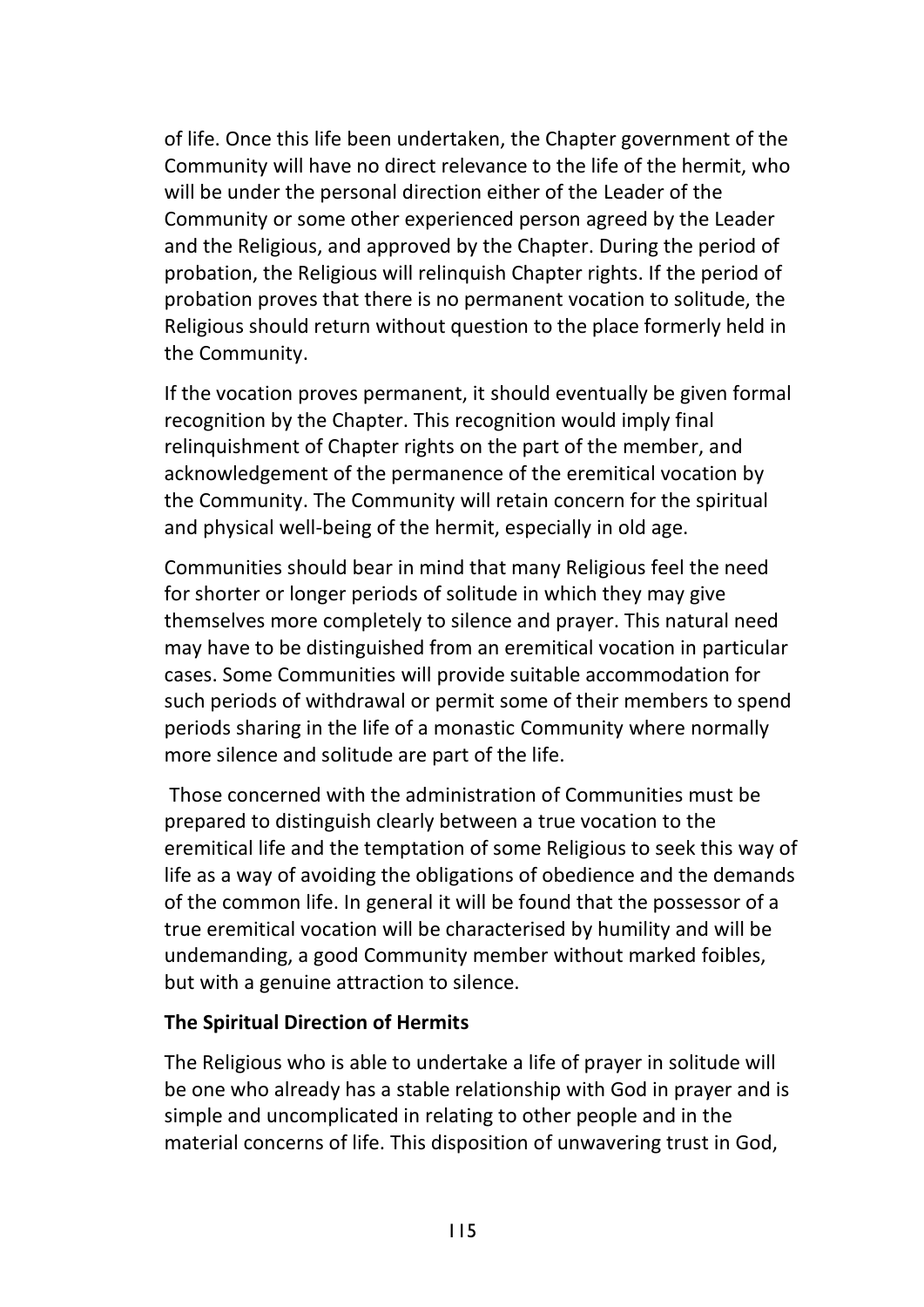of life. Once this life been undertaken, the Chapter government of the Community will have no direct relevance to the life of the hermit, who will be under the personal direction either of the Leader of the Community or some other experienced person agreed by the Leader and the Religious, and approved by the Chapter. During the period of probation, the Religious will relinquish Chapter rights. If the period of probation proves that there is no permanent vocation to solitude, the Religious should return without question to the place formerly held in the Community.

If the vocation proves permanent, it should eventually be given formal recognition by the Chapter. This recognition would imply final relinquishment of Chapter rights on the part of the member, and acknowledgement of the permanence of the eremitical vocation by the Community. The Community will retain concern for the spiritual and physical well-being of the hermit, especially in old age.

Communities should bear in mind that many Religious feel the need for shorter or longer periods of solitude in which they may give themselves more completely to silence and prayer. This natural need may have to be distinguished from an eremitical vocation in particular cases. Some Communities will provide suitable accommodation for such periods of withdrawal or permit some of their members to spend periods sharing in the life of a monastic Community where normally more silence and solitude are part of the life.

Those concerned with the administration of Communities must be prepared to distinguish clearly between a true vocation to the eremitical life and the temptation of some Religious to seek this way of life as a way of avoiding the obligations of obedience and the demands of the common life. In general it will be found that the possessor of a true eremitical vocation will be characterised by humility and will be undemanding, a good Community member without marked foibles, but with a genuine attraction to silence.

**The Spiritual Direction of Hermits**

The Religious who is able to undertake a life of prayer in solitude will be one who already has a stable relationship with God in prayer and is simple and uncomplicated in relating to other people and in the material concerns of life. This disposition of unwavering trust in God,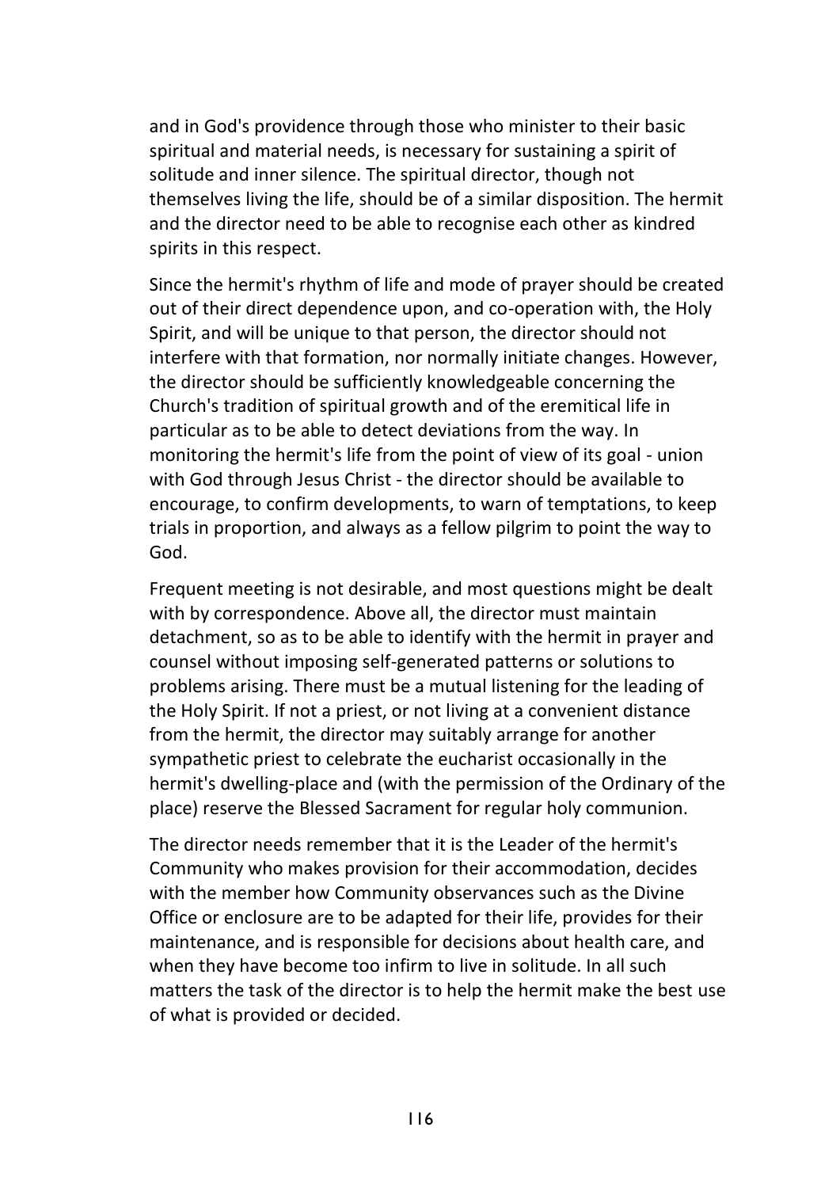and in God's providence through those who minister to their basic spiritual and material needs, is necessary for sustaining a spirit of solitude and inner silence. The spiritual director, though not themselves living the life, should be of a similar disposition. The hermit and the director need to be able to recognise each other as kindred spirits in this respect.

Since the hermit's rhythm of life and mode of prayer should be created out of their direct dependence upon, and co-operation with, the Holy Spirit, and will be unique to that person, the director should not interfere with that formation, nor normally initiate changes. However, the director should be sufficiently knowledgeable concerning the Church's tradition of spiritual growth and of the eremitical life in particular as to be able to detect deviations from the way. In monitoring the hermit's life from the point of view of its goal - union with God through Jesus Christ - the director should be available to encourage, to confirm developments, to warn of temptations, to keep trials in proportion, and always as a fellow pilgrim to point the way to God.

Frequent meeting is not desirable, and most questions might be dealt with by correspondence. Above all, the director must maintain detachment, so as to be able to identify with the hermit in prayer and counsel without imposing self-generated patterns or solutions to problems arising. There must be a mutual listening for the leading of the Holy Spirit. If not a priest, or not living at a convenient distance from the hermit, the director may suitably arrange for another sympathetic priest to celebrate the eucharist occasionally in the hermit's dwelling-place and (with the permission of the Ordinary of the place) reserve the Blessed Sacrament for regular holy communion.

The director needs remember that it is the Leader of the hermit's Community who makes provision for their accommodation, decides with the member how Community observances such as the Divine Office or enclosure are to be adapted for their life, provides for their maintenance, and is responsible for decisions about health care, and when they have become too infirm to live in solitude. In all such matters the task of the director is to help the hermit make the best use of what is provided or decided.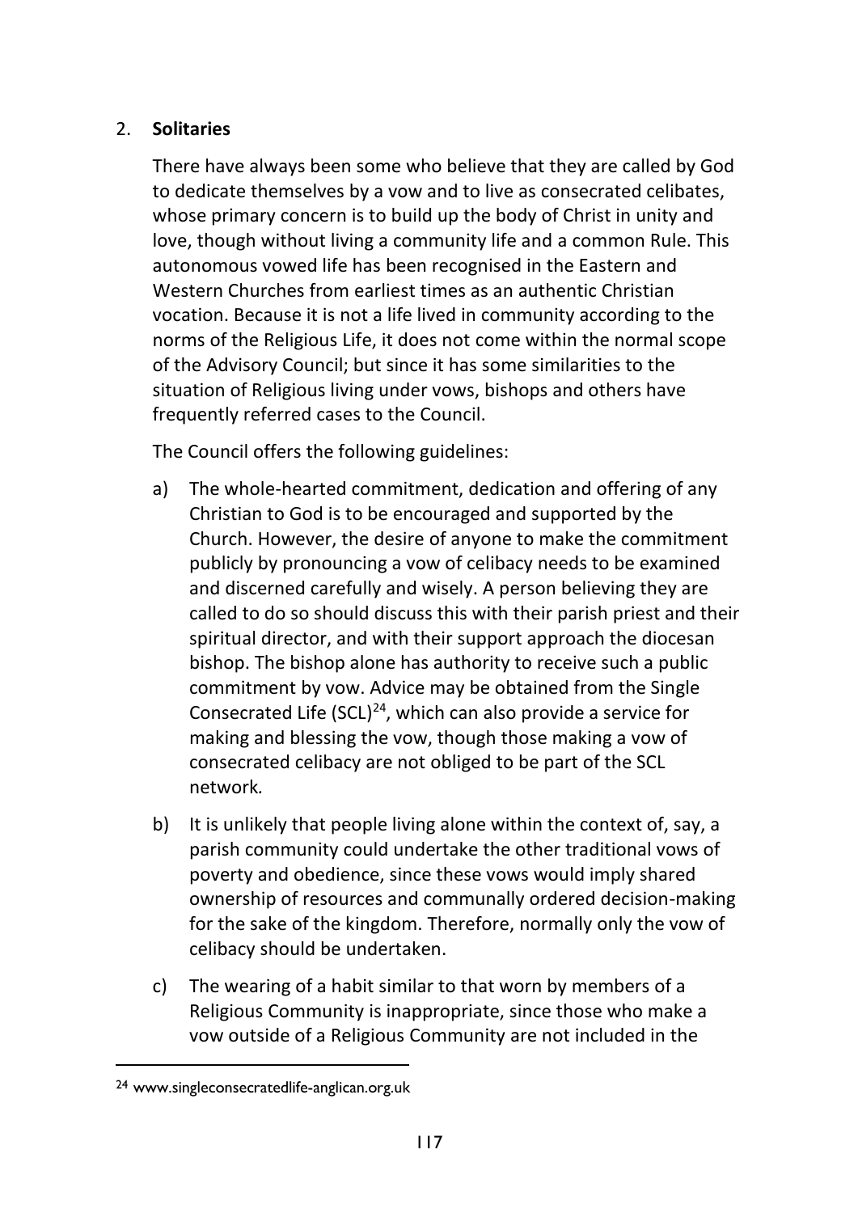## 2. **Solitaries**

There have always been some who believe that they are called by God to dedicate themselves by a vow and to live as consecrated celibates, whose primary concern is to build up the body of Christ in unity and love, though without living a community life and a common Rule. This autonomous vowed life has been recognised in the Eastern and Western Churches from earliest times as an authentic Christian vocation. Because it is not a life lived in community according to the norms of the Religious Life, it does not come within the normal scope of the Advisory Council; but since it has some similarities to the situation of Religious living under vows, bishops and others have frequently referred cases to the Council.

The Council offers the following guidelines:

a) The whole-hearted commitment, dedication and offering of any Christian to God is to be encouraged and supported by the Church. However, the desire of anyone to make the commitment publicly by pronouncing a vow of celibacy needs to be examined and discerned carefully and wisely. A person believing they are called to do so should discuss this with their parish priest and their spiritual director, and with their support approach the diocesan bishop. The bishop alone has authority to receive such a public commitment by vow. Advice may be obtained from the Single Consecrated Life (SCL)[24], which can also provide a service for making and blessing the vow, though those making a vow of consecrated celibacy are not obliged to be part of the SCL network.

b) It is unlikely that people living alone within the context of, say, a parish community could undertake the other traditional vows of poverty and obedience, since these vows would imply shared ownership of resources and communally ordered decision-making for the sake of the kingdom. Therefore, normally only the vow of celibacy should be undertaken.

c) The wearing of a habit similar to that worn by members of a Religious Community is inappropriate, since those who make a vow outside of a Religious Community are not included in the

---

[24] www.singleconsecratedlife-anglican.org.uk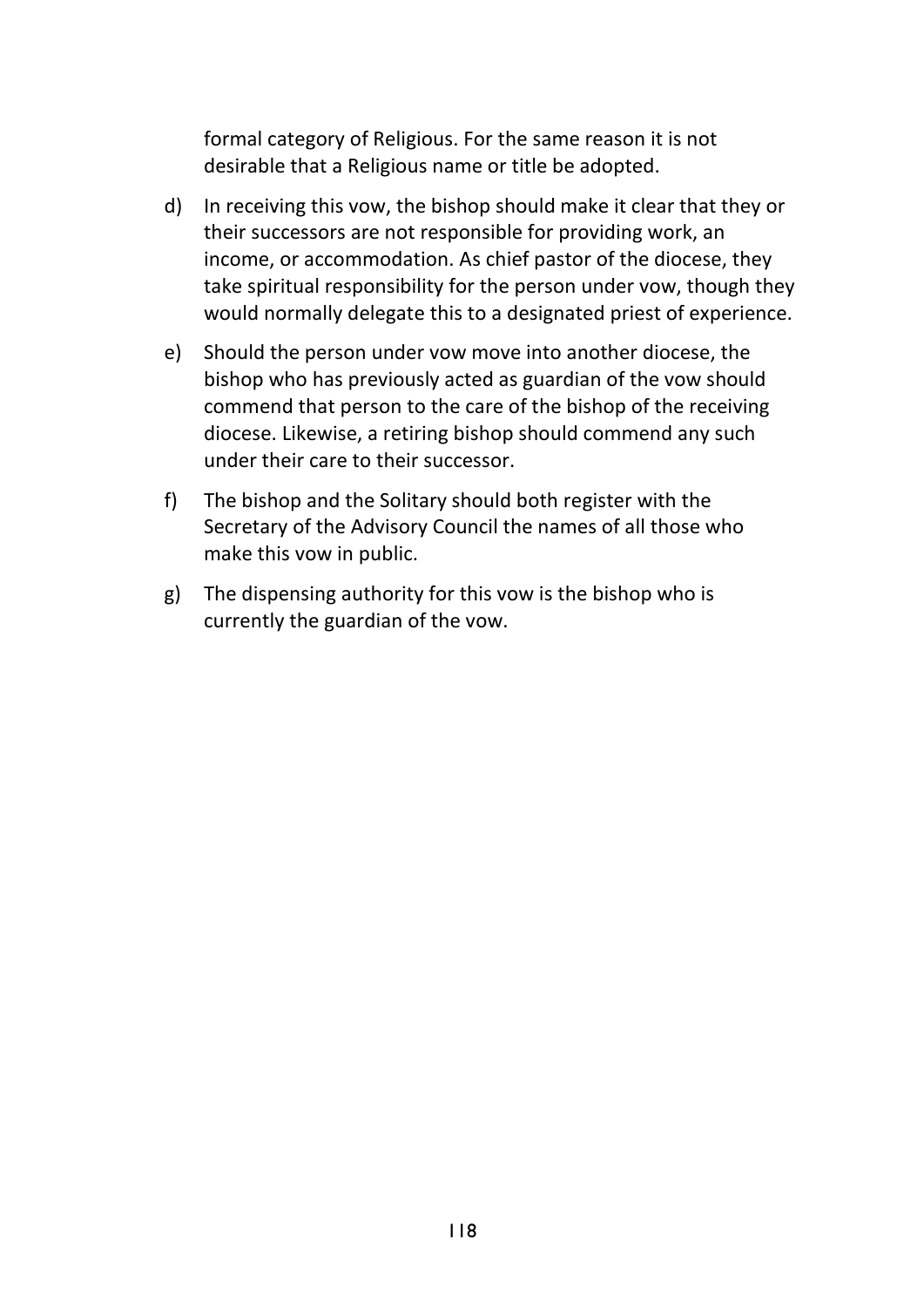formal category of Religious. For the same reason it is not desirable that a Religious name or title be adopted.

d) In receiving this vow, the bishop should make it clear that they or their successors are not responsible for providing work, an income, or accommodation. As chief pastor of the diocese, they take spiritual responsibility for the person under vow, though they would normally delegate this to a designated priest of experience.

e) Should the person under vow move into another diocese, the bishop who has previously acted as guardian of the vow should commend that person to the care of the bishop of the receiving diocese. Likewise, a retiring bishop should commend any such under their care to their successor.

f) The bishop and the Solitary should both register with the Secretary of the Advisory Council the names of all those who make this vow in public.

g) The dispensing authority for this vow is the bishop who is currently the guardian of the vow.